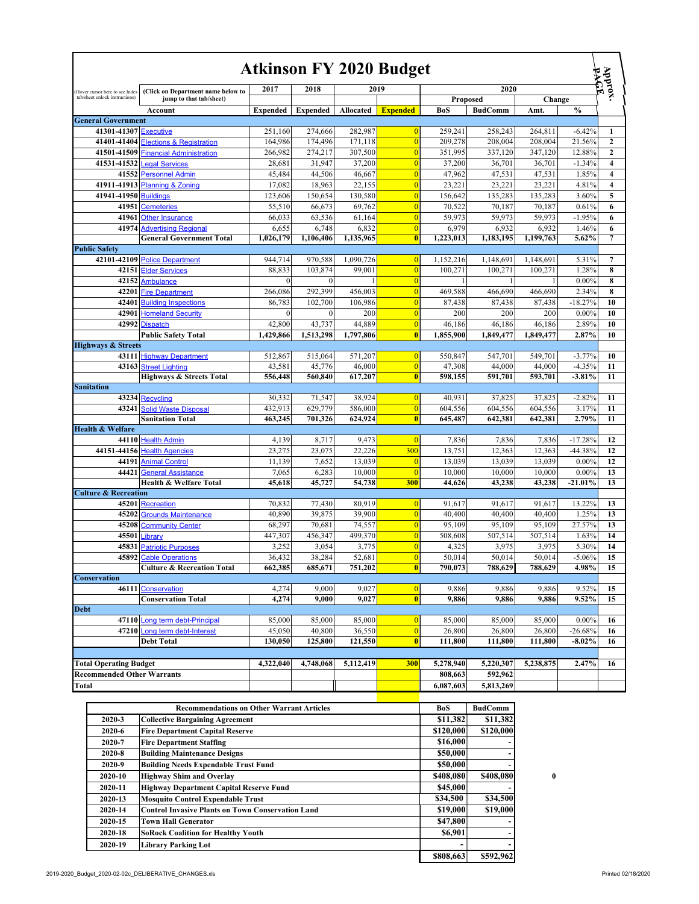# Atkinson FY 2020 Budget

| (Hover cursor here to see Index tab/sheet unlock instructions) | (Click on Department name below to jump to that tab/sheet) | 2017 | 2018 | 2019 | | 2020 | | | | Approx. PAGE |
|---|---|---|---|---|---|---|---|---|---|---|
| | | | | | | Proposed | | Change | | |
| | Account | Expended | Expended | Allocated | Expended | BoS | BudComm | Amt. | % | |
| **General Government** | | | | | | | | | | |
| 41301-41307 | Executive | 251,160 | 274,666 | 282,987 | 0 | 259,241 | 258,243 | 264,811 | -6.42% | 1 |
| 41401-41404 | Elections & Registration | 164,986 | 174,496 | 171,118 | 0 | 209,278 | 208,004 | 208,004 | 21.56% | 2 |
| 41501-41509 | Financial Administration | 266,982 | 274,217 | 307,500 | 0 | 351,995 | 337,120 | 347,120 | 12.88% | 2 |
| 41531-41532 | Legal Services | 28,681 | 31,947 | 37,200 | 0 | 37,200 | 36,701 | 36,701 | -1.34% | 4 |
| 41552 | Personnel Admin | 45,484 | 44,506 | 46,667 | 0 | 47,962 | 47,531 | 47,531 | 1.85% | 4 |
| 41911-41913 | Planning & Zoning | 17,082 | 18,963 | 22,155 | 0 | 23,221 | 23,221 | 23,221 | 4.81% | 4 |
| 41941-41950 | Buildings | 123,606 | 150,654 | 130,580 | 0 | 156,642 | 135,283 | 135,283 | 3.60% | 5 |
| 41951 | Cemeteries | 55,510 | 66,673 | 69,762 | 0 | 70,522 | 70,187 | 70,187 | 0.61% | 6 |
| 41961 | Other Insurance | 66,033 | 63,536 | 61,164 | 0 | 59,973 | 59,973 | 59,973 | -1.95% | 6 |
| 41974 | Advertising Regional | 6,655 | 6,748 | 6,832 | 0 | 6,979 | 6,932 | 6,932 | 1.46% | 6 |
| | **General Government Total** | **1,026,179** | **1,106,406** | **1,135,965** | **0** | **1,223,013** | **1,183,195** | **1,199,763** | **5.62%** | **7** |
| **Public Safety** | | | | | | | | | | |
| 42101-42109 | Police Department | 944,714 | 970,588 | 1,090,726 | 0 | 1,152,216 | 1,148,691 | 1,148,691 | 5.31% | 7 |
| 42151 | Elder Services | 88,833 | 103,874 | 99,001 | 0 | 100,271 | 100,271 | 100,271 | 1.28% | 8 |
| 42152 | Ambulance | 0 | 0 | 1 | 0 | 1 | 1 | 1 | 0.00% | 8 |
| 42201 | Fire Department | 266,086 | 292,399 | 456,003 | 0 | 469,588 | 466,690 | 466,690 | 2.34% | 8 |
| 42401 | Building Inspections | 86,783 | 102,700 | 106,986 | 0 | 87,438 | 87,438 | 87,438 | -18.27% | 10 |
| 42901 | Homeland Security | 0 | 0 | 200 | 0 | 200 | 200 | 200 | 0.00% | 10 |
| 42992 | Dispatch | 42,800 | 43,737 | 44,889 | 0 | 46,186 | 46,186 | 46,186 | 2.89% | 10 |
| | **Public Safety Total** | **1,429,866** | **1,513,298** | **1,797,806** | **0** | **1,855,900** | **1,849,477** | **1,849,477** | **2.87%** | **10** |
| **Highways & Streets** | | | | | | | | | | |
| 43111 | Highway Department | 512,867 | 515,064 | 571,207 | 0 | 550,847 | 547,701 | 549,701 | -3.77% | 10 |
| 43163 | Street Lighting | 43,581 | 45,776 | 46,000 | 0 | 47,308 | 44,000 | 44,000 | -4.35% | 11 |
| | **Highways & Streets Total** | **556,448** | **560,840** | **617,207** | **0** | **598,155** | **591,701** | **593,701** | **-3.81%** | **11** |
| **Sanitation** | | | | | | | | | | |
| 43234 | Recycling | 30,332 | 71,547 | 38,924 | 0 | 40,931 | 37,825 | 37,825 | -2.82% | 11 |
| 43241 | Solid Waste Disposal | 432,913 | 629,779 | 586,000 | 0 | 604,556 | 604,556 | 604,556 | 3.17% | 11 |
| | **Sanitation Total** | **463,245** | **701,326** | **624,924** | **0** | **645,487** | **642,381** | **642,381** | **2.79%** | **11** |
| **Health & Welfare** | | | | | | | | | | |
| 44110 | Health Admin | 4,139 | 8,717 | 9,473 | 0 | 7,836 | 7,836 | 7,836 | -17.28% | 12 |
| 44151-44156 | Health Agencies | 23,275 | 23,075 | 22,226 | 300 | 13,751 | 12,363 | 12,363 | -44.38% | 12 |
| 44191 | Animal Control | 11,139 | 7,652 | 13,039 | 0 | 13,039 | 13,039 | 13,039 | 0.00% | 12 |
| 44421 | General Assistance | 7,065 | 6,283 | 10,000 | 0 | 10,000 | 10,000 | 10,000 | 0.00% | 13 |
| | **Health & Welfare Total** | **45,618** | **45,727** | **54,738** | **300** | **44,626** | **43,238** | **43,238** | **-21.01%** | **13** |
| **Culture & Recreation** | | | | | | | | | | |
| 45201 | Recreation | 70,832 | 77,430 | 80,919 | 0 | 91,617 | 91,617 | 91,617 | 13.22% | 13 |
| 45202 | Grounds Maintenance | 40,890 | 39,875 | 39,900 | 0 | 40,400 | 40,400 | 40,400 | 1.25% | 13 |
| 45208 | Community Center | 68,297 | 70,681 | 74,557 | 0 | 95,109 | 95,109 | 95,109 | 27.57% | 13 |
| 45501 | Library | 447,307 | 456,347 | 499,370 | 0 | 508,608 | 507,514 | 507,514 | 1.63% | 14 |
| 45831 | Patriotic Purposes | 3,252 | 3,054 | 3,775 | 0 | 4,325 | 3,975 | 3,975 | 5.30% | 14 |
| 45892 | Cable Operations | 36,432 | 38,284 | 52,681 | 0 | 50,014 | 50,014 | 50,014 | -5.06% | 15 |
| | **Culture & Recreation Total** | **662,385** | **685,671** | **751,202** | **0** | **790,073** | **788,629** | **788,629** | **4.98%** | **15** |
| **Conservation** | | | | | | | | | | |
| 46111 | Conservation | 4,274 | 9,000 | 9,027 | 0 | 9,886 | 9,886 | 9,886 | 9.52% | 15 |
| | **Conservation Total** | **4,274** | **9,000** | **9,027** | **0** | **9,886** | **9,886** | **9,886** | **9.52%** | **15** |
| **Debt** | | | | | | | | | | |
| 47110 | Long term debt-Principal | 85,000 | 85,000 | 85,000 | 0 | 85,000 | 85,000 | 85,000 | 0.00% | 16 |
| 47210 | Long term debt-Interest | 45,050 | 40,800 | 36,550 | 0 | 26,800 | 26,800 | 26,800 | -26.68% | 16 |
| | **Debt Total** | **130,050** | **125,800** | **121,550** | **0** | **111,800** | **111,800** | **111,800** | **-8.02%** | **16** |
| **Total Operating Budget** | | **4,322,040** | **4,748,068** | **5,112,419** | **300** | **5,278,940** | **5,220,307** | **5,238,875** | **2.47%** | **16** |
| **Recommended Other Warrants** | | | | | | **808,663** | **592,962** | | | |
| **Total** | | | | | | **6,087,603** | **5,813,269** | | | |

| | Recommendations on Other Warrant Articles | BoS | BudComm |
|---|---|---|---|
| 2020-3 | Collective Bargaining Agreement | $11,382 | $11,382 |
| 2020-6 | Fire Department Capital Reserve | $120,000 | $120,000 |
| 2020-7 | Fire Department Staffing | $16,000 | - |
| 2020-8 | Building Maintenance Designs | $50,000 | - |
| 2020-9 | Building Needs Expendable Trust Fund | $50,000 | - |
| 2020-10 | Highway Shim and Overlay | $408,080 | $408,080 |
| 2020-11 | Highway Department Capital Reserve Fund | $45,000 | - |
| 2020-13 | Mosquito Control Expendable Trust | $34,500 | $34,500 |
| 2020-14 | Control Invasive Plants on Town Conservation Land | $19,000 | $19,000 |
| 2020-15 | Town Hall Generator | $47,800 | - |
| 2020-18 | SoRock Coalition for Healthy Youth | $6,901 | - |
| 2020-19 | Library Parking Lot | - | - |
| | | **$808,663** | **$592,962** |

0

2019-2020_Budget_2020-02-02c_DELIBERATIVE_CHANGES.xls

Printed 02/18/2020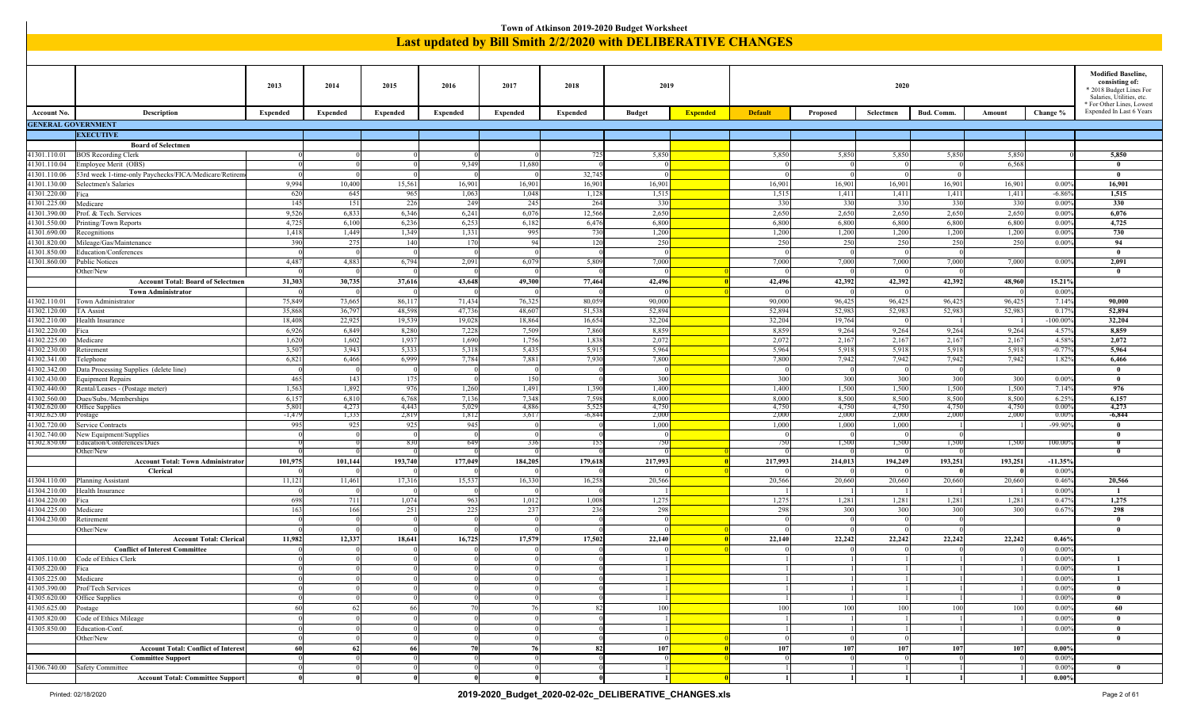# Town of Atkinson 2019-2020 Budget Worksheet

## Last updated by Bill Smith 2/2/2020 with DELIBERATIVE CHANGES

| Account No. | Description | 2013 Expended | 2014 Expended | 2015 Expended | 2016 Expended | 2017 Expended | 2018 Expended | 2019 Budget | 2019 Expended | 2020 Default | 2020 Proposed | 2020 Selectmen | 2020 Bud. Comm. | 2020 Amount | Change % | Modified Baseline, consisting of: * 2018 Budget Lines For Salaries, Utilities, etc. * For Other Lines, Lowest Expended In Last 6 Years |
|---|---|---|---|---|---|---|---|---|---|---|---|---|---|---|---|---|
| **GENERAL GOVERNMENT** | | | | | | | | | | | | | | | | |
| | **EXECUTIVE** | | | | | | | | | | | | | | | |
| | **Board of Selectmen** | | | | | | | | | | | | | | | |
| 41301.110.01 | BOS Recording Clerk | 0 | 0 | 0 | 0 | 0 | 725 | 5,850 | | 5,850 | 5,850 | 5,850 | 5,850 | 5,850 | 0 | 5,850 |
| 41301.110.04 | Employee Merit (OBS) | 0 | 0 | 0 | 9,349 | 11,680 | 0 | 0 | | 0 | 0 | 0 | 0 | 6,568 | | 0 |
| 41301.110.06 | 53rd week 1-time-only Paychecks/FICA/Medicare/Retirem | 0 | 0 | 0 | 0 | 0 | 32,745 | 0 | | 0 | 0 | 0 | 0 | | | 0 |
| 41301.130.00 | Selectmen's Salaries | 9,994 | 10,400 | 15,561 | 16,901 | 16,901 | 16,901 | 16,901 | | 16,901 | 16,901 | 16,901 | 16,901 | 16,901 | 0.00% | 16,901 |
| 41301.220.00 | Fica | 620 | 645 | 965 | 1,063 | 1,048 | 1,128 | 1,515 | | 1,515 | 1,411 | 1,411 | 1,411 | 1,411 | -6.86% | 1,515 |
| 41301.225.00 | Medicare | 145 | 151 | 226 | 249 | 245 | 264 | 330 | | 330 | 330 | 330 | 330 | 330 | 0.00% | 330 |
| 41301.390.00 | Prof. & Tech. Services | 9,526 | 6,833 | 6,346 | 6,241 | 6,076 | 12,566 | 2,650 | | 2,650 | 2,650 | 2,650 | 2,650 | 2,650 | 0.00% | 6,076 |
| 41301.550.00 | Printing/Town Reports | 4,725 | 6,100 | 6,236 | 6,253 | 6,182 | 6,476 | 6,800 | | 6,800 | 6,800 | 6,800 | 6,800 | 6,800 | 0.00% | 4,725 |
| 41301.690.00 | Recognitions | 1,418 | 1,449 | 1,349 | 1,331 | 995 | 730 | 1,200 | | 1,200 | 1,200 | 1,200 | 1,200 | 1,200 | 0.00% | 730 |
| 41301.820.00 | Mileage/Gas/Maintenance | 390 | 275 | 140 | 170 | 94 | 120 | 250 | | 250 | 250 | 250 | 250 | 250 | 0.00% | 94 |
| 41301.850.00 | Education/Conferences | 0 | 0 | 0 | 0 | 0 | 0 | 0 | | 0 | 0 | 0 | 0 | | | 0 |
| 41301.860.00 | Public Notices | 4,487 | 4,883 | 6,794 | 2,091 | 6,079 | 5,809 | 7,000 | | 7,000 | 7,000 | 7,000 | 7,000 | 7,000 | 0.00% | 2,091 |
| | Other/New | 0 | 0 | 0 | 0 | 0 | 0 | 0 | 0 | 0 | 0 | 0 | | | | 0 |
| | **Account Total: Board of Selectmen** | **31,303** | **30,735** | **37,616** | **43,648** | **49,300** | **77,464** | **42,496** | **0** | **42,496** | **42,392** | **42,392** | **42,392** | **48,960** | **15.21%** | |
| | **Town Administrator** | 0 | 0 | 0 | 0 | 0 | 0 | 0 | 0 | 0 | 0 | 0 | | 0 | 0.00% | |
| 41302.110.01 | Town Administrator | 75,849 | 73,665 | 86,117 | 71,434 | 76,325 | 80,059 | 90,000 | | 90,000 | 96,425 | 96,425 | 96,425 | 96,425 | 7.14% | 90,000 |
| 41302.120.00 | TA Assist | 35,868 | 36,797 | 48,598 | 47,736 | 48,607 | 51,538 | 52,894 | | 52,894 | 52,983 | 52,983 | 52,983 | 52,983 | 0.17% | 52,894 |
| 41302.210.00 | Health Insurance | 18,408 | 22,925 | 19,539 | 19,028 | 18,864 | 16,654 | 32,204 | | 32,204 | 19,764 | 0 | 1 | 1 | -100.00% | 32,204 |
| 41302.220.00 | Fica | 6,926 | 6,849 | 8,280 | 7,228 | 7,509 | 7,860 | 8,859 | | 8,859 | 9,264 | 9,264 | 9,264 | 9,264 | 4.57% | 8,859 |
| 41302.225.00 | Medicare | 1,620 | 1,602 | 1,937 | 1,690 | 1,756 | 1,838 | 2,072 | | 2,072 | 2,167 | 2,167 | 2,167 | 2,167 | 4.58% | 2,072 |
| 41302.230.00 | Retirement | 3,507 | 3,943 | 5,333 | 5,318 | 5,435 | 5,915 | 5,964 | | 5,964 | 5,918 | 5,918 | 5,918 | 5,918 | -0.77% | 5,964 |
| 41302.341.00 | Telephone | 6,821 | 6,466 | 6,999 | 7,784 | 7,881 | 7,930 | 7,800 | | 7,800 | 7,942 | 7,942 | 7,942 | 7,942 | 1.82% | 6,466 |
| 41302.342.00 | Data Processing Supplies (delete line) | 0 | 0 | 0 | 0 | 0 | 0 | 0 | | 0 | 0 | 0 | 0 | | | 0 |
| 41302.430.00 | Equipment Repairs | 465 | 143 | 175 | 0 | 150 | 0 | 300 | | 300 | 300 | 300 | 300 | 300 | 0.00% | 0 |
| 41302.440.00 | Rental/Leases - (Postage meter) | 1,563 | 1,892 | 976 | 1,260 | 1,491 | 1,390 | 1,400 | | 1,400 | 1,500 | 1,500 | 1,500 | 1,500 | 7.14% | 976 |
| 41302.560.00 | Dues/Subs./Memberships | 6,157 | 6,810 | 6,768 | 7,136 | 7,348 | 7,598 | 8,000 | | 8,000 | 8,500 | 8,500 | 8,500 | 8,500 | 6.25% | 6,157 |
| 41302.620.00 | Office Supplies | 5,801 | 4,273 | 4,443 | 5,029 | 4,886 | 5,525 | 4,750 | | 4,750 | 4,750 | 4,750 | 4,750 | 4,750 | 0.00% | 4,273 |
| 41302.625.00 | Postage | -1,479 | 1,335 | 2,819 | 1,812 | 3,617 | -6,844 | 2,000 | | 2,000 | 2,000 | 2,000 | 2,000 | 2,000 | 0.00% | -6,844 |
| 41302.720.00 | Service Contracts | 995 | 925 | 925 | 945 | 0 | 0 | 1,000 | | 1,000 | 1,000 | 1,000 | 1 | 1 | -99.90% | 0 |
| 41302.740.00 | New Equipment/Supplies | 0 | 0 | 0 | 0 | 0 | 0 | 0 | | 0 | 0 | 0 | 0 | | | 0 |
| 41302.850.00 | Education/Conferences/Dues | 0 | 0 | 830 | 649 | 336 | 155 | 750 | | 750 | 1,500 | 1,500 | 1,500 | 1,500 | 100.00% | 0 |
| | Other/New | 0 | 0 | 0 | 0 | 0 | 0 | 0 | 0 | 0 | 0 | 0 | | | | 0 |
| | **Account Total: Town Administrator** | **101,975** | **101,144** | **193,740** | **177,049** | **184,205** | **179,618** | **217,993** | **0** | **217,993** | **214,013** | **194,249** | **193,251** | **193,251** | **-11.35%** | |
| | **Clerical** | 0 | 0 | 0 | 0 | 0 | 0 | 0 | 0 | 0 | 0 | 0 | 0 | 0 | 0.00% | |
| 41304.110.00 | Planning Assistant | 11,121 | 11,461 | 17,316 | 15,537 | 16,330 | 16,258 | 20,566 | | 20,566 | 20,660 | 20,660 | 20,660 | 20,660 | 0.46% | 20,566 |
| 41304.210.00 | Health Insurance | 0 | 0 | 0 | 0 | 0 | 0 | 1 | | 1 | 1 | 1 | 1 | 1 | 0.00% | 1 |
| 41304.220.00 | Fica | 698 | 711 | 1,074 | 963 | 1,012 | 1,008 | 1,275 | | 1,275 | 1,281 | 1,281 | 1,281 | 1,281 | 0.47% | 1,275 |
| 41304.225.00 | Medicare | 163 | 166 | 251 | 225 | 237 | 236 | 298 | | 298 | 300 | 300 | 300 | 300 | 0.67% | 298 |
| 41304.230.00 | Retirement | 0 | 0 | 0 | 0 | 0 | 0 | 0 | | 0 | 0 | 0 | 0 | | | 0 |
| | Other/New | 0 | 0 | 0 | 0 | 0 | 0 | 0 | 0 | 0 | 0 | 0 | 0 | | | 0 |
| | **Account Total: Clerical** | **11,982** | **12,337** | **18,641** | **16,725** | **17,579** | **17,502** | **22,140** | **0** | **22,140** | **22,242** | **22,242** | **22,242** | **22,242** | **0.46%** | |
| | **Conflict of Interest Committee** | 0 | 0 | 0 | 0 | 0 | 0 | 0 | 0 | 0 | 0 | 0 | 0 | 0 | 0.00% | |
| 41305.110.00 | Code of Ethics Clerk | 0 | 0 | 0 | 0 | 0 | 0 | 1 | | 1 | 1 | 1 | 1 | 1 | 0.00% | 1 |
| 41305.220.00 | Fica | 0 | 0 | 0 | 0 | 0 | 0 | 1 | | 1 | 1 | 1 | 1 | 1 | 0.00% | 1 |
| 41305.225.00 | Medicare | 0 | 0 | 0 | 0 | 0 | 0 | 1 | | 1 | 1 | 1 | 1 | 1 | 0.00% | 1 |
| 41305.390.00 | Prof/Tech Services | 0 | 0 | 0 | 0 | 0 | 0 | 1 | | 1 | 1 | 1 | 1 | 1 | 0.00% | 0 |
| 41305.620.00 | Office Supplies | 0 | 0 | 0 | 0 | 0 | 0 | 1 | | 1 | 1 | 1 | 1 | 1 | 0.00% | 0 |
| 41305.625.00 | Postage | 60 | 62 | 66 | 70 | 76 | 82 | 100 | | 100 | 100 | 100 | 100 | 100 | 0.00% | 60 |
| 41305.820.00 | Code of Ethics Mileage | 0 | 0 | 0 | 0 | 0 | 0 | 1 | | 1 | 1 | 1 | 1 | 1 | 0.00% | 0 |
| 41305.850.00 | Education-Conf. | 0 | 0 | 0 | 0 | 0 | 0 | 1 | | 1 | 1 | 1 | 1 | 1 | 0.00% | 0 |
| | Other/New | 0 | 0 | 0 | 0 | 0 | 0 | 0 | 0 | 0 | 0 | 0 | | | | 0 |
| | **Account Total: Conflict of Interest** | **60** | **62** | **66** | **70** | **76** | **82** | **107** | **0** | **107** | **107** | **107** | **107** | **107** | **0.00%** | |
| | **Committee Support** | 0 | 0 | 0 | 0 | 0 | 0 | 0 | 0 | 0 | 0 | 0 | 0 | 0 | 0.00% | |
| 41306.740.00 | Safety Committee | 0 | 0 | 0 | 0 | 0 | 0 | 1 | | 1 | 1 | 1 | 1 | 1 | 0.00% | 0 |
| | **Account Total: Committee Support** | **0** | **0** | **0** | **0** | **0** | **0** | **1** | **0** | **1** | **1** | **1** | **1** | **1** | **0.00%** | |

Printed: 02/18/2020 — 2019-2020_Budget_2020-02-02c_DELIBERATIVE_CHANGES.xls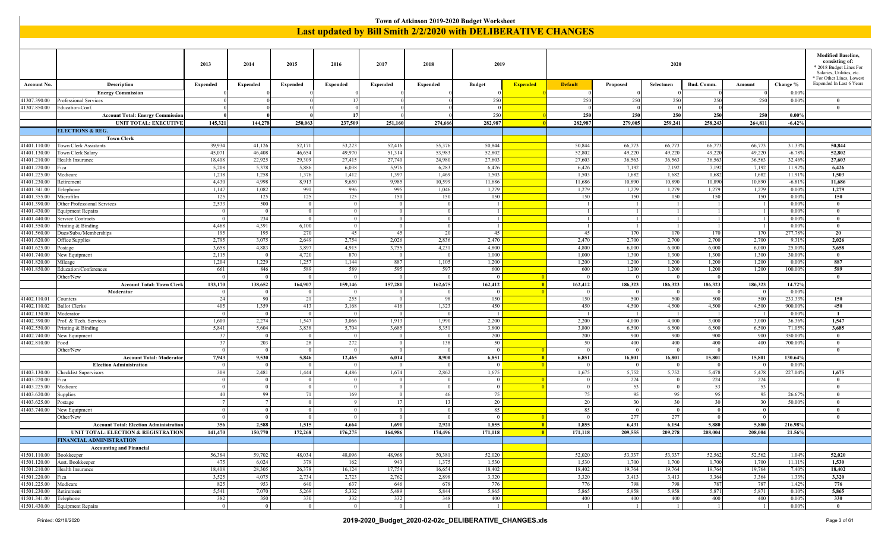# Town of Atkinson 2019-2020 Budget Worksheet

## Last updated by Bill Smith 2/2/2020 with DELIBERATIVE CHANGES

| Account No. | Description | 2013 Expended | 2014 Expended | 2015 Expended | 2016 Expended | 2017 Expended | 2018 Expended | 2019 Budget | 2019 Expended | 2020 Default | 2020 Proposed | 2020 Selectmen | 2020 Bud. Comm. | 2020 Amount | Change % | Modified Baseline, consisting of: * 2018 Budget Lines For Salaries, Utilities, etc. * For Other Lines, Lowest Expended In Last 6 Years |
|---|---|---|---|---|---|---|---|---|---|---|---|---|---|---|---|---|
| | **Energy Commission** | 0 | 0 | 0 | 0 | 0 | 0 | 0 | 0 | 0 | 0 | 0 | 0 | 0 | 0.00% | |
| 41307.390.00 | Professional Services | 0 | 0 | 0 | 17 | 0 | 0 | 250 | | 250 | 250 | 250 | 250 | 250 | 0.00% | 0 |
| 41307.850.00 | Education-Conf. | 0 | 0 | 0 | 0 | 0 | 0 | 0 | | 0 | 0 | 0 | 0 | | | 0 |
| | **Account Total: Energy Commission** | 0 | 0 | 0 | 17 | 0 | 0 | 250 | 0 | 250 | 250 | 250 | 250 | 250 | 0.00% | |
| | **UNIT TOTAL: EXECUTIVE** | 145,321 | 144,278 | 250,063 | 237,509 | 251,160 | 274,666 | 282,987 | 0 | 282,987 | 279,005 | 259,241 | 258,243 | 264,811 | -6.42% | |
| | **ELECTIONS & REG.** | | | | | | | | | | | | | | | |
| | **Town Clerk** | | | | | | | | | | | | | | | |
| 41401.110.00 | Town Clerk Assistants | 39,934 | 41,126 | 52,171 | 53,223 | 52,416 | 55,376 | 50,844 | | 50,844 | 66,773 | 66,773 | 66,773 | 66,773 | 31.33% | 50,844 |
| 41401.130.00 | Town Clerk Salary | 45,071 | 46,408 | 46,654 | 49,970 | 51,314 | 53,983 | 52,802 | | 52,802 | 49,220 | 49,220 | 49,220 | 49,220 | -6.78% | 52,802 |
| 41401.210.00 | Health Insurance | 18,408 | 22,925 | 29,309 | 27,415 | 27,740 | 24,980 | 27,603 | | 27,603 | 36,563 | 36,563 | 36,563 | 36,563 | 32.46% | 27,603 |
| 41401.220.00 | Fica | 5,208 | 5,378 | 5,886 | 6,038 | 5,976 | 6,283 | 6,426 | | 6,426 | 7,192 | 7,192 | 7,192 | 7,192 | 11.92% | 6,426 |
| 41401.225.00 | Medicare | 1,218 | 1,258 | 1,376 | 1,412 | 1,397 | 1,469 | 1,503 | | 1,503 | 1,682 | 1,682 | 1,682 | 1,682 | 11.91% | 1,503 |
| 41401.230.00 | Retirement | 4,430 | 4,998 | 8,913 | 9,650 | 9,985 | 10,599 | 11,686 | | 11,686 | 10,890 | 10,890 | 10,890 | 10,890 | -6.81% | 11,686 |
| 41401.341.00 | Telephone | 1,147 | 1,082 | 991 | 996 | 995 | 1,046 | 1,279 | | 1,279 | 1,279 | 1,279 | 1,279 | 1,279 | 0.00% | 1,279 |
| 41401.355.00 | Microfilm | 125 | 125 | 125 | 125 | 150 | 150 | 150 | | 150 | 150 | 150 | 150 | 150 | 0.00% | 150 |
| 41401.390.00 | Other Professional Services | 2,533 | 500 | 0 | 0 | 0 | 0 | 1 | | 1 | 1 | 1 | 1 | 1 | 0.00% | 0 |
| 41401.430.00 | Equipment Repairs | 0 | 0 | 0 | 0 | 0 | 0 | 1 | | 1 | 1 | 1 | 1 | 1 | 0.00% | 0 |
| 41401.440.00 | Service Contracts | 0 | 234 | 0 | 0 | 0 | 0 | 1 | | 1 | 1 | 1 | 1 | 1 | 0.00% | 0 |
| 41401.550.00 | Printing & Binding | 4,468 | 4,391 | 6,100 | 0 | 0 | 0 | 1 | | 1 | 1 | 1 | 1 | 1 | 0.00% | 0 |
| 41401.560.00 | Dues/Subs./Memberships | 195 | 195 | 270 | 45 | 45 | 20 | 45 | | 45 | 170 | 170 | 170 | 170 | 277.78% | 20 |
| 41401.620.00 | Office Supplies | 2,795 | 3,075 | 2,649 | 2,754 | 2,026 | 2,836 | 2,470 | | 2,470 | 2,700 | 2,700 | 2,700 | 2,700 | 9.31% | 2,026 |
| 41401.625.00 | Postage | 3,658 | 4,883 | 3,897 | 4,915 | 3,755 | 4,231 | 4,800 | | 4,800 | 6,000 | 6,000 | 6,000 | 6,000 | 25.00% | 3,658 |
| 41401.740.00 | New Equipment | 2,115 | 0 | 4,720 | 870 | 0 | 0 | 1,000 | | 1,000 | 1,300 | 1,300 | 1,300 | 1,300 | 30.00% | 0 |
| 41401.820.00 | Mileage | 1,204 | 1,229 | 1,257 | 1,144 | 887 | 1,105 | 1,200 | | 1,200 | 1,200 | 1,200 | 1,200 | 1,200 | 0.00% | 887 |
| 41401.850.00 | Education/Conferences | 661 | 846 | 589 | 589 | 595 | 597 | 600 | | 600 | 1,200 | 1,200 | 1,200 | 1,200 | 100.00% | 589 |
| | Other/New | 0 | 0 | 0 | 0 | 0 | 0 | 0 | 0 | 0 | 0 | 0 | 0 | | | 0 |
| | **Account Total: Town Clerk** | 133,170 | 138,652 | 164,907 | 159,146 | 157,281 | 162,675 | 162,412 | 0 | 162,412 | 186,323 | 186,323 | 186,323 | 186,323 | 14.72% | |
| | **Moderator** | 0 | 0 | 0 | 0 | 0 | 0 | 0 | 0 | 0 | 0 | 0 | 0 | 0 | 0.00% | |
| 41402.110.01 | Counters | 24 | 90 | 21 | 255 | 0 | 98 | 150 | | 150 | 500 | 500 | 500 | 500 | 233.33% | 150 |
| 41402.110.02 | Ballot Clerks | 405 | 1,359 | 413 | 3,168 | 416 | 1,323 | 450 | | 450 | 4,500 | 4,500 | 4,500 | 4,500 | 900.00% | 450 |
| 41402.130.00 | Moderator | 0 | 0 | 0 | 0 | 0 | 0 | 1 | | 1 | 1 | 1 | 1 | 1 | 0.00% | 1 |
| 41402.390.00 | Prof. & Tech. Services | 1,600 | 2,274 | 1,547 | 3,066 | 1,913 | 1,990 | 2,200 | | 2,200 | 4,000 | 4,000 | 3,000 | 3,000 | 36.36% | 1,547 |
| 41402.550.00 | Printing & Binding | 5,841 | 5,604 | 3,838 | 5,704 | 3,685 | 5,351 | 3,800 | | 3,800 | 6,500 | 6,500 | 6,500 | 6,500 | 71.05% | 3,685 |
| 41402.740.00 | New Equipment | 37 | 0 | 0 | 0 | 0 | 0 | 200 | | 200 | 900 | 900 | 900 | 900 | 350.00% | 0 |
| 41402.810.00 | Food | 37 | 203 | 28 | 272 | 0 | 138 | 50 | | 50 | 400 | 400 | 400 | 400 | 700.00% | 0 |
| | Other/New | 0 | 0 | 0 | 0 | 0 | 0 | 0 | 0 | 0 | 0 | 0 | 0 | | | 0 |
| | **Account Total: Moderator** | 7,943 | 9,530 | 5,846 | 12,465 | 6,014 | 8,900 | 6,851 | 0 | 6,851 | 16,801 | 16,801 | 15,801 | 15,801 | 130.64% | |
| | **Election Administration** | 0 | 0 | 0 | 0 | 0 | 0 | 0 | 0 | 0 | 0 | 0 | 0 | 0 | 0.00% | |
| 41403.130.00 | Checklist Supervisors | 308 | 2,481 | 1,444 | 4,486 | 1,674 | 2,862 | 1,675 | | 1,675 | 5,752 | 5,752 | 5,478 | 5,478 | 227.04% | 1,675 |
| 41403.220.00 | Fica | 0 | 0 | 0 | 0 | 0 | 0 | 0 | 0 | 0 | 224 | 0 | 224 | 224 | | 0 |
| 41403.225.00 | Medicare | 0 | 0 | 0 | 0 | 0 | 0 | 0 | 0 | 0 | 53 | 0 | 53 | 53 | | 0 |
| 41403.620.00 | Supplies | 40 | 99 | 71 | 169 | 0 | 46 | 75 | | 75 | 95 | 95 | 95 | 95 | 26.67% | 0 |
| 41403.625.00 | Postage | 7 | 7 | 0 | 9 | 17 | 13 | 20 | | 20 | 30 | 30 | 30 | 30 | 50.00% | 0 |
| 41403.740.00 | New Equipment | 0 | 0 | 0 | 0 | 0 | 0 | 85 | | 85 | 0 | 0 | 0 | 0 | | 0 |
| | Other/New | 0 | 0 | 0 | 0 | 0 | 0 | 0 | 0 | 0 | 277 | 277 | 0 | 0 | | 0 |
| | **Account Total: Election Administration** | 356 | 2,588 | 1,515 | 4,664 | 1,691 | 2,921 | 1,855 | 0 | 1,855 | 6,431 | 6,154 | 5,880 | 5,880 | 216.98% | |
| | **UNIT TOTAL: ELECTION & REGISTRATION** | 141,470 | 150,770 | 172,268 | 176,275 | 164,986 | 174,496 | 171,118 | 0 | 171,118 | 209,555 | 209,278 | 208,004 | 208,004 | 21.56% | |
| | **FINANCIAL ADMINISTRATION** | | | | | | | | | | | | | | | |
| | **Accounting and Financial** | | | | | | | | | | | | | | | |
| 41501.110.00 | Bookkeeper | 56,384 | 59,702 | 48,034 | 48,096 | 48,968 | 50,381 | 52,020 | | 52,020 | 53,337 | 53,337 | 52,562 | 52,562 | 1.04% | 52,020 |
| 41501.120.00 | Asst. Bookkeeper | 475 | 6,024 | 378 | 162 | 943 | 1,375 | 1,530 | | 1,530 | 1,700 | 1,700 | 1,700 | 1,700 | 11.11% | 1,530 |
| 41501.210.00 | Health Insurance | 18,408 | 28,305 | 26,378 | 16,124 | 17,754 | 16,654 | 18,402 | | 18,402 | 19,764 | 19,764 | 19,764 | 19,764 | 7.40% | 18,402 |
| 41501.220.00 | Fica | 3,525 | 4,075 | 2,734 | 2,723 | 2,762 | 2,898 | 3,320 | | 3,320 | 3,413 | 3,413 | 3,364 | 3,364 | 1.33% | 3,320 |
| 41501.225.00 | Medicare | 825 | 953 | 640 | 637 | 646 | 678 | 776 | | 776 | 798 | 798 | 787 | 787 | 1.42% | 776 |
| 41501.230.00 | Retirement | 5,541 | 7,070 | 5,269 | 5,332 | 5,489 | 5,844 | 5,865 | | 5,865 | 5,958 | 5,958 | 5,871 | 5,871 | 0.10% | 5,865 |
| 41501.341.00 | Telephone | 382 | 350 | 330 | 332 | 332 | 348 | 400 | | 400 | 400 | 400 | 400 | 400 | 0.00% | 330 |
| 41501.430.00 | Equipment Repairs | 0 | 0 | 0 | 0 | 0 | 0 | 1 | | 1 | 1 | 1 | 1 | 1 | 0.00% | 0 |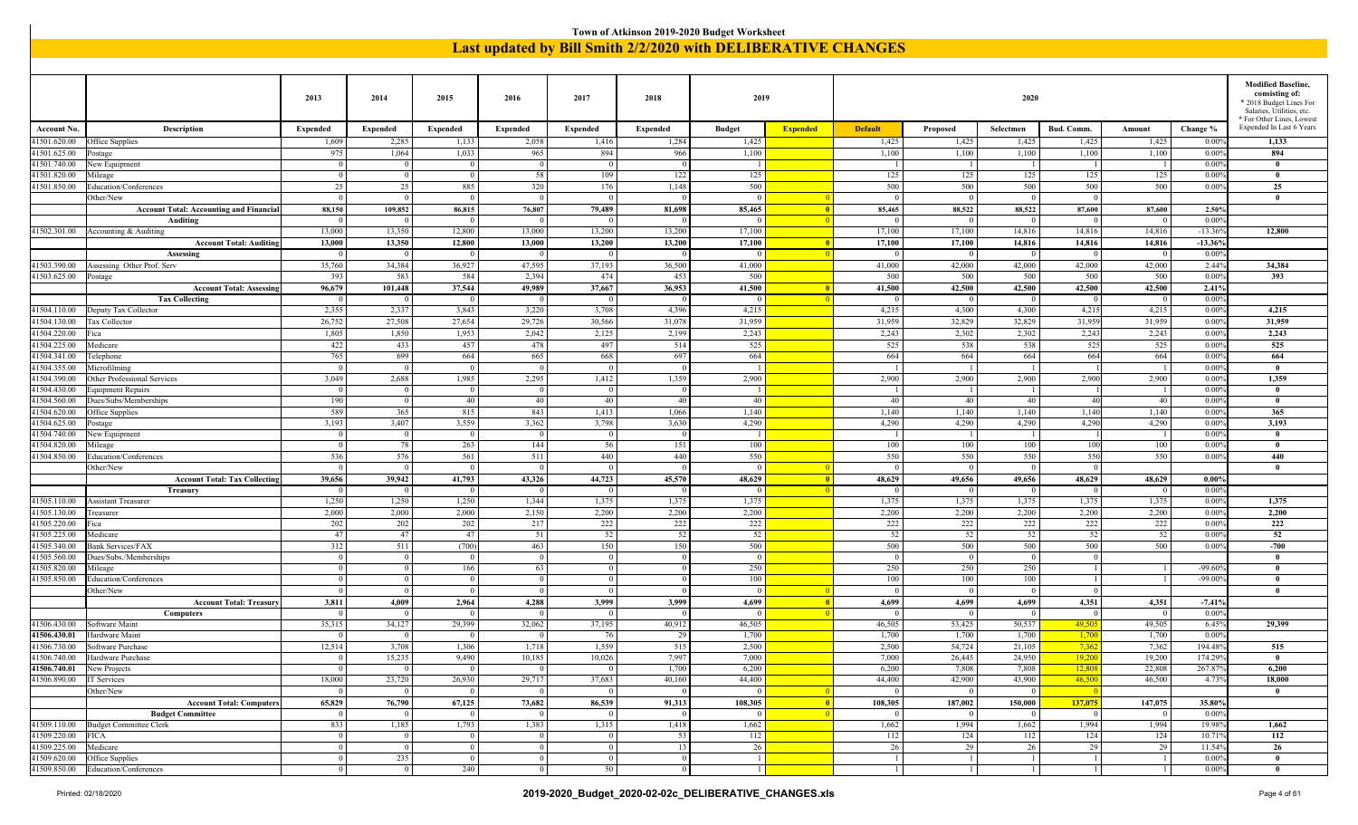# Town of Atkinson 2019-2020 Budget Worksheet

## Last updated by Bill Smith 2/2/2020 with DELIBERATIVE CHANGES

| Account No. | Description | 2013 Expended | 2014 Expended | 2015 Expended | 2016 Expended | 2017 Expended | 2018 Expended | 2019 Budget | 2019 Expended | 2020 Default | 2020 Proposed | 2020 Selectmen | 2020 Bud. Comm. | 2020 Amount | 2020 Change % | Modified Baseline, consisting of: * 2018 Budget Lines For Salaries, Utilities, etc. * For Other Lines, Lowest Expended In Last 6 Years |
|---|---|---|---|---|---|---|---|---|---|---|---|---|---|---|---|---|
| 41501.620.00 | Office Supplies | 1,609 | 2,285 | 1,133 | 2,058 | 1,416 | 1,284 | 1,425 | | 1,425 | 1,425 | 1,425 | 1,425 | 1,425 | 0.00% | 1,133 |
| 41501.625.00 | Postage | 975 | 1,064 | 1,033 | 965 | 894 | 966 | 1,100 | | 1,100 | 1,100 | 1,100 | 1,100 | 1,100 | 0.00% | 894 |
| 41501.740.00 | New Equipment | 0 | 0 | 0 | 0 | 0 | 0 | 1 | | 1 | 1 | 1 | 1 | 1 | 0.00% | 0 |
| 41501.820.00 | Mileage | 0 | 0 | 0 | 58 | 109 | 122 | 125 | | 125 | 125 | 125 | 125 | 125 | 0.00% | 0 |
| 41501.850.00 | Education/Conferences | 25 | 25 | 885 | 320 | 176 | 1,148 | 500 | | 500 | 500 | 500 | 500 | 500 | 0.00% | 25 |
| | Other/New | 0 | 0 | 0 | 0 | 0 | 0 | 0 | 0 | 0 | 0 | 0 | 0 | | | 0 |
| | **Account Total: Accounting and Financial** | **88,150** | **109,852** | **86,815** | **76,807** | **79,489** | **81,698** | **85,465** | **0** | **85,465** | **88,522** | **88,522** | **87,600** | **87,600** | **2.50%** | |
| | **Auditing** | 0 | 0 | 0 | 0 | 0 | 0 | 0 | 0 | 0 | 0 | 0 | 0 | 0 | 0.00% | |
| 41502.301.00 | Accounting & Auditing | 13,000 | 13,350 | 12,800 | 13,000 | 13,200 | 13,200 | 17,100 | | 17,100 | 17,100 | 14,816 | 14,816 | 14,816 | -13.36% | 12,800 |
| | **Account Total: Auditing** | **13,000** | **13,350** | **12,800** | **13,000** | **13,200** | **13,200** | **17,100** | **0** | **17,100** | **17,100** | **14,816** | **14,816** | **14,816** | **-13.36%** | |
| | **Assessing** | 0 | 0 | 0 | 0 | 0 | 0 | 0 | 0 | 0 | 0 | 0 | 0 | 0 | 0.00% | |
| 41503.390.00 | Assessing Other Prof. Serv | 35,760 | 34,384 | 36,927 | 47,595 | 37,193 | 36,500 | 41,000 | | 41,000 | 42,000 | 42,000 | 42,000 | 42,000 | 2.44% | 34,384 |
| 41503.625.00 | Postage | 393 | 583 | 584 | 2,394 | 474 | 453 | 500 | | 500 | 500 | 500 | 500 | 500 | 0.00% | 393 |
| | **Account Total: Assessing** | **96,679** | **101,448** | **37,544** | **49,989** | **37,667** | **36,953** | **41,500** | **0** | **41,500** | **42,500** | **42,500** | **42,500** | **42,500** | **2.41%** | |
| | **Tax Collecting** | 0 | 0 | 0 | 0 | 0 | 0 | 0 | 0 | 0 | 0 | 0 | 0 | 0 | 0.00% | |
| 41504.110.00 | Deputy Tax Collector | 2,355 | 2,337 | 3,843 | 3,220 | 3,708 | 4,396 | 4,215 | | 4,215 | 4,300 | 4,300 | 4,215 | 4,215 | 0.00% | 4,215 |
| 41504.130.00 | Tax Collector | 26,752 | 27,508 | 27,654 | 29,726 | 30,566 | 31,078 | 31,959 | | 31,959 | 32,829 | 32,829 | 31,959 | 31,959 | 0.00% | 31,959 |
| 41504.220.00 | Fica | 1,805 | 1,850 | 1,953 | 2,042 | 2,125 | 2,199 | 2,243 | | 2,243 | 2,302 | 2,302 | 2,243 | 2,243 | 0.00% | 2,243 |
| 41504.225.00 | Medicare | 422 | 433 | 457 | 478 | 497 | 514 | 525 | | 525 | 538 | 538 | 525 | 525 | 0.00% | 525 |
| 41504.341.00 | Telephone | 765 | 699 | 664 | 665 | 668 | 697 | 664 | | 664 | 664 | 664 | 664 | 664 | 0.00% | 664 |
| 41504.355.00 | Microfilming | 0 | 0 | 0 | 0 | 0 | 0 | 1 | | 1 | 1 | 1 | 1 | 1 | 0.00% | 0 |
| 41504.390.00 | Other Professional Services | 3,049 | 2,688 | 1,985 | 2,295 | 1,412 | 1,359 | 2,900 | | 2,900 | 2,900 | 2,900 | 2,900 | 2,900 | 0.00% | 1,359 |
| 41504.430.00 | Equipment Repairs | 0 | 0 | 0 | 0 | 0 | 0 | 1 | | 1 | 1 | 1 | 1 | 1 | 0.00% | 0 |
| 41504.560.00 | Dues/Subs/Memberships | 190 | 0 | 40 | 40 | 40 | 40 | 40 | | 40 | 40 | 40 | 40 | 40 | 0.00% | 0 |
| 41504.620.00 | Office Supplies | 589 | 365 | 815 | 843 | 1,413 | 1,066 | 1,140 | | 1,140 | 1,140 | 1,140 | 1,140 | 1,140 | 0.00% | 365 |
| 41504.625.00 | Postage | 3,193 | 3,407 | 3,559 | 3,362 | 3,798 | 3,630 | 4,290 | | 4,290 | 4,290 | 4,290 | 4,290 | 4,290 | 0.00% | 3,193 |
| 41504.740.00 | New Equipment | 0 | 0 | 0 | 0 | 0 | 0 | 1 | | 1 | 1 | 1 | 1 | 1 | 0.00% | 0 |
| 41504.820.00 | Mileage | 0 | 78 | 263 | 144 | 56 | 151 | 100 | | 100 | 100 | 100 | 100 | 100 | 0.00% | 0 |
| 41504.850.00 | Education/Conferences | 536 | 576 | 561 | 511 | 440 | 440 | 550 | | 550 | 550 | 550 | 550 | 550 | 0.00% | 440 |
| | Other/New | 0 | 0 | 0 | 0 | 0 | 0 | 0 | 0 | 0 | 0 | 0 | 0 | | | 0 |
| | **Account Total: Tax Collecting** | **39,656** | **39,942** | **41,793** | **43,326** | **44,723** | **45,570** | **48,629** | **0** | **48,629** | **49,656** | **49,656** | **48,629** | **48,629** | **0.00%** | |
| | **Treasury** | 0 | 0 | 0 | 0 | 0 | 0 | 0 | 0 | 0 | 0 | 0 | 0 | 0 | 0.00% | |
| 41505.110.00 | Assistant Treasurer | 1,250 | 1,250 | 1,250 | 1,344 | 1,375 | 1,375 | 1,375 | | 1,375 | 1,375 | 1,375 | 1,375 | 1,375 | 0.00% | 1,375 |
| 41505.130.00 | Treasurer | 2,000 | 2,000 | 2,000 | 2,150 | 2,200 | 2,200 | 2,200 | | 2,200 | 2,200 | 2,200 | 2,200 | 2,200 | 0.00% | 2,200 |
| 41505.220.00 | Fica | 202 | 202 | 202 | 217 | 222 | 222 | 222 | | 222 | 222 | 222 | 222 | 222 | 0.00% | 222 |
| 41505.225.00 | Medicare | 47 | 47 | 47 | 51 | 52 | 52 | 52 | | 52 | 52 | 52 | 52 | 52 | 0.00% | 52 |
| 41505.340.00 | Bank Services/FAX | 312 | 511 | (700) | 463 | 150 | 150 | 500 | | 500 | 500 | 500 | 500 | 500 | 0.00% | -700 |
| 41505.560.00 | Dues/Subs./Memberships | 0 | 0 | 0 | 0 | 0 | 0 | 0 | | 0 | 0 | 0 | 0 | | | 0 |
| 41505.820.00 | Mileage | 0 | 0 | 166 | 63 | 0 | 0 | 250 | | 250 | 250 | 250 | 1 | 1 | -99.60% | 0 |
| 41505.850.00 | Education/Conferences | 0 | 0 | 0 | 0 | 0 | 0 | 100 | | 100 | 100 | 100 | 1 | 1 | -99.00% | 0 |
| | Other/New | 0 | 0 | 0 | 0 | 0 | 0 | 0 | 0 | 0 | 0 | 0 | 0 | | | 0 |
| | **Account Total: Treasury** | **3,811** | **4,009** | **2,964** | **4,288** | **3,999** | **3,999** | **4,699** | **0** | **4,699** | **4,699** | **4,699** | **4,351** | **4,351** | **-7.41%** | |
| | **Computers** | 0 | 0 | 0 | 0 | 0 | 0 | 0 | 0 | 0 | 0 | 0 | 0 | 0 | 0.00% | |
| 41506.430.00 | Software Maint | 35,315 | 34,127 | 29,399 | 32,062 | 37,195 | 40,912 | 46,505 | | 46,505 | 53,425 | 50,537 | 49,505 | 49,505 | 6.45% | 29,399 |
| 41506.430.01 | Hardware Maint | 0 | 0 | 0 | 0 | 76 | 29 | 1,700 | | 1,700 | 1,700 | 1,700 | 1,700 | 1,700 | 0.00% | |
| 41506.730.00 | Software Purchase | 12,514 | 3,708 | 1,306 | 1,718 | 1,559 | 515 | 2,500 | | 2,500 | 54,724 | 21,105 | 7,362 | 7,362 | 194.48% | 515 |
| 41506.740.00 | Hardware Purchase | 0 | 15,235 | 9,490 | 10,185 | 10,026 | 7,997 | 7,000 | | 7,000 | 26,445 | 24,950 | 19,200 | 19,200 | 174.29% | 0 |
| 41506.740.01 | New Projects | 0 | 0 | 0 | 0 | 0 | 1,700 | 6,200 | | 6,200 | 7,808 | 7,808 | 12,808 | 22,808 | 267.87% | 6,200 |
| 41506.890.00 | IT Services | 18,000 | 23,720 | 26,930 | 29,717 | 37,683 | 40,160 | 44,400 | | 44,400 | 42,900 | 43,900 | 46,500 | 46,500 | 4.73% | 18,000 |
| | Other/New | 0 | 0 | 0 | 0 | 0 | 0 | 0 | 0 | 0 | 0 | 0 | 0 | | | 0 |
| | **Account Total: Computers** | **65,829** | **76,790** | **67,125** | **73,682** | **86,539** | **91,313** | **108,305** | **0** | **108,305** | **187,002** | **150,000** | **137,075** | **147,075** | **35.80%** | |
| | **Budget Committee** | 0 | 0 | 0 | 0 | 0 | 0 | 0 | 0 | 0 | 0 | 0 | 0 | 0 | 0.00% | |
| 41509.110.00 | Budget Committee Clerk | 833 | 1,185 | 1,793 | 1,383 | 1,315 | 1,418 | 1,662 | | 1,662 | 1,994 | 1,662 | 1,994 | 1,994 | 19.98% | 1,662 |
| 41509.220.00 | FICA | 0 | 0 | 0 | 0 | 0 | 53 | 112 | | 112 | 124 | 112 | 124 | 124 | 10.71% | 112 |
| 41509.225.00 | Medicare | 0 | 0 | 0 | 0 | 0 | 13 | 26 | | 26 | 29 | 26 | 29 | 29 | 11.54% | 26 |
| 41509.620.00 | Office Supplies | 0 | 235 | 0 | 0 | 0 | 0 | 1 | | 1 | 1 | 1 | 1 | 1 | 0.00% | 0 |
| 41509.850.00 | Education/Conferences | 0 | 0 | 240 | 0 | 50 | 0 | 1 | | 1 | 1 | 1 | 1 | 1 | 0.00% | 0 |

Printed: 02/18/2020 — 2019-2020_Budget_2020-02-02c_DELIBERATIVE_CHANGES.xls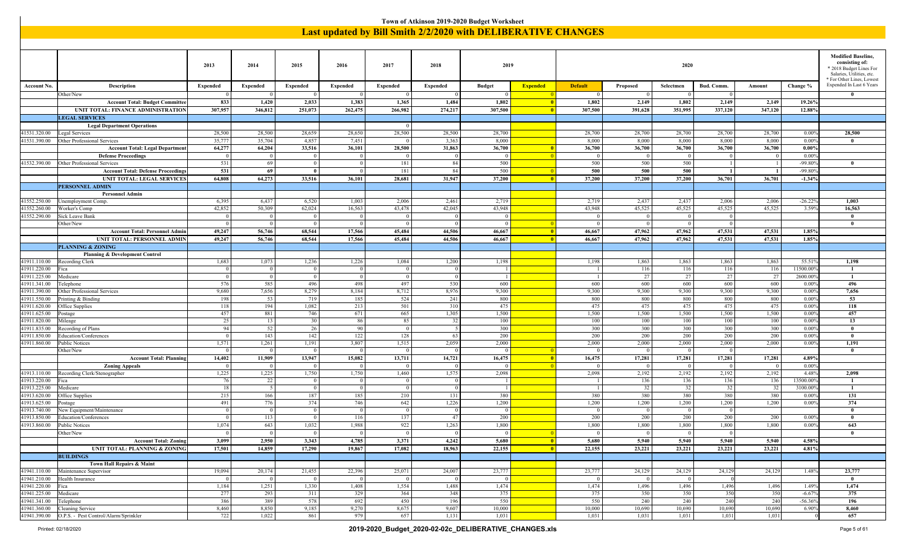# Town of Atkinson 2019-2020 Budget Worksheet

## Last updated by Bill Smith 2/2/2020 with DELIBERATIVE CHANGES

| Account No. | Description | 2013 Expended | 2014 Expended | 2015 Expended | 2016 Expended | 2017 Expended | 2018 Expended | 2019 Budget | 2019 Expended | 2020 Default | 2020 Proposed | 2020 Selectmen | 2020 Bud. Comm. | 2020 Amount | 2020 Change % | Modified Baseline, consisting of: * 2018 Budget Lines For Salaries, Utilities, etc. * For Other Lines, Lowest Expended In Last 6 Years |
|---|---|---|---|---|---|---|---|---|---|---|---|---|---|---|---|---|
| | Other/New | 0 | 0 | 0 | 0 | 0 | 0 | 0 | 0 | 0 | 0 | 0 | 0 | | | 0 |
| | **Account Total: Budget Committee** | 833 | 1,420 | 2,033 | 1,383 | 1,365 | 1,484 | 1,802 | 0 | 1,802 | 2,149 | 1,802 | 2,149 | 2,149 | 19.26% | |
| | **UNIT TOTAL: FINANCE ADMINISTRATION** | 307,957 | 346,812 | 251,073 | 262,475 | 266,982 | 274,217 | 307,500 | 0 | 307,500 | 391,628 | 351,995 | 337,120 | 347,120 | 12.88% | |
| | **LEGAL SERVICES** | | | | | | | | | | | | | | | |
| | **Legal Department Operations** | | | | | 0 | | | | | | | | | | |
| 41531.320.00 | Legal Services | 28,500 | 28,500 | 28,659 | 28,650 | 28,500 | 28,500 | 28,700 | | 28,700 | 28,700 | 28,700 | 28,700 | 28,700 | 0.00% | 28,500 |
| 41531.390.00 | Other Professional Services | 35,777 | 35,704 | 4,857 | 7,451 | 0 | 3,363 | 8,000 | | 8,000 | 8,000 | 8,000 | 8,000 | 8,000 | 0.00% | 0 |
| | **Account Total: Legal Department** | 64,277 | 64,204 | 33,516 | 36,101 | 28,500 | 31,863 | 36,700 | 0 | 36,700 | 36,700 | 36,700 | 36,700 | 36,700 | 0.00% | |
| | **Defense Proceedings** | 0 | 0 | 0 | 0 | 0 | 0 | 0 | 0 | 0 | 0 | 0 | 0 | 0 | 0.00% | |
| 41532.390.00 | Other Professional Services | 531 | 69 | 0 | 0 | 181 | 84 | 500 | | 500 | 500 | 500 | 1 | 1 | -99.80% | 0 |
| | **Account Total: Defense Proceedings** | 531 | 69 | 0 | 0 | 181 | 84 | 500 | 0 | 500 | 500 | 500 | 1 | 1 | -99.80% | |
| | **UNIT TOTAL: LEGAL SERVICES** | 64,808 | 64,273 | 33,516 | 36,101 | 28,681 | 31,947 | 37,200 | 0 | 37,200 | 37,200 | 37,200 | 36,701 | 36,701 | -1.34% | |
| | **PERSONNEL ADMIN** | | | | | | | | | | | | | | | |
| | **Personnel Admin** | | | | | | | | | | | | | | | |
| 41552.250.00 | Unemployment Comp. | 6,395 | 6,437 | 6,520 | 1,003 | 2,006 | 2,461 | 2,719 | | 2,719 | 2,437 | 2,437 | 2,006 | 2,006 | -26.22% | 1,003 |
| 41552.260.00 | Worker's Comp | 42,852 | 50,309 | 62,024 | 16,563 | 43,478 | 42,045 | 43,948 | | 43,948 | 45,525 | 45,525 | 45,525 | 45,525 | 3.59% | 16,563 |
| 41552.290.00 | Sick Leave Bank | 0 | 0 | 0 | 0 | 0 | 0 | 0 | | 0 | 0 | 0 | 0 | | | 0 |
| | Other/New | 0 | 0 | 0 | 0 | 0 | 0 | 0 | 0 | 0 | 0 | 0 | 0 | | | 0 |
| | **Account Total: Personnel Admin** | 49,247 | 56,746 | 68,544 | 17,566 | 45,484 | 44,506 | 46,667 | 0 | 46,667 | 47,962 | 47,962 | 47,531 | 47,531 | 1.85% | |
| | **UNIT TOTAL: PERSONNEL ADMIN** | 49,247 | 56,746 | 68,544 | 17,566 | 45,484 | 44,506 | 46,667 | 0 | 46,667 | 47,962 | 47,962 | 47,531 | 47,531 | 1.85% | |
| | **PLANNING & ZONING** | | | | | | | | | | | | | | | |
| | **Planning & Development Control** | | | | | | | | | | | | | | | |
| 41911.110.00 | Recording Clerk | 1,683 | 1,073 | 1,236 | 1,226 | 1,084 | 1,200 | 1,198 | | 1,198 | 1,863 | 1,863 | 1,863 | 1,863 | 55.51% | 1,198 |
| 41911.220.00 | Fica | 0 | 0 | 0 | 0 | 0 | 0 | 1 | | 1 | 116 | 116 | 116 | 116 | 11500.00% | 1 |
| 41911.225.00 | Medicare | 0 | 0 | 0 | 0 | 0 | 0 | 1 | | 1 | 27 | 27 | 27 | 27 | 2600.00% | 1 |
| 41911.341.00 | Telephone | 576 | 585 | 496 | 498 | 497 | 530 | 600 | | 600 | 600 | 600 | 600 | 600 | 0.00% | 496 |
| 41911.390.00 | Other Professional Services | 9,680 | 7,656 | 8,279 | 8,184 | 8,712 | 8,976 | 9,300 | | 9,300 | 9,300 | 9,300 | 9,300 | 9,300 | 0.00% | 7,656 |
| 41911.550.00 | Printing & Binding | 198 | 53 | 719 | 185 | 524 | 241 | 800 | | 800 | 800 | 800 | 800 | 800 | 0.00% | 53 |
| 41911.620.00 | Office Supplies | 118 | 194 | 1,082 | 213 | 501 | 310 | 475 | | 475 | 475 | 475 | 475 | 475 | 0.00% | 118 |
| 41911.625.00 | Postage | 457 | 881 | 746 | 671 | 665 | 1,305 | 1,500 | | 1,500 | 1,500 | 1,500 | 1,500 | 1,500 | 0.00% | 457 |
| 41911.820.00 | Mileage | 25 | 13 | 30 | 86 | 85 | 32 | 100 | | 100 | 100 | 100 | 100 | 100 | 0.00% | 13 |
| 41911.835.00 | Recording of Plans | 94 | 52 | 26 | 90 | 0 | 5 | 300 | | 300 | 300 | 300 | 300 | 300 | 0.00% | 0 |
| 41911.850.00 | Education/Conferences | 0 | 143 | 142 | 122 | 128 | 63 | 200 | | 200 | 200 | 200 | 200 | 200 | 0.00% | 0 |
| 41911.860.00 | Public Notices | 1,571 | 1,261 | 1,191 | 3,807 | 1,515 | 2,059 | 2,000 | | 2,000 | 2,000 | 2,000 | 2,000 | 2,000 | 0.00% | 1,191 |
| | Other/New | 0 | 0 | 0 | 0 | 0 | 0 | 0 | 0 | 0 | 0 | 0 | 0 | | | 0 |
| | **Account Total: Planning** | 14,402 | 11,909 | 13,947 | 15,082 | 13,711 | 14,721 | 16,475 | 0 | 16,475 | 17,281 | 17,281 | 17,281 | 17,281 | 4.89% | |
| | **Zoning Appeals** | 0 | 0 | 0 | 0 | 0 | 0 | 0 | 0 | 0 | 0 | 0 | 0 | 0 | 0.00% | |
| 41913.110.00 | Recording Clerk/Stenographer | 1,225 | 1,225 | 1,750 | 1,750 | 1,460 | 1,575 | 2,098 | | 2,098 | 2,192 | 2,192 | 2,192 | 2,192 | 4.48% | 2,098 |
| 41913.220.00 | Fica | 76 | 22 | 0 | 0 | 0 | 0 | 1 | | 1 | 136 | 136 | 136 | 136 | 13500.00% | 1 |
| 41913.225.00 | Medicare | 18 | 5 | 0 | 0 | 0 | 0 | 1 | | 1 | 32 | 32 | 32 | 32 | 3100.00% | 1 |
| 41913.620.00 | Office Supplies | 215 | 166 | 187 | 185 | 210 | 131 | 380 | | 380 | 380 | 380 | 380 | 380 | 0.00% | 131 |
| 41913.625.00 | Postage | 491 | 776 | 374 | 746 | 642 | 1,226 | 1,200 | | 1,200 | 1,200 | 1,200 | 1,200 | 1,200 | 0.00% | 374 |
| 41913.740.00 | New Equipment/Maintenance | 0 | 0 | 0 | 0 | 0 | 0 | 0 | | 0 | 0 | 0 | 0 | | | 0 |
| 41913.850.00 | Education/Conferences | 0 | 113 | 0 | 116 | 137 | 47 | 200 | | 200 | 200 | 200 | 200 | 200 | 0.00% | 0 |
| 41913.860.00 | Public Notices | 1,074 | 643 | 1,032 | 1,988 | 922 | 1,263 | 1,800 | | 1,800 | 1,800 | 1,800 | 1,800 | 1,800 | 0.00% | 643 |
| | Other/New | 0 | 0 | 0 | 0 | 0 | 0 | 0 | 0 | 0 | 0 | 0 | 0 | | | 0 |
| | **Account Total: Zoning** | 3,099 | 2,950 | 3,343 | 4,785 | 3,371 | 4,242 | 5,680 | 0 | 5,680 | 5,940 | 5,940 | 5,940 | 5,940 | 4.58% | |
| | **UNIT TOTAL: PLANNING & ZONING** | 17,501 | 14,859 | 17,290 | 19,867 | 17,082 | 18,963 | 22,155 | 0 | 22,155 | 23,221 | 23,221 | 23,221 | 23,221 | 4.81% | |
| | **BUILDINGS** | | | | | | | | | | | | | | | |
| | **Town Hall Repairs & Maint** | | | | | | | | | | | | | | | |
| 41941.110.00 | Maintenance Supervisor | 19,094 | 20,174 | 21,455 | 22,396 | 25,071 | 24,007 | 23,777 | | 23,777 | 24,129 | 24,129 | 24,129 | 24,129 | 1.48% | 23,777 |
| 41941.210.00 | Health Insurance | 0 | 0 | 0 | 0 | 0 | 0 | 0 | | 0 | 0 | 0 | 0 | | | 0 |
| 41941.220.00 | Fica | 1,184 | 1,251 | 1,330 | 1,408 | 1,554 | 1,488 | 1,474 | | 1,474 | 1,496 | 1,496 | 1,496 | 1,496 | 1.49% | 1,474 |
| 41941.225.00 | Medicare | 277 | 293 | 311 | 329 | 364 | 348 | 375 | | 375 | 350 | 350 | 350 | 350 | -6.67% | 375 |
| 41941.341.00 | Telephone | 386 | 389 | 578 | 692 | 450 | 196 | 550 | | 550 | 240 | 240 | 240 | 240 | -56.36% | 196 |
| 41941.360.00 | Cleaning Service | 8,460 | 8,850 | 9,185 | 9,270 | 8,675 | 9,607 | 10,000 | | 10,000 | 10,690 | 10,690 | 10,690 | 10,690 | 6.90% | 8,460 |
| 41941.390.00 | O.P.S. - Pest Control/Alarm/Sprinkler | 722 | 1,022 | 861 | 979 | 657 | 1,131 | 1,031 | | 1,031 | 1,031 | 1,031 | 1,031 | 1,031 | 0 | 657 |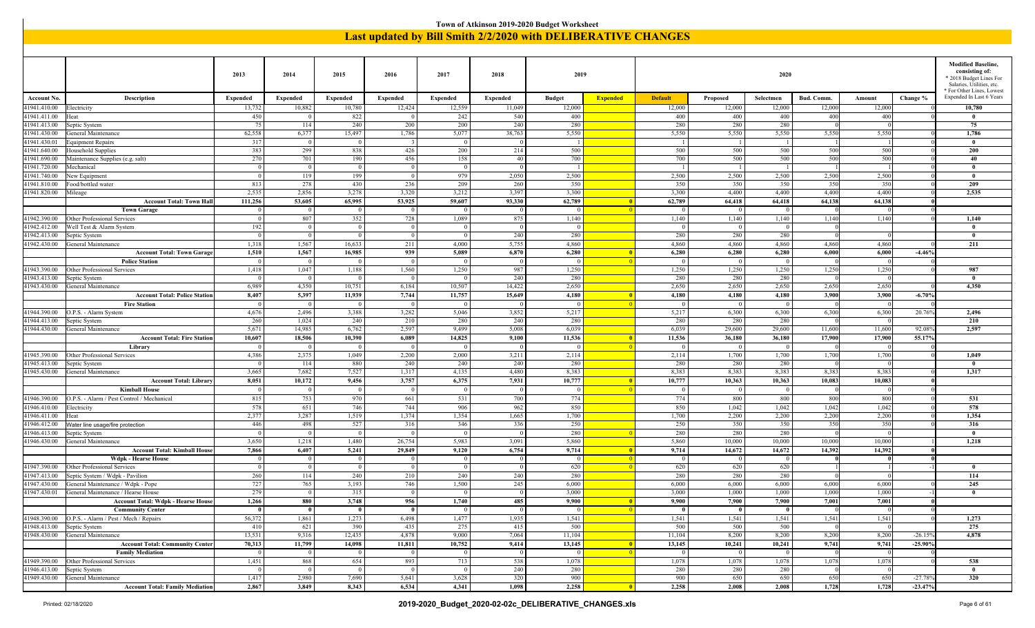# Town of Atkinson 2019-2020 Budget Worksheet

## Last updated by Bill Smith 2/2/2020 with DELIBERATIVE CHANGES

| | | 2013 | 2014 | 2015 | 2016 | 2017 | 2018 | 2019 | | 2020 | | | | | | Modified Baseline, consisting of: * 2018 Budget Lines For Salaries, Utilities, etc. * For Other Lines, Lowest Expended In Last 6 Years |
|---|---|---|---|---|---|---|---|---|---|---|---|---|---|---|---|---|
| Account No. | Description | Expended | Expended | Expended | Expended | Expended | Expended | Budget | Expended | Default | Proposed | Selectmen | Bud. Comm. | Amount | Change % | |
| 41941.410.00 | Electricity | 13,732 | 10,882 | 10,780 | 12,424 | 12,559 | 11,049 | 12,000 | | 12,000 | 12,000 | 12,000 | 12,000 | 12,000 | 0 | 10,780 |
| 41941.411.00 | Heat | 450 | 0 | 822 | 0 | 242 | 540 | 400 | | 400 | 400 | 400 | 400 | 400 | | 0 |
| 41941.413.00 | Septic System | 75 | 114 | 240 | 200 | 200 | 240 | 280 | | 280 | 280 | 280 | 0 | 0 | | 75 |
| 41941.430.00 | General Maintenance | 62,558 | 6,377 | 15,497 | 1,786 | 5,077 | 38,763 | 5,550 | | 5,550 | 5,550 | 5,550 | 5,550 | 5,550 | 0 | 1,786 |
| 41941.430.01 | Equipment Repairs | 317 | 0 | 0 | 3 | 0 | 0 | 1 | | 1 | 1 | 1 | 1 | 1 | 0 | 0 |
| 41941.640.00 | Household Supplies | 383 | 299 | 838 | 426 | 200 | 214 | 500 | | 500 | 500 | 500 | 500 | 500 | 0 | 200 |
| 41941.690.00 | Maintenance Supplies (e.g. salt) | 270 | 701 | 190 | 456 | 158 | 40 | 700 | | 700 | 500 | 500 | 500 | 500 | 0 | 40 |
| 41941.720.00 | Mechanical | 0 | 0 | 0 | 0 | 0 | 0 | 1 | | 1 | 1 | 1 | 1 | 1 | 0 | 0 |
| 41941.740.00 | New Equipment | 0 | 119 | 199 | 0 | 979 | 2,050 | 2,500 | | 2,500 | 2,500 | 2,500 | 2,500 | 2,500 | 0 | 0 |
| 41941.810.00 | Food/bottled water | 813 | 278 | 430 | 236 | 209 | 260 | 350 | | 350 | 350 | 350 | 350 | 350 | 0 | 209 |
| 41941.820.00 | Mileage | 2,535 | 2,856 | 3,278 | 3,320 | 3,212 | 3,397 | 3,300 | | 3,300 | 4,400 | 4,400 | 4,400 | 4,400 | 0 | 2,535 |
| | **Account Total: Town Hall** | **111,256** | **53,605** | **65,995** | **53,925** | **59,607** | **93,330** | **62,789** | **0** | **62,789** | **64,418** | **64,418** | **64,138** | **64,138** | **0** | |
| | **Town Garage** | 0 | 0 | 0 | 0 | 0 | 0 | 0 | 0 | 0 | 0 | 0 | 0 | 0 | 0 | |
| 41942.390.00 | Other Professional Services | 0 | 807 | 352 | 728 | 1,089 | 875 | 1,140 | | 1,140 | 1,140 | 1,140 | 1,140 | 1,140 | 0 | 1,140 |
| 41942.412.00 | Well Test & Alarm System | 192 | 0 | 0 | 0 | 0 | 0 | 0 | | 0 | 0 | 0 | 0 | | | 0 |
| 41942.413.00 | Septic System | 0 | 0 | 0 | 0 | 0 | 240 | 280 | | 280 | 280 | 280 | 0 | 0 | | 0 |
| 41942.430.00 | General Maintenance | 1,318 | 1,567 | 16,633 | 211 | 4,000 | 5,755 | 4,860 | | 4,860 | 4,860 | 4,860 | 4,860 | 4,860 | 0 | 211 |
| | **Account Total: Town Garage** | **1,510** | **1,567** | **16,985** | **939** | **5,089** | **6,870** | **6,280** | **0** | **6,280** | **6,280** | **6,280** | **6,000** | **6,000** | **-4.46%** | |
| | **Police Station** | 0 | 0 | 0 | 0 | 0 | 0 | 0 | 0 | 0 | 0 | 0 | 0 | 0 | 0 | |
| 41943.390.00 | Other Professional Services | 1,418 | 1,047 | 1,188 | 1,560 | 1,250 | 987 | 1,250 | | 1,250 | 1,250 | 1,250 | 1,250 | 1,250 | 0 | 987 |
| 41943.413.00 | Septic System | 0 | 0 | 0 | 0 | 0 | 240 | 280 | | 280 | 280 | 280 | 0 | 0 | | 0 |
| 41943.430.00 | General Maintenance | 6,989 | 4,350 | 10,751 | 6,184 | 10,507 | 14,422 | 2,650 | | 2,650 | 2,650 | 2,650 | 2,650 | 2,650 | 0 | 4,350 |
| | **Account Total: Police Station** | **8,407** | **5,397** | **11,939** | **7,744** | **11,757** | **15,649** | **4,180** | **0** | **4,180** | **4,180** | **4,180** | **3,900** | **3,900** | **-6.70%** | |
| | **Fire Station** | 0 | 0 | 0 | 0 | 0 | 0 | 0 | 0 | 0 | 0 | 0 | 0 | 0 | 0 | |
| 41944.390.00 | O.P.S. - Alarm System | 4,676 | 2,496 | 3,388 | 3,282 | 5,046 | 3,852 | 5,217 | | 5,217 | 6,300 | 6,300 | 6,300 | 6,300 | 20.76% | 2,496 |
| 41944.413.00 | Septic System | 260 | 1,024 | 240 | 210 | 280 | 240 | 280 | | 280 | 280 | 280 | 0 | 0 | | 210 |
| 41944.430.00 | General Maintenance | 5,671 | 14,985 | 6,762 | 2,597 | 9,499 | 5,008 | 6,039 | | 6,039 | 29,600 | 29,600 | 11,600 | 11,600 | 92.08% | 2,597 |
| | **Account Total: Fire Station** | **10,607** | **18,506** | **10,390** | **6,089** | **14,825** | **9,100** | **11,536** | **0** | **11,536** | **36,180** | **36,180** | **17,900** | **17,900** | **55.17%** | |
| | **Library** | 0 | 0 | 0 | 0 | 0 | 0 | 0 | 0 | 0 | 0 | 0 | 0 | 0 | 0 | |
| 41945.390.00 | Other Professional Services | 4,386 | 2,375 | 1,049 | 2,200 | 2,000 | 3,211 | 2,114 | | 2,114 | 1,700 | 1,700 | 1,700 | 1,700 | 0 | 1,049 |
| 41945.413.00 | Septic System | 0 | 114 | 880 | 240 | 240 | 240 | 280 | | 280 | 280 | 280 | 0 | 0 | | 0 |
| 41945.430.00 | General Maintenance | 3,665 | 7,682 | 7,527 | 1,317 | 4,135 | 4,480 | 8,383 | | 8,383 | 8,383 | 8,383 | 8,383 | 8,383 | 0 | 1,317 |
| | **Account Total: Library** | **8,051** | **10,172** | **9,456** | **3,757** | **6,375** | **7,931** | **10,777** | **0** | **10,777** | **10,363** | **10,363** | **10,083** | **10,083** | **0** | |
| | **Kimball House** | 0 | 0 | 0 | 0 | 0 | 0 | 0 | 0 | 0 | 0 | 0 | 0 | 0 | 0 | |
| 41946.390.00 | O.P.S. - Alarm / Pest Control / Mechanical | 815 | 753 | 970 | 661 | 531 | 700 | 774 | | 774 | 800 | 800 | 800 | 800 | 0 | 531 |
| 41946.410.00 | Electricity | 578 | 651 | 746 | 744 | 906 | 962 | 850 | | 850 | 1,042 | 1,042 | 1,042 | 1,042 | 0 | 578 |
| 41946.411.00 | Heat | 2,377 | 3,287 | 1,519 | 1,374 | 1,354 | 1,665 | 1,700 | | 1,700 | 2,200 | 2,200 | 2,200 | 2,200 | 0 | 1,354 |
| 41946.412.00 | Water line usage/fire protection | 446 | 498 | 527 | 316 | 346 | 336 | 250 | | 250 | 350 | 350 | 350 | 350 | 0 | 316 |
| 41946.413.00 | Septic System | 0 | 0 | 0 | 0 | 0 | 0 | 280 | 0 | 280 | 280 | 280 | 0 | 0 | | 0 |
| 41946.430.00 | General Maintenance | 3,650 | 1,218 | 1,480 | 26,754 | 5,983 | 3,091 | 5,860 | | 5,860 | 10,000 | 10,000 | 10,000 | 10,000 | 1 | 1,218 |
| | **Account Total: Kimball House** | **7,866** | **6,407** | **5,241** | **29,849** | **9,120** | **6,754** | **9,714** | **0** | **9,714** | **14,672** | **14,672** | **14,392** | **14,392** | **0** | |
| | **Wdpk - Hearse House** | 0 | 0 | 0 | 0 | 0 | 0 | 0 | 0 | 0 | 0 | 0 | 0 | 0 | 0 | |
| 41947.390.00 | Other Professional Services | 0 | 0 | 0 | 0 | 0 | 0 | 620 | 0 | 620 | 620 | 620 | 1 | 1 | -1 | 0 |
| 41947.413.00 | Septic System / Wdpk - Pavilion | 260 | 114 | 240 | 210 | 240 | 240 | 280 | | 280 | 280 | 280 | 0 | 0 | | 114 |
| 41947.430.00 | General Maintenance / Wdpk - Pope | 727 | 765 | 3,193 | 746 | 1,500 | 245 | 6,000 | | 6,000 | 6,000 | 6,000 | 6,000 | 6,000 | 0 | 245 |
| 41947.430.01 | General Maintenance / Hearse House | 279 | 0 | 315 | 0 | 0 | 0 | 3,000 | | 3,000 | 1,000 | 1,000 | 1,000 | 1,000 | -1 | 0 |
| | **Account Total: Wdpk - Hearse House** | **1,266** | **880** | **3,748** | **956** | **1,740** | **485** | **9,900** | **0** | **9,900** | **7,900** | **7,900** | **7,001** | **7,001** | **0** | |
| | **Community Center** | **0** | **0** | **0** | **0** | 0 | 0 | 0 | 0 | **0** | **0** | **0** | 0 | 0 | 0 | |
| 41948.390.00 | O.P.S. - Alarm / Pest / Mech / Repairs | 56,372 | 1,861 | 1,273 | 6,498 | 1,477 | 1,935 | 1,541 | | 1,541 | 1,541 | 1,541 | 1,541 | 1,541 | 0 | 1,273 |
| 41948.413.00 | Septic System | 410 | 621 | 390 | 435 | 275 | 415 | 500 | | 500 | 500 | 500 | 0 | 0 | | 275 |
| 41948.430.00 | General Maintenance | 13,531 | 9,316 | 12,435 | 4,878 | 9,000 | 7,064 | 11,104 | | 11,104 | 8,200 | 8,200 | 8,200 | 8,200 | -26.15% | 4,878 |
| | **Account Total: Community Center** | **70,313** | **11,799** | **14,098** | **11,811** | **10,752** | **9,414** | **13,145** | **0** | **13,145** | **10,241** | **10,241** | **9,741** | **9,741** | **-25.90%** | |
| | **Family Mediation** | 0 | 0 | 0 | 0 | 0 | 0 | 0 | 0 | 0 | 0 | 0 | 0 | 0 | 0 | |
| 41949.390.00 | Other Professional Services | 1,451 | 868 | 654 | 893 | 713 | 538 | 1,078 | | 1,078 | 1,078 | 1,078 | 1,078 | 1,078 | 0 | 538 |
| 41946.413.00 | Septic System | 0 | 0 | 0 | 0 | 0 | 240 | 280 | | 280 | 280 | 280 | 0 | 0 | | 0 |
| 41949.430.00 | General Maintenance | 1,417 | 2,980 | 7,690 | 5,641 | 3,628 | 320 | 900 | | 900 | 650 | 650 | 650 | 650 | -27.78% | 320 |
| | **Account Total: Family Mediation** | **2,867** | **3,849** | **8,343** | **6,534** | **4,341** | **1,098** | **2,258** | **0** | **2,258** | **2,008** | **2,008** | **1,728** | **1,728** | **-23.47%** | |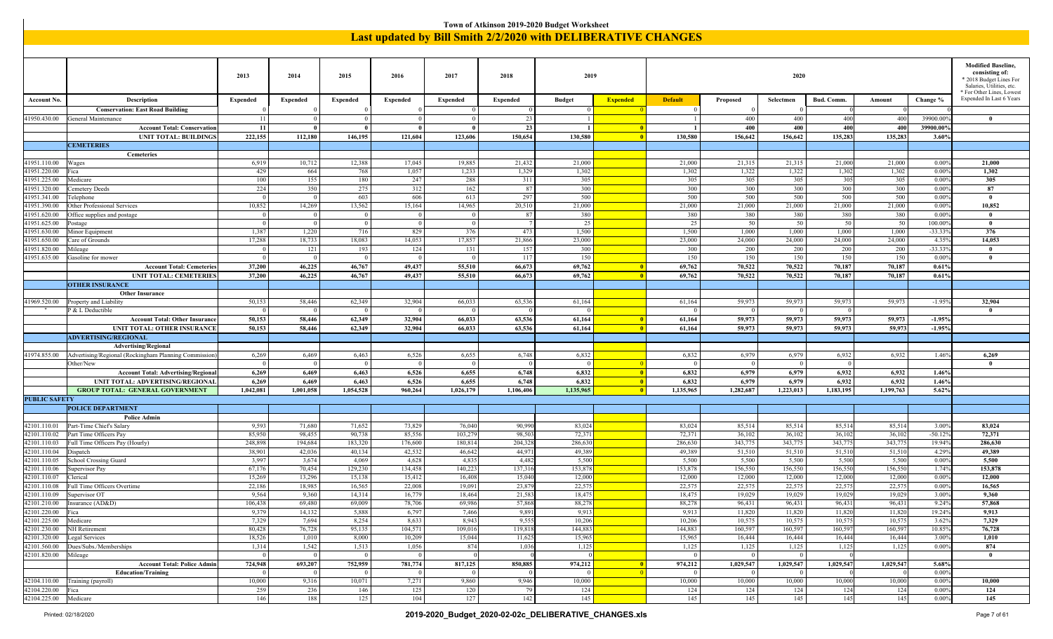# Town of Atkinson 2019-2020 Budget Worksheet

## Last updated by Bill Smith 2/2/2020 with DELIBERATIVE CHANGES

| Account No. | Description | 2013 Expended | 2014 Expended | 2015 Expended | 2016 Expended | 2017 Expended | 2018 Expended | 2019 Budget | 2019 Expended | 2020 Default | 2020 Proposed | 2020 Selectmen | 2020 Bud. Comm. | 2020 Amount | Change % | Modified Baseline, consisting of: * 2018 Budget Lines For Salaries, Utilities, etc. * For Other Lines, Lowest Expended In Last 6 Years |
|---|---|---|---|---|---|---|---|---|---|---|---|---|---|---|---|---|
| | **Conservation: East Road Building** | 0 | 0 | 0 | 0 | 0 | 0 | 0 | 0 | 0 | 0 | 0 | 0 | 0 | | |
| 41950.430.00 | General Maintenance | 11 | 0 | 0 | 0 | 0 | 23 | 1 | | 1 | 400 | 400 | 400 | 400 | 39900.00% | 0 |
| | **Account Total: Conservation** | **11** | **0** | **0** | **0** | **0** | **23** | **1** | **0** | **1** | **400** | **400** | **400** | **400** | **39900.00%** | |
| | **UNIT TOTAL: BUILDINGS** | **222,155** | **112,180** | **146,195** | **121,604** | **123,606** | **150,654** | **130,580** | **0** | **130,580** | **156,642** | **156,642** | **135,283** | **135,283** | **3.60%** | |
| | **CEMETERIES** | | | | | | | | | | | | | | | |
| | **Cemeteries** | | | | | | | | | | | | | | | |
| 41951.110.00 | Wages | 6,919 | 10,712 | 12,388 | 17,045 | 19,885 | 21,432 | 21,000 | | 21,000 | 21,315 | 21,315 | 21,000 | 21,000 | 0.00% | 21,000 |
| 41951.220.00 | Fica | 429 | 664 | 768 | 1,057 | 1,233 | 1,329 | 1,302 | | 1,302 | 1,322 | 1,322 | 1,302 | 1,302 | 0.00% | 1,302 |
| 41951.225.00 | Medicare | 100 | 155 | 180 | 247 | 288 | 311 | 305 | | 305 | 305 | 305 | 305 | 305 | 0.00% | 305 |
| 41951.320.00 | Cemetery Deeds | 224 | 350 | 275 | 312 | 162 | 87 | 300 | | 300 | 300 | 300 | 300 | 300 | 0.00% | 87 |
| 41951.341.00 | Telephone | 0 | 0 | 603 | 606 | 613 | 297 | 500 | | 500 | 500 | 500 | 500 | 500 | 0.00% | 0 |
| 41951.390.00 | Other Professional Services | 10,852 | 14,269 | 13,562 | 15,164 | 14,965 | 20,510 | 21,000 | | 21,000 | 21,000 | 21,000 | 21,000 | 21,000 | 0.00% | 10,852 |
| 41951.620.00 | Office supplies and postage | 0 | 0 | 0 | 0 | 0 | 87 | 380 | | 380 | 380 | 380 | 380 | 380 | 0.00% | 0 |
| 41951.625.00 | Postage | 0 | 0 | 0 | 0 | 0 | 7 | 25 | | 25 | 50 | 50 | 50 | 50 | 100.00% | 0 |
| 41951.630.00 | Minor Equipment | 1,387 | 1,220 | 716 | 829 | 376 | 473 | 1,500 | | 1,500 | 1,000 | 1,000 | 1,000 | 1,000 | -33.33% | 376 |
| 41951.650.00 | Care of Grounds | 17,288 | 18,733 | 18,083 | 14,053 | 17,857 | 21,866 | 23,000 | | 23,000 | 24,000 | 24,000 | 24,000 | 24,000 | 4.35% | 14,053 |
| 41951.820.00 | Mileage | 0 | 121 | 193 | 124 | 131 | 157 | 300 | | 300 | 200 | 200 | 200 | 200 | -33.33% | 0 |
| 41951.635.00 | Gasoline for mower | 0 | 0 | 0 | 0 | 0 | 117 | 150 | | 150 | 150 | 150 | 150 | 150 | 0.00% | 0 |
| | **Account Total: Cemeteries** | **37,200** | **46,225** | **46,767** | **49,437** | **55,510** | **66,673** | **69,762** | **0** | **69,762** | **70,522** | **70,522** | **70,187** | **70,187** | **0.61%** | |
| | **UNIT TOTAL: CEMETERIES** | **37,200** | **46,225** | **46,767** | **49,437** | **55,510** | **66,673** | **69,762** | **0** | **69,762** | **70,522** | **70,522** | **70,187** | **70,187** | **0.61%** | |
| | **OTHER INSURANCE** | | | | | | | | | | | | | | | |
| | **Other Insurance** | | | | | | | | | | | | | | | |
| 41969.520.00 | Property and Liability | 50,153 | 58,446 | 62,349 | 32,904 | 66,033 | 63,536 | 61,164 | | 61,164 | 59,973 | 59,973 | 59,973 | 59,973 | -1.95% | 32,904 |
| " | P & L Deductible | 0 | 0 | 0 | 0 | 0 | 0 | 0 | | 0 | 0 | 0 | 0 | | | 0 |
| | **Account Total: Other Insurance** | **50,153** | **58,446** | **62,349** | **32,904** | **66,033** | **63,536** | **61,164** | **0** | **61,164** | **59,973** | **59,973** | **59,973** | **59,973** | **-1.95%** | |
| | **UNIT TOTAL: OTHER INSURANCE** | **50,153** | **58,446** | **62,349** | **32,904** | **66,033** | **63,536** | **61,164** | **0** | **61,164** | **59,973** | **59,973** | **59,973** | **59,973** | **-1.95%** | |
| | **ADVERTISING/REGIONAL** | | | | | | | | | | | | | | | |
| | **Advertising/Regional** | | | | | | | | | | | | | | | |
| 41974.855.00 | Advertising/Regional (Rockingham Planning Commission) | 6,269 | 6,469 | 6,463 | 6,526 | 6,655 | 6,748 | 6,832 | | 6,832 | 6,979 | 6,979 | 6,932 | 6,932 | 1.46% | 6,269 |
| | Other/New | 0 | 0 | 0 | 0 | 0 | 0 | 0 | 0 | 0 | 0 | 0 | 0 | | | 0 |
| | **Account Total: Advertising/Regional** | **6,269** | **6,469** | **6,463** | **6,526** | **6,655** | **6,748** | **6,832** | **0** | **6,832** | **6,979** | **6,979** | **6,932** | **6,932** | **1.46%** | |
| | **UNIT TOTAL: ADVERTISING/REGIONAL** | **6,269** | **6,469** | **6,463** | **6,526** | **6,655** | **6,748** | **6,832** | **0** | **6,832** | **6,979** | **6,979** | **6,932** | **6,932** | **1.46%** | |
| | **GROUP TOTAL: GENERAL GOVERNMENT** | **1,042,081** | **1,001,058** | **1,054,528** | **960,264** | **1,026,179** | **1,106,406** | **1,135,965** | **0** | **1,135,965** | **1,282,687** | **1,223,013** | **1,183,195** | **1,199,763** | **5.62%** | |
| **PUBLIC SAFETY** | | | | | | | | | | | | | | | | |
| | **POLICE DEPARTMENT** | | | | | | | | | | | | | | | |
| | **Police Admin** | | | | | | | | | | | | | | | |
| 42101.110.01 | Part-Time Chief's Salary | 9,593 | 71,680 | 71,652 | 73,829 | 76,040 | 90,990 | 83,024 | | 83,024 | 85,514 | 85,514 | 85,514 | 85,514 | 3.00% | 83,024 |
| 42101.110.02 | Part Time Officers Pay | 85,950 | 98,455 | 90,738 | 85,556 | 103,279 | 98,503 | 72,371 | | 72,371 | 36,102 | 36,102 | 36,102 | 36,102 | -50.12% | 72,371 |
| 42101.110.03 | Full Time Officers Pay (Hourly) | 248,898 | 194,684 | 183,320 | 176,600 | 180,814 | 204,328 | 286,630 | | 286,630 | 343,775 | 343,775 | 343,775 | 343,775 | 19.94% | 286,630 |
| 42101.110.04 | Dispatch | 38,901 | 42,036 | 40,134 | 42,532 | 46,642 | 44,971 | 49,389 | | 49,389 | 51,510 | 51,510 | 51,510 | 51,510 | 4.29% | 49,389 |
| 42101.110.05 | School Crossing Guard | 3,997 | 3,674 | 4,069 | 4,628 | 4,835 | 4,482 | 5,500 | | 5,500 | 5,500 | 5,500 | 5,500 | 5,500 | 0.00% | 5,500 |
| 42101.110.06 | Supervisor Pay | 67,176 | 70,454 | 129,230 | 134,458 | 140,223 | 137,316 | 153,878 | | 153,878 | 156,550 | 156,550 | 156,550 | 156,550 | 1.74% | 153,878 |
| 42101.110.07 | Clerical | 15,269 | 13,296 | 15,138 | 15,412 | 16,408 | 15,040 | 12,000 | | 12,000 | 12,000 | 12,000 | 12,000 | 12,000 | 0.00% | 12,000 |
| 42101.110.08 | Full Time Officers Overtime | 22,186 | 18,985 | 16,565 | 22,008 | 19,091 | 23,879 | 22,575 | | 22,575 | 22,575 | 22,575 | 22,575 | 22,575 | 0.00% | 16,565 |
| 42101.110.09 | Supervisor OT | 9,564 | 9,360 | 14,314 | 16,779 | 18,464 | 21,583 | 18,475 | | 18,475 | 19,029 | 19,029 | 19,029 | 19,029 | 3.00% | 9,360 |
| 42101.210.00 | Insurance (AD&D) | 106,438 | 69,480 | 69,009 | 78,706 | 69,986 | 57,868 | 88,278 | | 88,278 | 96,431 | 96,431 | 96,431 | 96,431 | 9.24% | 57,868 |
| 42101.220.00 | Fica | 9,379 | 14,132 | 5,888 | 6,797 | 7,466 | 9,891 | 9,913 | | 9,913 | 11,820 | 11,820 | 11,820 | 11,820 | 19.24% | 9,913 |
| 42101.225.00 | Medicare | 7,329 | 7,694 | 8,254 | 8,633 | 8,943 | 9,555 | 10,206 | | 10,206 | 10,575 | 10,575 | 10,575 | 10,575 | 3.62% | 7,329 |
| 42101.230.00 | NH Retirement | 80,428 | 76,728 | 95,135 | 104,571 | 109,016 | 119,818 | 144,883 | | 144,883 | 160,597 | 160,597 | 160,597 | 160,597 | 10.85% | 76,728 |
| 42101.320.00 | Legal Services | 18,526 | 1,010 | 8,000 | 10,209 | 15,044 | 11,625 | 15,965 | | 15,965 | 16,444 | 16,444 | 16,444 | 16,444 | 3.00% | 1,010 |
| 42101.560.00 | Dues/Subs./Memberships | 1,314 | 1,542 | 1,513 | 1,056 | 874 | 1,036 | 1,125 | | 1,125 | 1,125 | 1,125 | 1,125 | 1,125 | 0.00% | 874 |
| 42101.820.00 | Mileage | 0 | 0 | 0 | 0 | 0 | 0 | 0 | | 0 | 0 | 0 | 0 | | | 0 |
| | **Account Total: Police Admin** | **724,948** | **693,207** | **752,959** | **781,774** | **817,125** | **850,885** | **974,212** | **0** | **974,212** | **1,029,547** | **1,029,547** | **1,029,547** | **1,029,547** | **5.68%** | |
| | **Education/Training** | 0 | 0 | 0 | 0 | 0 | 0 | 0 | 0 | 0 | 0 | 0 | 0 | 0 | 0.00% | |
| 42104.110.00 | Training (payroll) | 10,000 | 9,316 | 10,071 | 7,271 | 9,860 | 9,946 | 10,000 | | 10,000 | 10,000 | 10,000 | 10,000 | 10,000 | 0.00% | 10,000 |
| 42104.220.00 | Fica | 259 | 236 | 146 | 125 | 120 | 79 | 124 | | 124 | 124 | 124 | 124 | 124 | 0.00% | 124 |
| 42104.225.00 | Medicare | 146 | 188 | 125 | 104 | 127 | 142 | 145 | | 145 | 145 | 145 | 145 | 145 | 0.00% | 145 |

Printed: 02/18/2020 — 2019-2020_Budget_2020-02-02c_DELIBERATIVE_CHANGES.xls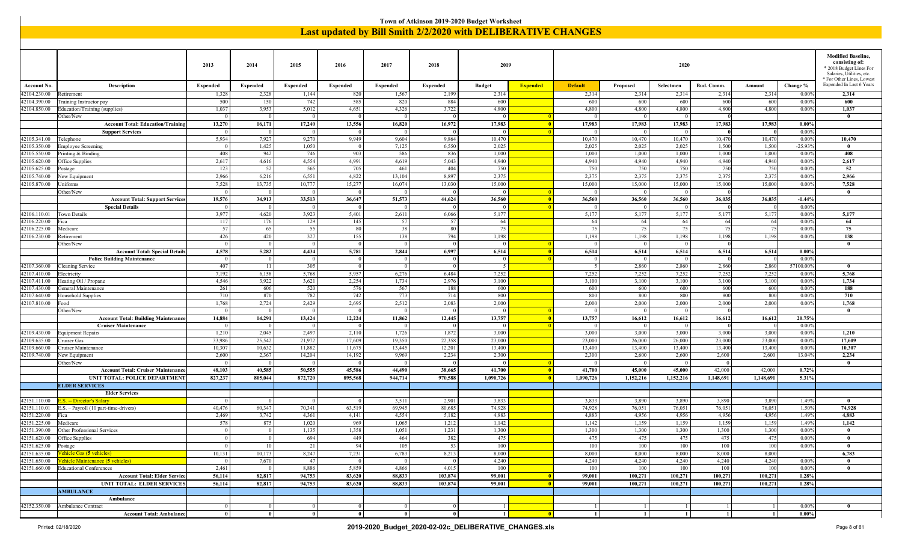**Town of Atkinson 2019-2020 Budget Worksheet**

# Last updated by Bill Smith 2/2/2020 with DELIBERATIVE CHANGES

| Account No. | Description | 2013 Expended | 2014 Expended | 2015 Expended | 2016 Expended | 2017 Expended | 2018 Expended | 2019 Budget | 2019 Expended | 2020 Default | 2020 Proposed | 2020 Selectmen | 2020 Bud. Comm. | 2020 Amount | 2020 Change % | Modified Baseline, consisting of: * 2018 Budget Lines For Salaries, Utilities, etc. * For Other Lines, Lowest Expended In Last 6 Years |
|---|---|---|---|---|---|---|---|---|---|---|---|---|---|---|---|---|
| 42104.230.00 | Retirement | 1,328 | 2,328 | 1,144 | 820 | 1,567 | 2,199 | 2,314 | | 2,314 | 2,314 | 2,314 | 2,314 | 2,314 | 0.00% | 2,314 |
| 42104.390.00 | Training Instructor pay | 500 | 150 | 742 | 585 | 820 | 884 | 600 | | 600 | 600 | 600 | 600 | 600 | 0.00% | 600 |
| 42104.850.00 | Education/Training (supplies) | 1,037 | 3,953 | 5,012 | 4,651 | 4,326 | 3,722 | 4,800 | | 4,800 | 4,800 | 4,800 | 4,800 | 4,800 | 0.00% | 1,037 |
| | Other/New | 0 | 0 | 0 | 0 | 0 | 0 | 0 | 0 | 0 | 0 | 0 | 0 | | | 0 |
| | **Account Total: Education/Training** | **13,270** | **16,171** | **17,240** | **13,556** | **16,820** | **16,972** | **17,983** | **0** | **17,983** | **17,983** | **17,983** | **17,983** | **17,983** | **0.00%** | |
| | **Support Services** | 0 | 0 | 0 | 0 | 0 | 0 | 0 | 0 | 0 | 0 | 0 | 0 | 0 | 0.00% | |
| 42105.341.00 | Telephone | 5,934 | 7,927 | 9,270 | 9,949 | 9,604 | 9,864 | 10,470 | | 10,470 | 10,470 | 10,470 | 10,470 | 10,470 | 0.00% | 10,470 |
| 42105.350.00 | Employee Screening | 0 | 1,425 | 1,050 | 0 | 7,125 | 6,550 | 2,025 | | 2,025 | 2,025 | 2,025 | 1,500 | 1,500 | -25.93% | 0 |
| 42105.550.00 | Printing & Binding | 408 | 942 | 746 | 903 | 586 | 836 | 1,000 | | 1,000 | 1,000 | 1,000 | 1,000 | 1,000 | 0.00% | 408 |
| 42105.620.00 | Office Supplies | 2,617 | 4,616 | 4,554 | 4,991 | 4,619 | 5,043 | 4,940 | | 4,940 | 4,940 | 4,940 | 4,940 | 4,940 | 0.00% | 2,617 |
| 42105.625.00 | Postage | 123 | 52 | 565 | 705 | 461 | 404 | 750 | | 750 | 750 | 750 | 750 | 750 | 0.00% | 52 |
| 42105.740.00 | New Equipment | 2,966 | 6,216 | 6,551 | 4,822 | 13,104 | 8,897 | 2,375 | | 2,375 | 2,375 | 2,375 | 2,375 | 2,375 | 0.00% | 2,966 |
| 42105.870.00 | Uniforms | 7,528 | 13,735 | 10,777 | 15,277 | 16,074 | 13,030 | 15,000 | | 15,000 | 15,000 | 15,000 | 15,000 | 15,000 | 0.00% | 7,528 |
| | Other/New | 0 | 0 | 0 | 0 | 0 | 0 | 0 | 0 | 0 | 0 | 0 | 0 | | | 0 |
| | **Account Total: Support Services** | **19,576** | **34,913** | **33,513** | **36,647** | **51,573** | **44,624** | **36,560** | **0** | **36,560** | **36,560** | **36,560** | **36,035** | **36,035** | **-1.44%** | |
| | **Special Details** | 0 | 0 | 0 | 0 | 0 | 0 | 0 | 0 | 0 | 0 | 0 | 0 | 0 | 0.00% | |
| 42106.110.01 | Town Details | 3,977 | 4,620 | 3,923 | 5,401 | 2,611 | 6,066 | 5,177 | | 5,177 | 5,177 | 5,177 | 5,177 | 5,177 | 0.00% | 5,177 |
| 42106.220.00 | Fica | 117 | 176 | 129 | 145 | 57 | 57 | 64 | | 64 | 64 | 64 | 64 | 64 | 0.00% | 64 |
| 42106.225.00 | Medicare | 57 | 65 | 55 | 80 | 38 | 80 | 75 | | 75 | 75 | 75 | 75 | 75 | 0.00% | 75 |
| 42106.230.00 | Retirement | 426 | 420 | 327 | 155 | 138 | 794 | 1,198 | | 1,198 | 1,198 | 1,198 | 1,198 | 1,198 | 0.00% | 138 |
| | Other/New | 0 | 0 | 0 | 0 | 0 | 0 | 0 | 0 | 0 | 0 | 0 | 0 | | | 0 |
| | **Account Total: Special Details** | **4,578** | **5,282** | **4,434** | **5,781** | **2,844** | **6,997** | **6,514** | **0** | **6,514** | **6,514** | **6,514** | **6,514** | **6,514** | **0.00%** | |
| | **Police Building Maintenance** | 0 | 0 | 0 | 0 | 0 | 0 | 0 | 0 | 0 | 0 | 0 | 0 | 0 | 0.00% | |
| 42107.360.00 | Cleaning Service | 407 | 11 | 305 | 0 | 0 | 0 | 5 | | 5 | 2,860 | 2,860 | 2,860 | 2,860 | 57100.00% | 0 |
| 42107.410.00 | Electricity | 7,192 | 6,158 | 5,768 | 5,957 | 6,276 | 6,484 | 7,252 | | 7,252 | 7,252 | 7,252 | 7,252 | 7,252 | 0.00% | 5,768 |
| 42107.411.00 | Heating Oil / Propane | 4,546 | 3,922 | 3,621 | 2,254 | 1,734 | 2,976 | 3,100 | | 3,100 | 3,100 | 3,100 | 3,100 | 3,100 | 0.00% | 1,734 |
| 42107.430.00 | General Maintenance | 261 | 606 | 520 | 576 | 567 | 188 | 600 | | 600 | 600 | 600 | 600 | 600 | 0.00% | 188 |
| 42107.640.00 | Household Supplies | 710 | 870 | 782 | 742 | 773 | 714 | 800 | | 800 | 800 | 800 | 800 | 800 | 0.00% | 710 |
| 42107.810.00 | Food | 1,768 | 2,724 | 2,429 | 2,695 | 2,512 | 2,083 | 2,000 | | 2,000 | 2,000 | 2,000 | 2,000 | 2,000 | 0.00% | 1,768 |
| | Other/New | 0 | 0 | 0 | 0 | 0 | 0 | 0 | 0 | 0 | 0 | 0 | 0 | | | 0 |
| | **Account Total: Building Maintenance** | **14,884** | **14,291** | **13,424** | **12,224** | **11,862** | **12,445** | **13,757** | **0** | **13,757** | **16,612** | **16,612** | **16,612** | **16,612** | **20.75%** | |
| | **Cruiser Maintenance** | 0 | 0 | 0 | 0 | 0 | 0 | 0 | 0 | 0 | 0 | 0 | 0 | 0 | 0.00% | |
| 42109.430.00 | Equipment Repairs | 1,210 | 2,045 | 2,497 | 2,110 | 1,726 | 1,872 | 3,000 | | 3,000 | 3,000 | 3,000 | 3,000 | 3,000 | 0.00% | 1,210 |
| 42109.635.00 | Cruiser Gas | 33,986 | 25,542 | 21,972 | 17,609 | 19,350 | 22,358 | 23,000 | | 23,000 | 26,000 | 26,000 | 23,000 | 23,000 | 0.00% | 17,609 |
| 42109.660.00 | Cruiser Maintenance | 10,307 | 10,632 | 11,882 | 11,675 | 13,445 | 12,201 | 13,400 | | 13,400 | 13,400 | 13,400 | 13,400 | 13,400 | 0.00% | 10,307 |
| 42109.740.00 | New Equipment | 2,600 | 2,367 | 14,204 | 14,192 | 9,969 | 2,234 | 2,300 | | 2,300 | 2,600 | 2,600 | 2,600 | 2,600 | 13.04% | 2,234 |
| | Other/New | 0 | 0 | 0 | 0 | 0 | 0 | 0 | 0 | 0 | 0 | 0 | 0 | | | 0 |
| | **Account Total: Cruiser Maintenance** | **48,103** | **40,585** | **50,555** | **45,586** | **44,490** | **38,665** | **41,700** | **0** | **41,700** | **45,000** | **45,000** | **42,000** | **42,000** | **0.72%** | |
| | **UNIT TOTAL: POLICE DEPARTMENT** | **827,237** | **805,044** | **872,720** | **895,568** | **944,714** | **970,588** | **1,090,726** | **0** | **1,090,726** | **1,152,216** | **1,152,216** | **1,148,691** | **1,148,691** | **5.31%** | |
| | **ELDER SERVICES** | | | | | | | | | | | | | | | |
| | **Elder Services** | | | | | | | | | | | | | | | |
| 42151.110.00 | E.S. -- Director's Salary | 0 | 0 | 0 | 0 | 3,511 | 2,901 | 3,833 | | 3,833 | 3,890 | 3,890 | 3,890 | 3,890 | 1.49% | 0 |
| 42151.110.01 | E.S. – Payroll (10 part-time-drivers) | 40,476 | 60,347 | 70,341 | 63,519 | 69,945 | 80,685 | 74,928 | | 74,928 | 76,051 | 76,051 | 76,051 | 76,051 | 1.50% | 74,928 |
| 42151.220.00 | Fica | 2,469 | 3,742 | 4,361 | 4,141 | 4,554 | 5,182 | 4,883 | | 4,883 | 4,956 | 4,956 | 4,956 | 4,956 | 1.49% | 4,883 |
| 42151.225.00 | Medicare | 578 | 875 | 1,020 | 969 | 1,065 | 1,212 | 1,142 | | 1,142 | 1,159 | 1,159 | 1,159 | 1,159 | 1.49% | 1,142 |
| 42151.390.00 | Other Professional Services | 0 | 0 | 1,135 | 1,358 | 1,051 | 1,231 | 1,300 | | 1,300 | 1,300 | 1,300 | 1,300 | 1,300 | 0.00% | 0 |
| 42151.620.00 | Office Supplies | 0 | 0 | 694 | 449 | 464 | 382 | 475 | | 475 | 475 | 475 | 475 | 475 | 0.00% | 0 |
| 42151.625.00 | Postage | 0 | 10 | 21 | 94 | 105 | 53 | 100 | | 100 | 100 | 100 | 100 | 100 | 0.00% | 0 |
| 42151.635.00 | Vehicle Gas (5 vehicles) | 10,131 | 10,173 | 8,247 | 7,231 | 6,783 | 8,213 | 8,000 | | 8,000 | 8,000 | 8,000 | 8,000 | 8,000 | | 6,783 |
| 42151.650.00 | Vehicle Maintenance (5 vehicles) | 0 | 7,670 | 47 | 0 | 0 | 0 | 4,240 | | 4,240 | 4,240 | 4,240 | 4,240 | 4,240 | 0.00% | 0 |
| 42151.660.00 | Educational Conferences | 2,461 | 0 | 8,886 | 5,859 | 4,866 | 4,015 | 100 | | 100 | 100 | 100 | 100 | 100 | 0.00% | 0 |
| | **Account Total: Elder Service** | **56,114** | **82,817** | **94,753** | **83,620** | **88,833** | **103,874** | **99,001** | **0** | **99,001** | **100,271** | **100,271** | **100,271** | **100,271** | **1.28%** | |
| | **UNIT TOTAL: ELDER SERVICES** | **56,114** | **82,817** | **94,753** | **83,620** | **88,833** | **103,874** | **99,001** | **0** | **99,001** | **100,271** | **100,271** | **100,271** | **100,271** | **1.28%** | |
| | **AMBULANCE** | | | | | | | | | | | | | | | |
| | **Ambulance** | | | | | | | | | | | | | | | |
| 42152.350.00 | Ambulance Contract | 0 | 0 | 0 | 0 | 0 | 0 | 1 | | 1 | 1 | 1 | 1 | 1 | 0.00% | 0 |
| | **Account Total: Ambulance** | **0** | **0** | **0** | **0** | **0** | **0** | **1** | **0** | **1** | **1** | **1** | **1** | **1** | **0.00%** | |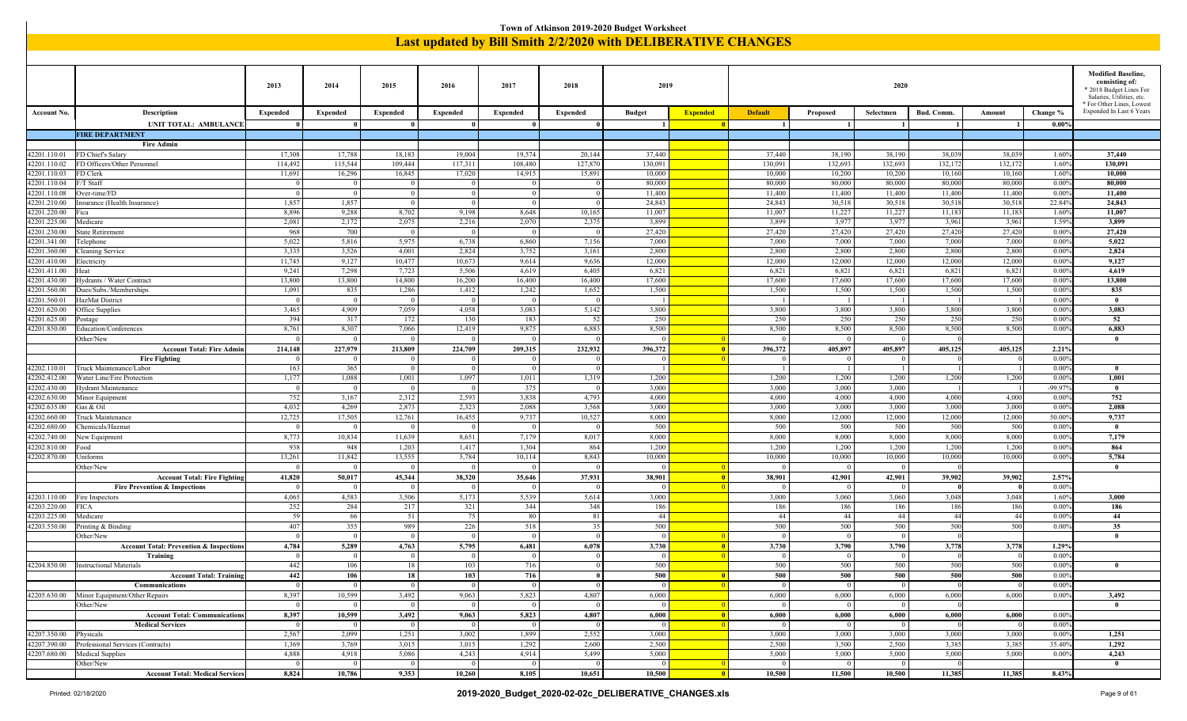# Town of Atkinson 2019-2020 Budget Worksheet

## Last updated by Bill Smith 2/2/2020 with DELIBERATIVE CHANGES

| Account No. | Description | 2013 Expended | 2014 Expended | 2015 Expended | 2016 Expended | 2017 Expended | 2018 Expended | 2019 Budget | 2019 Expended | 2020 Default | 2020 Proposed | 2020 Selectmen | 2020 Bud. Comm. | 2020 Amount | Change % | Modified Baseline, consisting of: * 2018 Budget Lines For Salaries, Utilities, etc. * For Other Lines, Lowest Expended In Last 6 Years |
|---|---|---|---|---|---|---|---|---|---|---|---|---|---|---|---|---|
| | UNIT TOTAL: AMBULANCE | 0 | 0 | 0 | 0 | 0 | 0 | 1 | 0 | 1 | 1 | 1 | 1 | 1 | 0.00% | |
| | **FIRE DEPARTMENT** | | | | | | | | | | | | | | | |
| | **Fire Admin** | | | | | | | | | | | | | | | |
| 42201.110.01 | FD Chief's Salary | 17,308 | 17,788 | 18,183 | 19,004 | 19,574 | 20,144 | 37,440 | | 37,440 | 38,190 | 38,190 | 38,039 | 38,039 | 1.60% | 37,440 |
| 42201.110.02 | FD Officers/Other Personnel | 114,492 | 115,544 | 109,444 | 117,311 | 108,480 | 127,870 | 130,091 | | 130,091 | 132,693 | 132,693 | 132,172 | 132,172 | 1.60% | 130,091 |
| 42201.110.03 | FD Clerk | 11,691 | 16,296 | 16,845 | 17,020 | 14,915 | 15,891 | 10,000 | | 10,000 | 10,200 | 10,200 | 10,160 | 10,160 | 1.60% | 10,000 |
| 42201.110.04 | F/T Staff | 0 | 0 | 0 | 0 | 0 | 0 | 80,000 | | 80,000 | 80,000 | 80,000 | 80,000 | 80,000 | 0.00% | 80,000 |
| 42201.110.08 | Over-time/FD | 0 | 0 | 0 | 0 | 0 | 0 | 11,400 | | 11,400 | 11,400 | 11,400 | 11,400 | 11,400 | 0.00% | 11,400 |
| 42201.210.00 | Insurance (Health Insurance) | 1,857 | 1,857 | 0 | 0 | 0 | 0 | 24,843 | | 24,843 | 30,518 | 30,518 | 30,518 | 30,518 | 22.84% | 24,843 |
| 42201.220.00 | Fica | 8,896 | 9,288 | 8,702 | 9,198 | 8,648 | 10,165 | 11,007 | | 11,007 | 11,227 | 11,227 | 11,183 | 11,183 | 1.60% | 11,007 |
| 42201.225.00 | Medicare | 2,081 | 2,172 | 2,075 | 2,216 | 2,070 | 2,375 | 3,899 | | 3,899 | 3,977 | 3,977 | 3,961 | 3,961 | 1.59% | 3,899 |
| 42201.230.00 | State Retirement | 968 | 700 | 0 | 0 | 0 | 0 | 27,420 | | 27,420 | 27,420 | 27,420 | 27,420 | 27,420 | 0.00% | 27,420 |
| 42201.341.00 | Telephone | 5,022 | 5,816 | 5,975 | 6,738 | 6,860 | 7,156 | 7,000 | | 7,000 | 7,000 | 7,000 | 7,000 | 7,000 | 0.00% | 5,022 |
| 42201.360.00 | Cleaning Service | 3,335 | 3,526 | 4,001 | 2,824 | 3,752 | 3,161 | 2,800 | | 2,800 | 2,800 | 2,800 | 2,800 | 2,800 | 0.00% | 2,824 |
| 42201.410.00 | Electricity | 11,745 | 9,127 | 10,477 | 10,673 | 9,614 | 9,636 | 12,000 | | 12,000 | 12,000 | 12,000 | 12,000 | 12,000 | 0.00% | 9,127 |
| 42201.411.00 | Heat | 9,241 | 7,298 | 7,723 | 5,506 | 4,619 | 6,405 | 6,821 | | 6,821 | 6,821 | 6,821 | 6,821 | 6,821 | 0.00% | 4,619 |
| 42201.430.00 | Hydrants / Water Contract | 13,800 | 13,800 | 14,800 | 16,200 | 16,400 | 16,400 | 17,600 | | 17,600 | 17,600 | 17,600 | 17,600 | 17,600 | 0.00% | 13,800 |
| 42201.560.00 | Dues/Subs./Memberships | 1,091 | 835 | 1,286 | 1,412 | 1,242 | 1,652 | 1,500 | | 1,500 | 1,500 | 1,500 | 1,500 | 1,500 | 0.00% | 835 |
| 42201.560.01 | HazMat District | 0 | 0 | 0 | 0 | 0 | 0 | 1 | | 1 | 1 | 1 | 1 | 1 | 0.00% | 0 |
| 42201.620.00 | Office Supplies | 3,465 | 4,909 | 7,059 | 4,058 | 3,083 | 5,142 | 3,800 | | 3,800 | 3,800 | 3,800 | 3,800 | 3,800 | 0.00% | 3,083 |
| 42201.625.00 | Postage | 394 | 317 | 172 | 130 | 183 | 52 | 250 | | 250 | 250 | 250 | 250 | 250 | 0.00% | 52 |
| 42201.850.00 | Education/Conferences | 8,761 | 8,307 | 7,066 | 12,419 | 9,875 | 6,883 | 8,500 | | 8,500 | 8,500 | 8,500 | 8,500 | 8,500 | 0.00% | 6,883 |
| | Other/New | 0 | 0 | 0 | 0 | 0 | 0 | 0 | 0 | 0 | 0 | 0 | 0 | | | 0 |
| | **Account Total: Fire Admin** | **214,148** | **227,979** | **213,809** | **224,709** | **209,315** | **232,932** | **396,372** | **0** | **396,372** | **405,897** | **405,897** | **405,125** | **405,125** | **2.21%** | |
| | **Fire Fighting** | 0 | 0 | 0 | 0 | 0 | 0 | 0 | 0 | 0 | 0 | 0 | 0 | 0 | 0.00% | |
| 42202.110.01 | Truck Maintenance/Labor | 163 | 365 | 0 | 0 | 0 | 0 | 1 | | 1 | 1 | 1 | 1 | 1 | 0.00% | 0 |
| 42202.412.00 | Water Line/Fire Protection | 1,177 | 1,088 | 1,001 | 1,097 | 1,011 | 1,319 | 1,200 | | 1,200 | 1,200 | 1,200 | 1,200 | 1,200 | 0.00% | 1,001 |
| 42202.430.00 | Hydrant Maintenance | 0 | 0 | 0 | 0 | 375 | 0 | 3,000 | | 3,000 | 3,000 | 3,000 | 1 | 1 | -99.97% | 0 |
| 42202.630.00 | Minor Equipment | 752 | 3,167 | 2,312 | 2,593 | 3,838 | 4,793 | 4,000 | | 4,000 | 4,000 | 4,000 | 4,000 | 4,000 | 0.00% | 752 |
| 42202.635.00 | Gas & Oil | 4,032 | 4,269 | 2,873 | 2,323 | 2,088 | 3,568 | 3,000 | | 3,000 | 3,000 | 3,000 | 3,000 | 3,000 | 0.00% | 2,088 |
| 42202.660.00 | Truck Maintenance | 12,725 | 17,505 | 12,761 | 16,455 | 9,737 | 10,527 | 8,000 | | 8,000 | 12,000 | 12,000 | 12,000 | 12,000 | 50.00% | 9,737 |
| 42202.680.00 | Chemicals/Hazmat | 0 | 0 | 0 | 0 | 0 | 0 | 500 | | 500 | 500 | 500 | 500 | 500 | 0.00% | 0 |
| 42202.740.00 | New Equipment | 8,773 | 10,834 | 11,639 | 8,651 | 7,179 | 8,017 | 8,000 | | 8,000 | 8,000 | 8,000 | 8,000 | 8,000 | 0.00% | 7,179 |
| 42202.810.00 | Food | 938 | 948 | 1,203 | 1,417 | 1,304 | 864 | 1,200 | | 1,200 | 1,200 | 1,200 | 1,200 | 1,200 | 0.00% | 864 |
| 42202.870.00 | Uniforms | 13,261 | 11,842 | 13,555 | 5,784 | 10,114 | 8,843 | 10,000 | | 10,000 | 10,000 | 10,000 | 10,000 | 10,000 | 0.00% | 5,784 |
| | Other/New | 0 | 0 | 0 | 0 | 0 | 0 | 0 | 0 | 0 | 0 | 0 | 0 | | | 0 |
| | **Account Total: Fire Fighting** | **41,820** | **50,017** | **45,344** | **38,320** | **35,646** | **37,931** | **38,901** | **0** | **38,901** | **42,901** | **42,901** | **39,902** | **39,902** | **2.57%** | |
| | **Fire Prevention & Inspections** | 0 | 0 | 0 | 0 | 0 | 0 | 0 | 0 | 0 | 0 | 0 | 0 | 0 | 0.00% | |
| 42203.110.00 | Fire Inspectors | 4,065 | 4,583 | 3,506 | 5,173 | 5,539 | 5,614 | 3,000 | | 3,000 | 3,060 | 3,060 | 3,048 | 3,048 | 1.60% | 3,000 |
| 42203.220.00 | FICA | 252 | 284 | 217 | 321 | 344 | 348 | 186 | | 186 | 186 | 186 | 186 | 186 | 0.00% | 186 |
| 42203.225.00 | Medicare | 59 | 66 | 51 | 75 | 80 | 81 | 44 | | 44 | 44 | 44 | 44 | 44 | 0.00% | 44 |
| 42203.550.00 | Printing & Binding | 407 | 355 | 989 | 226 | 518 | 35 | 500 | | 500 | 500 | 500 | 500 | 500 | 0.00% | 35 |
| | Other/New | 0 | 0 | 0 | 0 | 0 | 0 | 0 | 0 | 0 | 0 | 0 | 0 | | | 0 |
| | **Account Total: Prevention & Inspections** | **4,784** | **5,289** | **4,763** | **5,795** | **6,481** | **6,078** | **3,730** | **0** | **3,730** | **3,790** | **3,790** | **3,778** | **3,778** | **1.29%** | |
| | **Training** | 0 | 0 | 0 | 0 | 0 | 0 | 0 | 0 | 0 | 0 | 0 | 0 | 0 | 0.00% | |
| 42204.850.00 | Instructional Materials | 442 | 106 | 18 | 103 | 716 | 0 | 500 | | 500 | 500 | 500 | 500 | 500 | 0.00% | 0 |
| | **Account Total: Training** | **442** | **106** | **18** | **103** | **716** | **0** | **500** | **0** | **500** | **500** | **500** | **500** | **500** | **0.00%** | |
| | **Communications** | 0 | 0 | 0 | 0 | 0 | 0 | 0 | 0 | 0 | 0 | 0 | 0 | 0 | 0.00% | |
| 42205.630.00 | Minor Equipment/Other Repairs | 8,397 | 10,599 | 3,492 | 9,063 | 5,823 | 4,807 | 6,000 | | 6,000 | 6,000 | 6,000 | 6,000 | 6,000 | 0.00% | 3,492 |
| | Other/New | 0 | 0 | 0 | 0 | 0 | 0 | 0 | 0 | 0 | 0 | 0 | 0 | | | 0 |
| | **Account Total: Communications** | **8,397** | **10,599** | **3,492** | **9,063** | **5,823** | **4,807** | **6,000** | **0** | **6,000** | **6,000** | **6,000** | **6,000** | **6,000** | **0.00%** | |
| | **Medical Services** | 0 | 0 | 0 | 0 | 0 | 0 | 0 | 0 | 0 | 0 | 0 | 0 | 0 | 0.00% | |
| 42207.350.00 | Physicals | 2,567 | 2,099 | 1,251 | 3,002 | 1,899 | 2,552 | 3,000 | | 3,000 | 3,000 | 3,000 | 3,000 | 3,000 | 0.00% | 1,251 |
| 42207.390.00 | Professional Services (Contracts) | 1,369 | 3,769 | 3,015 | 3,015 | 1,292 | 2,600 | 2,500 | | 2,500 | 3,500 | 2,500 | 3,385 | 3,385 | 35.40% | 1,292 |
| 42207.680.00 | Medical Supplies | 4,888 | 4,918 | 5,086 | 4,243 | 4,914 | 5,499 | 5,000 | | 5,000 | 5,000 | 5,000 | 5,000 | 5,000 | 0.00% | 4,243 |
| | Other/New | 0 | 0 | 0 | 0 | 0 | 0 | 0 | 0 | 0 | 0 | 0 | 0 | | | 0 |
| | **Account Total: Medical Services** | **8,824** | **10,786** | **9,353** | **10,260** | **8,105** | **10,651** | **10,500** | **0** | **10,500** | **11,500** | **10,500** | **11,385** | **11,385** | **8.43%** | |

Printed: 02/18/2020 — 2019-2020_Budget_2020-02-02c_DELIBERATIVE_CHANGES.xls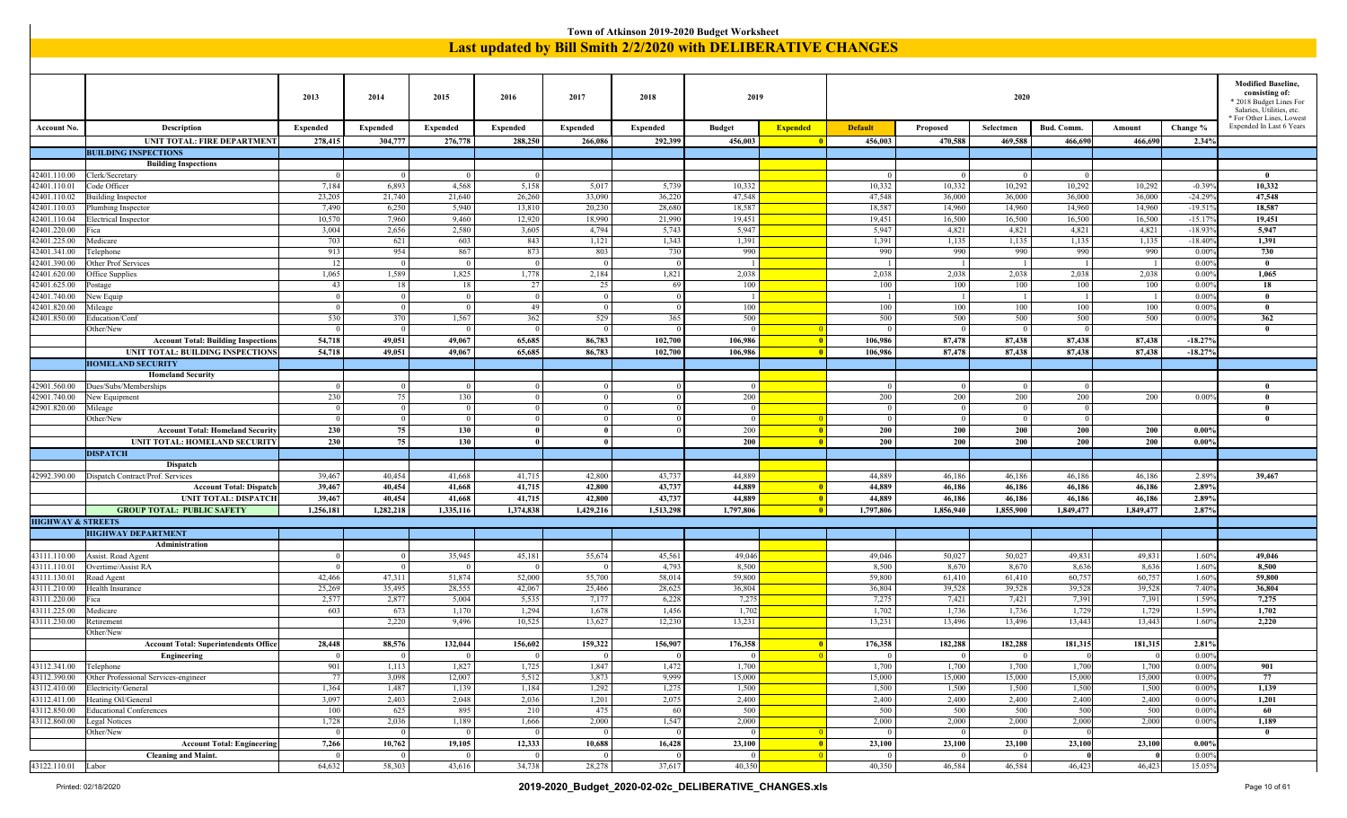# Town of Atkinson 2019-2020 Budget Worksheet

## Last updated by Bill Smith 2/2/2020 with DELIBERATIVE CHANGES

| | | 2013 | 2014 | 2015 | 2016 | 2017 | 2018 | 2019 | | 2020 | | | | | | Modified Baseline, consisting of: * 2018 Budget Lines For Salaries, Utilities, etc. * For Other Lines, Lowest Expended In Last 6 Years |
|---|---|---|---|---|---|---|---|---|---|---|---|---|---|---|---|---|
| **Account No.** | **Description** | **Expended** | **Expended** | **Expended** | **Expended** | **Expended** | **Expended** | **Budget** | **Expended** | **Default** | **Proposed** | **Selectmen** | **Bud. Comm.** | **Amount** | **Change %** | |
| | **UNIT TOTAL: FIRE DEPARTMENT** | **278,415** | **304,777** | **276,778** | **288,250** | **266,086** | **292,399** | **456,003** | **0** | **456,003** | **470,588** | **469,588** | **466,690** | **466,690** | **2.34%** | |
| | **BUILDING INSPECTIONS** | | | | | | | | | | | | | | | |
| | **Building Inspections** | | | | | | | | | | | | | | | |
| 42401.110.00 | Clerk/Secretary | 0 | 0 | 0 | 0 | | | | | 0 | 0 | 0 | 0 | | | **0** |
| 42401.110.01 | Code Officer | 7,184 | 6,893 | 4,568 | 5,158 | 5,017 | 5,739 | 10,332 | | 10,332 | 10,332 | 10,292 | 10,292 | 10,292 | -0.39% | **10,332** |
| 42401.110.02 | Building Inspector | 23,205 | 21,740 | 21,640 | 26,260 | 33,090 | 36,220 | 47,548 | | 47,548 | 36,000 | 36,000 | 36,000 | 36,000 | -24.29% | **47,548** |
| 42401.110.03 | Plumbing Inspector | 7,490 | 6,250 | 5,940 | 13,810 | 20,230 | 28,680 | 18,587 | | 18,587 | 14,960 | 14,960 | 14,960 | 14,960 | -19.51% | **18,587** |
| 42401.110.04 | Electrical Inspector | 10,570 | 7,960 | 9,460 | 12,920 | 18,990 | 21,990 | 19,451 | | 19,451 | 16,500 | 16,500 | 16,500 | 16,500 | -15.17% | **19,451** |
| 42401.220.00 | Fica | 3,004 | 2,656 | 2,580 | 3,605 | 4,794 | 5,743 | 5,947 | | 5,947 | 4,821 | 4,821 | 4,821 | 4,821 | -18.93% | **5,947** |
| 42401.225.00 | Medicare | 703 | 621 | 603 | 843 | 1,121 | 1,343 | 1,391 | | 1,391 | 1,135 | 1,135 | 1,135 | 1,135 | -18.40% | **1,391** |
| 42401.341.00 | Telephone | 913 | 954 | 867 | 873 | 803 | 730 | 990 | | 990 | 990 | 990 | 990 | 990 | 0.00% | **730** |
| 42401.390.00 | Other Prof Services | 12 | 0 | 0 | 0 | 0 | 0 | 1 | | 1 | 1 | 1 | 1 | 1 | 0.00% | **0** |
| 42401.620.00 | Office Supplies | 1,065 | 1,589 | 1,825 | 1,778 | 2,184 | 1,821 | 2,038 | | 2,038 | 2,038 | 2,038 | 2,038 | 2,038 | 0.00% | **1,065** |
| 42401.625.00 | Postage | 43 | 18 | 18 | 27 | 25 | 69 | 100 | | 100 | 100 | 100 | 100 | 100 | 0.00% | **18** |
| 42401.740.00 | New Equip | 0 | 0 | 0 | 0 | 0 | 0 | 1 | | 1 | 1 | 1 | 1 | 1 | 0.00% | **0** |
| 42401.820.00 | Mileage | 0 | 0 | 0 | 49 | 0 | 0 | 100 | | 100 | 100 | 100 | 100 | 100 | 0.00% | **0** |
| 42401.850.00 | Education/Conf | 530 | 370 | 1,567 | 362 | 529 | 365 | 500 | | 500 | 500 | 500 | 500 | 500 | 0.00% | **362** |
| | Other/New | 0 | 0 | 0 | 0 | 0 | 0 | 0 | 0 | 0 | 0 | 0 | 0 | | | **0** |
| | **Account Total: Building Inspections** | **54,718** | **49,051** | **49,067** | **65,685** | **86,783** | **102,700** | **106,986** | **0** | **106,986** | **87,478** | **87,438** | **87,438** | **87,438** | **-18.27%** | |
| | **UNIT TOTAL: BUILDING INSPECTIONS** | **54,718** | **49,051** | **49,067** | **65,685** | **86,783** | **102,700** | **106,986** | **0** | **106,986** | **87,478** | **87,438** | **87,438** | **87,438** | **-18.27%** | |
| | **HOMELAND SECURITY** | | | | | | | | | | | | | | | |
| | **Homeland Security** | | | | | | | | | | | | | | | |
| 42901.560.00 | Dues/Subs/Memberships | 0 | 0 | 0 | 0 | 0 | 0 | 0 | | 0 | 0 | 0 | 0 | | | **0** |
| 42901.740.00 | New Equipment | 230 | 75 | 130 | 0 | 0 | 0 | 200 | | 200 | 200 | 200 | 200 | 200 | 0.00% | **0** |
| 42901.820.00 | Mileage | 0 | 0 | 0 | 0 | 0 | 0 | 0 | | 0 | 0 | 0 | 0 | | | **0** |
| | Other/New | 0 | 0 | 0 | 0 | 0 | 0 | 0 | 0 | 0 | 0 | 0 | 0 | | | **0** |
| | **Account Total: Homeland Security** | **230** | **75** | **130** | **0** | **0** | 0 | 200 | **0** | **200** | **200** | **200** | **200** | **200** | **0.00%** | |
| | **UNIT TOTAL: HOMELAND SECURITY** | **230** | **75** | **130** | **0** | **0** | | **200** | **0** | **200** | **200** | **200** | **200** | **200** | **0.00%** | |
| | **DISPATCH** | | | | | | | | | | | | | | | |
| | **Dispatch** | | | | | | | | | | | | | | | |
| 42992.390.00 | Dispatch Contract/Prof. Services | 39,467 | 40,454 | 41,668 | 41,715 | 42,800 | 43,737 | 44,889 | | 44,889 | 46,186 | 46,186 | 46,186 | 46,186 | 2.89% | **39,467** |
| | **Account Total: Dispatch** | **39,467** | **40,454** | **41,668** | **41,715** | **42,800** | **43,737** | **44,889** | **0** | **44,889** | **46,186** | **46,186** | **46,186** | **46,186** | **2.89%** | |
| | **UNIT TOTAL: DISPATCH** | **39,467** | **40,454** | **41,668** | **41,715** | **42,800** | **43,737** | **44,889** | **0** | **44,889** | **46,186** | **46,186** | **46,186** | **46,186** | **2.89%** | |
| | **GROUP TOTAL: PUBLIC SAFETY** | **1,256,181** | **1,282,218** | **1,335,116** | **1,374,838** | **1,429,216** | **1,513,298** | **1,797,806** | **0** | **1,797,806** | **1,856,940** | **1,855,900** | **1,849,477** | **1,849,477** | **2.87%** | |
| **HIGHWAY & STREETS** | | | | | | | | | | | | | | | | |
| | **HIGHWAY DEPARTMENT** | | | | | | | | | | | | | | | |
| | **Administration** | | | | | | | | | | | | | | | |
| 43111.110.00 | Assist. Road Agent | 0 | 0 | 35,945 | 45,181 | 55,674 | 45,561 | 49,046 | | 49,046 | 50,027 | 50,027 | 49,831 | 49,831 | 1.60% | **49,046** |
| 43111.110.01 | Overtime/Assist RA | 0 | 0 | 0 | 0 | 0 | 4,793 | 8,500 | | 8,500 | 8,670 | 8,670 | 8,636 | 8,636 | 1.60% | **8,500** |
| 43111.130.01 | Road Agent | 42,466 | 47,311 | 51,874 | 52,000 | 55,700 | 58,014 | 59,800 | | 59,800 | 61,410 | 61,410 | 60,757 | 60,757 | 1.60% | **59,800** |
| 43111.210.00 | Health Insurance | 25,269 | 35,495 | 28,555 | 42,067 | 25,466 | 28,625 | 36,804 | | 36,804 | 39,528 | 39,528 | 39,528 | 39,528 | 7.40% | **36,804** |
| 43111.220.00 | Fica | 2,577 | 2,877 | 5,004 | 5,535 | 7,177 | 6,228 | 7,275 | | 7,275 | 7,421 | 7,421 | 7,391 | 7,391 | 1.59% | **7,275** |
| 43111.225.00 | Medicare | 603 | 673 | 1,170 | 1,294 | 1,678 | 1,456 | 1,702 | | 1,702 | 1,736 | 1,736 | 1,729 | 1,729 | 1.59% | **1,702** |
| 43111.230.00 | Retirement | | 2,220 | 9,496 | 10,525 | 13,627 | 12,230 | 13,231 | | 13,231 | 13,496 | 13,496 | 13,443 | 13,443 | 1.60% | **2,220** |
| | Other/New | | | | | | | | | | | | | | | |
| | **Account Total: Superintendents Office** | **28,448** | **88,576** | **132,044** | **156,602** | **159,322** | **156,907** | **176,358** | **0** | **176,358** | **182,288** | **182,288** | **181,315** | **181,315** | **2.81%** | |
| | **Engineering** | 0 | 0 | 0 | 0 | 0 | 0 | 0 | 0 | 0 | 0 | 0 | 0 | 0 | 0.00% | |
| 43112.341.00 | Telephone | 901 | 1,113 | 1,827 | 1,725 | 1,847 | 1,472 | 1,700 | | 1,700 | 1,700 | 1,700 | 1,700 | 1,700 | 0.00% | **901** |
| 43112.390.00 | Other Professional Services-engineer | 77 | 3,098 | 12,007 | 5,512 | 3,873 | 9,999 | 15,000 | | 15,000 | 15,000 | 15,000 | 15,000 | 15,000 | 0.00% | **77** |
| 43112.410.00 | Electricity/General | 1,364 | 1,487 | 1,139 | 1,184 | 1,292 | 1,275 | 1,500 | | 1,500 | 1,500 | 1,500 | 1,500 | 1,500 | 0.00% | **1,139** |
| 43112.411.00 | Heating Oil/General | 3,097 | 2,403 | 2,048 | 2,036 | 1,201 | 2,075 | 2,400 | | 2,400 | 2,400 | 2,400 | 2,400 | 2,400 | 0.00% | **1,201** |
| 43112.850.00 | Educational Conferences | 100 | 625 | 895 | 210 | 475 | 60 | 500 | | 500 | 500 | 500 | 500 | 500 | 0.00% | **60** |
| 43112.860.00 | Legal Notices | 1,728 | 2,036 | 1,189 | 1,666 | 2,000 | 1,547 | 2,000 | | 2,000 | 2,000 | 2,000 | 2,000 | 2,000 | 0.00% | **1,189** |
| | Other/New | 0 | 0 | 0 | 0 | 0 | 0 | 0 | 0 | 0 | 0 | 0 | 0 | | | **0** |
| | **Account Total: Engineering** | **7,266** | **10,762** | **19,105** | **12,333** | **10,688** | **16,428** | **23,100** | **0** | **23,100** | **23,100** | **23,100** | **23,100** | **23,100** | **0.00%** | |
| | **Cleaning and Maint.** | 0 | 0 | 0 | 0 | 0 | 0 | 0 | 0 | 0 | 0 | 0 | 0 | **0** | 0.00% | |
| 43122.110.01 | Labor | 64,632 | 58,303 | 43,616 | 34,738 | 28,278 | 37,617 | 40,350 | | 40,350 | 46,584 | 46,584 | 46,423 | 46,423 | 15.05% | |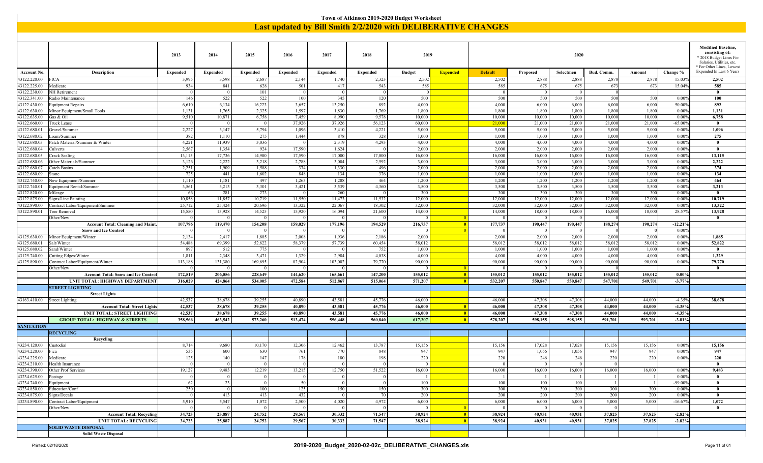# Town of Atkinson 2019-2020 Budget Worksheet

## Last updated by Bill Smith 2/2/2020 with DELIBERATIVE CHANGES

| Account No. | Description | 2013 Expended | 2014 Expended | 2015 Expended | 2016 Expended | 2017 Expended | 2018 Expended | 2019 Budget | 2019 Expended | 2020 Default | 2020 Proposed | 2020 Selectmen | 2020 Bud. Comm. | 2020 Amount | 2020 Change % | Modified Baseline, consisting of: * 2018 Budget Lines For Salaries, Utilities, etc. * For Other Lines, Lowest Expended In Last 6 Years |
|---|---|---|---|---|---|---|---|---|---|---|---|---|---|---|---|---|
| 43122.220.00 | FICA | 3,995 | 3,598 | 2,687 | 2,144 | 1,740 | 2,323 | 2,502 | | 2,502 | 2,888 | 2,888 | 2,878 | 2,878 | 15.03% | 2,502 |
| 43122.225.00 | Medicare | 934 | 841 | 628 | 501 | 417 | 543 | 585 | | 585 | 675 | 675 | 673 | 673 | 15.04% | 585 |
| 43122.230.00 | NH Retirement | 0 | 0 | 101 | 0 | 0 | 0 | 0 | | 0 | 0 | 0 | 0 | | | 0 |
| 43122.341.00 | Radio Maintenance | 146 | 522 | 522 | 100 | 345 | 120 | 500 | | 500 | 500 | 500 | 500 | 500 | 0.00% | 100 |
| 43122.430.00 | Equipment Repairs | 6,610 | 6,134 | 16,223 | 3,657 | 13,250 | 892 | 4,000 | | 4,000 | 6,000 | 6,000 | 6,000 | 6,000 | 50.00% | 892 |
| 43122.630.00 | Minor Equipment/Small Tools | 1,131 | 1,765 | 2,325 | 1,597 | 1,830 | 1,769 | 1,800 | | 1,800 | 1,800 | 1,800 | 1,800 | 1,800 | 0.00% | 1,131 |
| 43122.635.00 | Gas & Oil | 9,510 | 10,871 | 6,758 | 7,459 | 8,990 | 9,578 | 10,000 | | 10,000 | 10,000 | 10,000 | 10,000 | 10,000 | 0.00% | 6,758 |
| 43122.660.00 | Truck Lease | 0 | 0 | 0 | 37,926 | 37,926 | 56,123 | 60,000 | | 21,000 | 21,000 | 21,000 | 21,000 | 21,000 | -65.00% | 0 |
| 43122.680.01 | Gravel/Summer | 2,227 | 3,147 | 5,794 | 1,096 | 3,410 | 4,221 | 5,000 | | 5,000 | 5,000 | 5,000 | 5,000 | 5,000 | 0.00% | 1,096 |
| 43122.680.02 | Loam/Summer | 382 | 1,110 | 275 | 1,444 | 878 | 328 | 1,000 | | 1,000 | 1,000 | 1,000 | 1,000 | 1,000 | 0.00% | 275 |
| 43122.680.03 | Patch Material/Summer & Winter | 4,221 | 11,939 | 3,036 | 0 | 2,319 | 4,293 | 4,000 | | 4,000 | 4,000 | 4,000 | 4,000 | 4,000 | 0.00% | 0 |
| 43122.680.04 | Culverts | 2,567 | 1,354 | 924 | 17,590 | 1,624 | 0 | 2,000 | | 2,000 | 2,000 | 2,000 | 2,000 | 2,000 | 0.00% | 0 |
| 43122.680.05 | Crack Sealing | 13,115 | 17,736 | 14,900 | 17,590 | 17,000 | 17,000 | 16,000 | | 16,000 | 16,000 | 16,000 | 16,000 | 16,000 | 0.00% | 13,115 |
| 43122.680.06 | Other Materials/Summer | 3,126 | 2,222 | 3,218 | 2,788 | 3,004 | 2,592 | 3,000 | | 3,000 | 3,000 | 3,000 | 3,000 | 3,000 | 0.00% | 2,222 |
| 43122.680.07 | Catch Basins | 2,251 | 1,909 | 1,588 | 374 | 1,330 | 496 | 2,000 | | 2,000 | 2,000 | 2,000 | 2,000 | 2,000 | 0.00% | 374 |
| 43122.680.09 | Stone | 725 | 441 | 1,602 | 848 | 134 | 376 | 1,000 | | 1,000 | 1,000 | 1,000 | 1,000 | 1,000 | 0.00% | 134 |
| 43122.740.00 | New Equipment/Summer | 1,110 | 1,181 | 497 | 1,263 | 1,288 | 464 | 1,200 | | 1,200 | 1,200 | 1,200 | 1,200 | 1,200 | 0.00% | 464 |
| 43122.740.01 | Equipment Rental/Summer | 3,561 | 3,213 | 3,301 | 3,421 | 3,539 | 4,360 | 3,500 | | 3,500 | 3,500 | 3,500 | 3,500 | 3,500 | 0.00% | 3,213 |
| 43122.820.00 | Mileage | 66 | 281 | 273 | 0 | 260 | 0 | 300 | | 300 | 300 | 300 | 300 | 300 | 0.00% | 0 |
| 43122.875.00 | Signs/Line Painting | 10,858 | 11,857 | 10,719 | 11,550 | 11,473 | 11,532 | 12,000 | | 12,000 | 12,000 | 12,000 | 12,000 | 12,000 | 0.00% | 10,719 |
| 43122.890.00 | Contract Labor/Equipment/Summer | 25,712 | 25,424 | 20,696 | 13,322 | 22,067 | 18,302 | 32,000 | | 32,000 | 32,000 | 32,000 | 32,000 | 32,000 | 0.00% | 13,322 |
| 43122.890.01 | Tree Removal | 15,550 | 13,928 | 14,525 | 15,920 | 16,094 | 21,600 | 14,000 | | 14,000 | 18,000 | 18,000 | 16,000 | 18,000 | 28.57% | 13,928 |
| | Other/New | 0 | 0 | 0 | 0 | 0 | 0 | 0 | 0 | 0 | 0 | 0 | 0 | | | 0 |
| | **Account Total: Cleaning and Maint.** | **107,796** | **119,470** | **154,208** | **159,029** | **177,196** | **194,529** | **216,737** | **0** | **177,737** | **190,447** | **190,447** | **188,274** | **190,274** | **-12.21%** | |
| | **Snow and Ice Control** | 0 | 0 | 0 | 0 | 0 | 0 | 0 | 0 | 0 | 0 | 0 | 0 | 0 | 0.00% | |
| 43125.630.00 | Minor Equipment/Winter | 2,134 | 2,417 | 1,885 | 2,008 | 1,936 | 2,186 | 2,000 | | 2,000 | 2,000 | 2,000 | 2,000 | 2,000 | 0.00% | 1,885 |
| 43125.680.01 | Salt/Winter | 54,488 | 69,399 | 52,822 | 58,379 | 57,739 | 60,454 | 58,012 | | 58,012 | 58,012 | 58,012 | 58,012 | 58,012 | 0.00% | 52,822 |
| 43125.680.02 | Sand/Winter | 897 | 512 | 775 | 0 | 0 | 752 | 1,000 | | 1,000 | 1,000 | 1,000 | 1,000 | 1,000 | 0.00% | 0 |
| 43125.740.00 | Cutting Edges/Winter | 1,811 | 2,348 | 3,471 | 1,329 | 2,984 | 4,038 | 4,000 | | 4,000 | 4,000 | 4,000 | 4,000 | 4,000 | 0.00% | 1,329 |
| 43125.890.00 | Contract Labor/Equipment/Winter | 113,188 | 131,380 | 169,695 | 82,904 | 103,002 | 79,770 | 90,000 | | 90,000 | 90,000 | 90,000 | 90,000 | 90,000 | 0.00% | 79,770 |
| | Other/New | 0 | 0 | 0 | 0 | 0 | 0 | 0 | 0 | 0 | 0 | 0 | 0 | | | 0 |
| | **Account Total: Snow and Ice Control** | **172,519** | **206,056** | **228,649** | **144,620** | **165,661** | **147,200** | **155,012** | **0** | **155,012** | **155,012** | **155,012** | **155,012** | **155,012** | **0.00%** | |
| | **UNIT TOTAL: HIGHWAY DEPARTMENT** | **316,029** | **424,864** | **534,005** | **472,584** | **512,867** | **515,064** | **571,207** | **0** | **532,207** | **550,847** | **550,847** | **547,701** | **549,701** | **-3.77%** | |
| | **STREET LIGHTING** | | | | | | | | | | | | | | | |
| | **Street Lights** | | | | | | | | | | | | | | | |
| 43163.410.00 | Street Lighting | 42,537 | 38,678 | 39,255 | 40,890 | 43,581 | 45,776 | 46,000 | | 46,000 | 47,308 | 47,308 | 44,000 | 44,000 | -4.35% | 38,678 |
| | **Account Total: Street Lights** | **42,537** | **38,678** | **39,255** | **40,890** | **43,581** | **45,776** | **46,000** | **0** | **46,000** | **47,308** | **47,308** | **44,000** | **44,000** | **-4.35%** | |
| | **UNIT TOTAL: STREET LIGHTING** | **42,537** | **38,678** | **39,255** | **40,890** | **43,581** | **45,776** | **46,000** | **0** | **46,000** | **47,308** | **47,308** | **44,000** | **44,000** | **-4.35%** | |
| | **GROUP TOTAL: HIGHWAY & STREETS** | **358,566** | **463,542** | **573,260** | **513,474** | **556,448** | **560,840** | **617,207** | **0** | **578,207** | **598,155** | **598,155** | **591,701** | **593,701** | **-3.81%** | |
| **SANITATION** | | | | | | | | | | | | | | | | |
| | **RECYCLING** | | | | | | | | | | | | | | | |
| | **Recycling** | | | | | | | | | | | | | | | |
| 43234.120.00 | Custodial | 8,714 | 9,680 | 10,170 | 12,306 | 12,462 | 13,787 | 15,156 | | 15,156 | 17,028 | 17,028 | 15,156 | 15,156 | 0.00% | 15,156 |
| 43234.220.00 | Fica | 535 | 600 | 630 | 761 | 770 | 848 | 947 | | 947 | 1,056 | 1,056 | 947 | 947 | 0.00% | 947 |
| 43234.225.00 | Medicare | 125 | 140 | 147 | 178 | 180 | 198 | 220 | | 220 | 246 | 246 | 220 | 220 | 0.00% | 220 |
| 43234.210.00 | Health Insurance | 0 | 0 | 0 | 0 | 0 | 0 | 0 | | 0 | 0 | 0 | 0 | | | 0 |
| 43234.390.00 | Other Prof Services | 19,127 | 9,483 | 12,219 | 13,215 | 12,750 | 51,522 | 16,000 | | 16,000 | 16,000 | 16,000 | 16,000 | 16,000 | 0.00% | 9,483 |
| 43234.625.00 | Postage | 0 | 0 | 0 | 0 | 0 | 0 | 1 | | 1 | 1 | 1 | 1 | 1 | 0.00% | 0 |
| 43234.740.00 | Equipment | 62 | 23 | 0 | 50 | 0 | 0 | 100 | | 100 | 100 | 100 | 1 | 1 | -99.00% | 0 |
| 43234.850.00 | Education/Conf | 250 | 0 | 100 | 125 | 150 | 150 | 300 | | 300 | 300 | 300 | 300 | 300 | 0.00% | 0 |
| 43234.875.00 | Signs/Decals | 0 | 413 | 413 | 432 | 0 | 70 | 200 | | 200 | 200 | 200 | 200 | 200 | 0.00% | 0 |
| 43234.890.00 | Contract Labor/Equipment | 5,910 | 5,547 | 1,072 | 2,500 | 4,020 | 4,972 | 6,000 | | 6,000 | 6,000 | 6,000 | 5,000 | 5,000 | -16.67% | 1,072 |
| | Other/New | 0 | 0 | 0 | 0 | 0 | 0 | 0 | 0 | 0 | 0 | 0 | 0 | | | 0 |
| | **Account Total: Recycling** | **34,723** | **25,887** | **24,752** | **29,567** | **30,332** | **71,547** | **38,924** | **0** | **38,924** | **40,931** | **40,931** | **37,825** | **37,825** | **-2.82%** | |
| | **UNIT TOTAL: RECYCLING** | **34,723** | **25,887** | **24,752** | **29,567** | **30,332** | **71,547** | **38,924** | **0** | **38,924** | **40,931** | **40,931** | **37,825** | **37,825** | **-2.82%** | |
| | **SOLID WASTE DISPOSAL** | | | | | | | | | | | | | | | |
| | **Solid Waste Disposal** | | | | | | | | | | | | | | | |

2019-2020_Budget_2020-02-02c_DELIBERATIVE_CHANGES.xls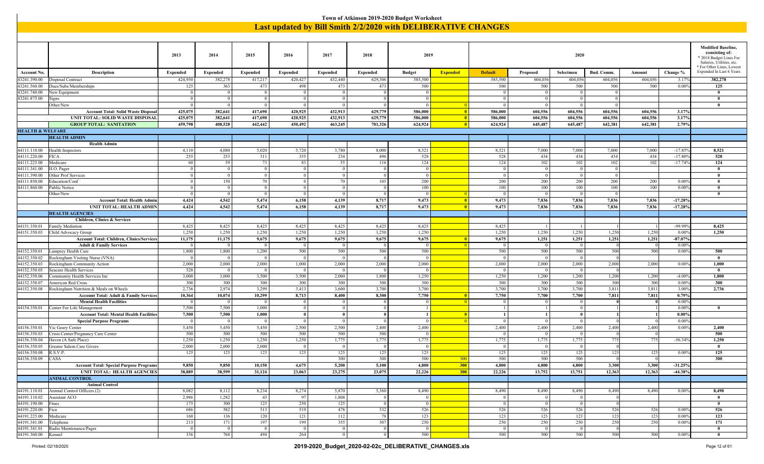# Town of Atkinson 2019-2020 Budget Worksheet

## Last updated by Bill Smith 2/2/2020 with DELIBERATIVE CHANGES

| Account No. | Description | 2013 Expended | 2014 Expended | 2015 Expended | 2016 Expended | 2017 Expended | 2018 Expended | 2019 Budget | 2019 Expended | 2020 Default | 2020 Proposed | 2020 Selectmen | 2020 Bud. Comm. | 2020 Amount | 2020 Change % | Modified Baseline, consisting of: * 2018 Budget Lines For Salaries, Utilities, etc. * For Other Lines, Lowest Expended In Last 6 Years |
|---|---|---|---|---|---|---|---|---|---|---|---|---|---|---|---|---|
| 43241.390.00 | Disposal Contract | 424,950 | 382,278 | 417,217 | 420,427 | 432,440 | 629,306 | 585,500 | | 585,500 | 604,056 | 604,056 | 604,056 | 604,056 | 3.17% | 382,278 |
| 43241.560.00 | Dues/Subs/Memberships | 125 | 363 | 473 | 498 | 473 | 473 | 500 | | 500 | 500 | 500 | 500 | 500 | 0.00% | 125 |
| 43241.740.00 | New Equipment | 0 | 0 | 0 | 0 | 0 | 0 | 0 | | 0 | 0 | 0 | 0 | | | 0 |
| 43241.875.00 | Signs | 0 | 0 | 0 | 0 | 0 | 0 | 0 | | 0 | 0 | 0 | 0 | | | 0 |
| | Other/New | 0 | 0 | 0 | 0 | 0 | 0 | 0 | 0 | 0 | 0 | 0 | 0 | | | 0 |
| | **Account Total: Solid Waste Disposal** | **425,075** | **382,641** | **417,690** | **420,925** | **432,913** | **629,779** | **586,000** | **0** | **586,000** | **604,556** | **604,556** | **604,556** | **604,556** | **3.17%** | |
| | **UNIT TOTAL:: SOLID WASTE DISPOSAL** | **425,075** | **382,641** | **417,690** | **420,925** | **432,913** | **629,779** | **586,000** | **0** | **586,000** | **604,556** | **604,556** | **604,556** | **604,556** | **3.17%** | |
| | **GROUP TOTAL: SANITATION** | **459,798** | **408,528** | **442,442** | **450,492** | **463,245** | **701,326** | **624,924** | **0** | **624,924** | **645,487** | **645,487** | **642,381** | **642,381** | **2.79%** | |
| **HEALTH & WELFARE** | | | | | | | | | | | | | | | | |
| | **HEALTH ADMIN** | | | | | | | | | | | | | | | |
| | **Health Admin** | | | | | | | | | | | | | | | |
| 44111.110.00 | Health Inspectors | 4,110 | 4,080 | 5,020 | 5,720 | 3,780 | 8,000 | 8,521 | | 8,521 | 7,000 | 7,000 | 7,000 | 7,000 | -17.85% | 8,521 |
| 44111.220.00 | FICA | 255 | 253 | 311 | 355 | 234 | 496 | 528 | | 528 | 434 | 434 | 434 | 434 | -17.80% | 528 |
| 44111.225.00 | Medicare | 60 | 59 | 73 | 83 | 55 | 116 | 124 | | 124 | 102 | 102 | 102 | 102 | -17.74% | 124 |
| 44111.341.00 | H.O. Pager | 0 | 0 | 0 | 0 | 0 | 0 | 0 | | 0 | 0 | 0 | 0 | | | 0 |
| 44111.390.00 | Other Prof Services | 0 | 0 | 0 | 0 | 0 | 0 | 0 | | 0 | 0 | 0 | 0 | | | 0 |
| 44111.850.00 | Education/Conf | 0 | 150 | 70 | 0 | 70 | 105 | 200 | | 200 | 200 | 200 | 200 | 200 | 0.00% | 0 |
| 44111.860.00 | Public Notice | 0 | 0 | 0 | 0 | 0 | 0 | 100 | | 100 | 100 | 100 | 100 | 100 | 0.00% | 0 |
| | Other/New | 0 | 0 | 0 | 0 | 0 | 0 | 0 | 0 | 0 | 0 | 0 | 0 | | | 0 |
| | **Account Total: Health Admin** | **4,424** | **4,542** | **5,474** | **6,158** | **4,139** | **8,717** | **9,473** | **0** | **9,473** | **7,836** | **7,836** | **7,836** | **7,836** | **-17.28%** | |
| | **UNIT TOTAL:: HEALTH ADMIN** | **4,424** | **4,542** | **5,474** | **6,158** | **4,139** | **8,717** | **9,473** | **0** | **9,473** | **7,836** | **7,836** | **7,836** | **7,836** | **-17.28%** | |
| | **HEALTH AGENCIES** | | | | | | | | | | | | | | | |
| | **Children, Clinics & Services** | | | | | | | | | | | | | | | |
| 44151.350.01 | Family Mediation | 8,425 | 8,425 | 8,425 | 8,425 | 8,425 | 8,425 | 8,425 | | 8,425 | 1 | 1 | 1 | 1 | -99.99% | 8,425 |
| 44151.350.03 | Child Advocacy Group | 1,250 | 1,250 | 1,250 | 1,250 | 1,250 | 1,250 | 1,250 | | 1,250 | 1,250 | 1,250 | 1,250 | 1,250 | 0.00% | 1,250 |
| | **Account Total: Children, Clinics/Services** | **11,175** | **11,175** | **9,675** | **9,675** | **9,675** | **9,675** | **9,675** | **0** | **9,675** | **1,251** | **1,251** | **1,251** | **1,251** | **-87.07%** | |
| | **Adult & Family Services** | 0 | 0 | 0 | 0 | 0 | 0 | 0 | 0 | 0 | 0 | 0 | 0 | 0 | 0.00% | |
| 44152.350.01 | Lamprey Health Care | 1,800 | 1,800 | 1,200 | 500 | 500 | 500 | 500 | | 500 | 500 | 500 | 500 | 500 | 0.00% | 500 |
| 44152.350.02 | Rockingham Visiting Nurse (VNA) | 0 | 0 | 0 | 0 | 0 | 0 | 0 | | 0 | 0 | 0 | 0 | | | 0 |
| 44152.350.03 | Rockingham Community Action | 2,000 | 2,000 | 2,000 | 1,000 | 2,000 | 2,000 | 2,000 | | 2,000 | 2,000 | 2,000 | 2,000 | 2,000 | 0.00% | 1,000 |
| 44152.350.05 | Seacare Health Services | 528 | 0 | 0 | 0 | 0 | 0 | 0 | | 0 | 0 | 0 | 0 | | | 0 |
| 44152.350.06 | Community Health Services Inc | 3,000 | 3,000 | 3,500 | 3,500 | 2,000 | 1,800 | 1,250 | | 1,250 | 1,200 | 1,200 | 1,200 | 1,200 | -4.00% | 1,800 |
| 44152.350.07 | American Red Cross | 300 | 300 | 300 | 300 | 300 | 300 | 300 | | 300 | 300 | 300 | 300 | 300 | 0.00% | 300 |
| 44152.350.08 | Rockingham Nutrition & Meals on Wheels | 2,736 | 2,974 | 3,299 | 3,413 | 3,600 | 3,700 | 3,700 | | 3,700 | 3,700 | 3,700 | 3,811 | 3,811 | 3.00% | 2,736 |
| | **Account Total: Adult & Family Services** | **10,364** | **10,074** | **10,299** | **8,713** | **8,400** | **8,300** | **7,750** | **0** | **7,750** | **7,700** | **7,700** | **7,811** | **7,811** | **0.79%** | |
| | **Mental Health Facilities** | 0 | 0 | 0 | 0 | 0 | 0 | 0 | 0 | 0 | 0 | 0 | 0 | 0 | 0.00% | |
| 44154.350.01 | Center For Life Management | 7,500 | 7,500 | 1,000 | 0 | 0 | 0 | 1 | | 1 | 1 | 0 | 1 | 1 | 0.00% | 0 |
| | **Account Total: Mental Health Facilities** | **7,500** | **7,500** | **1,000** | **0** | **0** | **0** | **1** | **0** | **1** | **1** | **0** | **1** | **1** | **0.00%** | |
| | **Special Purpose Programs** | 0 | 0 | 0 | 0 | 0 | 0 | 0 | 0 | 0 | 0 | 0 | 0 | 0 | 0.00% | |
| 44156.350.01 | Vic Geary Center | 5,450 | 5,450 | 5,450 | 2,500 | 2,500 | 2,400 | 2,400 | | 2,400 | 2,400 | 2,400 | 2,400 | 2,400 | 0.00% | 2,400 |
| 44156.350.03 | Crisis Center/Pregnancy Care Center | 500 | 500 | 500 | 500 | 500 | 500 | 0 | | 0 | 0 | 0 | 0 | 0 | | 500 |
| 44156.350.04 | Haven (A Safe Place) | 1,250 | 1,250 | 1,250 | 1,250 | 1,775 | 1,775 | 1,775 | | 1,775 | 1,775 | 1,775 | 775 | 775 | -56.34% | 1,250 |
| 44156.350.05 | Greater Salem Care Givers | 2,000 | 2,000 | 2,000 | 0 | 0 | 0 | 0 | | 0 | 0 | 0 | 0 | | | 0 |
| 44156.350.08 | R.S.V.P. | 125 | 125 | 125 | 125 | 125 | 125 | 125 | | 125 | 125 | 125 | 125 | 125 | 0.00% | 125 |
| 44156.350.09 | CASA | | | | | 300 | 300 | 500 | 300 | 500 | 500 | 500 | 0 | 0 | | 300 |
| | **Account Total: Special Purpose Programs** | **9,850** | **9,850** | **10,150** | **4,675** | **5,200** | **5,100** | **4,800** | **300** | **4,800** | **4,800** | **4,800** | **3,300** | **3,300** | **-31.25%** | |
| | **UNIT TOTAL: HEALTH AGENCIES** | **38,889** | **38,599** | **31,124** | **23,063** | **23,275** | **23,075** | **22,226** | **300** | **22,226** | **13,752** | **13,751** | **12,363** | **12,363** | **-44.38%** | |
| | **ANIMAL CONTROL** | | | | | | | | | | | | | | | |
| | **Animal Control** | | | | | | | | | | | | | | | |
| 44191.110.01 | Animal Control Officers (2) | 8,082 | 8,112 | 8,234 | 8,274 | 5,870 | 5,360 | 8,490 | | 8,490 | 8,490 | 8,490 | 8,490 | 8,490 | 0.00% | 8,490 |
| 44191.110.02 | Assistant ACO | 2,986 | 1,282 | 43 | 97 | 1,808 | 0 | 0 | | 0 | 0 | 0 | 0 | | | 0 |
| 44191.190.00 | Fines | 175 | 300 | 125 | 250 | 125 | 0 | 0 | | 0 | 0 | 0 | 0 | | | 0 |
| 44191.220.00 | Fica | 686 | 582 | 513 | 519 | 478 | 332 | 526 | | 526 | 526 | 526 | 526 | 526 | 0.00% | 526 |
| 44191.225.00 | Medicare | 160 | 136 | 120 | 121 | 112 | 78 | 123 | | 123 | 123 | 123 | 123 | 123 | 0.00% | 123 |
| 44191.341.00 | Telephone | 213 | 171 | 197 | 199 | 355 | 307 | 250 | | 250 | 250 | 250 | 250 | 250 | 0.00% | 171 |
| 44191.341.01 | Radio Maintenance/Pager | 0 | 0 | 0 | 0 | 0 | 0 | 0 | | 0 | 0 | 0 | 0 | | | 0 |
| 44191.360.00 | Kennel | 336 | 768 | 494 | 264 | 0 | 0 | 500 | | 500 | 500 | 500 | 500 | 500 | 0.00% | 0 |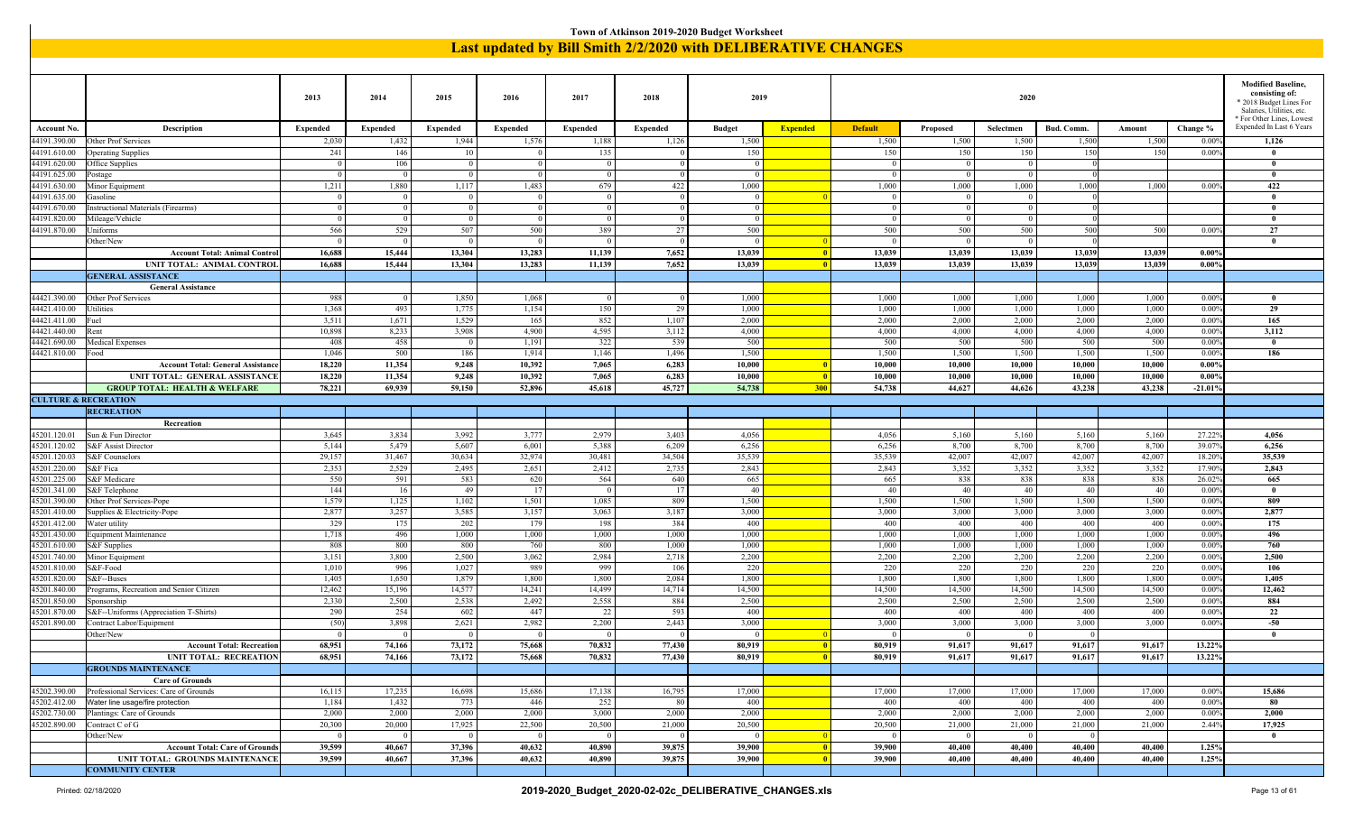# Town of Atkinson 2019-2020 Budget Worksheet

## Last updated by Bill Smith 2/2/2020 with DELIBERATIVE CHANGES

| Account No. | Description | 2013 Expended | 2014 Expended | 2015 Expended | 2016 Expended | 2017 Expended | 2018 Expended | 2019 Budget | 2019 Expended | 2020 Default | 2020 Proposed | 2020 Selectmen | 2020 Bud. Comm. | 2020 Amount | Change % | Modified Baseline, consisting of: * 2018 Budget Lines For Salaries, Utilities, etc. * For Other Lines, Lowest Expended In Last 6 Years |
|---|---|---|---|---|---|---|---|---|---|---|---|---|---|---|---|---|
| 44191.390.00 | Other Prof Services | 2,030 | 1,432 | 1,944 | 1,576 | 1,188 | 1,126 | 1,500 | | 1,500 | 1,500 | 1,500 | 1,500 | 1,500 | 0.00% | 1,126 |
| 44191.610.00 | Operating Supplies | 241 | 146 | 10 | 0 | 135 | 0 | 150 | | 150 | 150 | 150 | 150 | 150 | 0.00% | 0 |
| 44191.620.00 | Office Supplies | 0 | 106 | 0 | 0 | 0 | 0 | 0 | | 0 | 0 | 0 | 0 | | | 0 |
| 44191.625.00 | Postage | 0 | 0 | 0 | 0 | 0 | 0 | 0 | | 0 | 0 | 0 | 0 | | | 0 |
| 44191.630.00 | Minor Equipment | 1,211 | 1,880 | 1,117 | 1,483 | 679 | 422 | 1,000 | | 1,000 | 1,000 | 1,000 | 1,000 | 1,000 | 0.00% | 422 |
| 44191.635.00 | Gasoline | 0 | 0 | 0 | 0 | 0 | 0 | 0 | 0 | 0 | 0 | 0 | 0 | | | 0 |
| 44191.670.00 | Instructional Materials (Firearms) | 0 | 0 | 0 | 0 | 0 | 0 | 0 | | 0 | 0 | 0 | 0 | | | 0 |
| 44191.820.00 | Mileage/Vehicle | 0 | 0 | 0 | 0 | 0 | 0 | 0 | | 0 | 0 | 0 | 0 | | | 0 |
| 44191.870.00 | Uniforms | 566 | 529 | 507 | 500 | 389 | 27 | 500 | | 500 | 500 | 500 | 500 | 500 | 0.00% | 27 |
| | Other/New | 0 | 0 | 0 | 0 | 0 | 0 | 0 | 0 | 0 | 0 | 0 | 0 | | | 0 |
| | **Account Total: Animal Control** | **16,688** | **15,444** | **13,304** | **13,283** | **11,139** | **7,652** | **13,039** | **0** | **13,039** | **13,039** | **13,039** | **13,039** | **13,039** | **0.00%** | |
| | **UNIT TOTAL: ANIMAL CONTROL** | **16,688** | **15,444** | **13,304** | **13,283** | **11,139** | **7,652** | **13,039** | **0** | **13,039** | **13,039** | **13,039** | **13,039** | **13,039** | **0.00%** | |
| | **GENERAL ASSISTANCE** | | | | | | | | | | | | | | | |
| | **General Assistance** | | | | | | | | | | | | | | | |
| 44421.390.00 | Other Prof Services | 988 | 0 | 1,850 | 1,068 | 0 | 0 | 1,000 | | 1,000 | 1,000 | 1,000 | 1,000 | 1,000 | 0.00% | 0 |
| 44421.410.00 | Utilities | 1,368 | 493 | 1,775 | 1,154 | 150 | 29 | 1,000 | | 1,000 | 1,000 | 1,000 | 1,000 | 1,000 | 0.00% | 29 |
| 44421.411.00 | Fuel | 3,511 | 1,671 | 1,529 | 165 | 852 | 1,107 | 2,000 | | 2,000 | 2,000 | 2,000 | 2,000 | 2,000 | 0.00% | 165 |
| 44421.440.00 | Rent | 10,898 | 8,233 | 3,908 | 4,900 | 4,595 | 3,112 | 4,000 | | 4,000 | 4,000 | 4,000 | 4,000 | 4,000 | 0.00% | 3,112 |
| 44421.690.00 | Medical Expenses | 408 | 458 | 0 | 1,191 | 322 | 539 | 500 | | 500 | 500 | 500 | 500 | 500 | 0.00% | 0 |
| 44421.810.00 | Food | 1,046 | 500 | 186 | 1,914 | 1,146 | 1,496 | 1,500 | | 1,500 | 1,500 | 1,500 | 1,500 | 1,500 | 0.00% | 186 |
| | **Account Total: General Assistance** | **18,220** | **11,354** | **9,248** | **10,392** | **7,065** | **6,283** | **10,000** | **0** | **10,000** | **10,000** | **10,000** | **10,000** | **10,000** | **0.00%** | |
| | **UNIT TOTAL: GENERAL ASSISTANCE** | **18,220** | **11,354** | **9,248** | **10,392** | **7,065** | **6,283** | **10,000** | **0** | **10,000** | **10,000** | **10,000** | **10,000** | **10,000** | **0.00%** | |
| | **GROUP TOTAL: HEALTH & WELFARE** | **78,221** | **69,939** | **59,150** | **52,896** | **45,618** | **45,727** | **54,738** | **300** | **54,738** | **44,627** | **44,626** | **43,238** | **43,238** | **-21.01%** | |
| **CULTURE & RECREATION** | | | | | | | | | | | | | | | | |
| | **RECREATION** | | | | | | | | | | | | | | | |
| | **Recreation** | | | | | | | | | | | | | | | |
| 45201.120.01 | Sun & Fun Director | 3,645 | 3,834 | 3,992 | 3,777 | 2,979 | 3,403 | 4,056 | | 4,056 | 5,160 | 5,160 | 5,160 | 5,160 | 27.22% | 4,056 |
| 45201.120.02 | S&F Assist Director | 5,144 | 5,479 | 5,607 | 6,001 | 5,388 | 6,209 | 6,256 | | 6,256 | 8,700 | 8,700 | 8,700 | 8,700 | 39.07% | 6,256 |
| 45201.120.03 | S&F Counselors | 29,157 | 31,467 | 30,634 | 32,974 | 30,481 | 34,504 | 35,539 | | 35,539 | 42,007 | 42,007 | 42,007 | 42,007 | 18.20% | 35,539 |
| 45201.220.00 | S&F Fica | 2,353 | 2,529 | 2,495 | 2,651 | 2,412 | 2,735 | 2,843 | | 2,843 | 3,352 | 3,352 | 3,352 | 3,352 | 17.90% | 2,843 |
| 45201.225.00 | S&F Medicare | 550 | 591 | 583 | 620 | 564 | 640 | 665 | | 665 | 838 | 838 | 838 | 838 | 26.02% | 665 |
| 45201.341.00 | S&F Telephone | 144 | 16 | 49 | 17 | 0 | 17 | 40 | | 40 | 40 | 40 | 40 | 40 | 0.00% | 0 |
| 45201.390.00 | Other Prof Services-Pope | 1,579 | 1,125 | 1,102 | 1,501 | 1,085 | 809 | 1,500 | | 1,500 | 1,500 | 1,500 | 1,500 | 1,500 | 0.00% | 809 |
| 45201.410.00 | Supplies & Electricity-Pope | 2,877 | 3,257 | 3,585 | 3,157 | 3,063 | 3,187 | 3,000 | | 3,000 | 3,000 | 3,000 | 3,000 | 3,000 | 0.00% | 2,877 |
| 45201.412.00 | Water utility | 329 | 175 | 202 | 179 | 198 | 384 | 400 | | 400 | 400 | 400 | 400 | 400 | 0.00% | 175 |
| 45201.430.00 | Equipment Maintenance | 1,718 | 496 | 1,000 | 1,000 | 1,000 | 1,000 | 1,000 | | 1,000 | 1,000 | 1,000 | 1,000 | 1,000 | 0.00% | 496 |
| 45201.610.00 | S&F Supplies | 808 | 800 | 800 | 760 | 800 | 1,000 | 1,000 | | 1,000 | 1,000 | 1,000 | 1,000 | 1,000 | 0.00% | 760 |
| 45201.740.00 | Minor Equipment | 3,151 | 3,800 | 2,500 | 3,062 | 2,984 | 2,718 | 2,200 | | 2,200 | 2,200 | 2,200 | 2,200 | 2,200 | 0.00% | 2,500 |
| 45201.810.00 | S&F-Food | 1,010 | 996 | 1,027 | 989 | 999 | 106 | 220 | | 220 | 220 | 220 | 220 | 220 | 0.00% | 106 |
| 45201.820.00 | S&F--Buses | 1,405 | 1,650 | 1,879 | 1,800 | 1,800 | 2,084 | 1,800 | | 1,800 | 1,800 | 1,800 | 1,800 | 1,800 | 0.00% | 1,405 |
| 45201.840.00 | Programs, Recreation and Senior Citizen | 12,462 | 15,196 | 14,577 | 14,241 | 14,499 | 14,714 | 14,500 | | 14,500 | 14,500 | 14,500 | 14,500 | 14,500 | 0.00% | 12,462 |
| 45201.850.00 | Sponsorship | 2,330 | 2,500 | 2,538 | 2,492 | 2,558 | 884 | 2,500 | | 2,500 | 2,500 | 2,500 | 2,500 | 2,500 | 0.00% | 884 |
| 45201.870.00 | S&F--Uniforms (Appreciation T-Shirts) | 290 | 254 | 602 | 447 | 22 | 593 | 400 | | 400 | 400 | 400 | 400 | 400 | 0.00% | 22 |
| 45201.890.00 | Contract Labor/Equipment | (50) | 3,898 | 2,621 | 2,982 | 2,200 | 2,443 | 3,000 | | 3,000 | 3,000 | 3,000 | 3,000 | 3,000 | 0.00% | -50 |
| | Other/New | 0 | 0 | 0 | 0 | 0 | 0 | 0 | 0 | 0 | 0 | 0 | 0 | | | 0 |
| | **Account Total: Recreation** | **68,951** | **74,166** | **73,172** | **75,668** | **70,832** | **77,430** | **80,919** | **0** | **80,919** | **91,617** | **91,617** | **91,617** | **91,617** | **13.22%** | |
| | **UNIT TOTAL: RECREATION** | **68,951** | **74,166** | **73,172** | **75,668** | **70,832** | **77,430** | **80,919** | **0** | **80,919** | **91,617** | **91,617** | **91,617** | **91,617** | **13.22%** | |
| | **GROUNDS MAINTENANCE** | | | | | | | | | | | | | | | |
| | **Care of Grounds** | | | | | | | | | | | | | | | |
| 45202.390.00 | Professional Services: Care of Grounds | 16,115 | 17,235 | 16,698 | 15,686 | 17,138 | 16,795 | 17,000 | | 17,000 | 17,000 | 17,000 | 17,000 | 17,000 | 0.00% | 15,686 |
| 45202.412.00 | Water line usage/fire protection | 1,184 | 1,432 | 773 | 446 | 252 | 80 | 400 | | 400 | 400 | 400 | 400 | 400 | 0.00% | 80 |
| 45202.730.00 | Plantings: Care of Grounds | 2,000 | 2,000 | 2,000 | 2,000 | 3,000 | 2,000 | 2,000 | | 2,000 | 2,000 | 2,000 | 2,000 | 2,000 | 0.00% | 2,000 |
| 45202.890.00 | Contract C of G | 20,300 | 20,000 | 17,925 | 22,500 | 20,500 | 21,000 | 20,500 | | 20,500 | 21,000 | 21,000 | 21,000 | 21,000 | 2.44% | 17,925 |
| | Other/New | 0 | 0 | 0 | 0 | 0 | 0 | 0 | 0 | 0 | 0 | 0 | 0 | | | 0 |
| | **Account Total: Care of Grounds** | **39,599** | **40,667** | **37,396** | **40,632** | **40,890** | **39,875** | **39,900** | **0** | **39,900** | **40,400** | **40,400** | **40,400** | **40,400** | **1.25%** | |
| | **UNIT TOTAL: GROUNDS MAINTENANCE** | **39,599** | **40,667** | **37,396** | **40,632** | **40,890** | **39,875** | **39,900** | **0** | **39,900** | **40,400** | **40,400** | **40,400** | **40,400** | **1.25%** | |
| | **COMMUNITY CENTER** | | | | | | | | | | | | | | | |

Printed: 02/18/2020 — 2019-2020_Budget_2020-02-02c_DELIBERATIVE_CHANGES.xls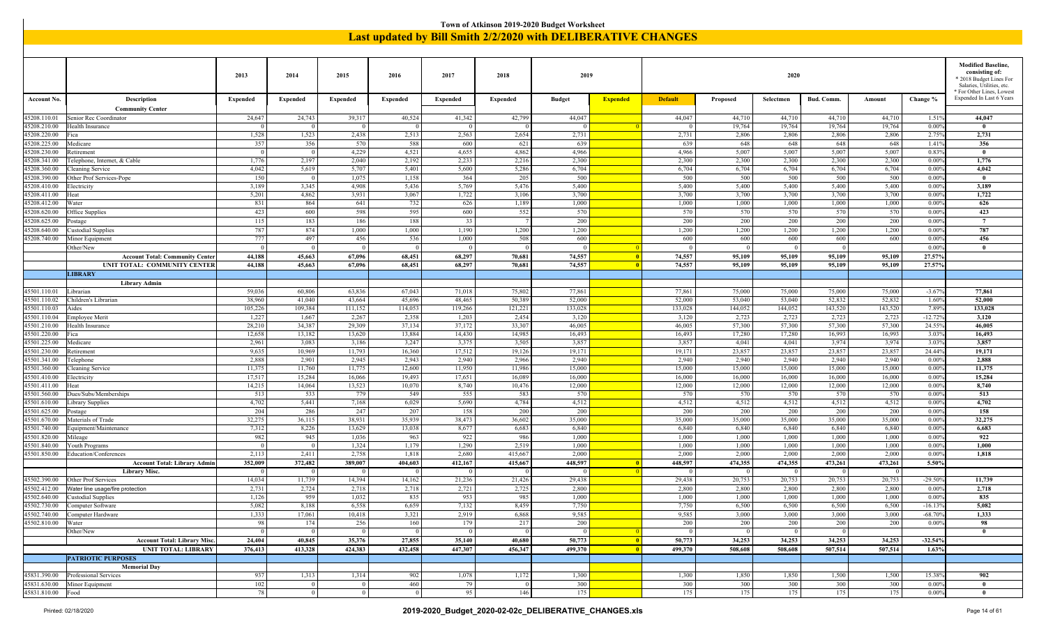# Town of Atkinson 2019-2020 Budget Worksheet

## Last updated by Bill Smith 2/2/2020 with DELIBERATIVE CHANGES

| Account No. | Description | 2013 Expended | 2014 Expended | 2015 Expended | 2016 Expended | 2017 Expended | 2018 Expended | 2019 Budget | 2019 Expended | 2020 Default | 2020 Proposed | 2020 Selectmen | 2020 Bud. Comm. | 2020 Amount | Change % | Modified Baseline, consisting of: * 2018 Budget Lines For Salaries, Utilities, etc. * For Other Lines, Lowest Expended In Last 6 Years |
|---|---|---|---|---|---|---|---|---|---|---|---|---|---|---|---|---|
| | **Community Center** | | | | | | | | | | | | | | | |
| 45208.110.01 | Senior Rec Coordinator | 24,647 | 24,743 | 39,317 | 40,524 | 41,342 | 42,799 | 44,047 | | 44,047 | 44,710 | 44,710 | 44,710 | 44,710 | 1.51% | 44,047 |
| 45208.210.00 | Health Insurance | 0 | 0 | 0 | 0 | 0 | 0 | 0 | 0 | 0 | 19,764 | 19,764 | 19,764 | 19,764 | 0.00% | 0 |
| 45208.220.00 | Fica | 1,528 | 1,523 | 2,438 | 2,513 | 2,563 | 2,654 | 2,731 | | 2,731 | 2,806 | 2,806 | 2,806 | 2,806 | 2.75% | 2,731 |
| 45208.225.00 | Medicare | 357 | 356 | 570 | 588 | 600 | 621 | 639 | | 639 | 648 | 648 | 648 | 648 | 1.41% | 356 |
| 45208.230.00 | Retirement | 0 | 0 | 4,229 | 4,521 | 4,655 | 4,862 | 4,966 | | 4,966 | 5,007 | 5,007 | 5,007 | 5,007 | 0.83% | 0 |
| 45208.341.00 | Telephone, Internet, & Cable | 1,776 | 2,197 | 2,040 | 2,192 | 2,233 | 2,216 | 2,300 | | 2,300 | 2,300 | 2,300 | 2,300 | 2,300 | 0.00% | 1,776 |
| 45208.360.00 | Cleaning Service | 4,042 | 5,619 | 5,707 | 5,401 | 5,600 | 5,286 | 6,704 | | 6,704 | 6,704 | 6,704 | 6,704 | 6,704 | 0.00% | 4,042 |
| 45208.390.00 | Other Prof Services-Pope | 150 | 0 | 1,075 | 1,158 | 364 | 205 | 500 | | 500 | 500 | 500 | 500 | 500 | 0.00% | 0 |
| 45208.410.00 | Electricity | 3,189 | 3,345 | 4,908 | 5,436 | 5,769 | 5,476 | 5,400 | | 5,400 | 5,400 | 5,400 | 5,400 | 5,400 | 0.00% | 3,189 |
| 45208.411.00 | Heat | 5,201 | 4,862 | 3,931 | 3,067 | 1,722 | 3,106 | 3,700 | | 3,700 | 3,700 | 3,700 | 3,700 | 3,700 | 0.00% | 1,722 |
| 45208.412.00 | Water | 831 | 864 | 641 | 732 | 626 | 1,189 | 1,000 | | 1,000 | 1,000 | 1,000 | 1,000 | 1,000 | 0.00% | 626 |
| 45208.620.00 | Office Supplies | 423 | 600 | 598 | 595 | 600 | 552 | 570 | | 570 | 570 | 570 | 570 | 570 | 0.00% | 423 |
| 45208.625.00 | Postage | 115 | 183 | 186 | 188 | 33 | 7 | 200 | | 200 | 200 | 200 | 200 | 200 | 0.00% | 7 |
| 45208.640.00 | Custodial Supplies | 787 | 874 | 1,000 | 1,000 | 1,190 | 1,200 | 1,200 | | 1,200 | 1,200 | 1,200 | 1,200 | 1,200 | 0.00% | 787 |
| 45208.740.00 | Minor Equipment | 777 | 497 | 456 | 536 | 1,000 | 508 | 600 | | 600 | 600 | 600 | 600 | 600 | 0.00% | 456 |
| | Other/New | 0 | 0 | 0 | 0 | 0 | 0 | 0 | 0 | 0 | 0 | 0 | 0 | | 0.00% | 0 |
| | **Account Total: Community Center** | **44,188** | **45,663** | **67,096** | **68,451** | **68,297** | **70,681** | **74,557** | **0** | **74,557** | **95,109** | **95,109** | **95,109** | **95,109** | **27.57%** | |
| | **UNIT TOTAL: COMMUNITY CENTER** | **44,188** | **45,663** | **67,096** | **68,451** | **68,297** | **70,681** | **74,557** | **0** | **74,557** | **95,109** | **95,109** | **95,109** | **95,109** | **27.57%** | |
| | **LIBRARY** | | | | | | | | | | | | | | | |
| | **Library Admin** | | | | | | | | | | | | | | | |
| 45501.110.01 | Librarian | 59,036 | 60,806 | 63,836 | 67,043 | 71,018 | 75,802 | 77,861 | | 77,861 | 75,000 | 75,000 | 75,000 | 75,000 | -3.67% | 77,861 |
| 45501.110.02 | Children's Librarian | 38,960 | 41,040 | 43,664 | 45,696 | 48,465 | 50,389 | 52,000 | | 52,000 | 53,040 | 53,040 | 52,832 | 52,832 | 1.60% | 52,000 |
| 45501.110.03 | Aides | 105,226 | 109,384 | 111,152 | 114,053 | 119,266 | 121,221 | 133,028 | | 133,028 | 144,052 | 144,052 | 143,520 | 143,520 | 7.89% | 133,028 |
| 45501.110.04 | Employee Merit | 1,227 | 1,667 | 2,267 | 2,358 | 1,203 | 2,454 | 3,120 | | 3,120 | 2,723 | 2,723 | 2,723 | 2,723 | -12.72% | 3,120 |
| 45501.210.00 | Health Insurance | 28,210 | 34,387 | 29,309 | 37,134 | 37,172 | 33,307 | 46,005 | | 46,005 | 57,300 | 57,300 | 57,300 | 57,300 | 24.55% | 46,005 |
| 45501.220.00 | Fica | 12,658 | 13,182 | 13,620 | 13,884 | 14,430 | 14,985 | 16,493 | | 16,493 | 17,280 | 17,280 | 16,993 | 16,993 | 3.03% | 16,493 |
| 45501.225.00 | Medicare | 2,961 | 3,083 | 3,186 | 3,247 | 3,375 | 3,505 | 3,857 | | 3,857 | 4,041 | 4,041 | 3,974 | 3,974 | 3.03% | 3,857 |
| 45501.230.00 | Retirement | 9,635 | 10,969 | 11,793 | 16,360 | 17,512 | 19,126 | 19,171 | | 19,171 | 23,857 | 23,857 | 23,857 | 23,857 | 24.44% | 19,171 |
| 45501.341.00 | Telephone | 2,888 | 2,901 | 2,945 | 2,943 | 2,940 | 2,966 | 2,940 | | 2,940 | 2,940 | 2,940 | 2,940 | 2,940 | 0.00% | 2,888 |
| 45501.360.00 | Cleaning Service | 11,375 | 11,760 | 11,775 | 12,600 | 11,950 | 11,986 | 15,000 | | 15,000 | 15,000 | 15,000 | 15,000 | 15,000 | 0.00% | 11,375 |
| 45501.410.00 | Electricity | 17,517 | 15,284 | 16,066 | 19,493 | 17,651 | 16,089 | 16,000 | | 16,000 | 16,000 | 16,000 | 16,000 | 16,000 | 0.00% | 15,284 |
| 45501.411.00 | Heat | 14,215 | 14,064 | 13,523 | 10,070 | 8,740 | 10,476 | 12,000 | | 12,000 | 12,000 | 12,000 | 12,000 | 12,000 | 0.00% | 8,740 |
| 45501.560.00 | Dues/Subs/Memberships | 513 | 533 | 779 | 549 | 555 | 583 | 570 | | 570 | 570 | 570 | 570 | 570 | 0.00% | 513 |
| 45501.610.00 | Library Supplies | 4,702 | 5,441 | 7,168 | 6,029 | 5,690 | 4,784 | 4,512 | | 4,512 | 4,512 | 4,512 | 4,512 | 4,512 | 0.00% | 4,702 |
| 45501.625.00 | Postage | 204 | 286 | 247 | 207 | 158 | 200 | 200 | | 200 | 200 | 200 | 200 | 200 | 0.00% | 158 |
| 45501.670.00 | Materials of Trade | 32,275 | 36,115 | 38,931 | 35,939 | 38,473 | 36,602 | 35,000 | | 35,000 | 35,000 | 35,000 | 35,000 | 35,000 | 0.00% | 32,275 |
| 45501.740.00 | Equipment/Maintenance | 7,312 | 8,226 | 13,629 | 13,038 | 8,677 | 6,683 | 6,840 | | 6,840 | 6,840 | 6,840 | 6,840 | 6,840 | 0.00% | 6,683 |
| 45501.820.00 | Mileage | 982 | 945 | 1,036 | 963 | 922 | 986 | 1,000 | | 1,000 | 1,000 | 1,000 | 1,000 | 1,000 | 0.00% | 922 |
| 45501.840.00 | Youth Programs | 0 | 0 | 1,324 | 1,179 | 1,290 | 2,519 | 1,000 | | 1,000 | 1,000 | 1,000 | 1,000 | 1,000 | 0.00% | 1,000 |
| 45501.850.00 | Education/Conferences | 2,113 | 2,411 | 2,758 | 1,818 | 2,680 | 415,667 | 2,000 | | 2,000 | 2,000 | 2,000 | 2,000 | 2,000 | 0.00% | 1,818 |
| | **Account Total: Library Admin** | **352,009** | **372,482** | **389,007** | **404,603** | **412,167** | **415,667** | **448,597** | **0** | **448,597** | **474,355** | **474,355** | **473,261** | **473,261** | **5.50%** | |
| | **Library Misc.** | 0 | 0 | 0 | 0 | 0 | 0 | 0 | 0 | 0 | 0 | 0 | 0 | | | |
| 45502.390.00 | Other Prof Services | 14,034 | 11,739 | 14,394 | 14,162 | 21,236 | 21,426 | 29,438 | | 29,438 | 20,753 | 20,753 | 20,753 | 20,753 | -29.50% | 11,739 |
| 45502.412.00 | Water line usage/fire protection | 2,731 | 2,724 | 2,718 | 2,718 | 2,721 | 2,725 | 2,800 | | 2,800 | 2,800 | 2,800 | 2,800 | 2,800 | 0.00% | 2,718 |
| 45502.640.00 | Custodial Supplies | 1,126 | 959 | 1,032 | 835 | 953 | 985 | 1,000 | | 1,000 | 1,000 | 1,000 | 1,000 | 1,000 | 0.00% | 835 |
| 45502.730.00 | Computer Software | 5,082 | 8,188 | 6,558 | 6,659 | 7,132 | 8,459 | 7,750 | | 7,750 | 6,500 | 6,500 | 6,500 | 6,500 | -16.13% | 5,082 |
| 45502.740.00 | Computer Hardware | 1,333 | 17,061 | 10,418 | 3,321 | 2,919 | 6,868 | 9,585 | | 9,585 | 3,000 | 3,000 | 3,000 | 3,000 | -68.70% | 1,333 |
| 45502.810.00 | Water | 98 | 174 | 256 | 160 | 179 | 217 | 200 | | 200 | 200 | 200 | 200 | 200 | 0.00% | 98 |
| | Other/New | 0 | 0 | 0 | 0 | 0 | 0 | 0 | 0 | 0 | 0 | 0 | 0 | | | 0 |
| | **Account Total: Library Misc.** | **24,404** | **40,845** | **35,376** | **27,855** | **35,140** | **40,680** | **50,773** | **0** | **50,773** | **34,253** | **34,253** | **34,253** | **34,253** | **-32.54%** | |
| | **UNIT TOTAL: LIBRARY** | **376,413** | **413,328** | **424,383** | **432,458** | **447,307** | **456,347** | **499,370** | **0** | **499,370** | **508,608** | **508,608** | **507,514** | **507,514** | **1.63%** | |
| | **PATRIOTIC PURPOSES** | | | | | | | | | | | | | | | |
| | **Memorial Day** | | | | | | | | | | | | | | | |
| 45831.390.00 | Professional Services | 937 | 1,313 | 1,314 | 902 | 1,078 | 1,172 | 1,300 | | 1,300 | 1,850 | 1,850 | 1,500 | 1,500 | 15.38% | 902 |
| 45831.630.00 | Minor Equipment | 102 | 0 | 0 | 460 | 79 | 0 | 300 | | 300 | 300 | 300 | 300 | 300 | 0.00% | 0 |
| 45831.810.00 | Food | 78 | 0 | 0 | 0 | 95 | 146 | 175 | | 175 | 175 | 175 | 175 | 175 | 0.00% | 0 |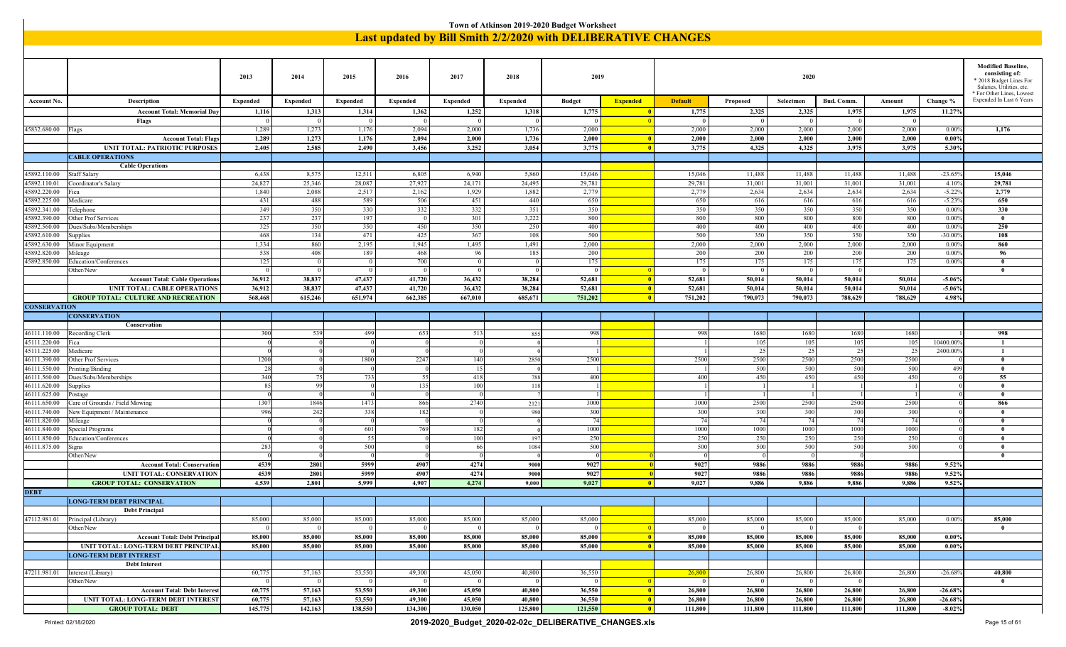# Town of Atkinson 2019-2020 Budget Worksheet

## Last updated by Bill Smith 2/2/2020 with DELIBERATIVE CHANGES

| Account No. | Description | 2013 Expended | 2014 Expended | 2015 Expended | 2016 Expended | 2017 Expended | 2018 Expended | 2019 Budget | 2019 Expended | 2020 Default | 2020 Proposed | 2020 Selectmen | 2020 Bud. Comm. | 2020 Amount | Change % | Modified Baseline, consisting of: * 2018 Budget Lines For Salaries, Utilities, etc. * For Other Lines, Lowest Expended In Last 6 Years |
|---|---|---|---|---|---|---|---|---|---|---|---|---|---|---|---|---|
| | **Account Total: Memorial Day** | **1,116** | **1,313** | **1,314** | **1,362** | **1,252** | **1,318** | **1,775** | **0** | **1,775** | **2,325** | **2,325** | **1,975** | **1,975** | **11.27%** | |
| | **Flags** | 0 | 0 | 0 | 0 | 0 | 0 | 0 | 0 | 0 | 0 | 0 | 0 | 0 | | |
| 45832.680.00 | Flags | 1,289 | 1,273 | 1,176 | 2,094 | 2,000 | 1,736 | 2,000 | | 2,000 | 2,000 | 2,000 | 2,000 | 2,000 | 0.00% | **1,176** |
| | **Account Total: Flags** | **1,289** | **1,273** | **1,176** | **2,094** | **2,000** | **1,736** | **2,000** | **0** | **2,000** | **2,000** | **2,000** | **2,000** | **2,000** | **0.00%** | |
| | **UNIT TOTAL: PATRIOTIC PURPOSES** | **2,405** | **2,585** | **2,490** | **3,456** | **3,252** | **3,054** | **3,775** | **0** | **3,775** | **4,325** | **4,325** | **3,975** | **3,975** | **5.30%** | |
| | **CABLE OPERATIONS** | | | | | | | | | | | | | | | |
| | **Cable Operations** | | | | | | | | | | | | | | | |
| 45892.110.00 | Staff Salary | 6,438 | 8,575 | 12,511 | 6,805 | 6,940 | 5,860 | 15,046 | | 15,046 | 11,488 | 11,488 | 11,488 | 11,488 | -23.65% | **15,046** |
| 45892.110.01 | Coordinator's Salary | 24,827 | 25,346 | 28,087 | 27,927 | 24,171 | 24,495 | 29,781 | | 29,781 | 31,001 | 31,001 | 31,001 | 31,001 | 4.10% | **29,781** |
| 45892.220.00 | Fica | 1,840 | 2,088 | 2,517 | 2,162 | 1,929 | 1,882 | 2,779 | | 2,779 | 2,634 | 2,634 | 2,634 | 2,634 | -5.22% | **2,779** |
| 45892.225.00 | Medicare | 431 | 488 | 589 | 506 | 451 | 440 | 650 | | 650 | 616 | 616 | 616 | 616 | -5.23% | **650** |
| 45892.341.00 | Telephone | 349 | 350 | 330 | 332 | 332 | 351 | 350 | | 350 | 350 | 350 | 350 | 350 | 0.00% | **330** |
| 45892.390.00 | Other Prof Services | 237 | 237 | 197 | 0 | 301 | 3,222 | 800 | | 800 | 800 | 800 | 800 | 800 | 0.00% | **0** |
| 45892.560.00 | Dues/Subs/Memberships | 325 | 350 | 350 | 450 | 350 | 250 | 400 | | 400 | 400 | 400 | 400 | 400 | 0.00% | **250** |
| 45892.610.00 | Supplies | 468 | 134 | 471 | 425 | 367 | 108 | 500 | | 500 | 350 | 350 | 350 | 350 | -30.00% | **108** |
| 45892.630.00 | Minor Equipment | 1,334 | 860 | 2,195 | 1,945 | 1,495 | 1,491 | 2,000 | | 2,000 | 2,000 | 2,000 | 2,000 | 2,000 | 0.00% | **860** |
| 45892.820.00 | Mileage | 538 | 408 | 189 | 468 | 96 | 185 | 200 | | 200 | 200 | 200 | 200 | 200 | 0.00% | **96** |
| 45892.850.00 | Education/Conferences | 125 | 0 | 0 | 700 | 0 | 0 | 175 | | 175 | 175 | 175 | 175 | 175 | 0.00% | **0** |
| | Other/New | 0 | 0 | 0 | 0 | 0 | 0 | 0 | 0 | 0 | 0 | 0 | 0 | | | **0** |
| | **Account Total: Cable Operations** | **36,912** | **38,837** | **47,437** | **41,720** | **36,432** | **38,284** | **52,681** | **0** | **52,681** | **50,014** | **50,014** | **50,014** | **50,014** | **-5.06%** | |
| | **UNIT TOTAL: CABLE OPERATIONS** | **36,912** | **38,837** | **47,437** | **41,720** | **36,432** | **38,284** | **52,681** | **0** | **52,681** | **50,014** | **50,014** | **50,014** | **50,014** | **-5.06%** | |
| | **GROUP TOTAL: CULTURE AND RECREATION** | **568,468** | **615,246** | **651,974** | **662,385** | **667,010** | **685,671** | **751,202** | **0** | **751,202** | **790,073** | **790,073** | **788,629** | **788,629** | **4.98%** | |
| **CONSERVATION** | | | | | | | | | | | | | | | | |
| | **CONSERVATION** | | | | | | | | | | | | | | | |
| | **Conservation** | | | | | | | | | | | | | | | |
| 46111.110.00 | Recording Clerk | 300 | 539 | 499 | 653 | 513 | 855 | 998 | | 998 | 1680 | 1680 | 1680 | 1680 | 1 | **998** |
| 45111.220.00 | Fica | 0 | 0 | 0 | 0 | 0 | 0 | 1 | | 1 | 105 | 105 | 105 | 105 | 10400.00% | **1** |
| 45111.225.00 | Medicare | 0 | 0 | 0 | 0 | 0 | 0 | 1 | | 1 | 25 | 25 | 25 | 25 | 2400.00% | **1** |
| 46111.390.00 | Other Prof Services | 1200 | 0 | 1800 | 2247 | 140 | 2850 | 2500 | | 2500 | 2500 | 2500 | 2500 | 2500 | 0 | **0** |
| 46111.550.00 | Printing/Binding | 28 | 0 | 0 | 0 | 15 | 0 | 1 | | 1 | 500 | 500 | 500 | 500 | 499 | **0** |
| 46111.560.00 | Dues/Subs/Memberships | 340 | 75 | 733 | 55 | 418 | 788 | 400 | | 400 | 450 | 450 | 450 | 450 | 0 | **55** |
| 46111.620.00 | Supplies | 85 | 99 | 0 | 135 | 100 | 118 | 1 | | 1 | 1 | 1 | 1 | 1 | 0 | **0** |
| 46111.625.00 | Postage | 0 | 0 | 0 | 0 | 0 | 7 | 1 | | 1 | 1 | 1 | 1 | 1 | 0 | **0** |
| 46111.650.00 | Care of Grounds / Field Mowing | 1307 | 1846 | 1473 | 866 | 2740 | 2121 | 3000 | | 3000 | 2500 | 2500 | 2500 | 2500 | 0 | **866** |
| 46111.740.00 | New Equipment / Maintenance | 996 | 242 | 338 | 182 | 0 | 980 | 300 | | 300 | 300 | 300 | 300 | 300 | 0 | **0** |
| 46111.820.00 | Mileage | 0 | 0 | 0 | 0 | 0 | 0 | 74 | | 74 | 74 | 74 | 74 | 74 | 0 | **0** |
| 46111.840.00 | Special Programs | 0 | 0 | 601 | 769 | 182 | 0 | 1000 | | 1000 | 1000 | 1000 | 1000 | 1000 | 0 | **0** |
| 46111.850.00 | Education/Conferences | 0 | 0 | 55 | 0 | 100 | 197 | 250 | | 250 | 250 | 250 | 250 | 250 | 0 | **0** |
| 46111.875.00 | Signs | 283 | 0 | 500 | 0 | 66 | 1084 | 500 | | 500 | 500 | 500 | 500 | 500 | 0 | **0** |
| | Other/New | 0 | 0 | 0 | 0 | 0 | 0 | 0 | 0 | 0 | 0 | 0 | 0 | | | **0** |
| | **Account Total: Conservation** | **4539** | **2801** | **5999** | **4907** | **4274** | **9000** | **9027** | **0** | **9027** | **9886** | **9886** | **9886** | **9886** | **9.52%** | |
| | **UNIT TOTAL: CONSERVATION** | **4539** | **2801** | **5999** | **4907** | **4274** | **9000** | **9027** | **0** | **9027** | **9886** | **9886** | **9886** | **9886** | **9.52%** | |
| | **GROUP TOTAL: CONSERVATION** | **4,539** | **2,801** | **5,999** | **4,907** | **4,274** | **9,000** | **9,027** | **0** | **9,027** | **9,886** | **9,886** | **9,886** | **9,886** | **9.52%** | |
| **DEBT** | | | | | | | | | | | | | | | | |
| | **LONG-TERM DEBT PRINCIPAL** | | | | | | | | | | | | | | | |
| | **Debt Principal** | | | | | | | | | | | | | | | |
| 47112.981.01 | Principal (Library) | 85,000 | 85,000 | 85,000 | 85,000 | 85,000 | 85,000 | 85,000 | | 85,000 | 85,000 | 85,000 | 85,000 | 85,000 | 0.00% | **85,000** |
| | Other/New | 0 | 0 | 0 | 0 | 0 | 0 | 0 | 0 | 0 | 0 | 0 | 0 | | | **0** |
| | **Account Total: Debt Principal** | **85,000** | **85,000** | **85,000** | **85,000** | **85,000** | **85,000** | **85,000** | **0** | **85,000** | **85,000** | **85,000** | **85,000** | **85,000** | **0.00%** | |
| | **UNIT TOTAL: LONG-TERM DEBT PRINCIPAL** | **85,000** | **85,000** | **85,000** | **85,000** | **85,000** | **85,000** | **85,000** | **0** | **85,000** | **85,000** | **85,000** | **85,000** | **85,000** | **0.00%** | |
| | **LONG-TERM DEBT INTEREST** | | | | | | | | | | | | | | | |
| | **Debt Interest** | | | | | | | | | | | | | | | |
| 47211.981.01 | Interest (Library) | 60,775 | 57,163 | 53,550 | 49,300 | 45,050 | 40,800 | 36,550 | | 26,800 | 26,800 | 26,800 | 26,800 | 26,800 | -26.68% | **40,800** |
| | Other/New | 0 | 0 | 0 | 0 | 0 | 0 | 0 | 0 | 0 | 0 | 0 | 0 | | | **0** |
| | **Account Total: Debt Interest** | **60,775** | **57,163** | **53,550** | **49,300** | **45,050** | **40,800** | **36,550** | **0** | **26,800** | **26,800** | **26,800** | **26,800** | **26,800** | **-26.68%** | |
| | **UNIT TOTAL: LONG-TERM DEBT INTEREST** | **60,775** | **57,163** | **53,550** | **49,300** | **45,050** | **40,800** | **36,550** | **0** | **26,800** | **26,800** | **26,800** | **26,800** | **26,800** | **-26.68%** | |
| | **GROUP TOTAL: DEBT** | **145,775** | **142,163** | **138,550** | **134,300** | **130,050** | **125,800** | **121,550** | **0** | **111,800** | **111,800** | **111,800** | **111,800** | **111,800** | **-8.02%** | |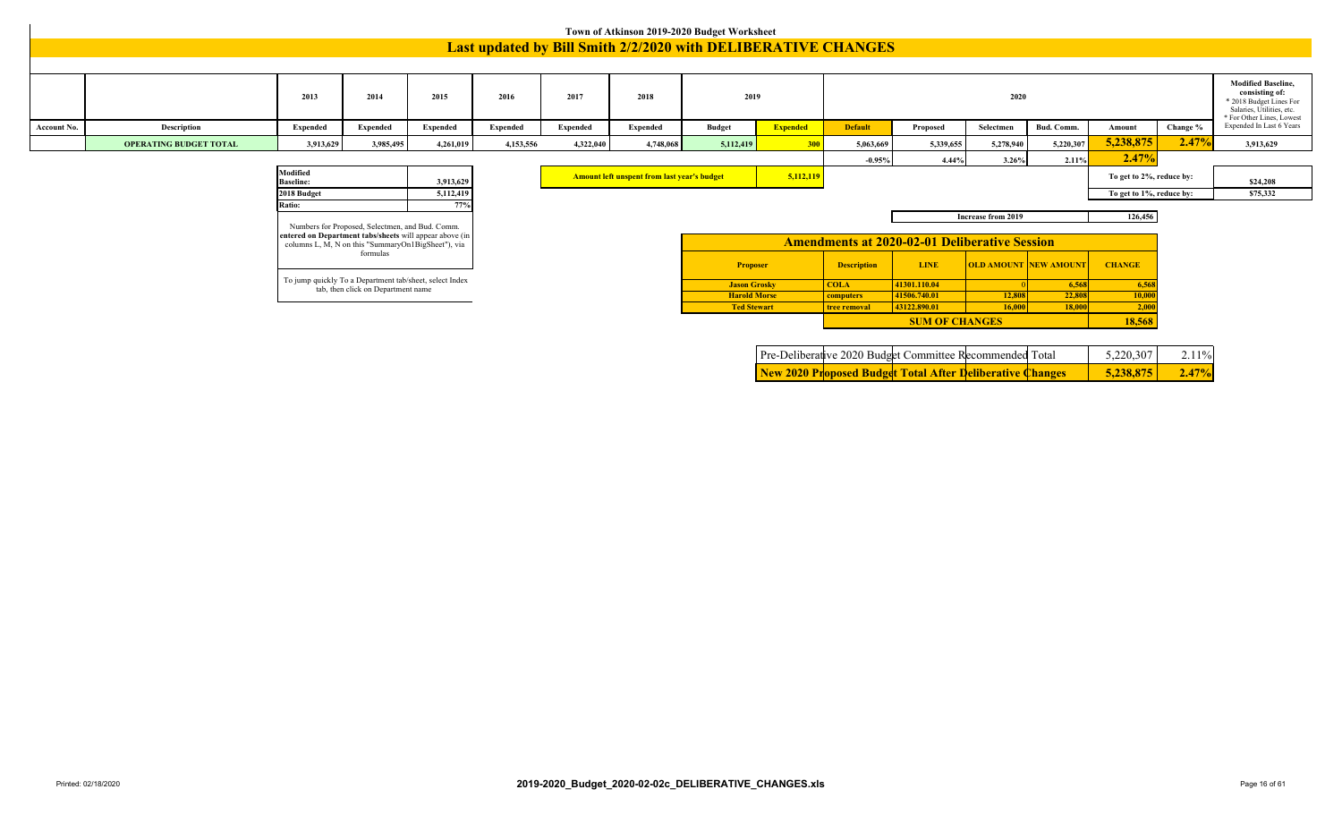# Town of Atkinson 2019-2020 Budget Worksheet

## Last updated by Bill Smith 2/2/2020 with DELIBERATIVE CHANGES

| Account No. | Description | 2013 Expended | 2014 Expended | 2015 Expended | 2016 Expended | 2017 Expended | 2018 Expended | 2019 Budget | 2019 Expended | 2020 Default | 2020 Proposed | 2020 Selectmen | 2020 Bud. Comm. | 2020 Amount | 2020 Change % | Modified Baseline, consisting of: * 2018 Budget Lines For Salaries, Utilities, etc. * For Other Lines, Lowest Expended In Last 6 Years |
|---|---|---|---|---|---|---|---|---|---|---|---|---|---|---|---|---|
| | OPERATING BUDGET TOTAL | 3,913,629 | 3,985,495 | 4,261,019 | 4,153,556 | 4,322,040 | 4,748,068 | 5,112,419 | 300 | 5,063,669 | 5,339,655 | 5,278,940 | 5,220,307 | 5,238,875 | 2.47% | 3,913,629 |
| | | | | | | | | | | -0.95% | 4.44% | 3.26% | 2.11% | 2.47% | | |

| | |
|---|---|
| Modified Baseline: | 3,913,629 |
| 2018 Budget | 5,112,419 |
| Ratio: | 77% |

Numbers for Proposed, Selectmen, and Bud. Comm. **entered on Department tabs/sheets** will appear above (in columns L, M, N on this "SummaryOn1BigSheet"), via formulas

To jump quickly To a Department tab/sheet, select Index tab, then click on Department name

| | |
|---|---|
| Amount left unspent from last year's budget | 5,112,119 |

| | |
|---|---|
| To get to 2%, reduce by: | $24,208 |
| To get to 1%, reduce by: | $75,332 |

| | |
|---|---|
| Increase from 2019 | 126,456 |

### Amendments at 2020-02-01 Deliberative Session

| Proposer | Description | LINE | OLD AMOUNT | NEW AMOUNT | CHANGE |
|---|---|---|---|---|---|
| Jason Grosky | COLA | 41301.110.04 | 0 | 6,568 | 6,568 |
| Harold Morse | computers | 41506.740.01 | 12,808 | 22,808 | 10,000 |
| Ted Stewart | tree removal | 43122.890.01 | 16,000 | 18,000 | 2,000 |
| | | SUM OF CHANGES | | | 18,568 |

| | | |
|---|---|---|
| Pre-Deliberative 2020 Budget Committee Recommended Total | 5,220,307 | 2.11% |
| **New 2020 Proposed Budget Total After Deliberative Changes** | **5,238,875** | **2.47%** |

Printed: 02/18/2020

2019-2020_Budget_2020-02-02c_DELIBERATIVE_CHANGES.xls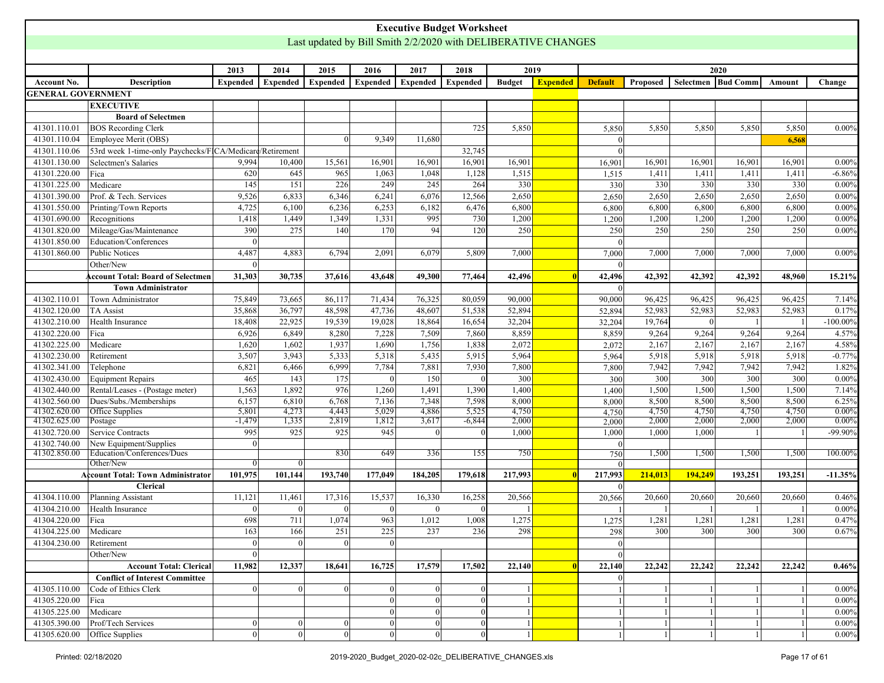# Executive Budget Worksheet

Last updated by Bill Smith 2/2/2020 with DELIBERATIVE CHANGES

| | | 2013 | 2014 | 2015 | 2016 | 2017 | 2018 | 2019 | | 2020 | | | | | |
|---|---|---|---|---|---|---|---|---|---|---|---|---|---|---|---|
| **Account No.** | **Description** | **Expended** | **Expended** | **Expended** | **Expended** | **Expended** | **Expended** | **Budget** | **Expended** | **Default** | **Proposed** | **Selectmen** | **Bud Comm** | **Amount** | **Change** |
| **GENERAL GOVERNMENT** | | | | | | | | | | | | | | | |
| | **EXECUTIVE** | | | | | | | | | | | | | | |
| | **Board of Selectmen** | | | | | | | | | | | | | | |
| 41301.110.01 | BOS Recording Clerk | | | | | | 725 | 5,850 | | 5,850 | 5,850 | 5,850 | 5,850 | 5,850 | 0.00% |
| 41301.110.04 | Employee Merit (OBS) | | | 0 | 9,349 | 11,680 | | | | 0 | | | | **6,568** | |
| 41301.110.06 | 53rd week 1-time-only Paychecks/FICA/Medicare/Retirement | | | | | | 32,745 | | | 0 | | | | | |
| 41301.130.00 | Selectmen's Salaries | 9,994 | 10,400 | 15,561 | 16,901 | 16,901 | 16,901 | 16,901 | | 16,901 | 16,901 | 16,901 | 16,901 | 16,901 | 0.00% |
| 41301.220.00 | Fica | 620 | 645 | 965 | 1,063 | 1,048 | 1,128 | 1,515 | | 1,515 | 1,411 | 1,411 | 1,411 | 1,411 | -6.86% |
| 41301.225.00 | Medicare | 145 | 151 | 226 | 249 | 245 | 264 | 330 | | 330 | 330 | 330 | 330 | 330 | 0.00% |
| 41301.390.00 | Prof. & Tech. Services | 9,526 | 6,833 | 6,346 | 6,241 | 6,076 | 12,566 | 2,650 | | 2,650 | 2,650 | 2,650 | 2,650 | 2,650 | 0.00% |
| 41301.550.00 | Printing/Town Reports | 4,725 | 6,100 | 6,236 | 6,253 | 6,182 | 6,476 | 6,800 | | 6,800 | 6,800 | 6,800 | 6,800 | 6,800 | 0.00% |
| 41301.690.00 | Recognitions | 1,418 | 1,449 | 1,349 | 1,331 | 995 | 730 | 1,200 | | 1,200 | 1,200 | 1,200 | 1,200 | 1,200 | 0.00% |
| 41301.820.00 | Mileage/Gas/Maintenance | 390 | 275 | 140 | 170 | 94 | 120 | 250 | | 250 | 250 | 250 | 250 | 250 | 0.00% |
| 41301.850.00 | Education/Conferences | 0 | | | | | | | | 0 | | | | | |
| 41301.860.00 | Public Notices | 4,487 | 4,883 | 6,794 | 2,091 | 6,079 | 5,809 | 7,000 | | 7,000 | 7,000 | 7,000 | 7,000 | 7,000 | 0.00% |
| | Other/New | 0 | | | | | | | | 0 | | | | | |
| | **Account Total: Board of Selectmen** | **31,303** | **30,735** | **37,616** | **43,648** | **49,300** | **77,464** | **42,496** | **0** | **42,496** | **42,392** | **42,392** | **42,392** | **48,960** | **15.21%** |
| | **Town Administrator** | | | | | | | | | 0 | | | | | |
| 41302.110.01 | Town Administrator | 75,849 | 73,665 | 86,117 | 71,434 | 76,325 | 80,059 | 90,000 | | 90,000 | 96,425 | 96,425 | 96,425 | 96,425 | 7.14% |
| 41302.120.00 | TA Assist | 35,868 | 36,797 | 48,598 | 47,736 | 48,607 | 51,538 | 52,894 | | 52,894 | 52,983 | 52,983 | 52,983 | 52,983 | 0.17% |
| 41302.210.00 | Health Insurance | 18,408 | 22,925 | 19,539 | 19,028 | 18,864 | 16,654 | 32,204 | | 32,204 | 19,764 | 0 | 1 | 1 | -100.00% |
| 41302.220.00 | Fica | 6,926 | 6,849 | 8,280 | 7,228 | 7,509 | 7,860 | 8,859 | | 8,859 | 9,264 | 9,264 | 9,264 | 9,264 | 4.57% |
| 41302.225.00 | Medicare | 1,620 | 1,602 | 1,937 | 1,690 | 1,756 | 1,838 | 2,072 | | 2,072 | 2,167 | 2,167 | 2,167 | 2,167 | 4.58% |
| 41302.230.00 | Retirement | 3,507 | 3,943 | 5,333 | 5,318 | 5,435 | 5,915 | 5,964 | | 5,964 | 5,918 | 5,918 | 5,918 | 5,918 | -0.77% |
| 41302.341.00 | Telephone | 6,821 | 6,466 | 6,999 | 7,784 | 7,881 | 7,930 | 7,800 | | 7,800 | 7,942 | 7,942 | 7,942 | 7,942 | 1.82% |
| 41302.430.00 | Equipment Repairs | 465 | 143 | 175 | 0 | 150 | 0 | 300 | | 300 | 300 | 300 | 300 | 300 | 0.00% |
| 41302.440.00 | Rental/Leases - (Postage meter) | 1,563 | 1,892 | 976 | 1,260 | 1,491 | 1,390 | 1,400 | | 1,400 | 1,500 | 1,500 | 1,500 | 1,500 | 7.14% |
| 41302.560.00 | Dues/Subs./Memberships | 6,157 | 6,810 | 6,768 | 7,136 | 7,348 | 7,598 | 8,000 | | 8,000 | 8,500 | 8,500 | 8,500 | 8,500 | 6.25% |
| 41302.620.00 | Office Supplies | 5,801 | 4,273 | 4,443 | 5,029 | 4,886 | 5,525 | 4,750 | | 4,750 | 4,750 | 4,750 | 4,750 | 4,750 | 0.00% |
| 41302.625.00 | Postage | -1,479 | 1,335 | 2,819 | 1,812 | 3,617 | -6,844 | 2,000 | | 2,000 | 2,000 | 2,000 | 2,000 | 2,000 | 0.00% |
| 41302.720.00 | Service Contracts | 995 | 925 | 925 | 945 | 0 | 0 | 1,000 | | 1,000 | 1,000 | 1,000 | 1 | 1 | -99.90% |
| 41302.740.00 | New Equipment/Supplies | 0 | | | | | | | | 0 | | | | | |
| 41302.850.00 | Education/Conferences/Dues | | | 830 | 649 | 336 | 155 | 750 | | 750 | 1,500 | 1,500 | 1,500 | 1,500 | 100.00% |
| | Other/New | 0 | 0 | | | | | | | 0 | | | | | |
| | **Account Total: Town Administrator** | **101,975** | **101,144** | **193,740** | **177,049** | **184,205** | **179,618** | **217,993** | **0** | **217,993** | **214,013** | **194,249** | **193,251** | **193,251** | **-11.35%** |
| | **Clerical** | | | | | | | | | 0 | | | | | |
| 41304.110.00 | Planning Assistant | 11,121 | 11,461 | 17,316 | 15,537 | 16,330 | 16,258 | 20,566 | | 20,566 | 20,660 | 20,660 | 20,660 | 20,660 | 0.46% |
| 41304.210.00 | Health Insurance | 0 | 0 | 0 | 0 | 0 | 0 | 1 | | 1 | 1 | 1 | 1 | 1 | 0.00% |
| 41304.220.00 | Fica | 698 | 711 | 1,074 | 963 | 1,012 | 1,008 | 1,275 | | 1,275 | 1,281 | 1,281 | 1,281 | 1,281 | 0.47% |
| 41304.225.00 | Medicare | 163 | 166 | 251 | 225 | 237 | 236 | 298 | | 298 | 300 | 300 | 300 | 300 | 0.67% |
| 41304.230.00 | Retirement | 0 | 0 | 0 | 0 | | | | | 0 | | | | | |
| | Other/New | 0 | | | | | | | | 0 | | | | | |
| | **Account Total: Clerical** | **11,982** | **12,337** | **18,641** | **16,725** | **17,579** | **17,502** | **22,140** | **0** | **22,140** | **22,242** | **22,242** | **22,242** | **22,242** | **0.46%** |
| | **Conflict of Interest Committee** | | | | | | | | | 0 | | | | | |
| 41305.110.00 | Code of Ethics Clerk | 0 | 0 | 0 | 0 | 0 | 0 | 1 | | 1 | 1 | 1 | 1 | 1 | 0.00% |
| 41305.220.00 | Fica | | | | 0 | 0 | 0 | 1 | | 1 | 1 | 1 | 1 | 1 | 0.00% |
| 41305.225.00 | Medicare | | | | 0 | 0 | 0 | 1 | | 1 | 1 | 1 | 1 | 1 | 0.00% |
| 41305.390.00 | Prof/Tech Services | 0 | 0 | 0 | 0 | 0 | 0 | 1 | | 1 | 1 | 1 | 1 | 1 | 0.00% |
| 41305.620.00 | Office Supplies | 0 | 0 | 0 | 0 | 0 | 0 | 1 | | 1 | 1 | 1 | 1 | 1 | 0.00% |

Printed: 02/18/2020 — 2019-2020_Budget_2020-02-02c_DELIBERATIVE_CHANGES.xls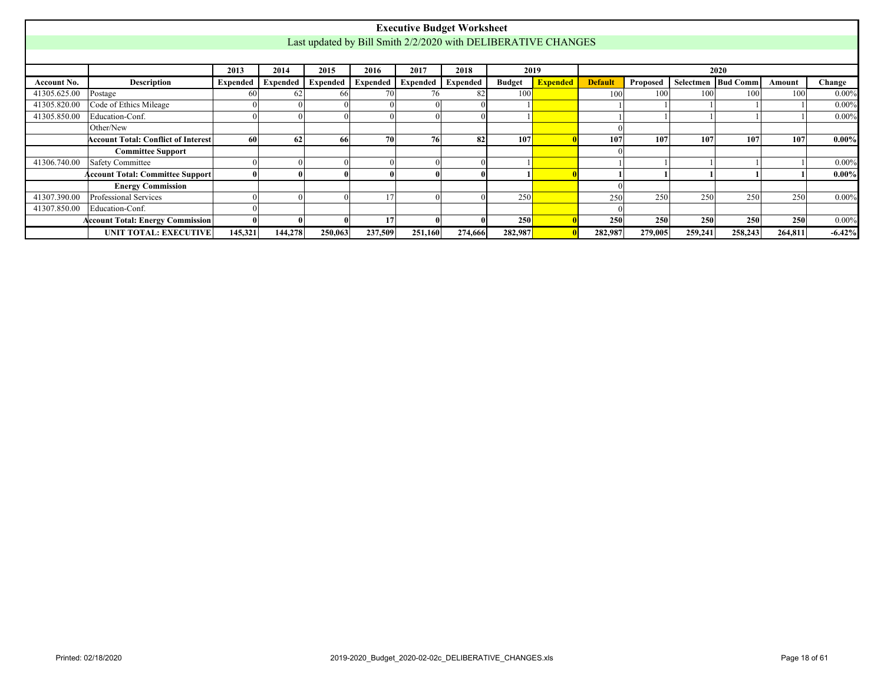# Executive Budget Worksheet

Last updated by Bill Smith 2/2/2020 with DELIBERATIVE CHANGES

| | | 2013 | 2014 | 2015 | 2016 | 2017 | 2018 | 2019 | | 2020 | | | | | |
|---|---|---|---|---|---|---|---|---|---|---|---|---|---|---|---|
| **Account No.** | **Description** | **Expended** | **Expended** | **Expended** | **Expended** | **Expended** | **Expended** | **Budget** | **Expended** | **Default** | **Proposed** | **Selectmen** | **Bud Comm** | **Amount** | **Change** |
| 41305.625.00 | Postage | 60 | 62 | 66 | 70 | 76 | 82 | 100 | | 100 | 100 | 100 | 100 | 100 | 0.00% |
| 41305.820.00 | Code of Ethics Mileage | 0 | 0 | 0 | 0 | 0 | 0 | 1 | | 1 | 1 | 1 | 1 | 1 | 0.00% |
| 41305.850.00 | Education-Conf. | 0 | 0 | 0 | 0 | 0 | 0 | 1 | | 1 | 1 | 1 | 1 | 1 | 0.00% |
| | Other/New | | | | | | | | | 0 | | | | | |
| | **Account Total: Conflict of Interest** | **60** | **62** | **66** | **70** | **76** | **82** | **107** | **0** | **107** | **107** | **107** | **107** | **107** | **0.00%** |
| | **Committee Support** | | | | | | | | | 0 | | | | | |
| 41306.740.00 | Safety Committee | 0 | 0 | 0 | 0 | 0 | 0 | 1 | | 1 | 1 | 1 | 1 | 1 | 0.00% |
| | **Account Total: Committee Support** | **0** | **0** | **0** | **0** | **0** | **0** | **1** | **0** | **1** | **1** | **1** | **1** | **1** | **0.00%** |
| | **Energy Commission** | | | | | | | | | 0 | | | | | |
| 41307.390.00 | Professional Services | 0 | 0 | 0 | 17 | 0 | 0 | 250 | | 250 | 250 | 250 | 250 | 250 | 0.00% |
| 41307.850.00 | Education-Conf. | 0 | | | | | | | | 0 | | | | | |
| | **Account Total: Energy Commission** | **0** | **0** | **0** | **17** | **0** | **0** | **250** | **0** | **250** | **250** | **250** | **250** | **250** | 0.00% |
| | **UNIT TOTAL: EXECUTIVE** | **145,321** | **144,278** | **250,063** | **237,509** | **251,160** | **274,666** | **282,987** | **0** | **282,987** | **279,005** | **259,241** | **258,243** | **264,811** | **-6.42%** |

Printed: 02/18/2020 2019-2020_Budget_2020-02-02c_DELIBERATIVE_CHANGES.xls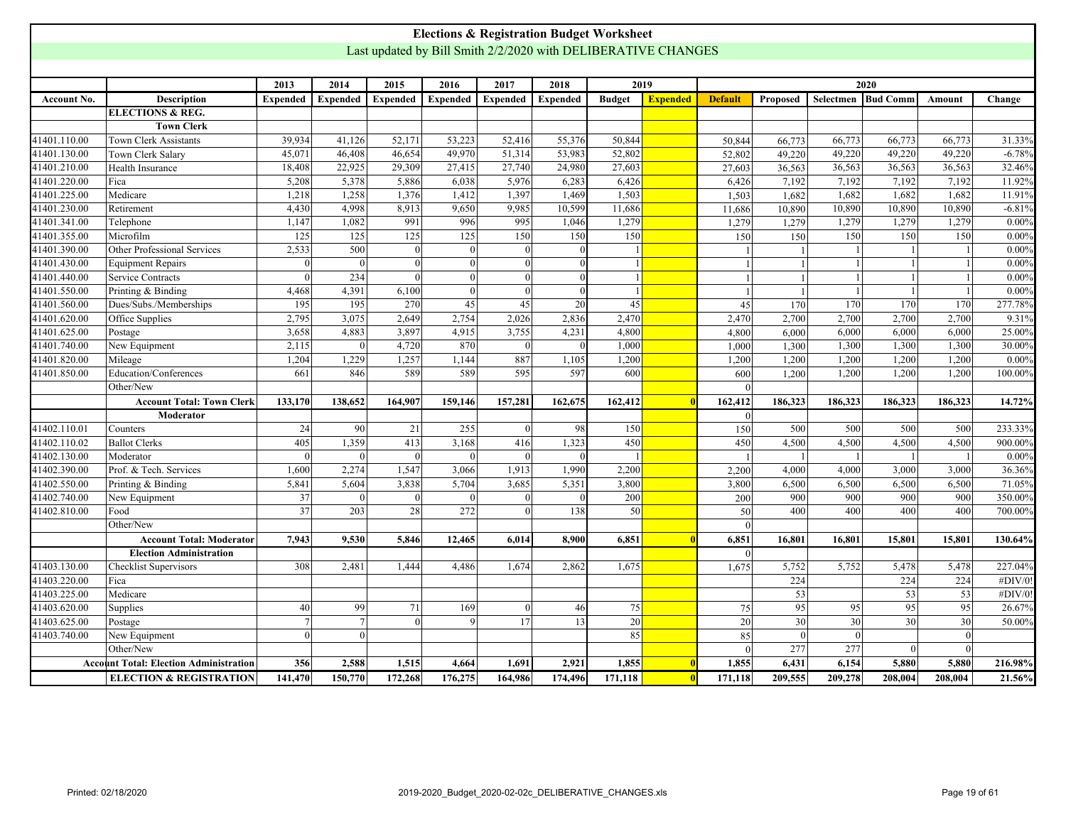# Elections & Registration Budget Worksheet

Last updated by Bill Smith 2/2/2020 with DELIBERATIVE CHANGES

| | | 2013 | 2014 | 2015 | 2016 | 2017 | 2018 | 2019 | | 2020 | | | | | |
|---|---|---|---|---|---|---|---|---|---|---|---|---|---|---|---|
| **Account No.** | **Description** | **Expended** | **Expended** | **Expended** | **Expended** | **Expended** | **Expended** | **Budget** | **Expended** | **Default** | **Proposed** | **Selectmen** | **Bud Comm** | **Amount** | **Change** |
| | **ELECTIONS & REG.** | | | | | | | | | | | | | | |
| | **Town Clerk** | | | | | | | | | | | | | | |
| 41401.110.00 | Town Clerk Assistants | 39,934 | 41,126 | 52,171 | 53,223 | 52,416 | 55,376 | 50,844 | | 50,844 | 66,773 | 66,773 | 66,773 | 66,773 | 31.33% |
| 41401.130.00 | Town Clerk Salary | 45,071 | 46,408 | 46,654 | 49,970 | 51,314 | 53,983 | 52,802 | | 52,802 | 49,220 | 49,220 | 49,220 | 49,220 | -6.78% |
| 41401.210.00 | Health Insurance | 18,408 | 22,925 | 29,309 | 27,415 | 27,740 | 24,980 | 27,603 | | 27,603 | 36,563 | 36,563 | 36,563 | 36,563 | 32.46% |
| 41401.220.00 | Fica | 5,208 | 5,378 | 5,886 | 6,038 | 5,976 | 6,283 | 6,426 | | 6,426 | 7,192 | 7,192 | 7,192 | 7,192 | 11.92% |
| 41401.225.00 | Medicare | 1,218 | 1,258 | 1,376 | 1,412 | 1,397 | 1,469 | 1,503 | | 1,503 | 1,682 | 1,682 | 1,682 | 1,682 | 11.91% |
| 41401.230.00 | Retirement | 4,430 | 4,998 | 8,913 | 9,650 | 9,985 | 10,599 | 11,686 | | 11,686 | 10,890 | 10,890 | 10,890 | 10,890 | -6.81% |
| 41401.341.00 | Telephone | 1,147 | 1,082 | 991 | 996 | 995 | 1,046 | 1,279 | | 1,279 | 1,279 | 1,279 | 1,279 | 1,279 | 0.00% |
| 41401.355.00 | Microfilm | 125 | 125 | 125 | 125 | 150 | 150 | 150 | | 150 | 150 | 150 | 150 | 150 | 0.00% |
| 41401.390.00 | Other Professional Services | 2,533 | 500 | 0 | 0 | 0 | 0 | 1 | | 1 | 1 | 1 | 1 | 1 | 0.00% |
| 41401.430.00 | Equipment Repairs | 0 | 0 | 0 | 0 | 0 | 0 | 1 | | 1 | 1 | 1 | 1 | 1 | 0.00% |
| 41401.440.00 | Service Contracts | 0 | 234 | 0 | 0 | 0 | 0 | 1 | | 1 | 1 | 1 | 1 | 1 | 0.00% |
| 41401.550.00 | Printing & Binding | 4,468 | 4,391 | 6,100 | 0 | 0 | 0 | 1 | | 1 | 1 | 1 | 1 | 1 | 0.00% |
| 41401.560.00 | Dues/Subs./Memberships | 195 | 195 | 270 | 45 | 45 | 20 | 45 | | 45 | 170 | 170 | 170 | 170 | 277.78% |
| 41401.620.00 | Office Supplies | 2,795 | 3,075 | 2,649 | 2,754 | 2,026 | 2,836 | 2,470 | | 2,470 | 2,700 | 2,700 | 2,700 | 2,700 | 9.31% |
| 41401.625.00 | Postage | 3,658 | 4,883 | 3,897 | 4,915 | 3,755 | 4,231 | 4,800 | | 4,800 | 6,000 | 6,000 | 6,000 | 6,000 | 25.00% |
| 41401.740.00 | New Equipment | 2,115 | 0 | 4,720 | 870 | 0 | 0 | 1,000 | | 1,000 | 1,300 | 1,300 | 1,300 | 1,300 | 30.00% |
| 41401.820.00 | Mileage | 1,204 | 1,229 | 1,257 | 1,144 | 887 | 1,105 | 1,200 | | 1,200 | 1,200 | 1,200 | 1,200 | 1,200 | 0.00% |
| 41401.850.00 | Education/Conferences | 661 | 846 | 589 | 589 | 595 | 597 | 600 | | 600 | 1,200 | 1,200 | 1,200 | 1,200 | 100.00% |
| | Other/New | | | | | | | | | 0 | | | | | |
| | **Account Total: Town Clerk** | **133,170** | **138,652** | **164,907** | **159,146** | **157,281** | **162,675** | **162,412** | **0** | **162,412** | **186,323** | **186,323** | **186,323** | **186,323** | **14.72%** |
| | **Moderator** | | | | | | | | | 0 | | | | | |
| 41402.110.01 | Counters | 24 | 90 | 21 | 255 | 0 | 98 | 150 | | 150 | 500 | 500 | 500 | 500 | 233.33% |
| 41402.110.02 | Ballot Clerks | 405 | 1,359 | 413 | 3,168 | 416 | 1,323 | 450 | | 450 | 4,500 | 4,500 | 4,500 | 4,500 | 900.00% |
| 41402.130.00 | Moderator | 0 | 0 | 0 | 0 | 0 | 0 | 1 | | 1 | 1 | 1 | 1 | 1 | 0.00% |
| 41402.390.00 | Prof. & Tech. Services | 1,600 | 2,274 | 1,547 | 3,066 | 1,913 | 1,990 | 2,200 | | 2,200 | 4,000 | 4,000 | 3,000 | 3,000 | 36.36% |
| 41402.550.00 | Printing & Binding | 5,841 | 5,604 | 3,838 | 5,704 | 3,685 | 5,351 | 3,800 | | 3,800 | 6,500 | 6,500 | 6,500 | 6,500 | 71.05% |
| 41402.740.00 | New Equipment | 37 | 0 | 0 | 0 | 0 | 0 | 200 | | 200 | 900 | 900 | 900 | 900 | 350.00% |
| 41402.810.00 | Food | 37 | 203 | 28 | 272 | 0 | 138 | 50 | | 50 | 400 | 400 | 400 | 400 | 700.00% |
| | Other/New | | | | | | | | | 0 | | | | | |
| | **Account Total: Moderator** | **7,943** | **9,530** | **5,846** | **12,465** | **6,014** | **8,900** | **6,851** | **0** | **6,851** | **16,801** | **16,801** | **15,801** | **15,801** | **130.64%** |
| | **Election Administration** | | | | | | | | | 0 | | | | | |
| 41403.130.00 | Checklist Supervisors | 308 | 2,481 | 1,444 | 4,486 | 1,674 | 2,862 | 1,675 | | 1,675 | 5,752 | 5,752 | 5,478 | 5,478 | 227.04% |
| 41403.220.00 | Fica | | | | | | | | | | 224 | | 224 | 224 | #DIV/0! |
| 41403.225.00 | Medicare | | | | | | | | | | 53 | | 53 | 53 | #DIV/0! |
| 41403.620.00 | Supplies | 40 | 99 | 71 | 169 | 0 | 46 | 75 | | 75 | 95 | 95 | 95 | 95 | 26.67% |
| 41403.625.00 | Postage | 7 | 7 | 0 | 9 | 17 | 13 | 20 | | 20 | 30 | 30 | 30 | 30 | 50.00% |
| 41403.740.00 | New Equipment | 0 | 0 | | | | | 85 | | 85 | 0 | 0 | | 0 | |
| | Other/New | | | | | | | | | 0 | 277 | 277 | 0 | 0 | |
| | **Account Total: Election Administration** | **356** | **2,588** | **1,515** | **4,664** | **1,691** | **2,921** | **1,855** | **0** | **1,855** | **6,431** | **6,154** | **5,880** | **5,880** | **216.98%** |
| | **ELECTION & REGISTRATION** | **141,470** | **150,770** | **172,268** | **176,275** | **164,986** | **174,496** | **171,118** | **0** | **171,118** | **209,555** | **209,278** | **208,004** | **208,004** | **21.56%** |

Printed: 02/18/2020 2019-2020_Budget_2020-02-02c_DELIBERATIVE_CHANGES.xls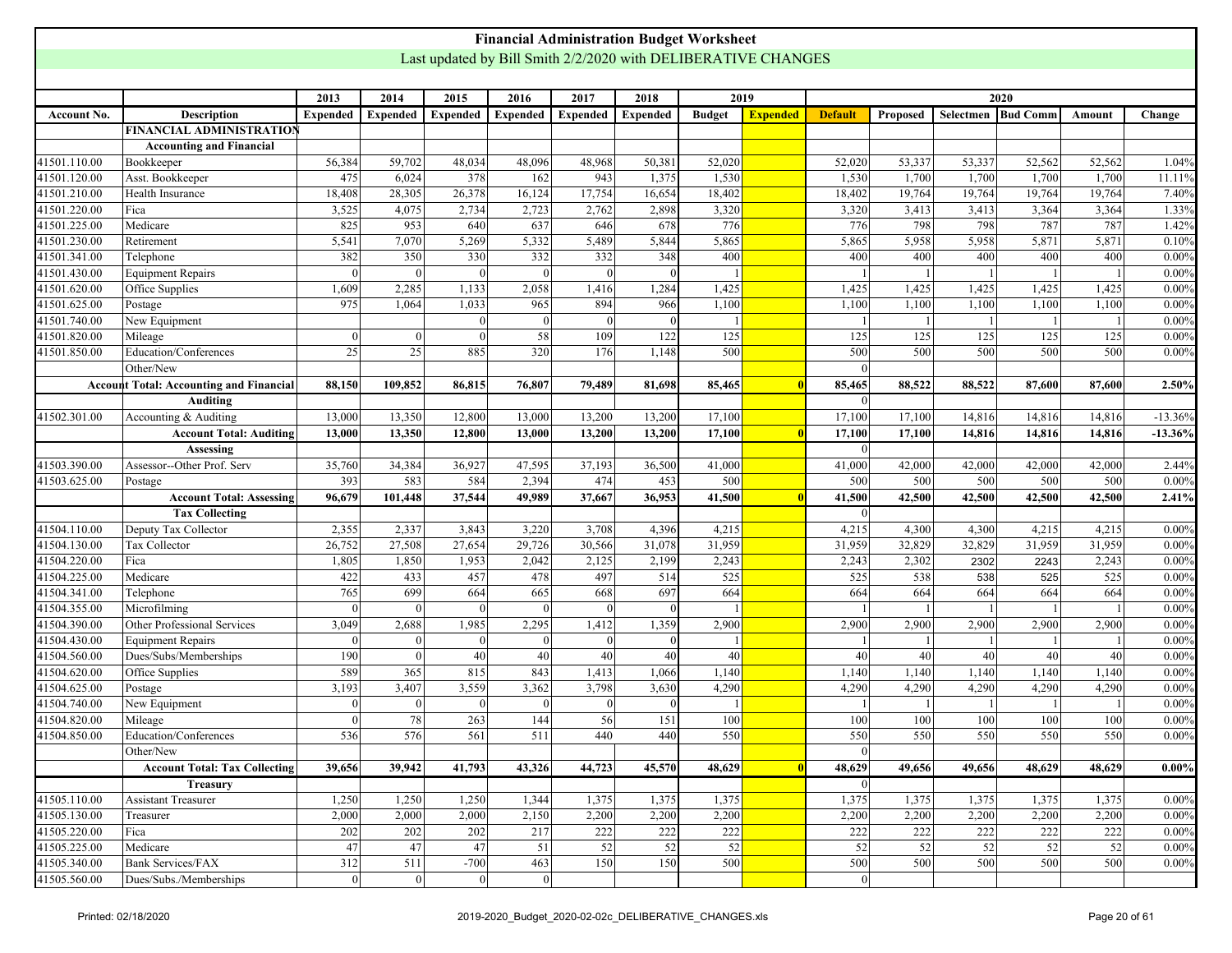# Financial Administration Budget Worksheet

Last updated by Bill Smith 2/2/2020 with DELIBERATIVE CHANGES

| | | 2013 | 2014 | 2015 | 2016 | 2017 | 2018 | 2019 | | 2020 | | | | | |
|---|---|---|---|---|---|---|---|---|---|---|---|---|---|---|---|
| **Account No.** | **Description** | **Expended** | **Expended** | **Expended** | **Expended** | **Expended** | **Expended** | **Budget** | **Expended** | **Default** | **Proposed** | **Selectmen** | **Bud Comm** | **Amount** | **Change** |
| | **FINANCIAL ADMINISTRATION** | | | | | | | | | | | | | | |
| | **Accounting and Financial** | | | | | | | | | | | | | | |
| 41501.110.00 | Bookkeeper | 56,384 | 59,702 | 48,034 | 48,096 | 48,968 | 50,381 | 52,020 | | 52,020 | 53,337 | 53,337 | 52,562 | 52,562 | 1.04% |
| 41501.120.00 | Asst. Bookkeeper | 475 | 6,024 | 378 | 162 | 943 | 1,375 | 1,530 | | 1,530 | 1,700 | 1,700 | 1,700 | 1,700 | 11.11% |
| 41501.210.00 | Health Insurance | 18,408 | 28,305 | 26,378 | 16,124 | 17,754 | 16,654 | 18,402 | | 18,402 | 19,764 | 19,764 | 19,764 | 19,764 | 7.40% |
| 41501.220.00 | Fica | 3,525 | 4,075 | 2,734 | 2,723 | 2,762 | 2,898 | 3,320 | | 3,320 | 3,413 | 3,413 | 3,364 | 3,364 | 1.33% |
| 41501.225.00 | Medicare | 825 | 953 | 640 | 637 | 646 | 678 | 776 | | 776 | 798 | 798 | 787 | 787 | 1.42% |
| 41501.230.00 | Retirement | 5,541 | 7,070 | 5,269 | 5,332 | 5,489 | 5,844 | 5,865 | | 5,865 | 5,958 | 5,958 | 5,871 | 5,871 | 0.10% |
| 41501.341.00 | Telephone | 382 | 350 | 330 | 332 | 332 | 348 | 400 | | 400 | 400 | 400 | 400 | 400 | 0.00% |
| 41501.430.00 | Equipment Repairs | 0 | 0 | 0 | 0 | 0 | 0 | 1 | | 1 | 1 | 1 | 1 | 1 | 0.00% |
| 41501.620.00 | Office Supplies | 1,609 | 2,285 | 1,133 | 2,058 | 1,416 | 1,284 | 1,425 | | 1,425 | 1,425 | 1,425 | 1,425 | 1,425 | 0.00% |
| 41501.625.00 | Postage | 975 | 1,064 | 1,033 | 965 | 894 | 966 | 1,100 | | 1,100 | 1,100 | 1,100 | 1,100 | 1,100 | 0.00% |
| 41501.740.00 | New Equipment | | | 0 | 0 | 0 | 0 | 1 | | 1 | 1 | 1 | 1 | 1 | 0.00% |
| 41501.820.00 | Mileage | 0 | 0 | 0 | 58 | 109 | 122 | 125 | | 125 | 125 | 125 | 125 | 125 | 0.00% |
| 41501.850.00 | Education/Conferences | 25 | 25 | 885 | 320 | 176 | 1,148 | 500 | | 500 | 500 | 500 | 500 | 500 | 0.00% |
| | Other/New | | | | | | | | | 0 | | | | | |
| | **Account Total: Accounting and Financial** | **88,150** | **109,852** | **86,815** | **76,807** | **79,489** | **81,698** | **85,465** | **0** | **85,465** | **88,522** | **88,522** | **87,600** | **87,600** | **2.50%** |
| | **Auditing** | | | | | | | | | 0 | | | | | |
| 41502.301.00 | Accounting & Auditing | 13,000 | 13,350 | 12,800 | 13,000 | 13,200 | 13,200 | 17,100 | | 17,100 | 17,100 | 14,816 | 14,816 | 14,816 | -13.36% |
| | **Account Total: Auditing** | **13,000** | **13,350** | **12,800** | **13,000** | **13,200** | **13,200** | **17,100** | **0** | **17,100** | **17,100** | **14,816** | **14,816** | **14,816** | **-13.36%** |
| | **Assessing** | | | | | | | | | 0 | | | | | |
| 41503.390.00 | Assessor--Other Prof. Serv | 35,760 | 34,384 | 36,927 | 47,595 | 37,193 | 36,500 | 41,000 | | 41,000 | 42,000 | 42,000 | 42,000 | 42,000 | 2.44% |
| 41503.625.00 | Postage | 393 | 583 | 584 | 2,394 | 474 | 453 | 500 | | 500 | 500 | 500 | 500 | 500 | 0.00% |
| | **Account Total: Assessing** | **96,679** | **101,448** | **37,544** | **49,989** | **37,667** | **36,953** | **41,500** | **0** | **41,500** | **42,500** | **42,500** | **42,500** | **42,500** | **2.41%** |
| | **Tax Collecting** | | | | | | | | | 0 | | | | | |
| 41504.110.00 | Deputy Tax Collector | 2,355 | 2,337 | 3,843 | 3,220 | 3,708 | 4,396 | 4,215 | | 4,215 | 4,300 | 4,300 | 4,215 | 4,215 | 0.00% |
| 41504.130.00 | Tax Collector | 26,752 | 27,508 | 27,654 | 29,726 | 30,566 | 31,078 | 31,959 | | 31,959 | 32,829 | 32,829 | 31,959 | 31,959 | 0.00% |
| 41504.220.00 | Fica | 1,805 | 1,850 | 1,953 | 2,042 | 2,125 | 2,199 | 2,243 | | 2,243 | 2,302 | 2302 | 2243 | 2,243 | 0.00% |
| 41504.225.00 | Medicare | 422 | 433 | 457 | 478 | 497 | 514 | 525 | | 525 | 538 | 538 | 525 | 525 | 0.00% |
| 41504.341.00 | Telephone | 765 | 699 | 664 | 665 | 668 | 697 | 664 | | 664 | 664 | 664 | 664 | 664 | 0.00% |
| 41504.355.00 | Microfilming | 0 | 0 | 0 | 0 | 0 | 0 | 1 | | 1 | 1 | 1 | 1 | 1 | 0.00% |
| 41504.390.00 | Other Professional Services | 3,049 | 2,688 | 1,985 | 2,295 | 1,412 | 1,359 | 2,900 | | 2,900 | 2,900 | 2,900 | 2,900 | 2,900 | 0.00% |
| 41504.430.00 | Equipment Repairs | 0 | 0 | 0 | 0 | 0 | 0 | 1 | | 1 | 1 | 1 | 1 | 1 | 0.00% |
| 41504.560.00 | Dues/Subs/Memberships | 190 | 0 | 40 | 40 | 40 | 40 | 40 | | 40 | 40 | 40 | 40 | 40 | 0.00% |
| 41504.620.00 | Office Supplies | 589 | 365 | 815 | 843 | 1,413 | 1,066 | 1,140 | | 1,140 | 1,140 | 1,140 | 1,140 | 1,140 | 0.00% |
| 41504.625.00 | Postage | 3,193 | 3,407 | 3,559 | 3,362 | 3,798 | 3,630 | 4,290 | | 4,290 | 4,290 | 4,290 | 4,290 | 4,290 | 0.00% |
| 41504.740.00 | New Equipment | 0 | 0 | 0 | 0 | 0 | 0 | 1 | | 1 | 1 | 1 | 1 | 1 | 0.00% |
| 41504.820.00 | Mileage | 0 | 78 | 263 | 144 | 56 | 151 | 100 | | 100 | 100 | 100 | 100 | 100 | 0.00% |
| 41504.850.00 | Education/Conferences | 536 | 576 | 561 | 511 | 440 | 440 | 550 | | 550 | 550 | 550 | 550 | 550 | 0.00% |
| | Other/New | | | | | | | | | 0 | | | | | |
| | **Account Total: Tax Collecting** | **39,656** | **39,942** | **41,793** | **43,326** | **44,723** | **45,570** | **48,629** | **0** | **48,629** | **49,656** | **49,656** | **48,629** | **48,629** | **0.00%** |
| | **Treasury** | | | | | | | | | 0 | | | | | |
| 41505.110.00 | Assistant Treasurer | 1,250 | 1,250 | 1,250 | 1,344 | 1,375 | 1,375 | 1,375 | | 1,375 | 1,375 | 1,375 | 1,375 | 1,375 | 0.00% |
| 41505.130.00 | Treasurer | 2,000 | 2,000 | 2,000 | 2,150 | 2,200 | 2,200 | 2,200 | | 2,200 | 2,200 | 2,200 | 2,200 | 2,200 | 0.00% |
| 41505.220.00 | Fica | 202 | 202 | 202 | 217 | 222 | 222 | 222 | | 222 | 222 | 222 | 222 | 222 | 0.00% |
| 41505.225.00 | Medicare | 47 | 47 | 47 | 51 | 52 | 52 | 52 | | 52 | 52 | 52 | 52 | 52 | 0.00% |
| 41505.340.00 | Bank Services/FAX | 312 | 511 | -700 | 463 | 150 | 150 | 500 | | 500 | 500 | 500 | 500 | 500 | 0.00% |
| 41505.560.00 | Dues/Subs./Memberships | 0 | 0 | 0 | 0 | | | | | 0 | | | | | |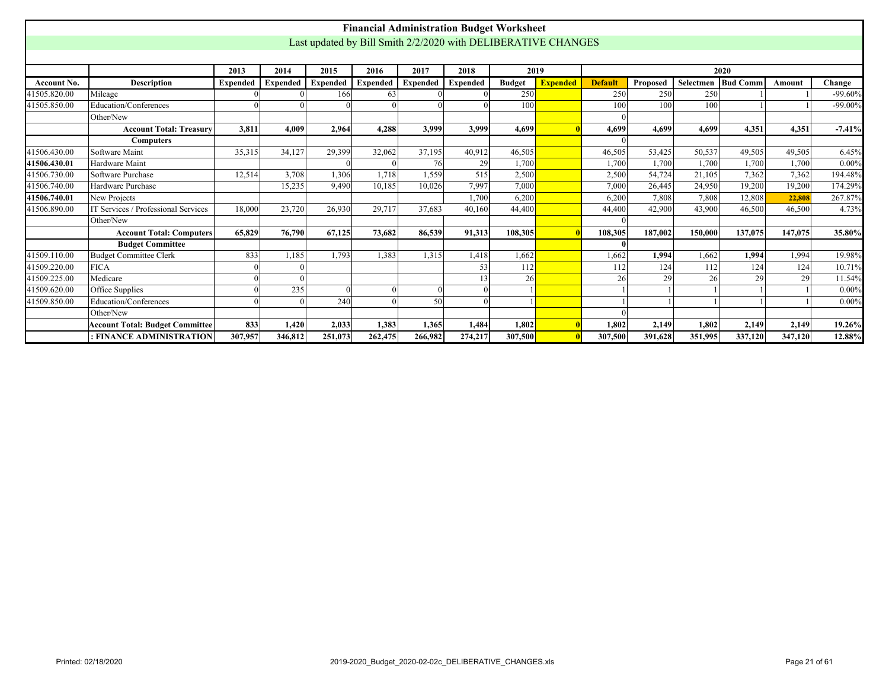# Financial Administration Budget Worksheet

Last updated by Bill Smith 2/2/2020 with DELIBERATIVE CHANGES

| | | 2013 | 2014 | 2015 | 2016 | 2017 | 2018 | 2019 | | 2020 | | | | | |
|---|---|---|---|---|---|---|---|---|---|---|---|---|---|---|---|
| **Account No.** | **Description** | **Expended** | **Expended** | **Expended** | **Expended** | **Expended** | **Expended** | **Budget** | **Expended** | **Default** | **Proposed** | **Selectmen** | **Bud Comm** | **Amount** | **Change** |
| 41505.820.00 | Mileage | 0 | 0 | 166 | 63 | 0 | 0 | 250 | | 250 | 250 | 250 | 1 | 1 | -99.60% |
| 41505.850.00 | Education/Conferences | 0 | 0 | 0 | 0 | 0 | 0 | 100 | | 100 | 100 | 100 | 1 | 1 | -99.00% |
| | Other/New | | | | | | | | | 0 | | | | | |
| | **Account Total: Treasury** | **3,811** | **4,009** | **2,964** | **4,288** | **3,999** | **3,999** | **4,699** | **0** | **4,699** | **4,699** | **4,699** | **4,351** | **4,351** | **-7.41%** |
| | **Computers** | | | | | | | | | 0 | | | | | |
| 41506.430.00 | Software Maint | 35,315 | 34,127 | 29,399 | 32,062 | 37,195 | 40,912 | 46,505 | | 46,505 | 53,425 | 50,537 | 49,505 | 49,505 | 6.45% |
| **41506.430.01** | Hardware Maint | | | 0 | 0 | 76 | 29 | 1,700 | | 1,700 | 1,700 | 1,700 | 1,700 | 1,700 | 0.00% |
| 41506.730.00 | Software Purchase | 12,514 | 3,708 | 1,306 | 1,718 | 1,559 | 515 | 2,500 | | 2,500 | 54,724 | 21,105 | 7,362 | 7,362 | 194.48% |
| 41506.740.00 | Hardware Purchase | | 15,235 | 9,490 | 10,185 | 10,026 | 7,997 | 7,000 | | 7,000 | 26,445 | 24,950 | 19,200 | 19,200 | 174.29% |
| **41506.740.01** | New Projects | | | | | | 1,700 | 6,200 | | 6,200 | 7,808 | 7,808 | 12,808 | **22,808** | 267.87% |
| 41506.890.00 | IT Services / Professional Services | 18,000 | 23,720 | 26,930 | 29,717 | 37,683 | 40,160 | 44,400 | | 44,400 | 42,900 | 43,900 | 46,500 | 46,500 | 4.73% |
| | Other/New | | | | | | | | | 0 | | | | | |
| | **Account Total: Computers** | **65,829** | **76,790** | **67,125** | **73,682** | **86,539** | **91,313** | **108,305** | **0** | **108,305** | **187,002** | **150,000** | **137,075** | **147,075** | **35.80%** |
| | **Budget Committee** | | | | | | | | | **0** | | | | | |
| 41509.110.00 | Budget Committee Clerk | 833 | 1,185 | 1,793 | 1,383 | 1,315 | 1,418 | 1,662 | | 1,662 | **1,994** | 1,662 | **1,994** | 1,994 | 19.98% |
| 41509.220.00 | FICA | 0 | 0 | | | | 53 | 112 | | 112 | 124 | 112 | 124 | 124 | 10.71% |
| 41509.225.00 | Medicare | 0 | 0 | | | | 13 | 26 | | 26 | 29 | 26 | 29 | 29 | 11.54% |
| 41509.620.00 | Office Supplies | 0 | 235 | 0 | 0 | 0 | 0 | 1 | | 1 | 1 | 1 | 1 | 1 | 0.00% |
| 41509.850.00 | Education/Conferences | 0 | 0 | 240 | 0 | 50 | 0 | 1 | | 1 | 1 | 1 | 1 | 1 | 0.00% |
| | Other/New | | | | | | | | | 0 | | | | | |
| | **Account Total: Budget Committee** | **833** | **1,420** | **2,033** | **1,383** | **1,365** | **1,484** | **1,802** | **0** | **1,802** | **2,149** | **1,802** | **2,149** | **2,149** | **19.26%** |
| | **: FINANCE ADMINISTRATION** | **307,957** | **346,812** | **251,073** | **262,475** | **266,982** | **274,217** | **307,500** | **0** | **307,500** | **391,628** | **351,995** | **337,120** | **347,120** | **12.88%** |

Printed: 02/18/2020 2019-2020_Budget_2020-02-02c_DELIBERATIVE_CHANGES.xls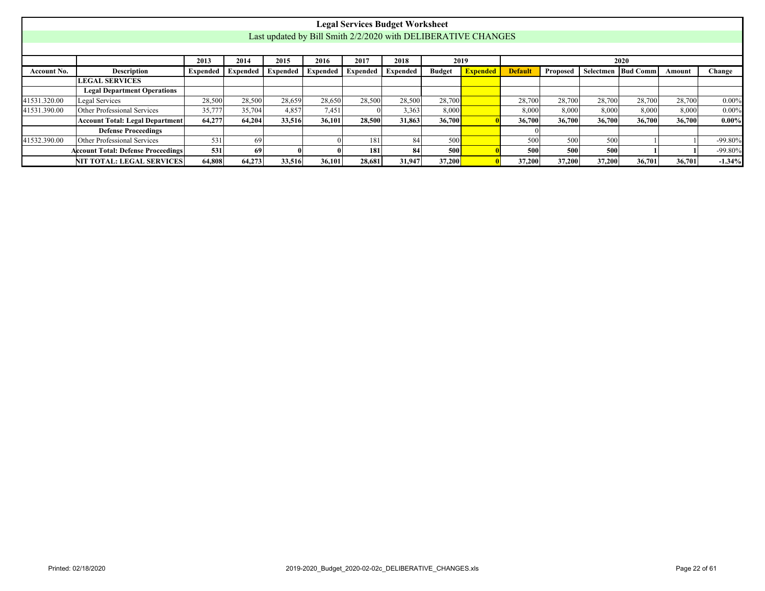# Legal Services Budget Worksheet

Last updated by Bill Smith 2/2/2020 with DELIBERATIVE CHANGES

| | | 2013 | 2014 | 2015 | 2016 | 2017 | 2018 | 2019 | | 2020 | | | | | |
|---|---|---|---|---|---|---|---|---|---|---|---|---|---|---|---|
| **Account No.** | **Description** | **Expended** | **Expended** | **Expended** | **Expended** | **Expended** | **Expended** | **Budget** | **Expended** | **Default** | **Proposed** | **Selectmen** | **Bud Comm** | **Amount** | **Change** |
| | **LEGAL SERVICES** | | | | | | | | | | | | | | |
| | **Legal Department Operations** | | | | | | | | | | | | | | |
| 41531.320.00 | Legal Services | 28,500 | 28,500 | 28,659 | 28,650 | 28,500 | 28,500 | 28,700 | | 28,700 | 28,700 | 28,700 | 28,700 | 28,700 | 0.00% |
| 41531.390.00 | Other Professional Services | 35,777 | 35,704 | 4,857 | 7,451 | 0 | 3,363 | 8,000 | | 8,000 | 8,000 | 8,000 | 8,000 | 8,000 | 0.00% |
| | **Account Total: Legal Department** | **64,277** | **64,204** | **33,516** | **36,101** | **28,500** | **31,863** | **36,700** | **0** | **36,700** | **36,700** | **36,700** | **36,700** | **36,700** | **0.00%** |
| | **Defense Proceedings** | | | | | | | | | 0 | | | | | |
| 41532.390.00 | Other Professional Services | 531 | 69 | | 0 | 181 | 84 | 500 | | 500 | 500 | 500 | 1 | 1 | -99.80% |
| | **Account Total: Defense Proceedings** | **531** | **69** | **0** | **0** | **181** | **84** | **500** | **0** | **500** | **500** | **500** | **1** | **1** | -99.80% |
| | **NIT TOTAL: LEGAL SERVICES** | **64,808** | **64,273** | **33,516** | **36,101** | **28,681** | **31,947** | **37,200** | **0** | **37,200** | **37,200** | **37,200** | **36,701** | **36,701** | **-1.34%** |

Printed: 02/18/2020 2019-2020_Budget_2020-02-02c_DELIBERATIVE_CHANGES.xls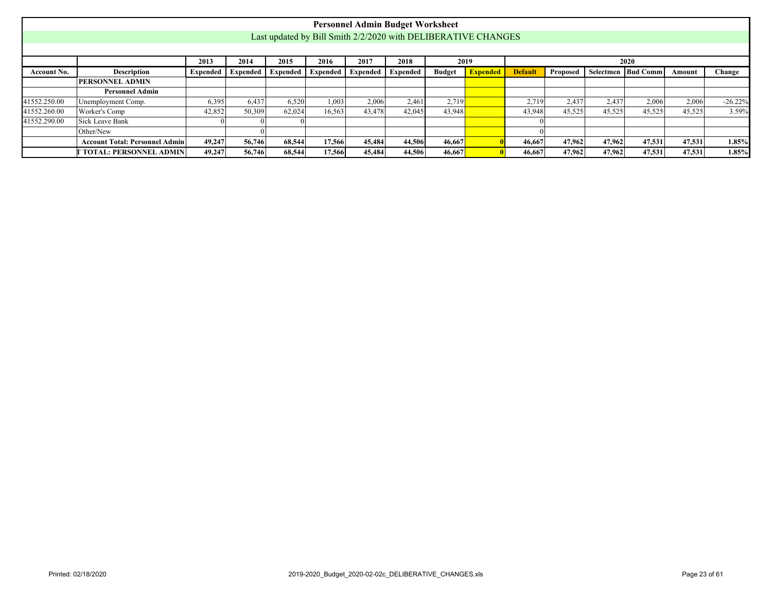# Personnel Admin Budget Worksheet

Last updated by Bill Smith 2/2/2020 with DELIBERATIVE CHANGES

| | | 2013 | 2014 | 2015 | 2016 | 2017 | 2018 | 2019 | | 2020 | | | | | |
|---|---|---|---|---|---|---|---|---|---|---|---|---|---|---|---|
| **Account No.** | **Description** | **Expended** | **Expended** | **Expended** | **Expended** | **Expended** | **Expended** | **Budget** | **Expended** | **Default** | **Proposed** | **Selectmen** | **Bud Comm** | **Amount** | **Change** |
| | **PERSONNEL ADMIN** | | | | | | | | | | | | | | |
| | **Personnel Admin** | | | | | | | | | | | | | | |
| 41552.250.00 | Unemployment Comp. | 6,395 | 6,437 | 6,520 | 1,003 | 2,006 | 2,461 | 2,719 | | 2,719 | 2,437 | 2,437 | 2,006 | 2,006 | -26.22% |
| 41552.260.00 | Worker's Comp | 42,852 | 50,309 | 62,024 | 16,563 | 43,478 | 42,045 | 43,948 | | 43,948 | 45,525 | 45,525 | 45,525 | 45,525 | 3.59% |
| 41552.290.00 | Sick Leave Bank | 0 | 0 | 0 | | | | | | 0 | | | | | |
| | Other/New | | 0 | | | | | | | 0 | | | | | |
| | **Account Total: Personnel Admin** | **49,247** | **56,746** | **68,544** | **17,566** | **45,484** | **44,506** | **46,667** | **0** | **46,667** | **47,962** | **47,962** | **47,531** | **47,531** | **1.85%** |
| | **T TOTAL: PERSONNEL ADMIN** | **49,247** | **56,746** | **68,544** | **17,566** | **45,484** | **44,506** | **46,667** | **0** | **46,667** | **47,962** | **47,962** | **47,531** | **47,531** | **1.85%** |

Printed: 02/18/2020 2019-2020_Budget_2020-02-02c_DELIBERATIVE_CHANGES.xls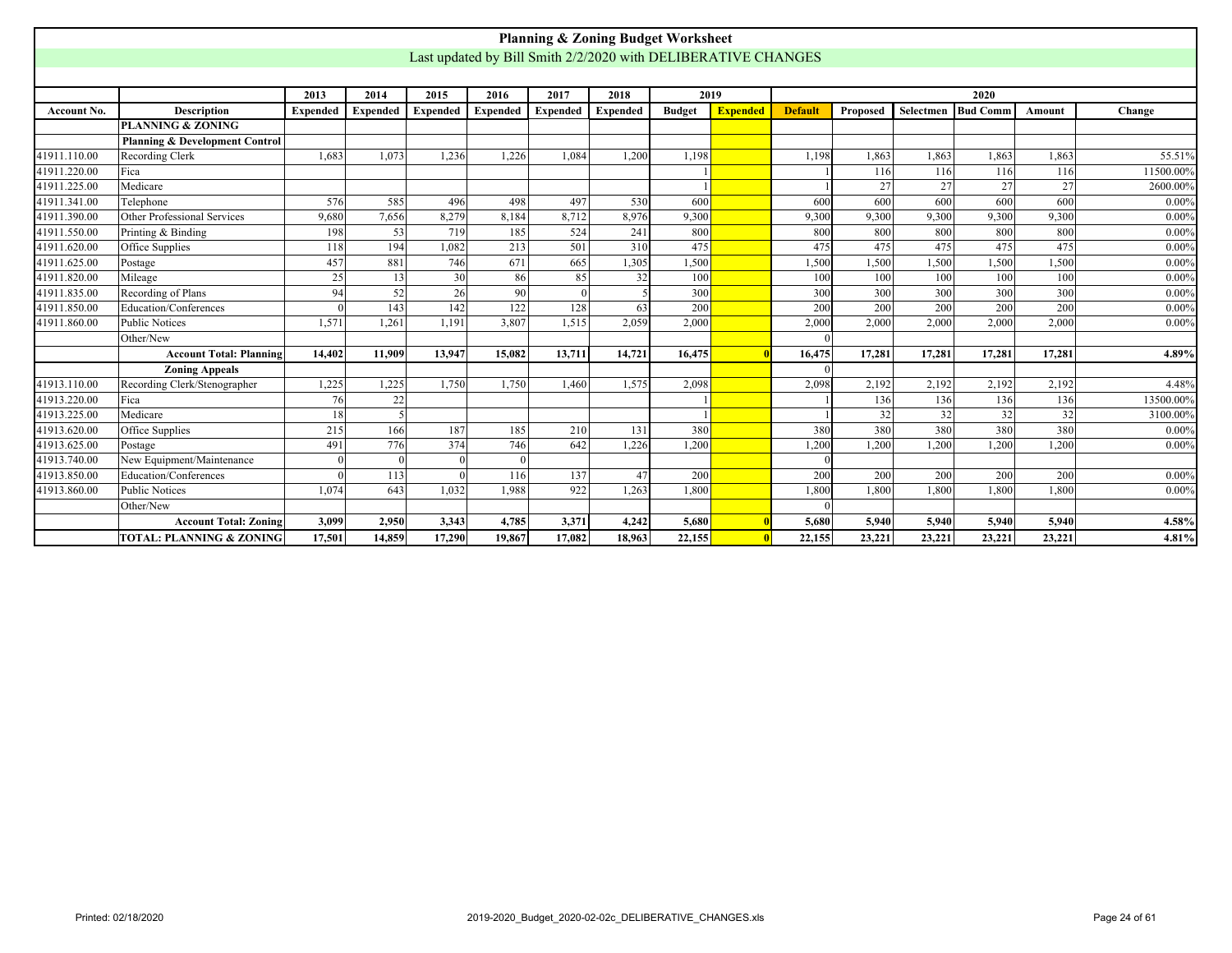# Planning & Zoning Budget Worksheet

Last updated by Bill Smith 2/2/2020 with DELIBERATIVE CHANGES

| | | 2013 | 2014 | 2015 | 2016 | 2017 | 2018 | 2019 | | 2020 | | | | | |
|---|---|---|---|---|---|---|---|---|---|---|---|---|---|---|---|
| **Account No.** | **Description** | **Expended** | **Expended** | **Expended** | **Expended** | **Expended** | **Expended** | **Budget** | **Expended** | **Default** | **Proposed** | **Selectmen** | **Bud Comm** | **Amount** | **Change** |
| | **PLANNING & ZONING** | | | | | | | | | | | | | | |
| | **Planning & Development Control** | | | | | | | | | | | | | | |
| 41911.110.00 | Recording Clerk | 1,683 | 1,073 | 1,236 | 1,226 | 1,084 | 1,200 | 1,198 | | 1,198 | 1,863 | 1,863 | 1,863 | 1,863 | 55.51% |
| 41911.220.00 | Fica | | | | | | | 1 | | 1 | 116 | 116 | 116 | 116 | 11500.00% |
| 41911.225.00 | Medicare | | | | | | | 1 | | 1 | 27 | 27 | 27 | 27 | 2600.00% |
| 41911.341.00 | Telephone | 576 | 585 | 496 | 498 | 497 | 530 | 600 | | 600 | 600 | 600 | 600 | 600 | 0.00% |
| 41911.390.00 | Other Professional Services | 9,680 | 7,656 | 8,279 | 8,184 | 8,712 | 8,976 | 9,300 | | 9,300 | 9,300 | 9,300 | 9,300 | 9,300 | 0.00% |
| 41911.550.00 | Printing & Binding | 198 | 53 | 719 | 185 | 524 | 241 | 800 | | 800 | 800 | 800 | 800 | 800 | 0.00% |
| 41911.620.00 | Office Supplies | 118 | 194 | 1,082 | 213 | 501 | 310 | 475 | | 475 | 475 | 475 | 475 | 475 | 0.00% |
| 41911.625.00 | Postage | 457 | 881 | 746 | 671 | 665 | 1,305 | 1,500 | | 1,500 | 1,500 | 1,500 | 1,500 | 1,500 | 0.00% |
| 41911.820.00 | Mileage | 25 | 13 | 30 | 86 | 85 | 32 | 100 | | 100 | 100 | 100 | 100 | 100 | 0.00% |
| 41911.835.00 | Recording of Plans | 94 | 52 | 26 | 90 | 0 | 5 | 300 | | 300 | 300 | 300 | 300 | 300 | 0.00% |
| 41911.850.00 | Education/Conferences | 0 | 143 | 142 | 122 | 128 | 63 | 200 | | 200 | 200 | 200 | 200 | 200 | 0.00% |
| 41911.860.00 | Public Notices | 1,571 | 1,261 | 1,191 | 3,807 | 1,515 | 2,059 | 2,000 | | 2,000 | 2,000 | 2,000 | 2,000 | 2,000 | 0.00% |
| | Other/New | | | | | | | | | 0 | | | | | |
| | **Account Total: Planning** | **14,402** | **11,909** | **13,947** | **15,082** | **13,711** | **14,721** | **16,475** | **0** | **16,475** | **17,281** | **17,281** | **17,281** | **17,281** | **4.89%** |
| | **Zoning Appeals** | | | | | | | | | 0 | | | | | |
| 41913.110.00 | Recording Clerk/Stenographer | 1,225 | 1,225 | 1,750 | 1,750 | 1,460 | 1,575 | 2,098 | | 2,098 | 2,192 | 2,192 | 2,192 | 2,192 | 4.48% |
| 41913.220.00 | Fica | 76 | 22 | | | | | 1 | | 1 | 136 | 136 | 136 | 136 | 13500.00% |
| 41913.225.00 | Medicare | 18 | 5 | | | | | 1 | | 1 | 32 | 32 | 32 | 32 | 3100.00% |
| 41913.620.00 | Office Supplies | 215 | 166 | 187 | 185 | 210 | 131 | 380 | | 380 | 380 | 380 | 380 | 380 | 0.00% |
| 41913.625.00 | Postage | 491 | 776 | 374 | 746 | 642 | 1,226 | 1,200 | | 1,200 | 1,200 | 1,200 | 1,200 | 1,200 | 0.00% |
| 41913.740.00 | New Equipment/Maintenance | 0 | 0 | 0 | 0 | | | | | 0 | | | | | |
| 41913.850.00 | Education/Conferences | 0 | 113 | 0 | 116 | 137 | 47 | 200 | | 200 | 200 | 200 | 200 | 200 | 0.00% |
| 41913.860.00 | Public Notices | 1,074 | 643 | 1,032 | 1,988 | 922 | 1,263 | 1,800 | | 1,800 | 1,800 | 1,800 | 1,800 | 1,800 | 0.00% |
| | Other/New | | | | | | | | | 0 | | | | | |
| | **Account Total: Zoning** | **3,099** | **2,950** | **3,343** | **4,785** | **3,371** | **4,242** | **5,680** | **0** | **5,680** | **5,940** | **5,940** | **5,940** | **5,940** | **4.58%** |
| | **TOTAL: PLANNING & ZONING** | **17,501** | **14,859** | **17,290** | **19,867** | **17,082** | **18,963** | **22,155** | **0** | **22,155** | **23,221** | **23,221** | **23,221** | **23,221** | **4.81%** |

Printed: 02/18/2020 2019-2020_Budget_2020-02-02c_DELIBERATIVE_CHANGES.xls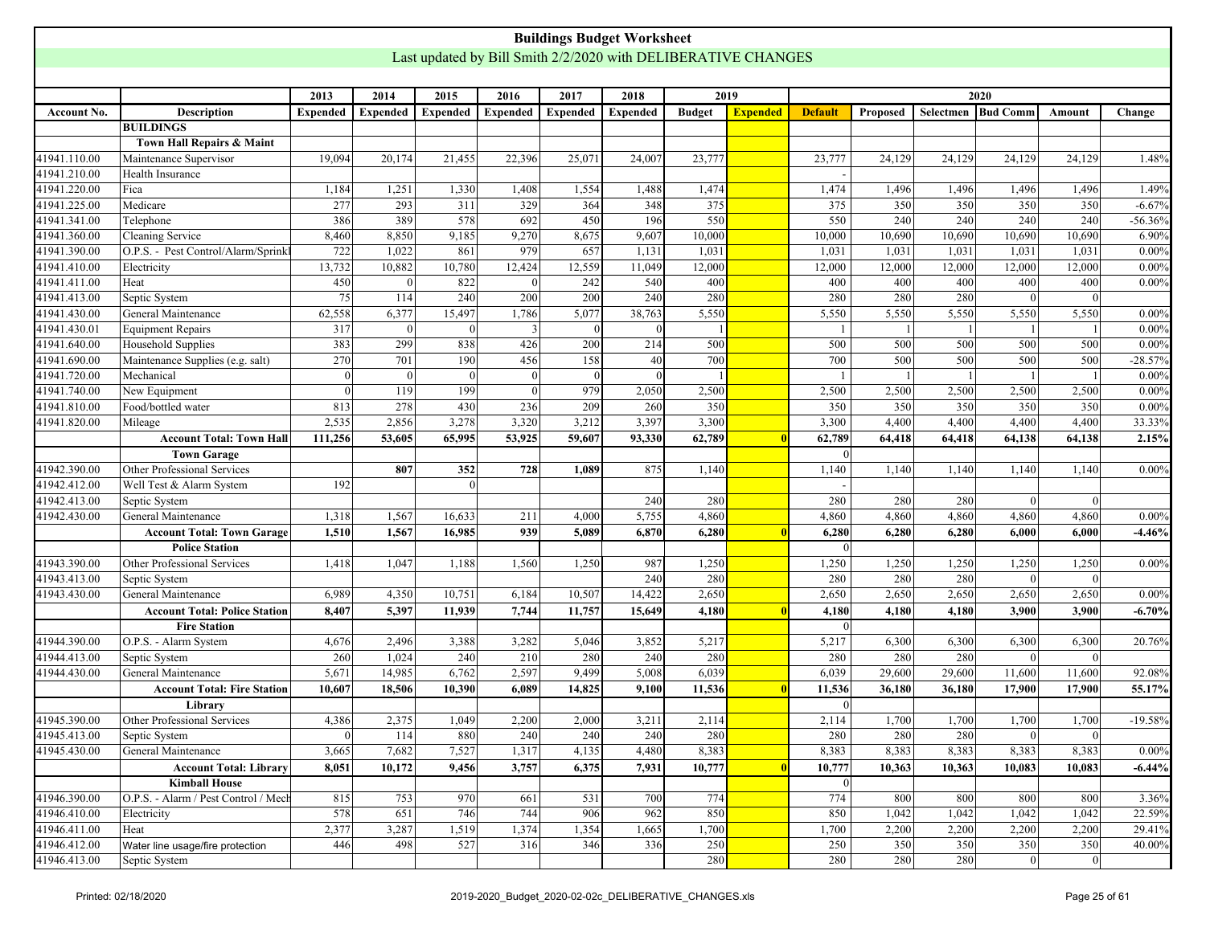# Buildings Budget Worksheet

Last updated by Bill Smith 2/2/2020 with DELIBERATIVE CHANGES

| | | 2013 | 2014 | 2015 | 2016 | 2017 | 2018 | 2019 | | 2020 | | | | | |
|---|---|---|---|---|---|---|---|---|---|---|---|---|---|---|---|
| Account No. | Description | Expended | Expended | Expended | Expended | Expended | Expended | Budget | Expended | Default | Proposed | Selectmen | Bud Comm | Amount | Change |
| | **BUILDINGS** | | | | | | | | | | | | | | |
| | **Town Hall Repairs & Maint** | | | | | | | | | | | | | | |
| 41941.110.00 | Maintenance Supervisor | 19,094 | 20,174 | 21,455 | 22,396 | 25,071 | 24,007 | 23,777 | | 23,777 | 24,129 | 24,129 | 24,129 | 24,129 | 1.48% |
| 41941.210.00 | Health Insurance | | | | | | | | | - | | | | | |
| 41941.220.00 | Fica | 1,184 | 1,251 | 1,330 | 1,408 | 1,554 | 1,488 | 1,474 | | 1,474 | 1,496 | 1,496 | 1,496 | 1,496 | 1.49% |
| 41941.225.00 | Medicare | 277 | 293 | 311 | 329 | 364 | 348 | 375 | | 375 | 350 | 350 | 350 | 350 | -6.67% |
| 41941.341.00 | Telephone | 386 | 389 | 578 | 692 | 450 | 196 | 550 | | 550 | 240 | 240 | 240 | 240 | -56.36% |
| 41941.360.00 | Cleaning Service | 8,460 | 8,850 | 9,185 | 9,270 | 8,675 | 9,607 | 10,000 | | 10,000 | 10,690 | 10,690 | 10,690 | 10,690 | 6.90% |
| 41941.390.00 | O.P.S. - Pest Control/Alarm/Sprinkl | 722 | 1,022 | 861 | 979 | 657 | 1,131 | 1,031 | | 1,031 | 1,031 | 1,031 | 1,031 | 1,031 | 0.00% |
| 41941.410.00 | Electricity | 13,732 | 10,882 | 10,780 | 12,424 | 12,559 | 11,049 | 12,000 | | 12,000 | 12,000 | 12,000 | 12,000 | 12,000 | 0.00% |
| 41941.411.00 | Heat | 450 | 0 | 822 | 0 | 242 | 540 | 400 | | 400 | 400 | 400 | 400 | 400 | 0.00% |
| 41941.413.00 | Septic System | 75 | 114 | 240 | 200 | 200 | 240 | 280 | | 280 | 280 | 280 | 0 | 0 | |
| 41941.430.00 | General Maintenance | 62,558 | 6,377 | 15,497 | 1,786 | 5,077 | 38,763 | 5,550 | | 5,550 | 5,550 | 5,550 | 5,550 | 5,550 | 0.00% |
| 41941.430.01 | Equipment Repairs | 317 | 0 | 0 | 3 | 0 | 0 | 1 | | 1 | 1 | 1 | 1 | 1 | 0.00% |
| 41941.640.00 | Household Supplies | 383 | 299 | 838 | 426 | 200 | 214 | 500 | | 500 | 500 | 500 | 500 | 500 | 0.00% |
| 41941.690.00 | Maintenance Supplies (e.g. salt) | 270 | 701 | 190 | 456 | 158 | 40 | 700 | | 700 | 500 | 500 | 500 | 500 | -28.57% |
| 41941.720.00 | Mechanical | 0 | 0 | 0 | 0 | 0 | 0 | 1 | | 1 | 1 | 1 | 1 | 1 | 0.00% |
| 41941.740.00 | New Equipment | 0 | 119 | 199 | 0 | 979 | 2,050 | 2,500 | | 2,500 | 2,500 | 2,500 | 2,500 | 2,500 | 0.00% |
| 41941.810.00 | Food/bottled water | 813 | 278 | 430 | 236 | 209 | 260 | 350 | | 350 | 350 | 350 | 350 | 350 | 0.00% |
| 41941.820.00 | Mileage | 2,535 | 2,856 | 3,278 | 3,320 | 3,212 | 3,397 | 3,300 | | 3,300 | 4,400 | 4,400 | 4,400 | 4,400 | 33.33% |
| | **Account Total: Town Hall** | **111,256** | **53,605** | **65,995** | **53,925** | **59,607** | **93,330** | **62,789** | **0** | **62,789** | **64,418** | **64,418** | **64,138** | **64,138** | **2.15%** |
| | **Town Garage** | | | | | | | | | 0 | | | | | |
| 41942.390.00 | Other Professional Services | | 807 | 352 | 728 | 1,089 | 875 | 1,140 | | 1,140 | 1,140 | 1,140 | 1,140 | 1,140 | 0.00% |
| 41942.412.00 | Well Test & Alarm System | 192 | | 0 | | | | | | - | | | | | |
| 41942.413.00 | Septic System | | | | | | 240 | 280 | | 280 | 280 | 280 | 0 | 0 | |
| 41942.430.00 | General Maintenance | 1,318 | 1,567 | 16,633 | 211 | 4,000 | 5,755 | 4,860 | | 4,860 | 4,860 | 4,860 | 4,860 | 4,860 | 0.00% |
| | **Account Total: Town Garage** | **1,510** | **1,567** | **16,985** | **939** | **5,089** | **6,870** | **6,280** | **0** | **6,280** | **6,280** | **6,280** | **6,000** | **6,000** | **-4.46%** |
| | **Police Station** | | | | | | | | | 0 | | | | | |
| 41943.390.00 | Other Professional Services | 1,418 | 1,047 | 1,188 | 1,560 | 1,250 | 987 | 1,250 | | 1,250 | 1,250 | 1,250 | 1,250 | 1,250 | 0.00% |
| 41943.413.00 | Septic System | | | | | | 240 | 280 | | 280 | 280 | 280 | 0 | 0 | |
| 41943.430.00 | General Maintenance | 6,989 | 4,350 | 10,751 | 6,184 | 10,507 | 14,422 | 2,650 | | 2,650 | 2,650 | 2,650 | 2,650 | 2,650 | 0.00% |
| | **Account Total: Police Station** | **8,407** | **5,397** | **11,939** | **7,744** | **11,757** | **15,649** | **4,180** | **0** | **4,180** | **4,180** | **4,180** | **3,900** | **3,900** | **-6.70%** |
| | **Fire Station** | | | | | | | | | 0 | | | | | |
| 41944.390.00 | O.P.S. - Alarm System | 4,676 | 2,496 | 3,388 | 3,282 | 5,046 | 3,852 | 5,217 | | 5,217 | 6,300 | 6,300 | 6,300 | 6,300 | 20.76% |
| 41944.413.00 | Septic System | 260 | 1,024 | 240 | 210 | 280 | 240 | 280 | | 280 | 280 | 280 | 0 | 0 | |
| 41944.430.00 | General Maintenance | 5,671 | 14,985 | 6,762 | 2,597 | 9,499 | 5,008 | 6,039 | | 6,039 | 29,600 | 29,600 | 11,600 | 11,600 | 92.08% |
| | **Account Total: Fire Station** | **10,607** | **18,506** | **10,390** | **6,089** | **14,825** | **9,100** | **11,536** | **0** | **11,536** | **36,180** | **36,180** | **17,900** | **17,900** | **55.17%** |
| | **Library** | | | | | | | | | 0 | | | | | |
| 41945.390.00 | Other Professional Services | 4,386 | 2,375 | 1,049 | 2,200 | 2,000 | 3,211 | 2,114 | | 2,114 | 1,700 | 1,700 | 1,700 | 1,700 | -19.58% |
| 41945.413.00 | Septic System | 0 | 114 | 880 | 240 | 240 | 240 | 280 | | 280 | 280 | 280 | 0 | 0 | |
| 41945.430.00 | General Maintenance | 3,665 | 7,682 | 7,527 | 1,317 | 4,135 | 4,480 | 8,383 | | 8,383 | 8,383 | 8,383 | 8,383 | 8,383 | 0.00% |
| | **Account Total: Library** | **8,051** | **10,172** | **9,456** | **3,757** | **6,375** | **7,931** | **10,777** | **0** | **10,777** | **10,363** | **10,363** | **10,083** | **10,083** | **-6.44%** |
| | **Kimball House** | | | | | | | | | 0 | | | | | |
| 41946.390.00 | O.P.S. - Alarm / Pest Control / Mech | 815 | 753 | 970 | 661 | 531 | 700 | 774 | | 774 | 800 | 800 | 800 | 800 | 3.36% |
| 41946.410.00 | Electricity | 578 | 651 | 746 | 744 | 906 | 962 | 850 | | 850 | 1,042 | 1,042 | 1,042 | 1,042 | 22.59% |
| 41946.411.00 | Heat | 2,377 | 3,287 | 1,519 | 1,374 | 1,354 | 1,665 | 1,700 | | 1,700 | 2,200 | 2,200 | 2,200 | 2,200 | 29.41% |
| 41946.412.00 | Water line usage/fire protection | 446 | 498 | 527 | 316 | 346 | 336 | 250 | | 250 | 350 | 350 | 350 | 350 | 40.00% |
| 41946.413.00 | Septic System | | | | | | | 280 | | 280 | 280 | 280 | 0 | 0 | |

Printed: 02/18/2020 2019-2020_Budget_2020-02-02c_DELIBERATIVE_CHANGES.xls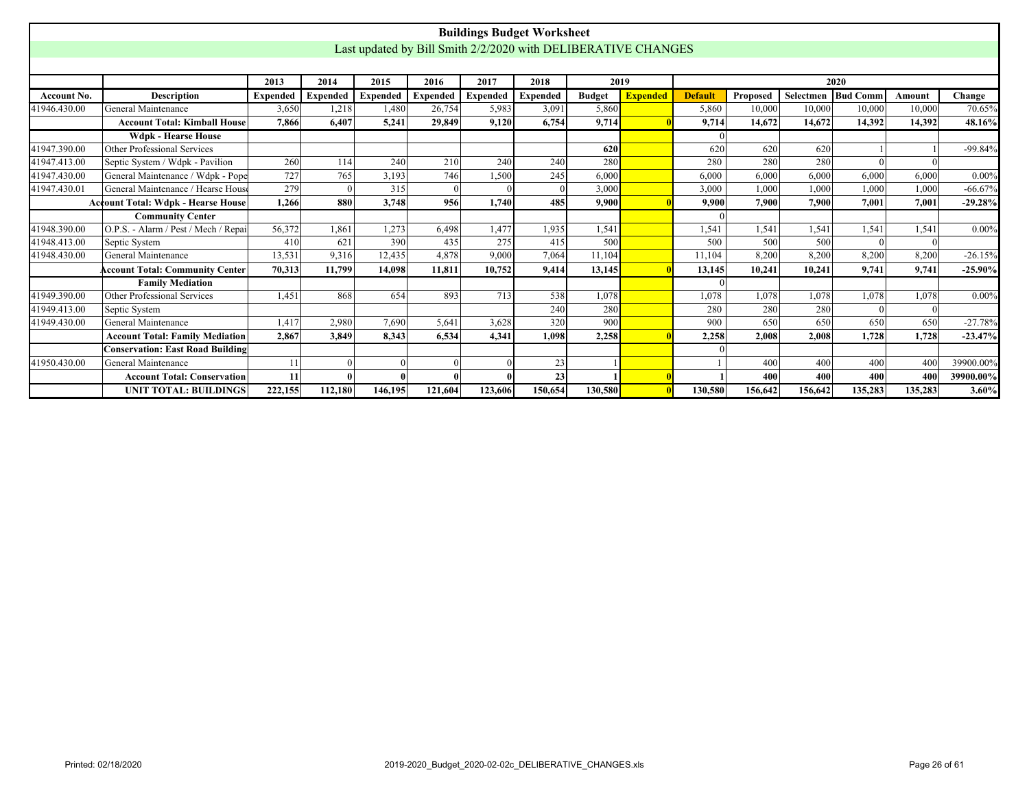# Buildings Budget Worksheet

Last updated by Bill Smith 2/2/2020 with DELIBERATIVE CHANGES

| | | 2013 | 2014 | 2015 | 2016 | 2017 | 2018 | 2019 | | 2020 | | | | | |
|---|---|---|---|---|---|---|---|---|---|---|---|---|---|---|---|
| **Account No.** | **Description** | **Expended** | **Expended** | **Expended** | **Expended** | **Expended** | **Expended** | **Budget** | **Expended** | **Default** | **Proposed** | **Selectmen** | **Bud Comm** | **Amount** | **Change** |
| 41946.430.00 | General Maintenance | 3,650 | 1,218 | 1,480 | 26,754 | 5,983 | 3,091 | 5,860 | | 5,860 | 10,000 | 10,000 | 10,000 | 10,000 | 70.65% |
| | **Account Total: Kimball House** | **7,866** | **6,407** | **5,241** | **29,849** | **9,120** | **6,754** | **9,714** | **0** | **9,714** | **14,672** | **14,672** | **14,392** | **14,392** | **48.16%** |
| | **Wdpk - Hearse House** | | | | | | | | | 0 | | | | | |
| 41947.390.00 | Other Professional Services | | | | | | | **620** | | 620 | 620 | 620 | 1 | 1 | -99.84% |
| 41947.413.00 | Septic System / Wdpk - Pavilion | 260 | 114 | 240 | 210 | 240 | 240 | 280 | | 280 | 280 | 280 | 0 | 0 | |
| 41947.430.00 | General Maintenance / Wdpk - Pope | 727 | 765 | 3,193 | 746 | 1,500 | 245 | 6,000 | | 6,000 | 6,000 | 6,000 | 6,000 | 6,000 | 0.00% |
| 41947.430.01 | General Maintenance / Hearse House | 279 | 0 | 315 | 0 | 0 | 0 | 3,000 | | 3,000 | 1,000 | 1,000 | 1,000 | 1,000 | -66.67% |
| | **Account Total: Wdpk - Hearse House** | **1,266** | **880** | **3,748** | **956** | **1,740** | **485** | **9,900** | **0** | **9,900** | **7,900** | **7,900** | **7,001** | **7,001** | **-29.28%** |
| | **Community Center** | | | | | | | | | 0 | | | | | |
| 41948.390.00 | O.P.S. - Alarm / Pest / Mech / Repai | 56,372 | 1,861 | 1,273 | 6,498 | 1,477 | 1,935 | 1,541 | | 1,541 | 1,541 | 1,541 | 1,541 | 1,541 | 0.00% |
| 41948.413.00 | Septic System | 410 | 621 | 390 | 435 | 275 | 415 | 500 | | 500 | 500 | 500 | 0 | 0 | |
| 41948.430.00 | General Maintenance | 13,531 | 9,316 | 12,435 | 4,878 | 9,000 | 7,064 | 11,104 | | 11,104 | 8,200 | 8,200 | 8,200 | 8,200 | -26.15% |
| | **Account Total: Community Center** | **70,313** | **11,799** | **14,098** | **11,811** | **10,752** | **9,414** | **13,145** | **0** | **13,145** | **10,241** | **10,241** | **9,741** | **9,741** | **-25.90%** |
| | **Family Mediation** | | | | | | | | | 0 | | | | | |
| 41949.390.00 | Other Professional Services | 1,451 | 868 | 654 | 893 | 713 | 538 | 1,078 | | 1,078 | 1,078 | 1,078 | 1,078 | 1,078 | 0.00% |
| 41949.413.00 | Septic System | | | | | | 240 | 280 | | 280 | 280 | 280 | 0 | 0 | |
| 41949.430.00 | General Maintenance | 1,417 | 2,980 | 7,690 | 5,641 | 3,628 | 320 | 900 | | 900 | 650 | 650 | 650 | 650 | -27.78% |
| | **Account Total: Family Mediation** | **2,867** | **3,849** | **8,343** | **6,534** | **4,341** | **1,098** | **2,258** | **0** | **2,258** | **2,008** | **2,008** | **1,728** | **1,728** | **-23.47%** |
| | **Conservation: East Road Building** | | | | | | | | | 0 | | | | | |
| 41950.430.00 | General Maintenance | 11 | 0 | 0 | 0 | 0 | 23 | 1 | | 1 | 400 | 400 | 400 | 400 | 39900.00% |
| | **Account Total: Conservation** | **11** | **0** | **0** | **0** | **0** | **23** | **1** | **0** | **1** | **400** | **400** | **400** | **400** | **39900.00%** |
| | **UNIT TOTAL: BUILDINGS** | **222,155** | **112,180** | **146,195** | **121,604** | **123,606** | **150,654** | **130,580** | **0** | **130,580** | **156,642** | **156,642** | **135,283** | **135,283** | **3.60%** |

Printed: 02/18/2020 2019-2020_Budget_2020-02-02c_DELIBERATIVE_CHANGES.xls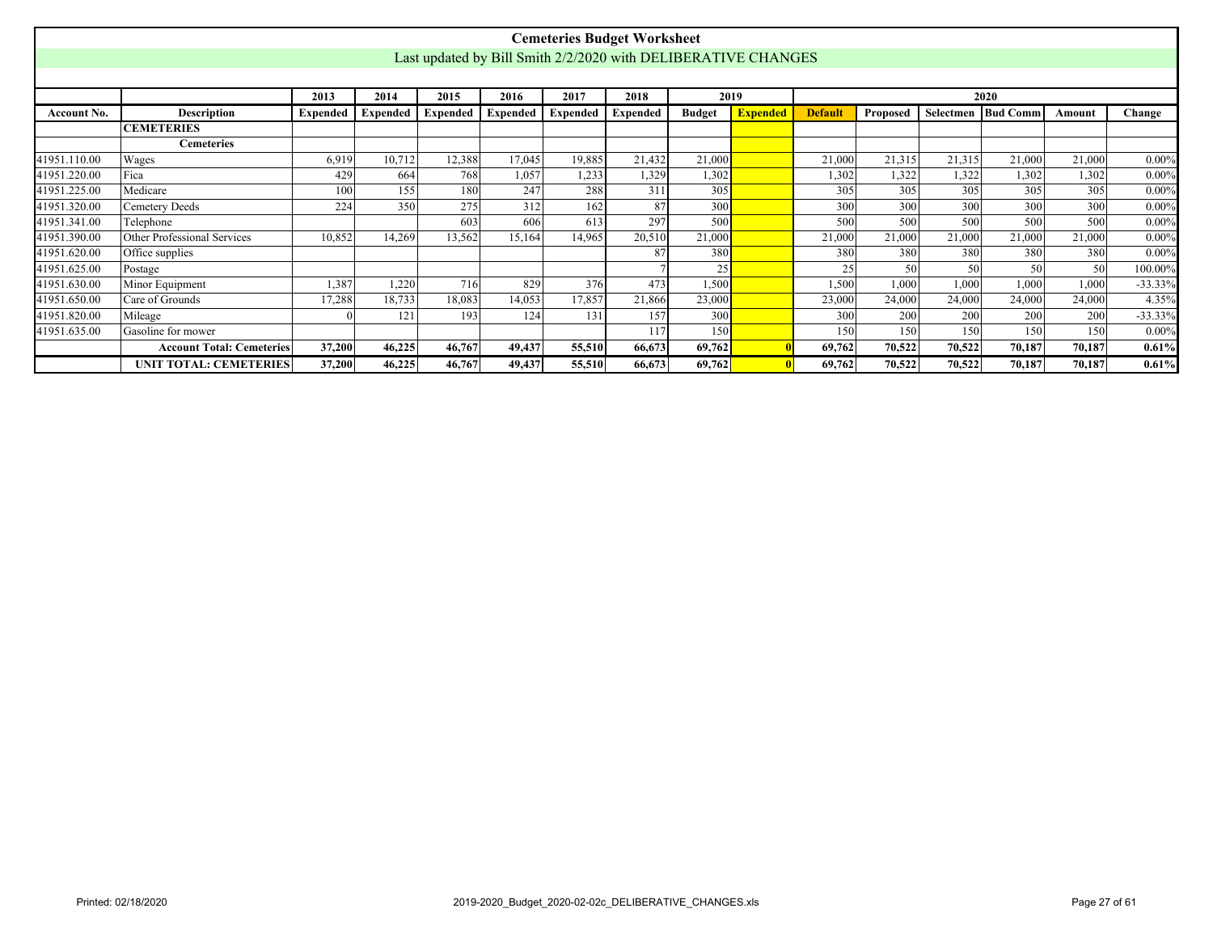# Cemeteries Budget Worksheet

Last updated by Bill Smith 2/2/2020 with DELIBERATIVE CHANGES

| | | 2013 | 2014 | 2015 | 2016 | 2017 | 2018 | 2019 | | 2020 | | | | | |
|---|---|---|---|---|---|---|---|---|---|---|---|---|---|---|---|
| **Account No.** | **Description** | **Expended** | **Expended** | **Expended** | **Expended** | **Expended** | **Expended** | **Budget** | **Expended** | **Default** | **Proposed** | **Selectmen** | **Bud Comm** | **Amount** | **Change** |
| | **CEMETERIES** | | | | | | | | | | | | | | |
| | **Cemeteries** | | | | | | | | | | | | | | |
| 41951.110.00 | Wages | 6,919 | 10,712 | 12,388 | 17,045 | 19,885 | 21,432 | 21,000 | | 21,000 | 21,315 | 21,315 | 21,000 | 21,000 | 0.00% |
| 41951.220.00 | Fica | 429 | 664 | 768 | 1,057 | 1,233 | 1,329 | 1,302 | | 1,302 | 1,322 | 1,322 | 1,302 | 1,302 | 0.00% |
| 41951.225.00 | Medicare | 100 | 155 | 180 | 247 | 288 | 311 | 305 | | 305 | 305 | 305 | 305 | 305 | 0.00% |
| 41951.320.00 | Cemetery Deeds | 224 | 350 | 275 | 312 | 162 | 87 | 300 | | 300 | 300 | 300 | 300 | 300 | 0.00% |
| 41951.341.00 | Telephone | | | 603 | 606 | 613 | 297 | 500 | | 500 | 500 | 500 | 500 | 500 | 0.00% |
| 41951.390.00 | Other Professional Services | 10,852 | 14,269 | 13,562 | 15,164 | 14,965 | 20,510 | 21,000 | | 21,000 | 21,000 | 21,000 | 21,000 | 21,000 | 0.00% |
| 41951.620.00 | Office supplies | | | | | | 87 | 380 | | 380 | 380 | 380 | 380 | 380 | 0.00% |
| 41951.625.00 | Postage | | | | | | 7 | 25 | | 25 | 50 | 50 | 50 | 50 | 100.00% |
| 41951.630.00 | Minor Equipment | 1,387 | 1,220 | 716 | 829 | 376 | 473 | 1,500 | | 1,500 | 1,000 | 1,000 | 1,000 | 1,000 | -33.33% |
| 41951.650.00 | Care of Grounds | 17,288 | 18,733 | 18,083 | 14,053 | 17,857 | 21,866 | 23,000 | | 23,000 | 24,000 | 24,000 | 24,000 | 24,000 | 4.35% |
| 41951.820.00 | Mileage | 0 | 121 | 193 | 124 | 131 | 157 | 300 | | 300 | 200 | 200 | 200 | 200 | -33.33% |
| 41951.635.00 | Gasoline for mower | | | | | | 117 | 150 | | 150 | 150 | 150 | 150 | 150 | 0.00% |
| | **Account Total: Cemeteries** | **37,200** | **46,225** | **46,767** | **49,437** | **55,510** | **66,673** | **69,762** | **0** | **69,762** | **70,522** | **70,522** | **70,187** | **70,187** | **0.61%** |
| | **UNIT TOTAL: CEMETERIES** | **37,200** | **46,225** | **46,767** | **49,437** | **55,510** | **66,673** | **69,762** | **0** | **69,762** | **70,522** | **70,522** | **70,187** | **70,187** | **0.61%** |

Printed: 02/18/2020 2019-2020_Budget_2020-02-02c_DELIBERATIVE_CHANGES.xls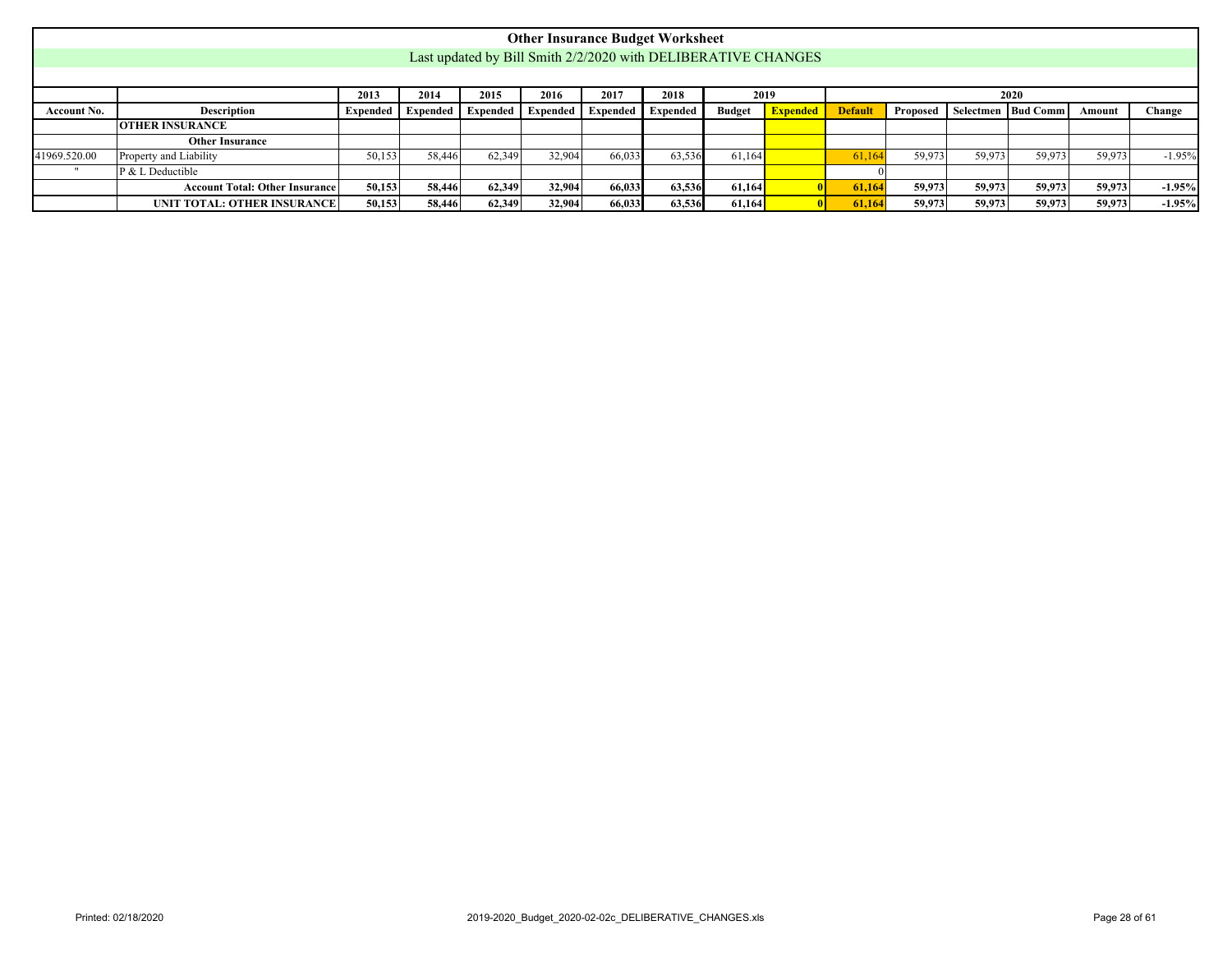# Other Insurance Budget Worksheet

Last updated by Bill Smith 2/2/2020 with DELIBERATIVE CHANGES

| | | 2013 | 2014 | 2015 | 2016 | 2017 | 2018 | 2019 | | 2020 | | | | | |
|---|---|---|---|---|---|---|---|---|---|---|---|---|---|---|---|
| **Account No.** | **Description** | **Expended** | **Expended** | **Expended** | **Expended** | **Expended** | **Expended** | **Budget** | **Expended** | **Default** | **Proposed** | **Selectmen** | **Bud Comm** | **Amount** | **Change** |
| | **OTHER INSURANCE** | | | | | | | | | | | | | | |
| | **Other Insurance** | | | | | | | | | | | | | | |
| 41969.520.00 | Property and Liability | 50,153 | 58,446 | 62,349 | 32,904 | 66,033 | 63,536 | 61,164 | | 61,164 | 59,973 | 59,973 | 59,973 | 59,973 | -1.95% |
| " | P & L Deductible | | | | | | | | | 0 | | | | | |
| | **Account Total: Other Insurance** | **50,153** | **58,446** | **62,349** | **32,904** | **66,033** | **63,536** | **61,164** | **0** | **61,164** | **59,973** | **59,973** | **59,973** | **59,973** | **-1.95%** |
| | **UNIT TOTAL: OTHER INSURANCE** | **50,153** | **58,446** | **62,349** | **32,904** | **66,033** | **63,536** | **61,164** | **0** | **61,164** | **59,973** | **59,973** | **59,973** | **59,973** | **-1.95%** |

Printed: 02/18/2020

2019-2020_Budget_2020-02-02c_DELIBERATIVE_CHANGES.xls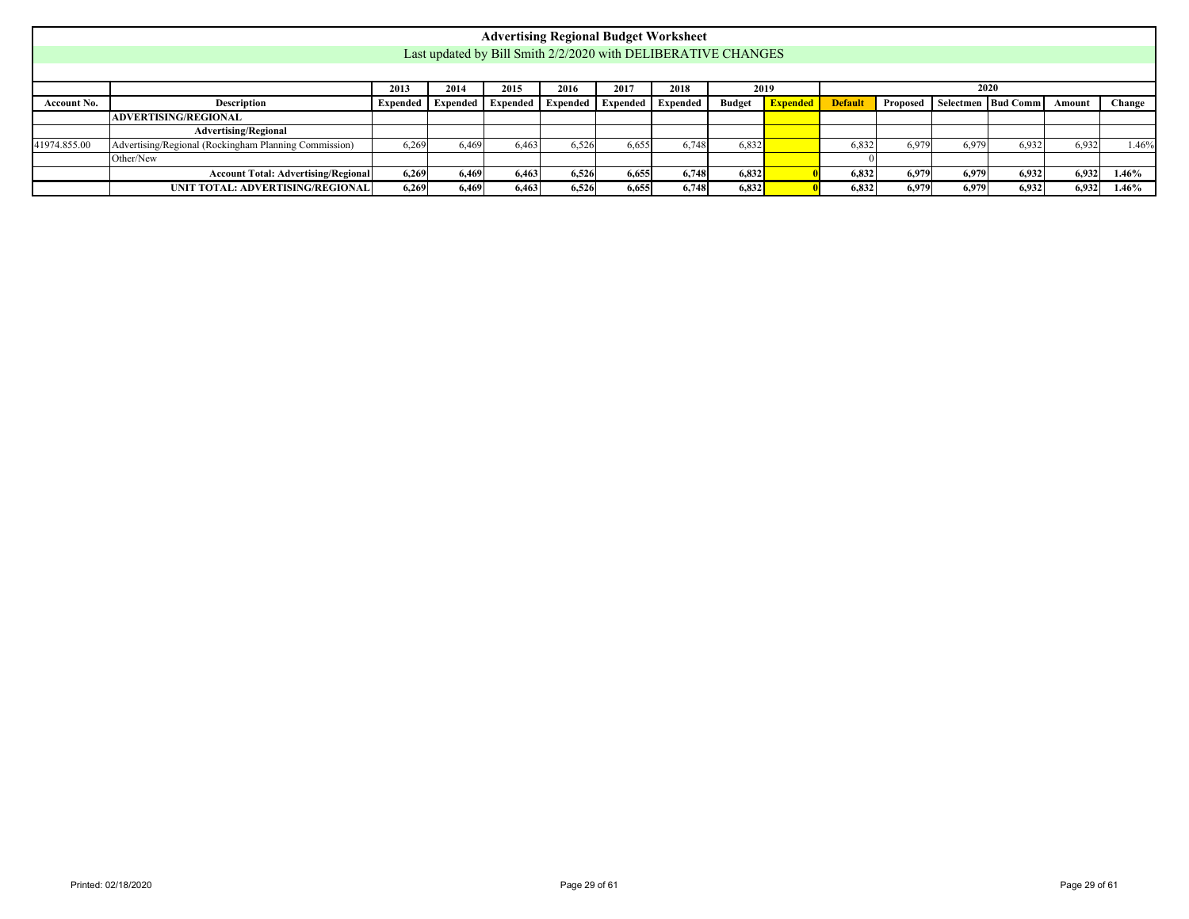# Advertising Regional Budget Worksheet

Last updated by Bill Smith 2/2/2020 with DELIBERATIVE CHANGES

| | | 2013 | 2014 | 2015 | 2016 | 2017 | 2018 | 2019 | | 2020 | | | | | |
|---|---|---|---|---|---|---|---|---|---|---|---|---|---|---|---|
| **Account No.** | **Description** | **Expended** | **Expended** | **Expended** | **Expended** | **Expended** | **Expended** | **Budget** | **Expended** | **Default** | **Proposed** | **Selectmen** | **Bud Comm** | **Amount** | **Change** |
| | **ADVERTISING/REGIONAL** | | | | | | | | | | | | | | |
| | **Advertising/Regional** | | | | | | | | | | | | | | |
| 41974.855.00 | Advertising/Regional (Rockingham Planning Commission) | 6,269 | 6,469 | 6,463 | 6,526 | 6,655 | 6,748 | 6,832 | | 6,832 | 6,979 | 6,979 | 6,932 | 6,932 | 1.46% |
| | Other/New | | | | | | | | | 0 | | | | | |
| | **Account Total: Advertising/Regional** | **6,269** | **6,469** | **6,463** | **6,526** | **6,655** | **6,748** | **6,832** | **0** | **6,832** | **6,979** | **6,979** | **6,932** | **6,932** | **1.46%** |
| | **UNIT TOTAL: ADVERTISING/REGIONAL** | **6,269** | **6,469** | **6,463** | **6,526** | **6,655** | **6,748** | **6,832** | **0** | **6,832** | **6,979** | **6,979** | **6,932** | **6,932** | **1.46%** |

Printed: 02/18/2020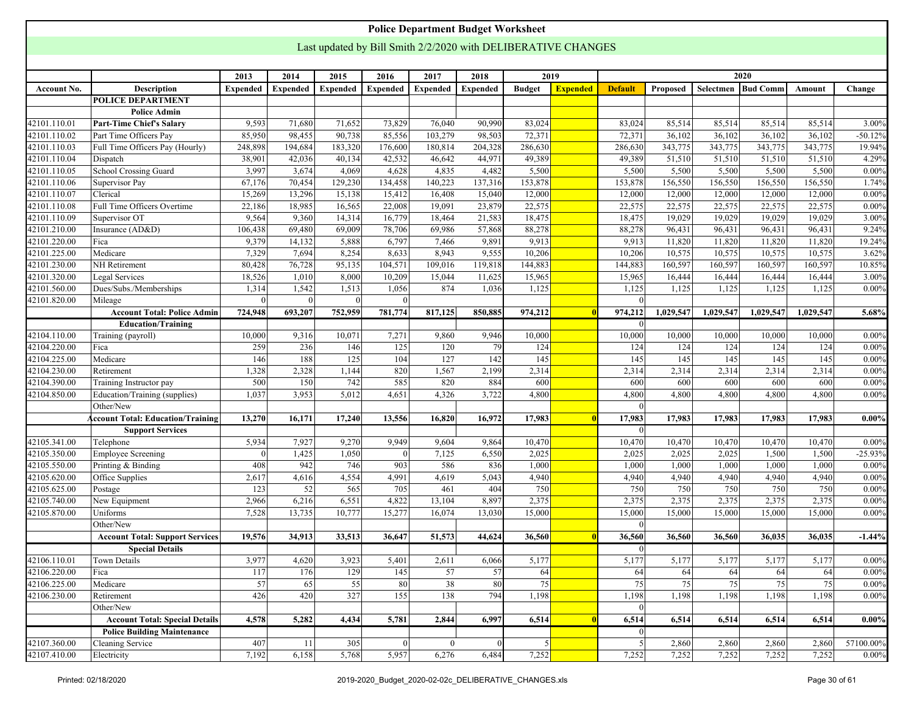# Police Department Budget Worksheet

## Last updated by Bill Smith 2/2/2020 with DELIBERATIVE CHANGES

| | | 2013 | 2014 | 2015 | 2016 | 2017 | 2018 | 2019 | | 2020 | | | | | |
|---|---|---|---|---|---|---|---|---|---|---|---|---|---|---|---|
| **Account No.** | **Description** | **Expended** | **Expended** | **Expended** | **Expended** | **Expended** | **Expended** | **Budget** | **Expended** | **Default** | **Proposed** | **Selectmen** | **Bud Comm** | **Amount** | **Change** |
| | **POLICE DEPARTMENT** | | | | | | | | | | | | | | |
| | **Police Admin** | | | | | | | | | | | | | | |
| 42101.110.01 | **Part-Time Chief's Salary** | 9,593 | 71,680 | 71,652 | 73,829 | 76,040 | 90,990 | 83,024 | | 83,024 | 85,514 | 85,514 | 85,514 | 85,514 | 3.00% |
| 42101.110.02 | Part Time Officers Pay | 85,950 | 98,455 | 90,738 | 85,556 | 103,279 | 98,503 | 72,371 | | 72,371 | 36,102 | 36,102 | 36,102 | 36,102 | -50.12% |
| 42101.110.03 | Full Time Officers Pay (Hourly) | 248,898 | 194,684 | 183,320 | 176,600 | 180,814 | 204,328 | 286,630 | | 286,630 | 343,775 | 343,775 | 343,775 | 343,775 | 19.94% |
| 42101.110.04 | Dispatch | 38,901 | 42,036 | 40,134 | 42,532 | 46,642 | 44,971 | 49,389 | | 49,389 | 51,510 | 51,510 | 51,510 | 51,510 | 4.29% |
| 42101.110.05 | School Crossing Guard | 3,997 | 3,674 | 4,069 | 4,628 | 4,835 | 4,482 | 5,500 | | 5,500 | 5,500 | 5,500 | 5,500 | 5,500 | 0.00% |
| 42101.110.06 | Supervisor Pay | 67,176 | 70,454 | 129,230 | 134,458 | 140,223 | 137,316 | 153,878 | | 153,878 | 156,550 | 156,550 | 156,550 | 156,550 | 1.74% |
| 42101.110.07 | Clerical | 15,269 | 13,296 | 15,138 | 15,412 | 16,408 | 15,040 | 12,000 | | 12,000 | 12,000 | 12,000 | 12,000 | 12,000 | 0.00% |
| 42101.110.08 | Full Time Officers Overtime | 22,186 | 18,985 | 16,565 | 22,008 | 19,091 | 23,879 | 22,575 | | 22,575 | 22,575 | 22,575 | 22,575 | 22,575 | 0.00% |
| 42101.110.09 | Supervisor OT | 9,564 | 9,360 | 14,314 | 16,779 | 18,464 | 21,583 | 18,475 | | 18,475 | 19,029 | 19,029 | 19,029 | 19,029 | 3.00% |
| 42101.210.00 | Insurance (AD&D) | 106,438 | 69,480 | 69,009 | 78,706 | 69,986 | 57,868 | 88,278 | | 88,278 | 96,431 | 96,431 | 96,431 | 96,431 | 9.24% |
| 42101.220.00 | Fica | 9,379 | 14,132 | 5,888 | 6,797 | 7,466 | 9,891 | 9,913 | | 9,913 | 11,820 | 11,820 | 11,820 | 11,820 | 19.24% |
| 42101.225.00 | Medicare | 7,329 | 7,694 | 8,254 | 8,633 | 8,943 | 9,555 | 10,206 | | 10,206 | 10,575 | 10,575 | 10,575 | 10,575 | 3.62% |
| 42101.230.00 | NH Retirement | 80,428 | 76,728 | 95,135 | 104,571 | 109,016 | 119,818 | 144,883 | | 144,883 | 160,597 | 160,597 | 160,597 | 160,597 | 10.85% |
| 42101.320.00 | Legal Services | 18,526 | 1,010 | 8,000 | 10,209 | 15,044 | 11,625 | 15,965 | | 15,965 | 16,444 | 16,444 | 16,444 | 16,444 | 3.00% |
| 42101.560.00 | Dues/Subs./Memberships | 1,314 | 1,542 | 1,513 | 1,056 | 874 | 1,036 | 1,125 | | 1,125 | 1,125 | 1,125 | 1,125 | 1,125 | 0.00% |
| 42101.820.00 | Mileage | 0 | 0 | 0 | 0 | | | | | 0 | | | | | |
| | **Account Total: Police Admin** | **724,948** | **693,207** | **752,959** | **781,774** | **817,125** | **850,885** | **974,212** | **0** | **974,212** | **1,029,547** | **1,029,547** | **1,029,547** | **1,029,547** | **5.68%** |
| | **Education/Training** | | | | | | | | | 0 | | | | | |
| 42104.110.00 | Training (payroll) | 10,000 | 9,316 | 10,071 | 7,271 | 9,860 | 9,946 | 10,000 | | 10,000 | 10,000 | 10,000 | 10,000 | 10,000 | 0.00% |
| 42104.220.00 | Fica | 259 | 236 | 146 | 125 | 120 | 79 | 124 | | 124 | 124 | 124 | 124 | 124 | 0.00% |
| 42104.225.00 | Medicare | 146 | 188 | 125 | 104 | 127 | 142 | 145 | | 145 | 145 | 145 | 145 | 145 | 0.00% |
| 42104.230.00 | Retirement | 1,328 | 2,328 | 1,144 | 820 | 1,567 | 2,199 | 2,314 | | 2,314 | 2,314 | 2,314 | 2,314 | 2,314 | 0.00% |
| 42104.390.00 | Training Instructor pay | 500 | 150 | 742 | 585 | 820 | 884 | 600 | | 600 | 600 | 600 | 600 | 600 | 0.00% |
| 42104.850.00 | Education/Training (supplies) | 1,037 | 3,953 | 5,012 | 4,651 | 4,326 | 3,722 | 4,800 | | 4,800 | 4,800 | 4,800 | 4,800 | 4,800 | 0.00% |
| | Other/New | | | | | | | | | 0 | | | | | |
| | **Account Total: Education/Training** | **13,270** | **16,171** | **17,240** | **13,556** | **16,820** | **16,972** | **17,983** | **0** | **17,983** | **17,983** | **17,983** | **17,983** | **17,983** | **0.00%** |
| | **Support Services** | | | | | | | | | 0 | | | | | |
| 42105.341.00 | Telephone | 5,934 | 7,927 | 9,270 | 9,949 | 9,604 | 9,864 | 10,470 | | 10,470 | 10,470 | 10,470 | 10,470 | 10,470 | 0.00% |
| 42105.350.00 | Employee Screening | 0 | 1,425 | 1,050 | 0 | 7,125 | 6,550 | 2,025 | | 2,025 | 2,025 | 2,025 | 1,500 | 1,500 | -25.93% |
| 42105.550.00 | Printing & Binding | 408 | 942 | 746 | 903 | 586 | 836 | 1,000 | | 1,000 | 1,000 | 1,000 | 1,000 | 1,000 | 0.00% |
| 42105.620.00 | Office Supplies | 2,617 | 4,616 | 4,554 | 4,991 | 4,619 | 5,043 | 4,940 | | 4,940 | 4,940 | 4,940 | 4,940 | 4,940 | 0.00% |
| 42105.625.00 | Postage | 123 | 52 | 565 | 705 | 461 | 404 | 750 | | 750 | 750 | 750 | 750 | 750 | 0.00% |
| 42105.740.00 | New Equipment | 2,966 | 6,216 | 6,551 | 4,822 | 13,104 | 8,897 | 2,375 | | 2,375 | 2,375 | 2,375 | 2,375 | 2,375 | 0.00% |
| 42105.870.00 | Uniforms | 7,528 | 13,735 | 10,777 | 15,277 | 16,074 | 13,030 | 15,000 | | 15,000 | 15,000 | 15,000 | 15,000 | 15,000 | 0.00% |
| | Other/New | | | | | | | | | 0 | | | | | |
| | **Account Total: Support Services** | **19,576** | **34,913** | **33,513** | **36,647** | **51,573** | **44,624** | **36,560** | **0** | **36,560** | **36,560** | **36,560** | **36,035** | **36,035** | **-1.44%** |
| | **Special Details** | | | | | | | | | 0 | | | | | |
| 42106.110.01 | Town Details | 3,977 | 4,620 | 3,923 | 5,401 | 2,611 | 6,066 | 5,177 | | 5,177 | 5,177 | 5,177 | 5,177 | 5,177 | 0.00% |
| 42106.220.00 | Fica | 117 | 176 | 129 | 145 | 57 | 57 | 64 | | 64 | 64 | 64 | 64 | 64 | 0.00% |
| 42106.225.00 | Medicare | 57 | 65 | 55 | 80 | 38 | 80 | 75 | | 75 | 75 | 75 | 75 | 75 | 0.00% |
| 42106.230.00 | Retirement | 426 | 420 | 327 | 155 | 138 | 794 | 1,198 | | 1,198 | 1,198 | 1,198 | 1,198 | 1,198 | 0.00% |
| | Other/New | | | | | | | | | 0 | | | | | |
| | **Account Total: Special Details** | **4,578** | **5,282** | **4,434** | **5,781** | **2,844** | **6,997** | **6,514** | **0** | **6,514** | **6,514** | **6,514** | **6,514** | **6,514** | **0.00%** |
| | **Police Building Maintenance** | | | | | | | | | 0 | | | | | |
| 42107.360.00 | Cleaning Service | 407 | 11 | 305 | 0 | 0 | 0 | 5 | | 5 | 2,860 | 2,860 | 2,860 | 2,860 | 57100.00% |
| 42107.410.00 | Electricity | 7,192 | 6,158 | 5,768 | 5,957 | 6,276 | 6,484 | 7,252 | | 7,252 | 7,252 | 7,252 | 7,252 | 7,252 | 0.00% |

Printed: 02/18/2020 — 2019-2020_Budget_2020-02-02c_DELIBERATIVE_CHANGES.xls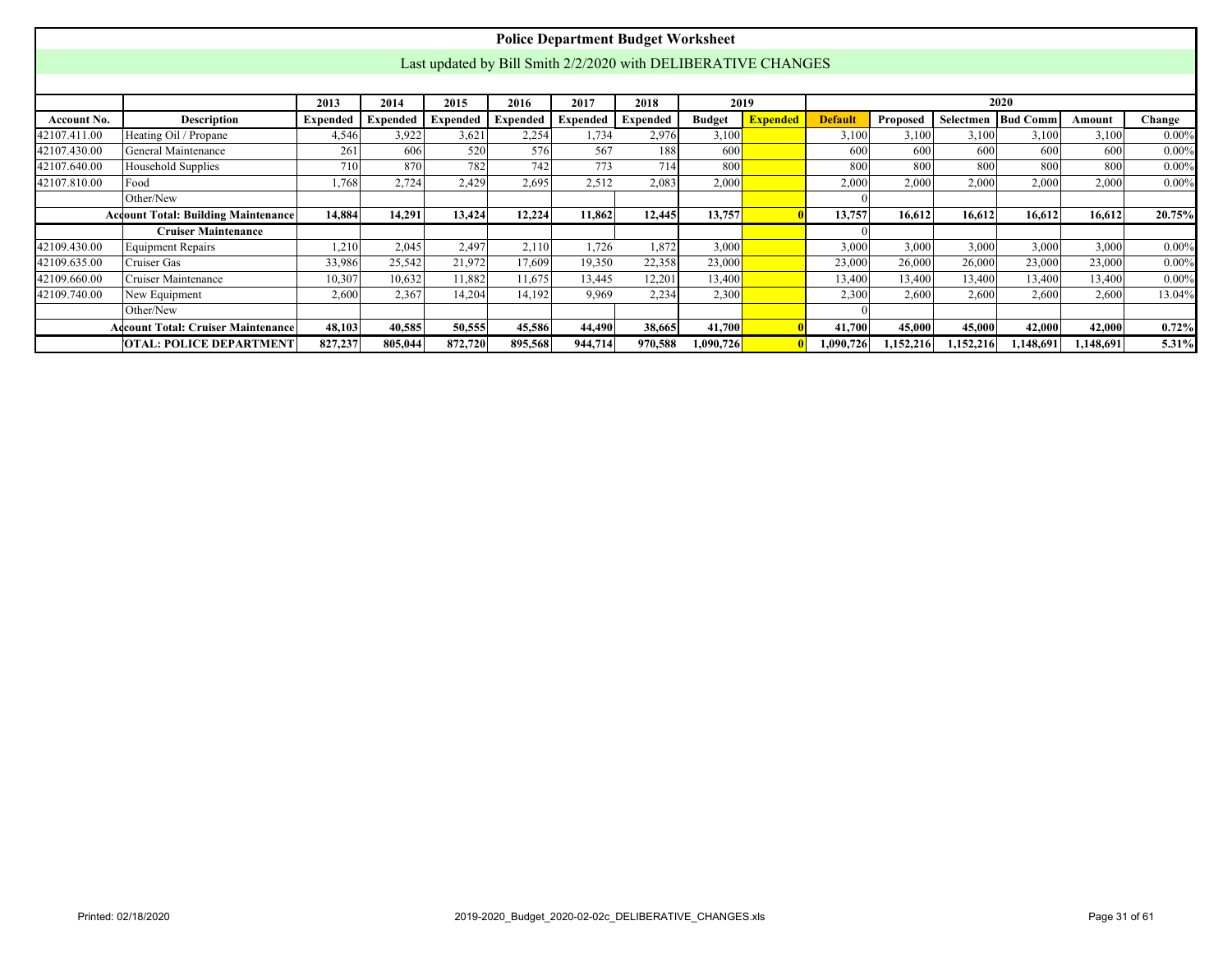# Police Department Budget Worksheet

Last updated by Bill Smith 2/2/2020 with DELIBERATIVE CHANGES

| | | 2013 | 2014 | 2015 | 2016 | 2017 | 2018 | 2019 | | 2020 | | | | | |
|---|---|---|---|---|---|---|---|---|---|---|---|---|---|---|---|
| Account No. | Description | Expended | Expended | Expended | Expended | Expended | Expended | Budget | Expended | Default | Proposed | Selectmen | Bud Comm | Amount | Change |
| 42107.411.00 | Heating Oil / Propane | 4,546 | 3,922 | 3,621 | 2,254 | 1,734 | 2,976 | 3,100 | | 3,100 | 3,100 | 3,100 | 3,100 | 3,100 | 0.00% |
| 42107.430.00 | General Maintenance | 261 | 606 | 520 | 576 | 567 | 188 | 600 | | 600 | 600 | 600 | 600 | 600 | 0.00% |
| 42107.640.00 | Household Supplies | 710 | 870 | 782 | 742 | 773 | 714 | 800 | | 800 | 800 | 800 | 800 | 800 | 0.00% |
| 42107.810.00 | Food | 1,768 | 2,724 | 2,429 | 2,695 | 2,512 | 2,083 | 2,000 | | 2,000 | 2,000 | 2,000 | 2,000 | 2,000 | 0.00% |
| | Other/New | | | | | | | | | 0 | | | | | |
| | **Account Total: Building Maintenance** | **14,884** | **14,291** | **13,424** | **12,224** | **11,862** | **12,445** | **13,757** | **0** | **13,757** | **16,612** | **16,612** | **16,612** | **16,612** | **20.75%** |
| | **Cruiser Maintenance** | | | | | | | | | 0 | | | | | |
| 42109.430.00 | Equipment Repairs | 1,210 | 2,045 | 2,497 | 2,110 | 1,726 | 1,872 | 3,000 | | 3,000 | 3,000 | 3,000 | 3,000 | 3,000 | 0.00% |
| 42109.635.00 | Cruiser Gas | 33,986 | 25,542 | 21,972 | 17,609 | 19,350 | 22,358 | 23,000 | | 23,000 | 26,000 | 26,000 | 23,000 | 23,000 | 0.00% |
| 42109.660.00 | Cruiser Maintenance | 10,307 | 10,632 | 11,882 | 11,675 | 13,445 | 12,201 | 13,400 | | 13,400 | 13,400 | 13,400 | 13,400 | 13,400 | 0.00% |
| 42109.740.00 | New Equipment | 2,600 | 2,367 | 14,204 | 14,192 | 9,969 | 2,234 | 2,300 | | 2,300 | 2,600 | 2,600 | 2,600 | 2,600 | 13.04% |
| | Other/New | | | | | | | | | 0 | | | | | |
| | **Account Total: Cruiser Maintenance** | **48,103** | **40,585** | **50,555** | **45,586** | **44,490** | **38,665** | **41,700** | **0** | **41,700** | **45,000** | **45,000** | **42,000** | **42,000** | **0.72%** |
| | **OTAL: POLICE DEPARTMENT** | **827,237** | **805,044** | **872,720** | **895,568** | **944,714** | **970,588** | **1,090,726** | **0** | **1,090,726** | **1,152,216** | **1,152,216** | **1,148,691** | **1,148,691** | **5.31%** |

Printed: 02/18/2020 2019-2020_Budget_2020-02-02c_DELIBERATIVE_CHANGES.xls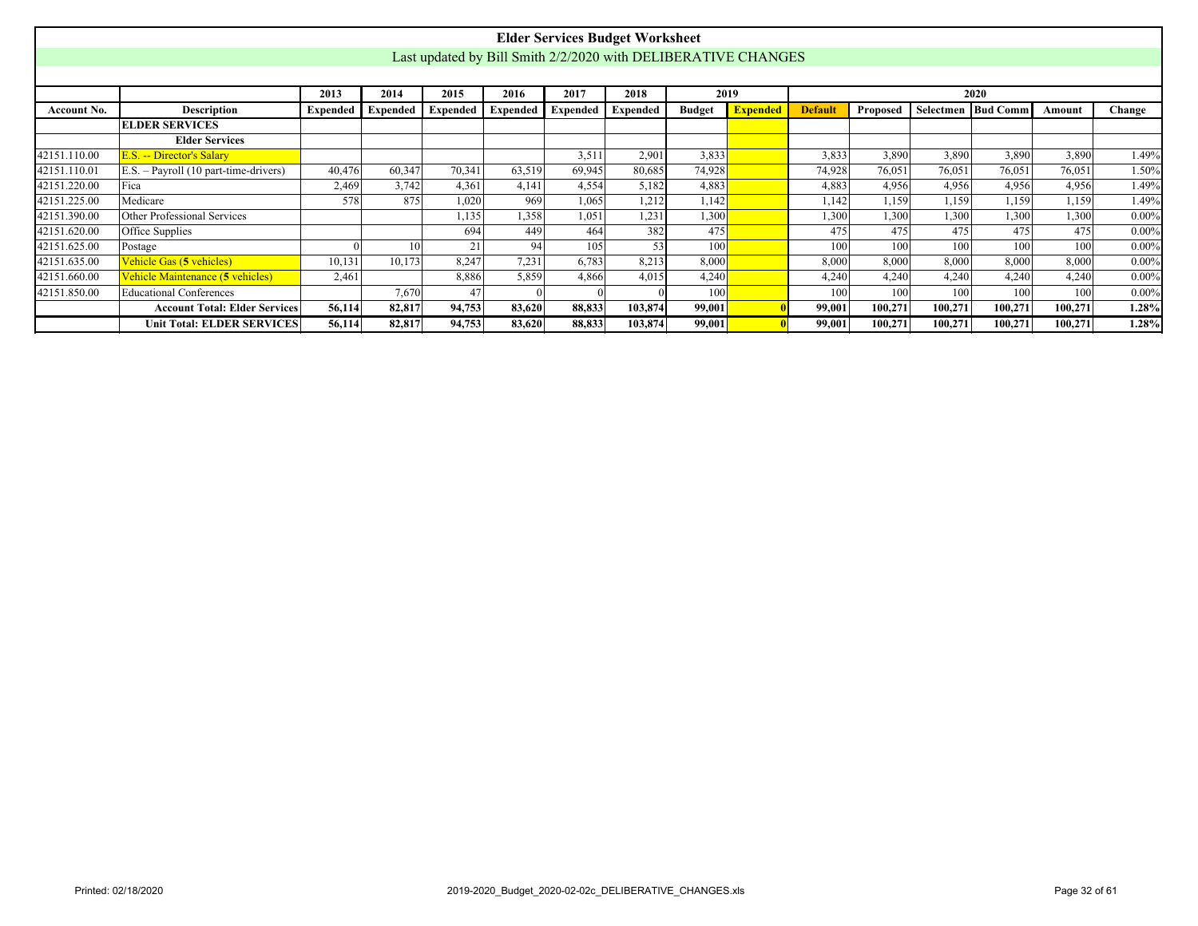# Elder Services Budget Worksheet

Last updated by Bill Smith 2/2/2020 with DELIBERATIVE CHANGES

| | | 2013 | 2014 | 2015 | 2016 | 2017 | 2018 | 2019 | | 2020 | | | | | |
|---|---|---|---|---|---|---|---|---|---|---|---|---|---|---|---|
| **Account No.** | **Description** | **Expended** | **Expended** | **Expended** | **Expended** | **Expended** | **Expended** | **Budget** | **Expended** | **Default** | **Proposed** | **Selectmen** | **Bud Comm** | **Amount** | **Change** |
| | **ELDER SERVICES** | | | | | | | | | | | | | | |
| | **Elder Services** | | | | | | | | | | | | | | |
| 42151.110.00 | E.S. -- Director's Salary | | | | | 3,511 | 2,901 | 3,833 | | 3,833 | 3,890 | 3,890 | 3,890 | 3,890 | 1.49% |
| 42151.110.01 | E.S. – Payroll (10 part-time-drivers) | 40,476 | 60,347 | 70,341 | 63,519 | 69,945 | 80,685 | 74,928 | | 74,928 | 76,051 | 76,051 | 76,051 | 76,051 | 1.50% |
| 42151.220.00 | Fica | 2,469 | 3,742 | 4,361 | 4,141 | 4,554 | 5,182 | 4,883 | | 4,883 | 4,956 | 4,956 | 4,956 | 4,956 | 1.49% |
| 42151.225.00 | Medicare | 578 | 875 | 1,020 | 969 | 1,065 | 1,212 | 1,142 | | 1,142 | 1,159 | 1,159 | 1,159 | 1,159 | 1.49% |
| 42151.390.00 | Other Professional Services | | | 1,135 | 1,358 | 1,051 | 1,231 | 1,300 | | 1,300 | 1,300 | 1,300 | 1,300 | 1,300 | 0.00% |
| 42151.620.00 | Office Supplies | | | 694 | 449 | 464 | 382 | 475 | | 475 | 475 | 475 | 475 | 475 | 0.00% |
| 42151.625.00 | Postage | 0 | 10 | 21 | 94 | 105 | 53 | 100 | | 100 | 100 | 100 | 100 | 100 | 0.00% |
| 42151.635.00 | Vehicle Gas (**5** vehicles) | 10,131 | 10,173 | 8,247 | 7,231 | 6,783 | 8,213 | 8,000 | | 8,000 | 8,000 | 8,000 | 8,000 | 8,000 | 0.00% |
| 42151.660.00 | Vehicle Maintenance (**5** vehicles) | 2,461 | | 8,886 | 5,859 | 4,866 | 4,015 | 4,240 | | 4,240 | 4,240 | 4,240 | 4,240 | 4,240 | 0.00% |
| 42151.850.00 | Educational Conferences | | 7,670 | 47 | 0 | 0 | 0 | 100 | | 100 | 100 | 100 | 100 | 100 | 0.00% |
| | **Account Total: Elder Services** | **56,114** | **82,817** | **94,753** | **83,620** | **88,833** | **103,874** | **99,001** | **0** | **99,001** | **100,271** | **100,271** | **100,271** | **100,271** | **1.28%** |
| | **Unit Total: ELDER SERVICES** | **56,114** | **82,817** | **94,753** | **83,620** | **88,833** | **103,874** | **99,001** | **0** | **99,001** | **100,271** | **100,271** | **100,271** | **100,271** | **1.28%** |

Printed: 02/18/2020 2019-2020_Budget_2020-02-02c_DELIBERATIVE_CHANGES.xls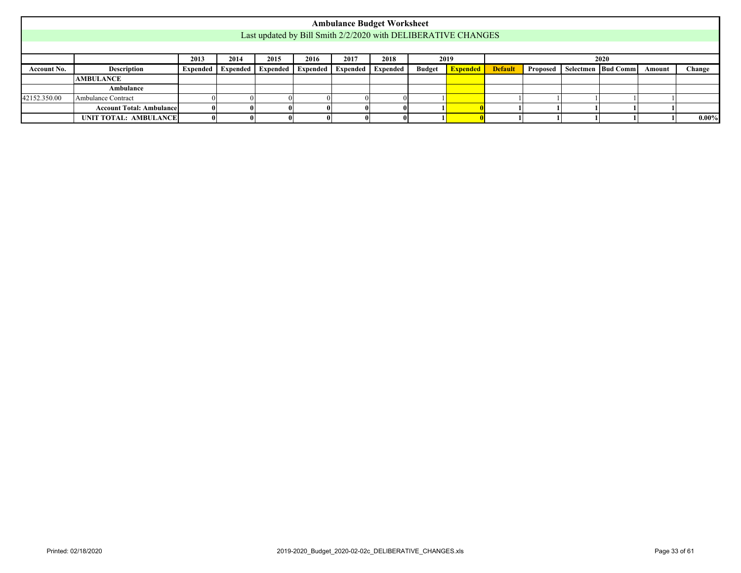# Ambulance Budget Worksheet

Last updated by Bill Smith 2/2/2020 with DELIBERATIVE CHANGES

| | | 2013 | 2014 | 2015 | 2016 | 2017 | 2018 | 2019 | | 2020 | | | | | |
|---|---|---|---|---|---|---|---|---|---|---|---|---|---|---|---|
| **Account No.** | **Description** | **Expended** | **Expended** | **Expended** | **Expended** | **Expended** | **Expended** | **Budget** | **Expended** | **Default** | **Proposed** | **Selectmen** | **Bud Comm** | **Amount** | **Change** |
| | **AMBULANCE** | | | | | | | | | | | | | | |
| | **Ambulance** | | | | | | | | | | | | | | |
| 42152.350.00 | Ambulance Contract | 0 | 0 | 0 | 0 | 0 | 0 | 1 | | 1 | 1 | 1 | 1 | 1 | |
| | **Account Total: Ambulance** | **0** | **0** | **0** | **0** | **0** | **0** | **1** | **0** | **1** | **1** | **1** | **1** | **1** | |
| | **UNIT TOTAL: AMBULANCE** | **0** | **0** | **0** | **0** | **0** | **0** | **1** | **0** | **1** | **1** | **1** | **1** | **1** | **0.00%** |

Printed: 02/18/2020 2019-2020_Budget_2020-02-02c_DELIBERATIVE_CHANGES.xls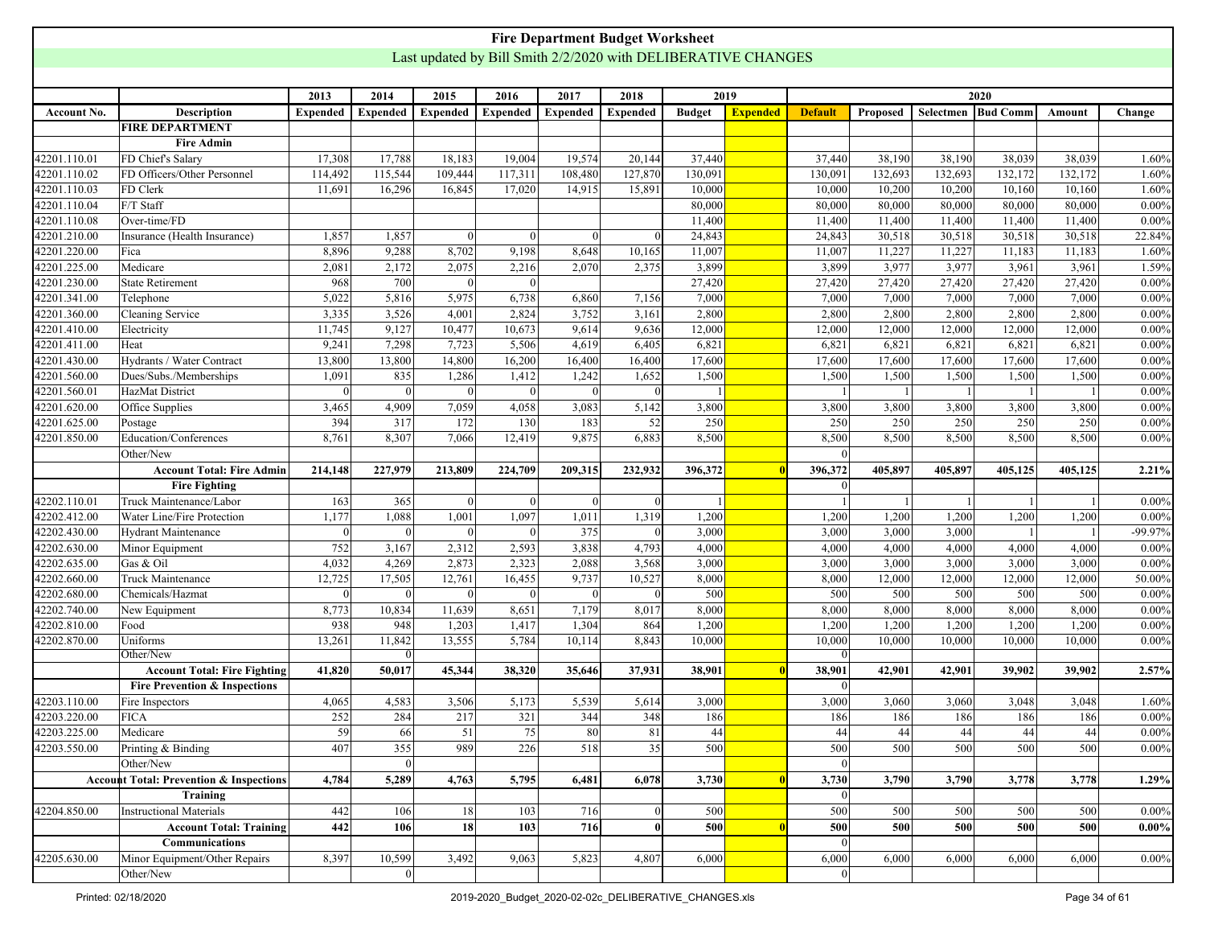# Fire Department Budget Worksheet

Last updated by Bill Smith 2/2/2020 with DELIBERATIVE CHANGES

| | | 2013 | 2014 | 2015 | 2016 | 2017 | 2018 | 2019 | | 2020 | | | | | |
|---|---|---|---|---|---|---|---|---|---|---|---|---|---|---|---|
| **Account No.** | **Description** | **Expended** | **Expended** | **Expended** | **Expended** | **Expended** | **Expended** | **Budget** | **Expended** | **Default** | **Proposed** | **Selectmen** | **Bud Comm** | **Amount** | **Change** |
| | **FIRE DEPARTMENT** | | | | | | | | | | | | | | |
| | **Fire Admin** | | | | | | | | | | | | | | |
| 42201.110.01 | FD Chief's Salary | 17,308 | 17,788 | 18,183 | 19,004 | 19,574 | 20,144 | 37,440 | | 37,440 | 38,190 | 38,190 | 38,039 | 38,039 | 1.60% |
| 42201.110.02 | FD Officers/Other Personnel | 114,492 | 115,544 | 109,444 | 117,311 | 108,480 | 127,870 | 130,091 | | 130,091 | 132,693 | 132,693 | 132,172 | 132,172 | 1.60% |
| 42201.110.03 | FD Clerk | 11,691 | 16,296 | 16,845 | 17,020 | 14,915 | 15,891 | 10,000 | | 10,000 | 10,200 | 10,200 | 10,160 | 10,160 | 1.60% |
| 42201.110.04 | F/T Staff | | | | | | | 80,000 | | 80,000 | 80,000 | 80,000 | 80,000 | 80,000 | 0.00% |
| 42201.110.08 | Over-time/FD | | | | | | | 11,400 | | 11,400 | 11,400 | 11,400 | 11,400 | 11,400 | 0.00% |
| 42201.210.00 | Insurance (Health Insurance) | 1,857 | 1,857 | 0 | 0 | 0 | 0 | 24,843 | | 24,843 | 30,518 | 30,518 | 30,518 | 30,518 | 22.84% |
| 42201.220.00 | Fica | 8,896 | 9,288 | 8,702 | 9,198 | 8,648 | 10,165 | 11,007 | | 11,007 | 11,227 | 11,227 | 11,183 | 11,183 | 1.60% |
| 42201.225.00 | Medicare | 2,081 | 2,172 | 2,075 | 2,216 | 2,070 | 2,375 | 3,899 | | 3,899 | 3,977 | 3,977 | 3,961 | 3,961 | 1.59% |
| 42201.230.00 | State Retirement | 968 | 700 | 0 | 0 | | | 27,420 | | 27,420 | 27,420 | 27,420 | 27,420 | 27,420 | 0.00% |
| 42201.341.00 | Telephone | 5,022 | 5,816 | 5,975 | 6,738 | 6,860 | 7,156 | 7,000 | | 7,000 | 7,000 | 7,000 | 7,000 | 7,000 | 0.00% |
| 42201.360.00 | Cleaning Service | 3,335 | 3,526 | 4,001 | 2,824 | 3,752 | 3,161 | 2,800 | | 2,800 | 2,800 | 2,800 | 2,800 | 2,800 | 0.00% |
| 42201.410.00 | Electricity | 11,745 | 9,127 | 10,477 | 10,673 | 9,614 | 9,636 | 12,000 | | 12,000 | 12,000 | 12,000 | 12,000 | 12,000 | 0.00% |
| 42201.411.00 | Heat | 9,241 | 7,298 | 7,723 | 5,506 | 4,619 | 6,405 | 6,821 | | 6,821 | 6,821 | 6,821 | 6,821 | 6,821 | 0.00% |
| 42201.430.00 | Hydrants / Water Contract | 13,800 | 13,800 | 14,800 | 16,200 | 16,400 | 16,400 | 17,600 | | 17,600 | 17,600 | 17,600 | 17,600 | 17,600 | 0.00% |
| 42201.560.00 | Dues/Subs./Memberships | 1,091 | 835 | 1,286 | 1,412 | 1,242 | 1,652 | 1,500 | | 1,500 | 1,500 | 1,500 | 1,500 | 1,500 | 0.00% |
| 42201.560.01 | HazMat District | 0 | 0 | 0 | 0 | 0 | 0 | 1 | | 1 | 1 | 1 | 1 | 1 | 0.00% |
| 42201.620.00 | Office Supplies | 3,465 | 4,909 | 7,059 | 4,058 | 3,083 | 5,142 | 3,800 | | 3,800 | 3,800 | 3,800 | 3,800 | 3,800 | 0.00% |
| 42201.625.00 | Postage | 394 | 317 | 172 | 130 | 183 | 52 | 250 | | 250 | 250 | 250 | 250 | 250 | 0.00% |
| 42201.850.00 | Education/Conferences | 8,761 | 8,307 | 7,066 | 12,419 | 9,875 | 6,883 | 8,500 | | 8,500 | 8,500 | 8,500 | 8,500 | 8,500 | 0.00% |
| | Other/New | | | | | | | | | 0 | | | | | |
| | **Account Total: Fire Admin** | **214,148** | **227,979** | **213,809** | **224,709** | **209,315** | **232,932** | **396,372** | **0** | **396,372** | **405,897** | **405,897** | **405,125** | **405,125** | **2.21%** |
| | **Fire Fighting** | | | | | | | | | 0 | | | | | |
| 42202.110.01 | Truck Maintenance/Labor | 163 | 365 | 0 | 0 | 0 | 0 | 1 | | 1 | 1 | 1 | 1 | 1 | 0.00% |
| 42202.412.00 | Water Line/Fire Protection | 1,177 | 1,088 | 1,001 | 1,097 | 1,011 | 1,319 | 1,200 | | 1,200 | 1,200 | 1,200 | 1,200 | 1,200 | 0.00% |
| 42202.430.00 | Hydrant Maintenance | 0 | 0 | 0 | 0 | 375 | 0 | 3,000 | | 3,000 | 3,000 | 3,000 | 1 | 1 | -99.97% |
| 42202.630.00 | Minor Equipment | 752 | 3,167 | 2,312 | 2,593 | 3,838 | 4,793 | 4,000 | | 4,000 | 4,000 | 4,000 | 4,000 | 4,000 | 0.00% |
| 42202.635.00 | Gas & Oil | 4,032 | 4,269 | 2,873 | 2,323 | 2,088 | 3,568 | 3,000 | | 3,000 | 3,000 | 3,000 | 3,000 | 3,000 | 0.00% |
| 42202.660.00 | Truck Maintenance | 12,725 | 17,505 | 12,761 | 16,455 | 9,737 | 10,527 | 8,000 | | 8,000 | 12,000 | 12,000 | 12,000 | 12,000 | 50.00% |
| 42202.680.00 | Chemicals/Hazmat | 0 | 0 | 0 | 0 | 0 | 0 | 500 | | 500 | 500 | 500 | 500 | 500 | 0.00% |
| 42202.740.00 | New Equipment | 8,773 | 10,834 | 11,639 | 8,651 | 7,179 | 8,017 | 8,000 | | 8,000 | 8,000 | 8,000 | 8,000 | 8,000 | 0.00% |
| 42202.810.00 | Food | 938 | 948 | 1,203 | 1,417 | 1,304 | 864 | 1,200 | | 1,200 | 1,200 | 1,200 | 1,200 | 1,200 | 0.00% |
| 42202.870.00 | Uniforms | 13,261 | 11,842 | 13,555 | 5,784 | 10,114 | 8,843 | 10,000 | | 10,000 | 10,000 | 10,000 | 10,000 | 10,000 | 0.00% |
| | Other/New | | 0 | | | | | | | 0 | | | | | |
| | **Account Total: Fire Fighting** | **41,820** | **50,017** | **45,344** | **38,320** | **35,646** | **37,931** | **38,901** | **0** | **38,901** | **42,901** | **42,901** | **39,902** | **39,902** | **2.57%** |
| | **Fire Prevention & Inspections** | | | | | | | | | 0 | | | | | |
| 42203.110.00 | Fire Inspectors | 4,065 | 4,583 | 3,506 | 5,173 | 5,539 | 5,614 | 3,000 | | 3,000 | 3,060 | 3,060 | 3,048 | 3,048 | 1.60% |
| 42203.220.00 | FICA | 252 | 284 | 217 | 321 | 344 | 348 | 186 | | 186 | 186 | 186 | 186 | 186 | 0.00% |
| 42203.225.00 | Medicare | 59 | 66 | 51 | 75 | 80 | 81 | 44 | | 44 | 44 | 44 | 44 | 44 | 0.00% |
| 42203.550.00 | Printing & Binding | 407 | 355 | 989 | 226 | 518 | 35 | 500 | | 500 | 500 | 500 | 500 | 500 | 0.00% |
| | Other/New | | 0 | | | | | | | 0 | | | | | |
| | **Account Total: Prevention & Inspections** | **4,784** | **5,289** | **4,763** | **5,795** | **6,481** | **6,078** | **3,730** | **0** | **3,730** | **3,790** | **3,790** | **3,778** | **3,778** | **1.29%** |
| | **Training** | | | | | | | | | 0 | | | | | |
| 42204.850.00 | Instructional Materials | 442 | 106 | 18 | 103 | 716 | 0 | 500 | | 500 | 500 | 500 | 500 | 500 | 0.00% |
| | **Account Total: Training** | **442** | **106** | **18** | **103** | **716** | **0** | **500** | **0** | **500** | **500** | **500** | **500** | **500** | **0.00%** |
| | **Communications** | | | | | | | | | 0 | | | | | |
| 42205.630.00 | Minor Equipment/Other Repairs | 8,397 | 10,599 | 3,492 | 9,063 | 5,823 | 4,807 | 6,000 | | 6,000 | 6,000 | 6,000 | 6,000 | 6,000 | 0.00% |
| | Other/New | | 0 | | | | | | | 0 | | | | | |

Printed: 02/18/2020 — 2019-2020_Budget_2020-02-02c_DELIBERATIVE_CHANGES.xls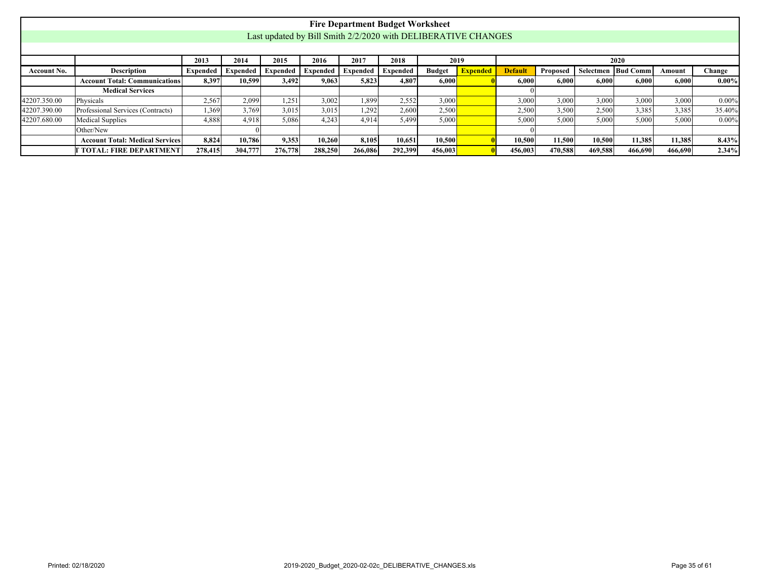# Fire Department Budget Worksheet

Last updated by Bill Smith 2/2/2020 with DELIBERATIVE CHANGES

| | | 2013 | 2014 | 2015 | 2016 | 2017 | 2018 | 2019 | | 2020 | | | | | |
|---|---|---|---|---|---|---|---|---|---|---|---|---|---|---|---|
| **Account No.** | **Description** | **Expended** | **Expended** | **Expended** | **Expended** | **Expended** | **Expended** | **Budget** | **Expended** | **Default** | **Proposed** | **Selectmen** | **Bud Comm** | **Amount** | **Change** |
| | **Account Total: Communications** | **8,397** | **10,599** | **3,492** | **9,063** | **5,823** | **4,807** | **6,000** | **0** | **6,000** | **6,000** | **6,000** | **6,000** | **6,000** | **0.00%** |
| | **Medical Services** | | | | | | | | | 0 | | | | | |
| 42207.350.00 | Physicals | 2,567 | 2,099 | 1,251 | 3,002 | 1,899 | 2,552 | 3,000 | | 3,000 | 3,000 | 3,000 | 3,000 | 3,000 | 0.00% |
| 42207.390.00 | Professional Services (Contracts) | 1,369 | 3,769 | 3,015 | 3,015 | 1,292 | 2,600 | 2,500 | | 2,500 | 3,500 | 2,500 | 3,385 | 3,385 | 35.40% |
| 42207.680.00 | Medical Supplies | 4,888 | 4,918 | 5,086 | 4,243 | 4,914 | 5,499 | 5,000 | | 5,000 | 5,000 | 5,000 | 5,000 | 5,000 | 0.00% |
| | Other/New | | 0 | | | | | | | 0 | | | | | |
| | **Account Total: Medical Services** | **8,824** | **10,786** | **9,353** | **10,260** | **8,105** | **10,651** | **10,500** | **0** | **10,500** | **11,500** | **10,500** | **11,385** | **11,385** | **8.43%** |
| | **T TOTAL: FIRE DEPARTMENT** | **278,415** | **304,777** | **276,778** | **288,250** | **266,086** | **292,399** | **456,003** | **0** | **456,003** | **470,588** | **469,588** | **466,690** | **466,690** | **2.34%** |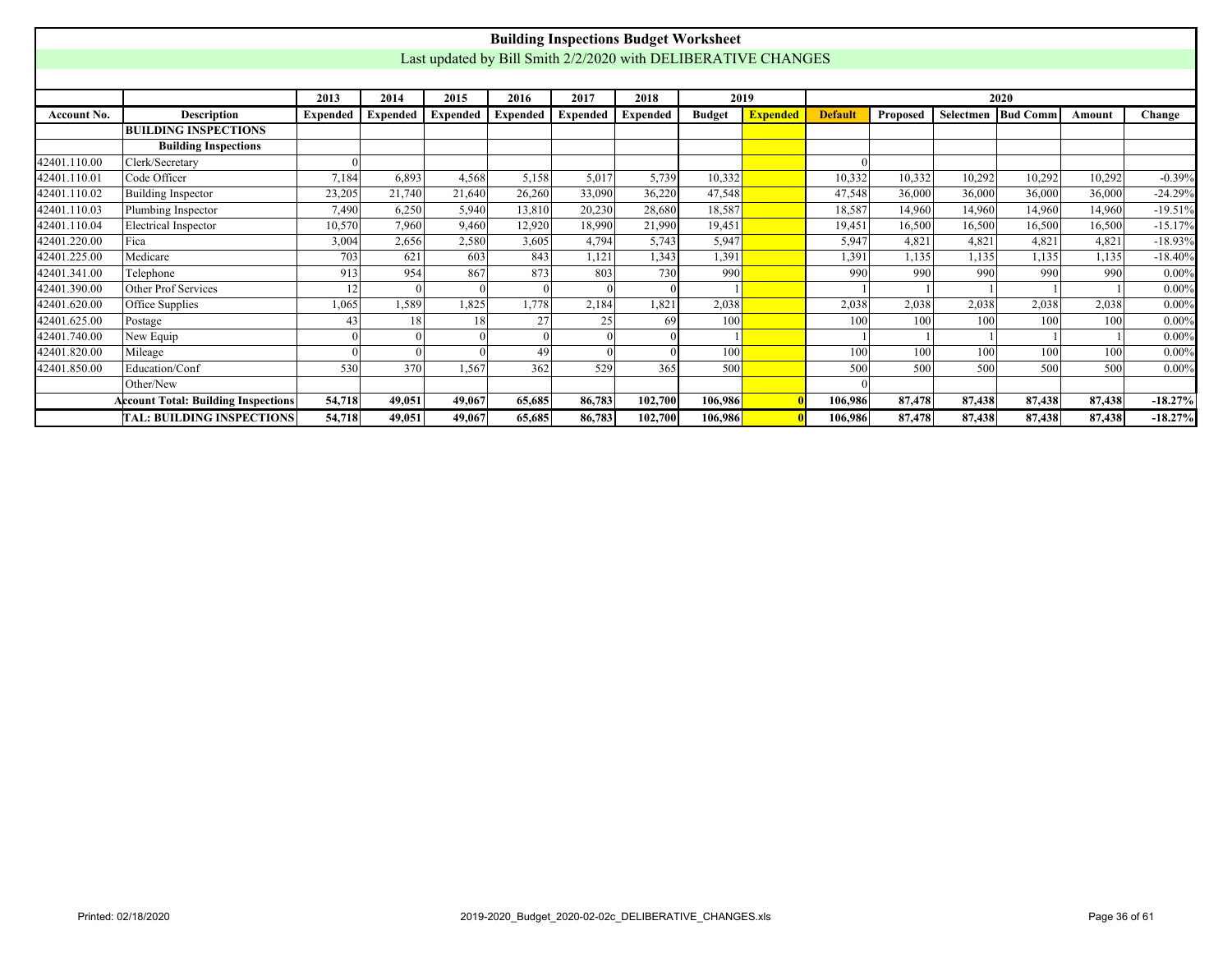# Building Inspections Budget Worksheet

Last updated by Bill Smith 2/2/2020 with DELIBERATIVE CHANGES

| | | 2013 | 2014 | 2015 | 2016 | 2017 | 2018 | 2019 | | 2020 | | | | | |
|---|---|---|---|---|---|---|---|---|---|---|---|---|---|---|---|
| **Account No.** | **Description** | **Expended** | **Expended** | **Expended** | **Expended** | **Expended** | **Expended** | **Budget** | **Expended** | **Default** | **Proposed** | **Selectmen** | **Bud Comm** | **Amount** | **Change** |
| | **BUILDING INSPECTIONS** | | | | | | | | | | | | | | |
| | **Building Inspections** | | | | | | | | | | | | | | |
| 42401.110.00 | Clerk/Secretary | 0 | | | | | | | | 0 | | | | | |
| 42401.110.01 | Code Officer | 7,184 | 6,893 | 4,568 | 5,158 | 5,017 | 5,739 | 10,332 | | 10,332 | 10,332 | 10,292 | 10,292 | 10,292 | -0.39% |
| 42401.110.02 | Building Inspector | 23,205 | 21,740 | 21,640 | 26,260 | 33,090 | 36,220 | 47,548 | | 47,548 | 36,000 | 36,000 | 36,000 | 36,000 | -24.29% |
| 42401.110.03 | Plumbing Inspector | 7,490 | 6,250 | 5,940 | 13,810 | 20,230 | 28,680 | 18,587 | | 18,587 | 14,960 | 14,960 | 14,960 | 14,960 | -19.51% |
| 42401.110.04 | Electrical Inspector | 10,570 | 7,960 | 9,460 | 12,920 | 18,990 | 21,990 | 19,451 | | 19,451 | 16,500 | 16,500 | 16,500 | 16,500 | -15.17% |
| 42401.220.00 | Fica | 3,004 | 2,656 | 2,580 | 3,605 | 4,794 | 5,743 | 5,947 | | 5,947 | 4,821 | 4,821 | 4,821 | 4,821 | -18.93% |
| 42401.225.00 | Medicare | 703 | 621 | 603 | 843 | 1,121 | 1,343 | 1,391 | | 1,391 | 1,135 | 1,135 | 1,135 | 1,135 | -18.40% |
| 42401.341.00 | Telephone | 913 | 954 | 867 | 873 | 803 | 730 | 990 | | 990 | 990 | 990 | 990 | 990 | 0.00% |
| 42401.390.00 | Other Prof Services | 12 | 0 | 0 | 0 | 0 | 0 | 1 | | 1 | 1 | 1 | 1 | 1 | 0.00% |
| 42401.620.00 | Office Supplies | 1,065 | 1,589 | 1,825 | 1,778 | 2,184 | 1,821 | 2,038 | | 2,038 | 2,038 | 2,038 | 2,038 | 2,038 | 0.00% |
| 42401.625.00 | Postage | 43 | 18 | 18 | 27 | 25 | 69 | 100 | | 100 | 100 | 100 | 100 | 100 | 0.00% |
| 42401.740.00 | New Equip | 0 | 0 | 0 | 0 | 0 | 0 | 1 | | 1 | 1 | 1 | 1 | 1 | 0.00% |
| 42401.820.00 | Mileage | 0 | 0 | 0 | 49 | 0 | 0 | 100 | | 100 | 100 | 100 | 100 | 100 | 0.00% |
| 42401.850.00 | Education/Conf | 530 | 370 | 1,567 | 362 | 529 | 365 | 500 | | 500 | 500 | 500 | 500 | 500 | 0.00% |
| | Other/New | | | | | | | | | 0 | | | | | |
| | **Account Total: Building Inspections** | **54,718** | **49,051** | **49,067** | **65,685** | **86,783** | **102,700** | **106,986** | **0** | **106,986** | **87,478** | **87,438** | **87,438** | **87,438** | **-18.27%** |
| | **TAL: BUILDING INSPECTIONS** | **54,718** | **49,051** | **49,067** | **65,685** | **86,783** | **102,700** | **106,986** | **0** | **106,986** | **87,478** | **87,438** | **87,438** | **87,438** | **-18.27%** |

Printed: 02/18/2020

2019-2020_Budget_2020-02-02c_DELIBERATIVE_CHANGES.xls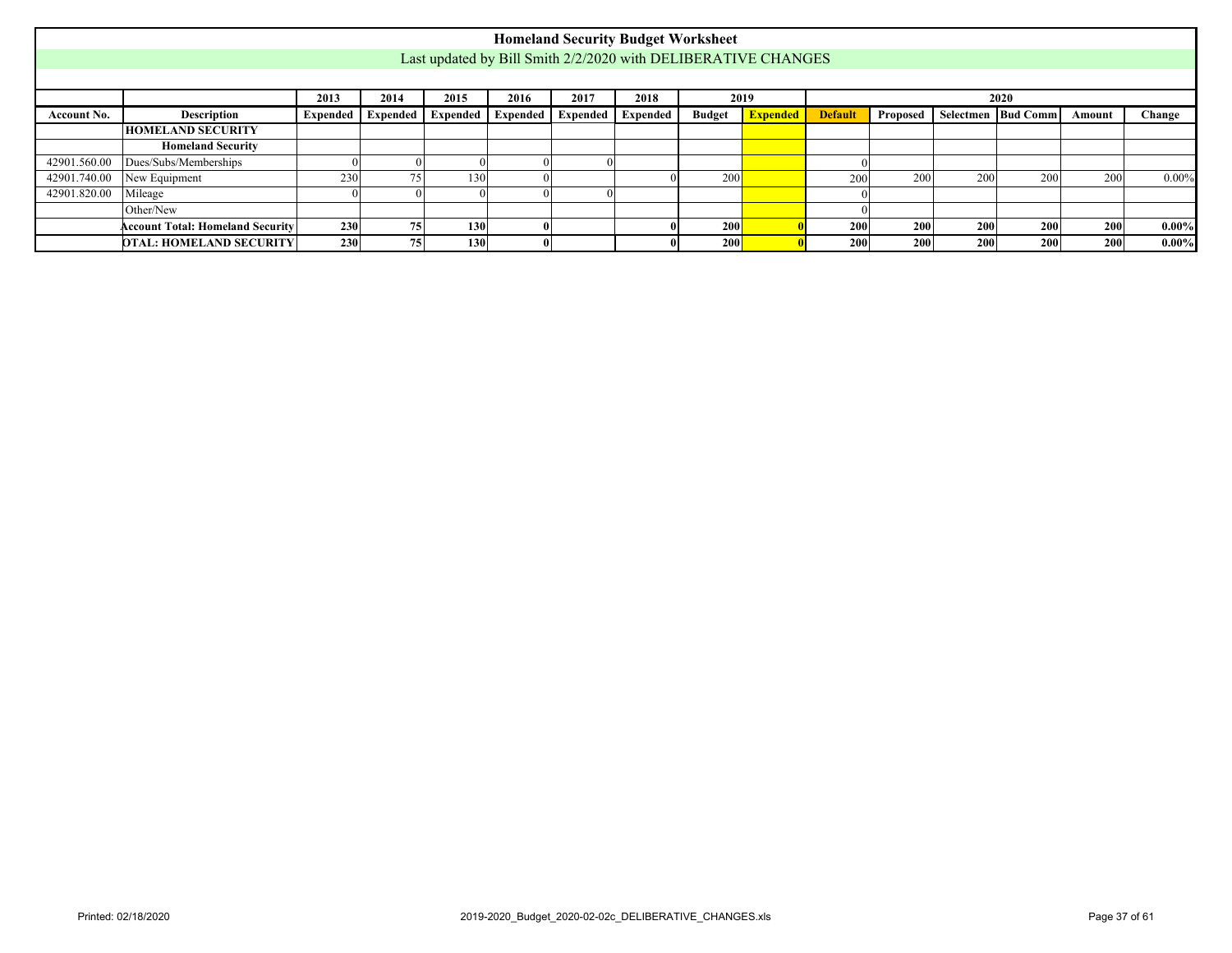# Homeland Security Budget Worksheet

Last updated by Bill Smith 2/2/2020 with DELIBERATIVE CHANGES

| | | 2013 | 2014 | 2015 | 2016 | 2017 | 2018 | 2019 | | 2020 | | | | | |
|---|---|---|---|---|---|---|---|---|---|---|---|---|---|---|---|
| **Account No.** | **Description** | **Expended** | **Expended** | **Expended** | **Expended** | **Expended** | **Expended** | **Budget** | **Expended** | **Default** | **Proposed** | **Selectmen** | **Bud Comm** | **Amount** | **Change** |
| | **HOMELAND SECURITY** | | | | | | | | | | | | | | |
| | **Homeland Security** | | | | | | | | | | | | | | |
| 42901.560.00 | Dues/Subs/Memberships | 0 | 0 | 0 | 0 | 0 | | | | 0 | | | | | |
| 42901.740.00 | New Equipment | 230 | 75 | 130 | 0 | | 0 | 200 | | 200 | 200 | 200 | 200 | 200 | 0.00% |
| 42901.820.00 | Mileage | 0 | 0 | 0 | 0 | 0 | | | | 0 | | | | | |
| | Other/New | | | | | | | | | 0 | | | | | |
| | **Account Total: Homeland Security** | **230** | **75** | **130** | **0** | | **0** | **200** | **0** | **200** | **200** | **200** | **200** | **200** | **0.00%** |
| | **OTAL: HOMELAND SECURITY** | **230** | **75** | **130** | **0** | | **0** | **200** | **0** | **200** | **200** | **200** | **200** | **200** | **0.00%** |

Printed: 02/18/2020

2019-2020_Budget_2020-02-02c_DELIBERATIVE_CHANGES.xls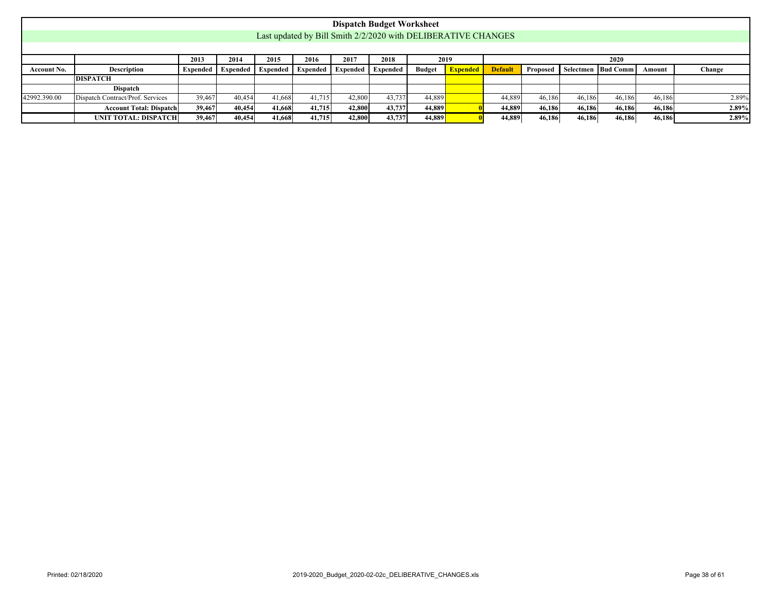# Dispatch Budget Worksheet

Last updated by Bill Smith 2/2/2020 with DELIBERATIVE CHANGES

| | | 2013 | 2014 | 2015 | 2016 | 2017 | 2018 | 2019 | | 2020 | | | | | |
|---|---|---|---|---|---|---|---|---|---|---|---|---|---|---|---|
| **Account No.** | **Description** | **Expended** | **Expended** | **Expended** | **Expended** | **Expended** | **Expended** | **Budget** | **Expended** | **Default** | **Proposed** | **Selectmen** | **Bud Comm** | **Amount** | **Change** |
| | **DISPATCH** | | | | | | | | | | | | | | |
| | **Dispatch** | | | | | | | | | | | | | | |
| 42992.390.00 | Dispatch Contract/Prof. Services | 39,467 | 40,454 | 41,668 | 41,715 | 42,800 | 43,737 | 44,889 | | 44,889 | 46,186 | 46,186 | 46,186 | 46,186 | 2.89% |
| | **Account Total: Dispatch** | **39,467** | **40,454** | **41,668** | **41,715** | **42,800** | **43,737** | **44,889** | **0** | **44,889** | **46,186** | **46,186** | **46,186** | **46,186** | **2.89%** |
| | **UNIT TOTAL: DISPATCH** | **39,467** | **40,454** | **41,668** | **41,715** | **42,800** | **43,737** | **44,889** | **0** | **44,889** | **46,186** | **46,186** | **46,186** | **46,186** | **2.89%** |

Printed: 02/18/2020 2019-2020_Budget_2020-02-02c_DELIBERATIVE_CHANGES.xls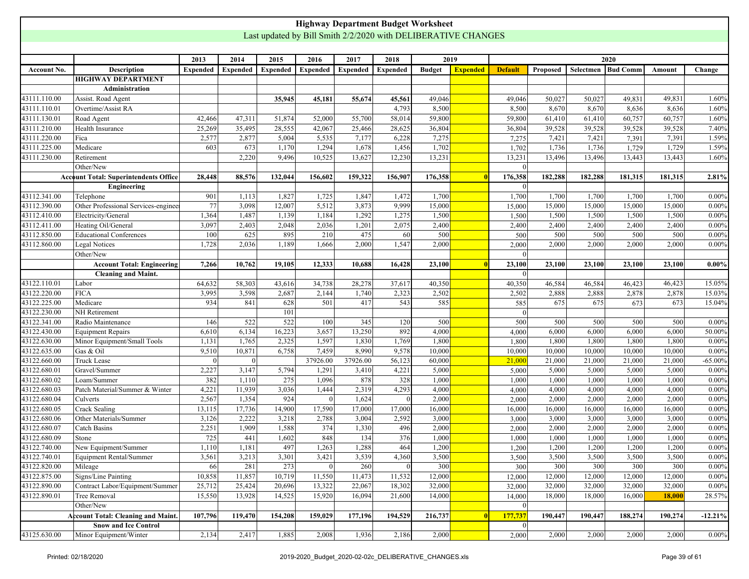# Highway Department Budget Worksheet

Last updated by Bill Smith 2/2/2020 with DELIBERATIVE CHANGES

| | | 2013 | 2014 | 2015 | 2016 | 2017 | 2018 | 2019 | | 2020 | | | | | |
|---|---|---|---|---|---|---|---|---|---|---|---|---|---|---|---|
| **Account No.** | **Description** | **Expended** | **Expended** | **Expended** | **Expended** | **Expended** | **Expended** | **Budget** | **Expended** | **Default** | **Proposed** | **Selectmen** | **Bud Comm** | **Amount** | **Change** |
| | **HIGHWAY DEPARTMENT** | | | | | | | | | | | | | | |
| | **Administration** | | | | | | | | | | | | | | |
| 43111.110.00 | Assist. Road Agent | | | 35,945 | 45,181 | 55,674 | 45,561 | 49,046 | | 49,046 | 50,027 | 50,027 | 49,831 | 49,831 | 1.60% |
| 43111.110.01 | Overtime/Assist RA | | | | | | 4,793 | 8,500 | | 8,500 | 8,670 | 8,670 | 8,636 | 8,636 | 1.60% |
| 43111.130.01 | Road Agent | 42,466 | 47,311 | 51,874 | 52,000 | 55,700 | 58,014 | 59,800 | | 59,800 | 61,410 | 61,410 | 60,757 | 60,757 | 1.60% |
| 43111.210.00 | Health Insurance | 25,269 | 35,495 | 28,555 | 42,067 | 25,466 | 28,625 | 36,804 | | 36,804 | 39,528 | 39,528 | 39,528 | 39,528 | 7.40% |
| 43111.220.00 | Fica | 2,577 | 2,877 | 5,004 | 5,535 | 7,177 | 6,228 | 7,275 | | 7,275 | 7,421 | 7,421 | 7,391 | 7,391 | 1.59% |
| 43111.225.00 | Medicare | 603 | 673 | 1,170 | 1,294 | 1,678 | 1,456 | 1,702 | | 1,702 | 1,736 | 1,736 | 1,729 | 1,729 | 1.59% |
| 43111.230.00 | Retirement | | 2,220 | 9,496 | 10,525 | 13,627 | 12,230 | 13,231 | | 13,231 | 13,496 | 13,496 | 13,443 | 13,443 | 1.60% |
| | Other/New | | | | | | | | | 0 | | | | | |
| | **Account Total: Superintendents Office** | **28,448** | **88,576** | **132,044** | **156,602** | **159,322** | **156,907** | **176,358** | **0** | **176,358** | **182,288** | **182,288** | **181,315** | **181,315** | **2.81%** |
| | **Engineering** | | | | | | | | | 0 | | | | | |
| 43112.341.00 | Telephone | 901 | 1,113 | 1,827 | 1,725 | 1,847 | 1,472 | 1,700 | | 1,700 | 1,700 | 1,700 | 1,700 | 1,700 | 0.00% |
| 43112.390.00 | Other Professional Services-engineer | 77 | 3,098 | 12,007 | 5,512 | 3,873 | 9,999 | 15,000 | | 15,000 | 15,000 | 15,000 | 15,000 | 15,000 | 0.00% |
| 43112.410.00 | Electricity/General | 1,364 | 1,487 | 1,139 | 1,184 | 1,292 | 1,275 | 1,500 | | 1,500 | 1,500 | 1,500 | 1,500 | 1,500 | 0.00% |
| 43112.411.00 | Heating Oil/General | 3,097 | 2,403 | 2,048 | 2,036 | 1,201 | 2,075 | 2,400 | | 2,400 | 2,400 | 2,400 | 2,400 | 2,400 | 0.00% |
| 43112.850.00 | Educational Conferences | 100 | 625 | 895 | 210 | 475 | 60 | 500 | | 500 | 500 | 500 | 500 | 500 | 0.00% |
| 43112.860.00 | Legal Notices | 1,728 | 2,036 | 1,189 | 1,666 | 2,000 | 1,547 | 2,000 | | 2,000 | 2,000 | 2,000 | 2,000 | 2,000 | 0.00% |
| | Other/New | | | | | | | | | 0 | | | | | |
| | **Account Total: Engineering** | **7,266** | **10,762** | **19,105** | **12,333** | **10,688** | **16,428** | **23,100** | **0** | **23,100** | **23,100** | **23,100** | **23,100** | **23,100** | **0.00%** |
| | **Cleaning and Maint.** | | | | | | | | | 0 | | | | | |
| 43122.110.01 | Labor | 64,632 | 58,303 | 43,616 | 34,738 | 28,278 | 37,617 | 40,350 | | 40,350 | 46,584 | 46,584 | 46,423 | 46,423 | 15.05% |
| 43122.220.00 | FICA | 3,995 | 3,598 | 2,687 | 2,144 | 1,740 | 2,323 | 2,502 | | 2,502 | 2,888 | 2,888 | 2,878 | 2,878 | 15.03% |
| 43122.225.00 | Medicare | 934 | 841 | 628 | 501 | 417 | 543 | 585 | | 585 | 675 | 675 | 673 | 673 | 15.04% |
| 43122.230.00 | NH Retirement | | | 101 | | | | | | 0 | | | | | |
| 43122.341.00 | Radio Maintenance | 146 | 522 | 522 | 100 | 345 | 120 | 500 | | 500 | 500 | 500 | 500 | 500 | 0.00% |
| 43122.430.00 | Equipment Repairs | 6,610 | 6,134 | 16,223 | 3,657 | 13,250 | 892 | 4,000 | | 4,000 | 6,000 | 6,000 | 6,000 | 6,000 | 50.00% |
| 43122.630.00 | Minor Equipment/Small Tools | 1,131 | 1,765 | 2,325 | 1,597 | 1,830 | 1,769 | 1,800 | | 1,800 | 1,800 | 1,800 | 1,800 | 1,800 | 0.00% |
| 43122.635.00 | Gas & Oil | 9,510 | 10,871 | 6,758 | 7,459 | 8,990 | 9,578 | 10,000 | | 10,000 | 10,000 | 10,000 | 10,000 | 10,000 | 0.00% |
| 43122.660.00 | Truck Lease | 0 | 0 | | 37926.00 | 37926.00 | 56,123 | 60,000 | | 21,000 | 21,000 | 21,000 | 21,000 | 21,000 | -65.00% |
| 43122.680.01 | Gravel/Summer | 2,227 | 3,147 | 5,794 | 1,291 | 3,410 | 4,221 | 5,000 | | 5,000 | 5,000 | 5,000 | 5,000 | 5,000 | 0.00% |
| 43122.680.02 | Loam/Summer | 382 | 1,110 | 275 | 1,096 | 878 | 328 | 1,000 | | 1,000 | 1,000 | 1,000 | 1,000 | 1,000 | 0.00% |
| 43122.680.03 | Patch Material/Summer & Winter | 4,221 | 11,939 | 3,036 | 1,444 | 2,319 | 4,293 | 4,000 | | 4,000 | 4,000 | 4,000 | 4,000 | 4,000 | 0.00% |
| 43122.680.04 | Culverts | 2,567 | 1,354 | 924 | 0 | 1,624 | 0 | 2,000 | | 2,000 | 2,000 | 2,000 | 2,000 | 2,000 | 0.00% |
| 43122.680.05 | Crack Sealing | 13,115 | 17,736 | 14,900 | 17,590 | 17,000 | 17,000 | 16,000 | | 16,000 | 16,000 | 16,000 | 16,000 | 16,000 | 0.00% |
| 43122.680.06 | Other Materials/Summer | 3,126 | 2,222 | 3,218 | 2,788 | 3,004 | 2,592 | 3,000 | | 3,000 | 3,000 | 3,000 | 3,000 | 3,000 | 0.00% |
| 43122.680.07 | Catch Basins | 2,251 | 1,909 | 1,588 | 374 | 1,330 | 496 | 2,000 | | 2,000 | 2,000 | 2,000 | 2,000 | 2,000 | 0.00% |
| 43122.680.09 | Stone | 725 | 441 | 1,602 | 848 | 134 | 376 | 1,000 | | 1,000 | 1,000 | 1,000 | 1,000 | 1,000 | 0.00% |
| 43122.740.00 | New Equipment/Summer | 1,110 | 1,181 | 497 | 1,263 | 1,288 | 464 | 1,200 | | 1,200 | 1,200 | 1,200 | 1,200 | 1,200 | 0.00% |
| 43122.740.01 | Equipment Rental/Summer | 3,561 | 3,213 | 3,301 | 3,421 | 3,539 | 4,360 | 3,500 | | 3,500 | 3,500 | 3,500 | 3,500 | 3,500 | 0.00% |
| 43122.820.00 | Mileage | 66 | 281 | 273 | 0 | 260 | 0 | 300 | | 300 | 300 | 300 | 300 | 300 | 0.00% |
| 43122.875.00 | Signs/Line Painting | 10,858 | 11,857 | 10,719 | 11,550 | 11,473 | 11,532 | 12,000 | | 12,000 | 12,000 | 12,000 | 12,000 | 12,000 | 0.00% |
| 43122.890.00 | Contract Labor/Equipment/Summer | 25,712 | 25,424 | 20,696 | 13,322 | 22,067 | 18,302 | 32,000 | | 32,000 | 32,000 | 32,000 | 32,000 | 32,000 | 0.00% |
| 43122.890.01 | Tree Removal | 15,550 | 13,928 | 14,525 | 15,920 | 16,094 | 21,600 | 14,000 | | 14,000 | 18,000 | 18,000 | 16,000 | **18,000** | 28.57% |
| | Other/New | | | | | | | | | 0 | | | | | |
| | **Account Total: Cleaning and Maint.** | **107,796** | **119,470** | **154,208** | **159,029** | **177,196** | **194,529** | **216,737** | **0** | **177,737** | **190,447** | **190,447** | **188,274** | **190,274** | **-12.21%** |
| | **Snow and Ice Control** | | | | | | | | | 0 | | | | | |
| 43125.630.00 | Minor Equipment/Winter | 2,134 | 2,417 | 1,885 | 2,008 | 1,936 | 2,186 | 2,000 | | 2,000 | 2,000 | 2,000 | 2,000 | 2,000 | 0.00% |

Printed: 02/18/2020 2019-2020_Budget_2020-02-02c_DELIBERATIVE_CHANGES.xls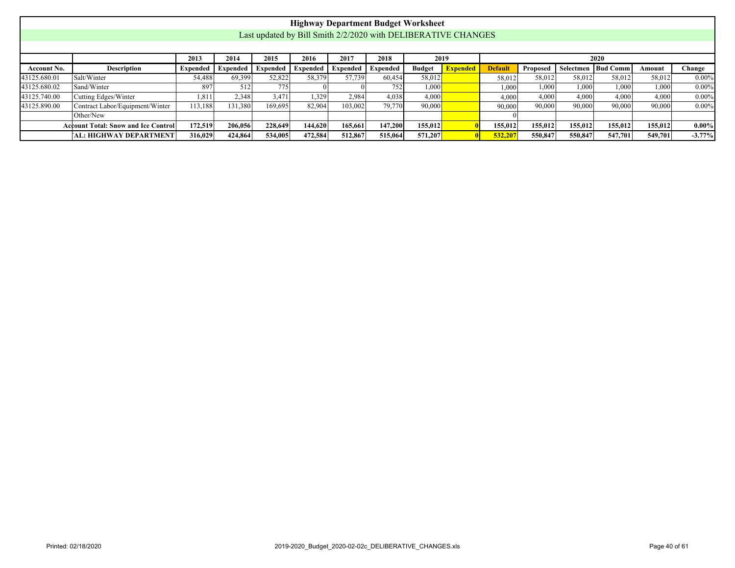# Highway Department Budget Worksheet

Last updated by Bill Smith 2/2/2020 with DELIBERATIVE CHANGES

| | | 2013 | 2014 | 2015 | 2016 | 2017 | 2018 | 2019 | | 2020 | | | | | |
|---|---|---|---|---|---|---|---|---|---|---|---|---|---|---|---|
| **Account No.** | **Description** | **Expended** | **Expended** | **Expended** | **Expended** | **Expended** | **Expended** | **Budget** | **Expended** | **Default** | **Proposed** | **Selectmen** | **Bud Comm** | **Amount** | **Change** |
| 43125.680.01 | Salt/Winter | 54,488 | 69,399 | 52,822 | 58,379 | 57,739 | 60,454 | 58,012 | | 58,012 | 58,012 | 58,012 | 58,012 | 58,012 | 0.00% |
| 43125.680.02 | Sand/Winter | 897 | 512 | 775 | 0 | 0 | 752 | 1,000 | | 1,000 | 1,000 | 1,000 | 1,000 | 1,000 | 0.00% |
| 43125.740.00 | Cutting Edges/Winter | 1,811 | 2,348 | 3,471 | 1,329 | 2,984 | 4,038 | 4,000 | | 4,000 | 4,000 | 4,000 | 4,000 | 4,000 | 0.00% |
| 43125.890.00 | Contract Labor/Equipment/Winter | 113,188 | 131,380 | 169,695 | 82,904 | 103,002 | 79,770 | 90,000 | | 90,000 | 90,000 | 90,000 | 90,000 | 90,000 | 0.00% |
| | Other/New | | | | | | | | | 0 | | | | | |
| | **Account Total: Snow and Ice Control** | **172,519** | **206,056** | **228,649** | **144,620** | **165,661** | **147,200** | **155,012** | **0** | **155,012** | **155,012** | **155,012** | **155,012** | **155,012** | **0.00%** |
| | **AL: HIGHWAY DEPARTMENT** | **316,029** | **424,864** | **534,005** | **472,584** | **512,867** | **515,064** | **571,207** | **0** | **532,207** | **550,847** | **550,847** | **547,701** | **549,701** | **-3.77%** |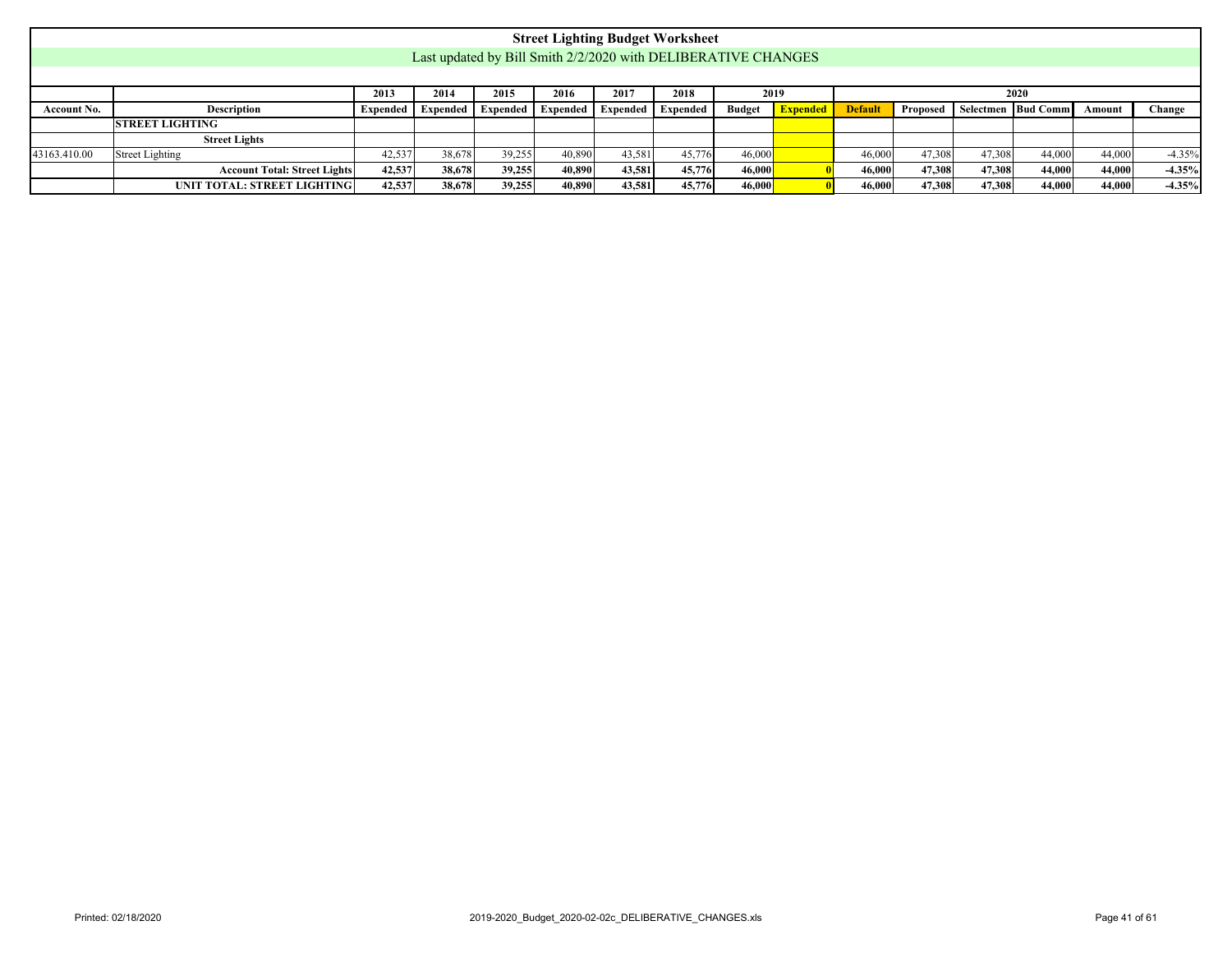# Street Lighting Budget Worksheet

Last updated by Bill Smith 2/2/2020 with DELIBERATIVE CHANGES

| | | 2013 | 2014 | 2015 | 2016 | 2017 | 2018 | 2019 | | 2020 | | | | | |
|---|---|---|---|---|---|---|---|---|---|---|---|---|---|---|---|
| **Account No.** | **Description** | **Expended** | **Expended** | **Expended** | **Expended** | **Expended** | **Expended** | **Budget** | **Expended** | **Default** | **Proposed** | **Selectmen** | **Bud Comm** | **Amount** | **Change** |
| | **STREET LIGHTING** | | | | | | | | | | | | | | |
| | **Street Lights** | | | | | | | | | | | | | | |
| 43163.410.00 | Street Lighting | 42,537 | 38,678 | 39,255 | 40,890 | 43,581 | 45,776 | 46,000 | | 46,000 | 47,308 | 47,308 | 44,000 | 44,000 | -4.35% |
| | **Account Total: Street Lights** | **42,537** | **38,678** | **39,255** | **40,890** | **43,581** | **45,776** | **46,000** | **0** | **46,000** | **47,308** | **47,308** | **44,000** | **44,000** | **-4.35%** |
| | **UNIT TOTAL: STREET LIGHTING** | **42,537** | **38,678** | **39,255** | **40,890** | **43,581** | **45,776** | **46,000** | **0** | **46,000** | **47,308** | **47,308** | **44,000** | **44,000** | **-4.35%** |

Printed: 02/18/2020 2019-2020_Budget_2020-02-02c_DELIBERATIVE_CHANGES.xls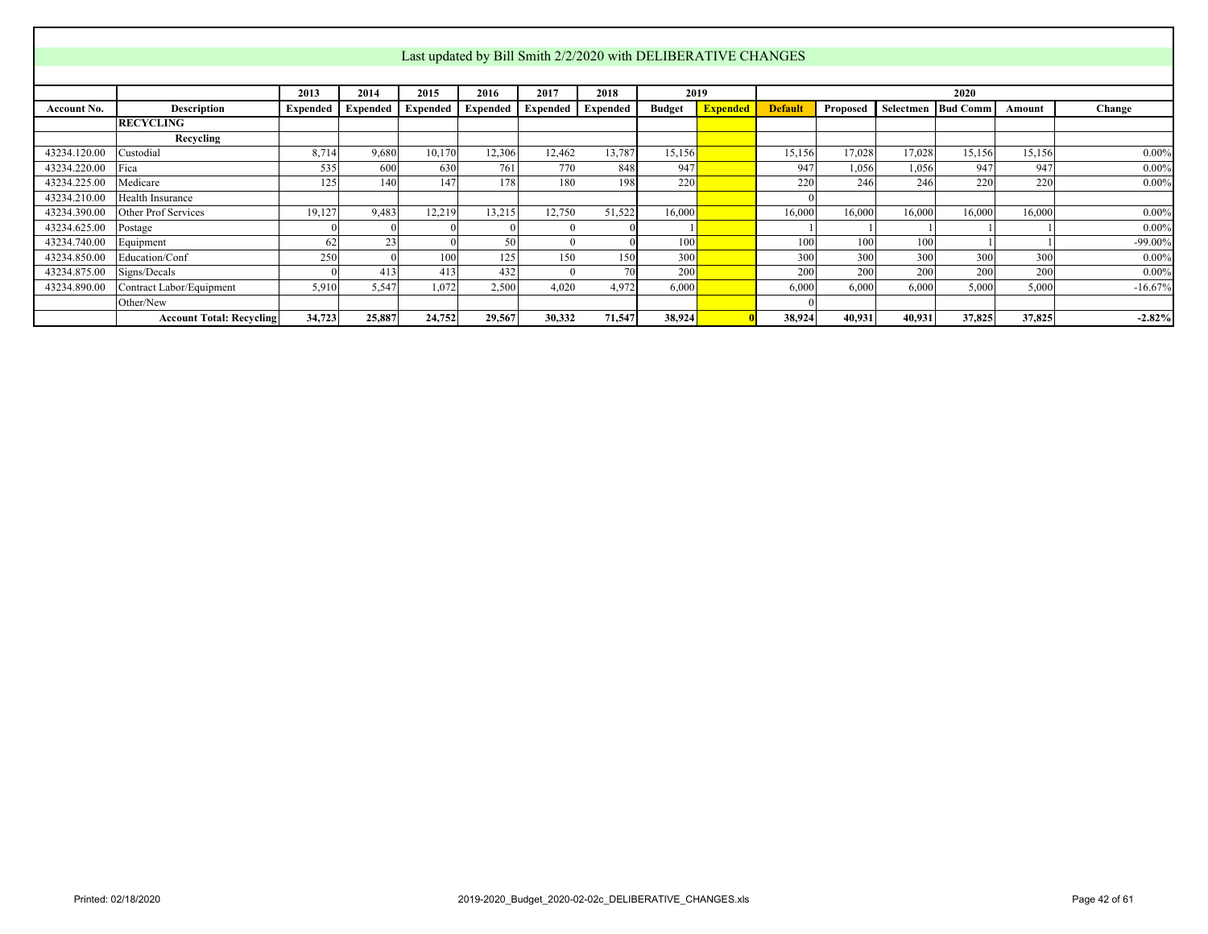Last updated by Bill Smith 2/2/2020 with DELIBERATIVE CHANGES

| | | 2013 | 2014 | 2015 | 2016 | 2017 | 2018 | 2019 | | 2020 | | | | | |
|---|---|---|---|---|---|---|---|---|---|---|---|---|---|---|---|
| **Account No.** | **Description** | **Expended** | **Expended** | **Expended** | **Expended** | **Expended** | **Expended** | **Budget** | **Expended** | **Default** | **Proposed** | **Selectmen** | **Bud Comm** | **Amount** | **Change** |
| | **RECYCLING** | | | | | | | | | | | | | | |
| | **Recycling** | | | | | | | | | | | | | | |
| 43234.120.00 | Custodial | 8,714 | 9,680 | 10,170 | 12,306 | 12,462 | 13,787 | 15,156 | | 15,156 | 17,028 | 17,028 | 15,156 | 15,156 | 0.00% |
| 43234.220.00 | Fica | 535 | 600 | 630 | 761 | 770 | 848 | 947 | | 947 | 1,056 | 1,056 | 947 | 947 | 0.00% |
| 43234.225.00 | Medicare | 125 | 140 | 147 | 178 | 180 | 198 | 220 | | 220 | 246 | 246 | 220 | 220 | 0.00% |
| 43234.210.00 | Health Insurance | | | | | | | | | 0 | | | | | |
| 43234.390.00 | Other Prof Services | 19,127 | 9,483 | 12,219 | 13,215 | 12,750 | 51,522 | 16,000 | | 16,000 | 16,000 | 16,000 | 16,000 | 16,000 | 0.00% |
| 43234.625.00 | Postage | 0 | 0 | 0 | 0 | 0 | 0 | 1 | | 1 | 1 | 1 | 1 | 1 | 0.00% |
| 43234.740.00 | Equipment | 62 | 23 | 0 | 50 | 0 | 0 | 100 | | 100 | 100 | 100 | 1 | 1 | -99.00% |
| 43234.850.00 | Education/Conf | 250 | 0 | 100 | 125 | 150 | 150 | 300 | | 300 | 300 | 300 | 300 | 300 | 0.00% |
| 43234.875.00 | Signs/Decals | 0 | 413 | 413 | 432 | 0 | 70 | 200 | | 200 | 200 | 200 | 200 | 200 | 0.00% |
| 43234.890.00 | Contract Labor/Equipment | 5,910 | 5,547 | 1,072 | 2,500 | 4,020 | 4,972 | 6,000 | | 6,000 | 6,000 | 6,000 | 5,000 | 5,000 | -16.67% |
| | Other/New | | | | | | | | | 0 | | | | | |
| | **Account Total: Recycling** | **34,723** | **25,887** | **24,752** | **29,567** | **30,332** | **71,547** | **38,924** | **0** | **38,924** | **40,931** | **40,931** | **37,825** | **37,825** | **-2.82%** |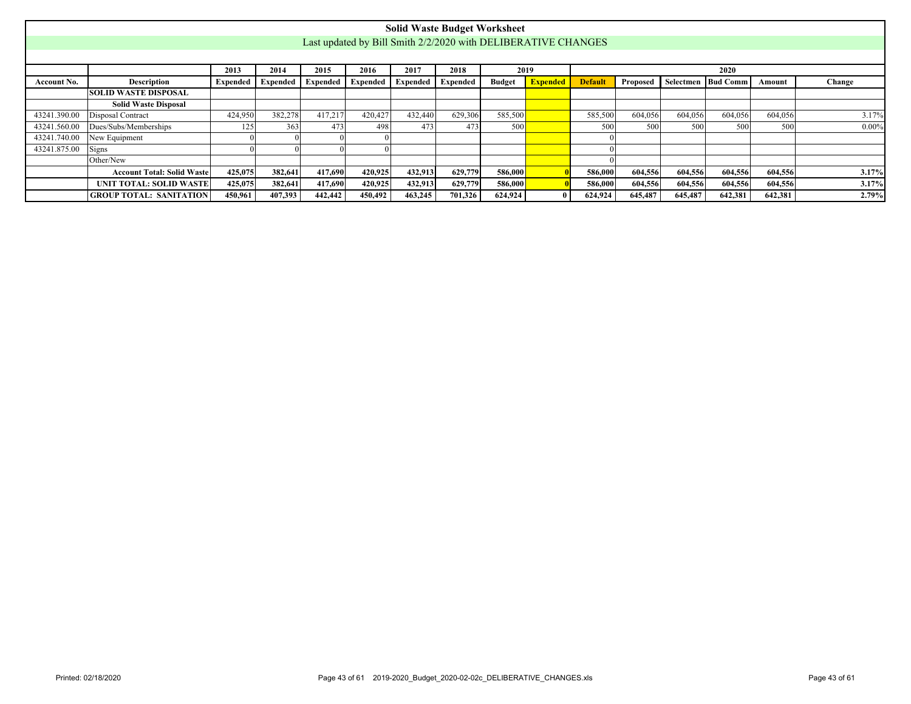# Solid Waste Budget Worksheet

Last updated by Bill Smith 2/2/2020 with DELIBERATIVE CHANGES

| | | 2013 | 2014 | 2015 | 2016 | 2017 | 2018 | 2019 | | 2020 | | | | | |
|---|---|---|---|---|---|---|---|---|---|---|---|---|---|---|---|
| **Account No.** | **Description** | **Expended** | **Expended** | **Expended** | **Expended** | **Expended** | **Expended** | **Budget** | **Expended** | **Default** | **Proposed** | **Selectmen** | **Bud Comm** | **Amount** | **Change** |
| | **SOLID WASTE DISPOSAL** | | | | | | | | | | | | | | |
| | **Solid Waste Disposal** | | | | | | | | | | | | | | |
| 43241.390.00 | Disposal Contract | 424,950 | 382,278 | 417,217 | 420,427 | 432,440 | 629,306 | 585,500 | | 585,500 | 604,056 | 604,056 | 604,056 | 604,056 | 3.17% |
| 43241.560.00 | Dues/Subs/Memberships | 125 | 363 | 473 | 498 | 473 | 473 | 500 | | 500 | 500 | 500 | 500 | 500 | 0.00% |
| 43241.740.00 | New Equipment | 0 | 0 | 0 | 0 | | | | | 0 | | | | | |
| 43241.875.00 | Signs | 0 | 0 | 0 | 0 | | | | | 0 | | | | | |
| | Other/New | | | | | | | | | 0 | | | | | |
| | **Account Total: Solid Waste** | **425,075** | **382,641** | **417,690** | **420,925** | **432,913** | **629,779** | **586,000** | **0** | **586,000** | **604,556** | **604,556** | **604,556** | **604,556** | **3.17%** |
| | **UNIT TOTAL: SOLID WASTE** | **425,075** | **382,641** | **417,690** | **420,925** | **432,913** | **629,779** | **586,000** | **0** | **586,000** | **604,556** | **604,556** | **604,556** | **604,556** | **3.17%** |
| | **GROUP TOTAL: SANITATION** | **450,961** | **407,393** | **442,442** | **450,492** | **463,245** | **701,326** | **624,924** | **0** | **624,924** | **645,487** | **645,487** | **642,381** | **642,381** | **2.79%** |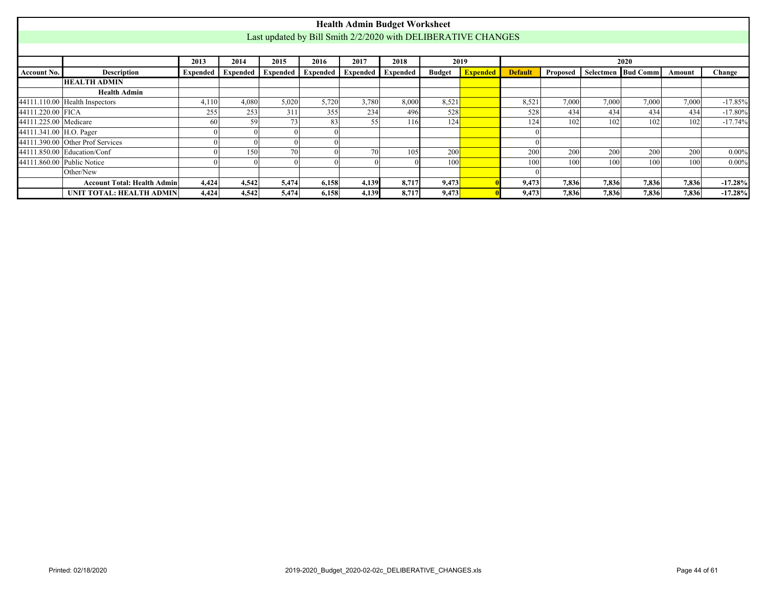# Health Admin Budget Worksheet

Last updated by Bill Smith 2/2/2020 with DELIBERATIVE CHANGES

| | | 2013 | 2014 | 2015 | 2016 | 2017 | 2018 | 2019 | | 2020 | | | | | |
|---|---|---|---|---|---|---|---|---|---|---|---|---|---|---|---|
| **Account No.** | **Description** | **Expended** | **Expended** | **Expended** | **Expended** | **Expended** | **Expended** | **Budget** | **Expended** | **Default** | **Proposed** | **Selectmen** | **Bud Comm** | **Amount** | **Change** |
| | **HEALTH ADMIN** | | | | | | | | | | | | | | |
| | **Health Admin** | | | | | | | | | | | | | | |
| 44111.110.00 | Health Inspectors | 4,110 | 4,080 | 5,020 | 5,720 | 3,780 | 8,000 | 8,521 | | 8,521 | 7,000 | 7,000 | 7,000 | 7,000 | -17.85% |
| 44111.220.00 | FICA | 255 | 253 | 311 | 355 | 234 | 496 | 528 | | 528 | 434 | 434 | 434 | 434 | -17.80% |
| 44111.225.00 | Medicare | 60 | 59 | 73 | 83 | 55 | 116 | 124 | | 124 | 102 | 102 | 102 | 102 | -17.74% |
| 44111.341.00 | H.O. Pager | 0 | 0 | 0 | 0 | | | | | 0 | | | | | |
| 44111.390.00 | Other Prof Services | 0 | 0 | 0 | 0 | | | | | 0 | | | | | |
| 44111.850.00 | Education/Conf | 0 | 150 | 70 | 0 | 70 | 105 | 200 | | 200 | 200 | 200 | 200 | 200 | 0.00% |
| 44111.860.00 | Public Notice | 0 | 0 | 0 | 0 | 0 | 0 | 100 | | 100 | 100 | 100 | 100 | 100 | 0.00% |
| | Other/New | | | | | | | | | 0 | | | | | |
| | **Account Total: Health Admin** | **4,424** | **4,542** | **5,474** | **6,158** | **4,139** | **8,717** | **9,473** | **0** | **9,473** | **7,836** | **7,836** | **7,836** | **7,836** | **-17.28%** |
| | **UNIT TOTAL: HEALTH ADMIN** | **4,424** | **4,542** | **5,474** | **6,158** | **4,139** | **8,717** | **9,473** | **0** | **9,473** | **7,836** | **7,836** | **7,836** | **7,836** | **-17.28%** |

Printed: 02/18/2020

2019-2020_Budget_2020-02-02c_DELIBERATIVE_CHANGES.xls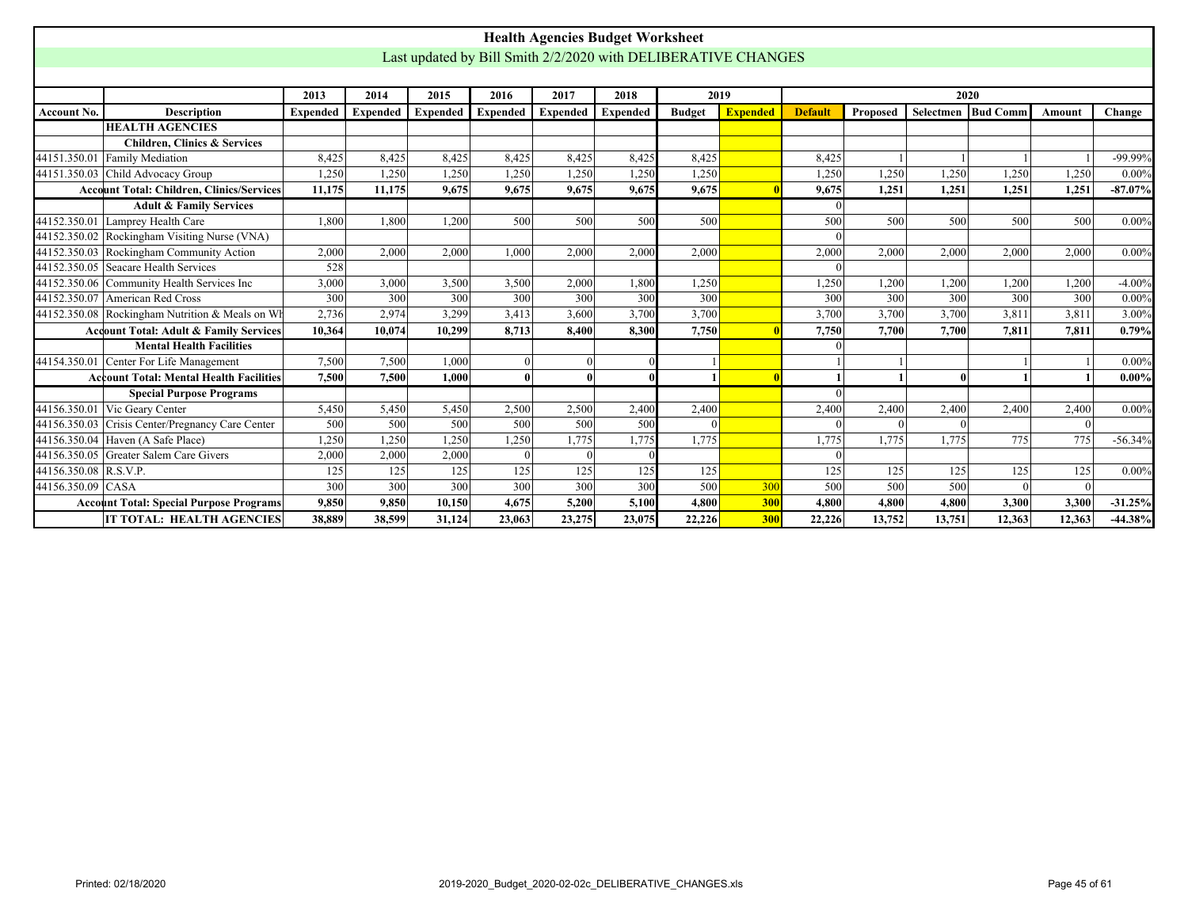# Health Agencies Budget Worksheet

Last updated by Bill Smith 2/2/2020 with DELIBERATIVE CHANGES

| | | 2013 | 2014 | 2015 | 2016 | 2017 | 2018 | 2019 | | 2020 | | | | | |
|---|---|---|---|---|---|---|---|---|---|---|---|---|---|---|---|
| **Account No.** | **Description** | **Expended** | **Expended** | **Expended** | **Expended** | **Expended** | **Expended** | **Budget** | **Expended** | **Default** | **Proposed** | **Selectmen** | **Bud Comm** | **Amount** | **Change** |
| | **HEALTH AGENCIES** | | | | | | | | | | | | | | |
| | **Children, Clinics & Services** | | | | | | | | | | | | | | |
| 44151.350.01 | Family Mediation | 8,425 | 8,425 | 8,425 | 8,425 | 8,425 | 8,425 | 8,425 | | 8,425 | 1 | 1 | 1 | 1 | -99.99% |
| 44151.350.03 | Child Advocacy Group | 1,250 | 1,250 | 1,250 | 1,250 | 1,250 | 1,250 | 1,250 | | 1,250 | 1,250 | 1,250 | 1,250 | 1,250 | 0.00% |
| | **Account Total: Children, Clinics/Services** | **11,175** | **11,175** | **9,675** | **9,675** | **9,675** | **9,675** | **9,675** | **0** | **9,675** | **1,251** | **1,251** | **1,251** | **1,251** | **-87.07%** |
| | **Adult & Family Services** | | | | | | | | | 0 | | | | | |
| 44152.350.01 | Lamprey Health Care | 1,800 | 1,800 | 1,200 | 500 | 500 | 500 | 500 | | 500 | 500 | 500 | 500 | 500 | 0.00% |
| 44152.350.02 | Rockingham Visiting Nurse (VNA) | | | | | | | | | 0 | | | | | |
| 44152.350.03 | Rockingham Community Action | 2,000 | 2,000 | 2,000 | 1,000 | 2,000 | 2,000 | 2,000 | | 2,000 | 2,000 | 2,000 | 2,000 | 2,000 | 0.00% |
| 44152.350.05 | Seacare Health Services | 528 | | | | | | | | 0 | | | | | |
| 44152.350.06 | Community Health Services Inc | 3,000 | 3,000 | 3,500 | 3,500 | 2,000 | 1,800 | 1,250 | | 1,250 | 1,200 | 1,200 | 1,200 | 1,200 | -4.00% |
| 44152.350.07 | American Red Cross | 300 | 300 | 300 | 300 | 300 | 300 | 300 | | 300 | 300 | 300 | 300 | 300 | 0.00% |
| 44152.350.08 | Rockingham Nutrition & Meals on Wh | 2,736 | 2,974 | 3,299 | 3,413 | 3,600 | 3,700 | 3,700 | | 3,700 | 3,700 | 3,700 | 3,811 | 3,811 | 3.00% |
| | **Account Total: Adult & Family Services** | **10,364** | **10,074** | **10,299** | **8,713** | **8,400** | **8,300** | **7,750** | **0** | **7,750** | **7,700** | **7,700** | **7,811** | **7,811** | **0.79%** |
| | **Mental Health Facilities** | | | | | | | | | 0 | | | | | |
| 44154.350.01 | Center For Life Management | 7,500 | 7,500 | 1,000 | 0 | 0 | 0 | 1 | | 1 | 1 | | 1 | 1 | 0.00% |
| | **Account Total: Mental Health Facilities** | **7,500** | **7,500** | **1,000** | **0** | **0** | **0** | **1** | **0** | **1** | **1** | **0** | **1** | **1** | **0.00%** |
| | **Special Purpose Programs** | | | | | | | | | 0 | | | | | |
| 44156.350.01 | Vic Geary Center | 5,450 | 5,450 | 5,450 | 2,500 | 2,500 | 2,400 | 2,400 | | 2,400 | 2,400 | 2,400 | 2,400 | 2,400 | 0.00% |
| 44156.350.03 | Crisis Center/Pregnancy Care Center | 500 | 500 | 500 | 500 | 500 | 500 | 0 | | 0 | 0 | 0 | | 0 | |
| 44156.350.04 | Haven (A Safe Place) | 1,250 | 1,250 | 1,250 | 1,250 | 1,775 | 1,775 | 1,775 | | 1,775 | 1,775 | 1,775 | 775 | 775 | -56.34% |
| 44156.350.05 | Greater Salem Care Givers | 2,000 | 2,000 | 2,000 | 0 | 0 | 0 | | | 0 | | | | | |
| 44156.350.08 | R.S.V.P. | 125 | 125 | 125 | 125 | 125 | 125 | 125 | | 125 | 125 | 125 | 125 | 125 | 0.00% |
| 44156.350.09 | CASA | 300 | 300 | 300 | 300 | 300 | 300 | 500 | 300 | 500 | 500 | 500 | 0 | 0 | |
| | **Account Total: Special Purpose Programs** | **9,850** | **9,850** | **10,150** | **4,675** | **5,200** | **5,100** | **4,800** | **300** | **4,800** | **4,800** | **4,800** | **3,300** | **3,300** | **-31.25%** |
| | **IT TOTAL: HEALTH AGENCIES** | **38,889** | **38,599** | **31,124** | **23,063** | **23,275** | **23,075** | **22,226** | **300** | **22,226** | **13,752** | **13,751** | **12,363** | **12,363** | **-44.38%** |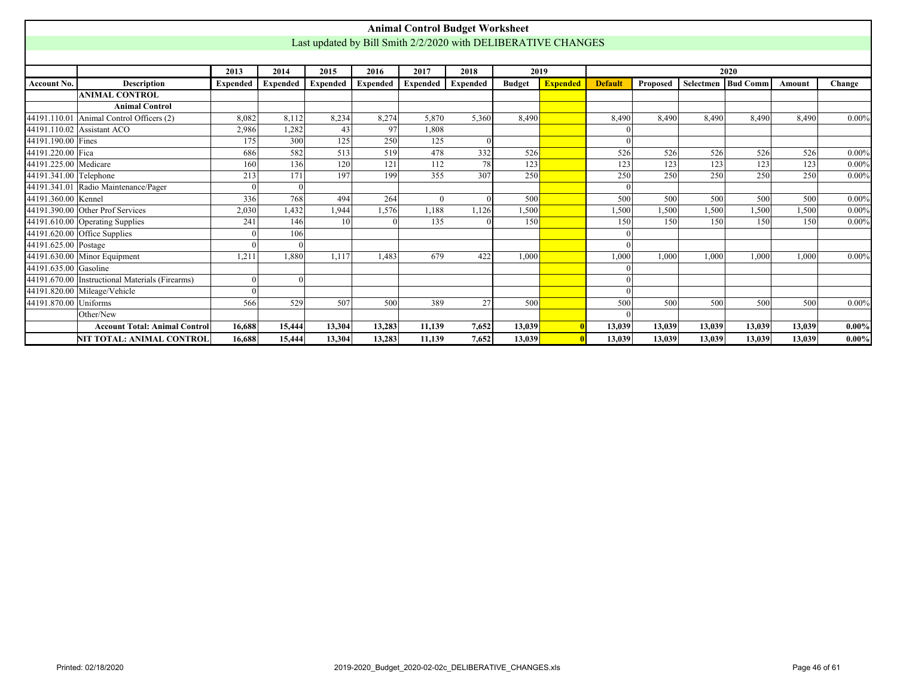# Animal Control Budget Worksheet

Last updated by Bill Smith 2/2/2020 with DELIBERATIVE CHANGES

| | | 2013 | 2014 | 2015 | 2016 | 2017 | 2018 | 2019 | | 2020 | | | | | |
|---|---|---|---|---|---|---|---|---|---|---|---|---|---|---|---|
| **Account No.** | **Description** | **Expended** | **Expended** | **Expended** | **Expended** | **Expended** | **Expended** | **Budget** | **Expended** | **Default** | **Proposed** | **Selectmen** | **Bud Comm** | **Amount** | **Change** |
| | **ANIMAL CONTROL** | | | | | | | | | | | | | | |
| | **Animal Control** | | | | | | | | | | | | | | |
| 44191.110.01 | Animal Control Officers (2) | 8,082 | 8,112 | 8,234 | 8,274 | 5,870 | 5,360 | 8,490 | | 8,490 | 8,490 | 8,490 | 8,490 | 8,490 | 0.00% |
| 44191.110.02 | Assistant ACO | 2,986 | 1,282 | 43 | 97 | 1,808 | | | | 0 | | | | | |
| 44191.190.00 | Fines | 175 | 300 | 125 | 250 | 125 | 0 | | | 0 | | | | | |
| 44191.220.00 | Fica | 686 | 582 | 513 | 519 | 478 | 332 | 526 | | 526 | 526 | 526 | 526 | 526 | 0.00% |
| 44191.225.00 | Medicare | 160 | 136 | 120 | 121 | 112 | 78 | 123 | | 123 | 123 | 123 | 123 | 123 | 0.00% |
| 44191.341.00 | Telephone | 213 | 171 | 197 | 199 | 355 | 307 | 250 | | 250 | 250 | 250 | 250 | 250 | 0.00% |
| 44191.341.01 | Radio Maintenance/Pager | 0 | 0 | | | | | | | 0 | | | | | |
| 44191.360.00 | Kennel | 336 | 768 | 494 | 264 | 0 | 0 | 500 | | 500 | 500 | 500 | 500 | 500 | 0.00% |
| 44191.390.00 | Other Prof Services | 2,030 | 1,432 | 1,944 | 1,576 | 1,188 | 1,126 | 1,500 | | 1,500 | 1,500 | 1,500 | 1,500 | 1,500 | 0.00% |
| 44191.610.00 | Operating Supplies | 241 | 146 | 10 | 0 | 135 | 0 | 150 | | 150 | 150 | 150 | 150 | 150 | 0.00% |
| 44191.620.00 | Office Supplies | 0 | 106 | | | | | | | 0 | | | | | |
| 44191.625.00 | Postage | 0 | 0 | | | | | | | 0 | | | | | |
| 44191.630.00 | Minor Equipment | 1,211 | 1,880 | 1,117 | 1,483 | 679 | 422 | 1,000 | | 1,000 | 1,000 | 1,000 | 1,000 | 1,000 | 0.00% |
| 44191.635.00 | Gasoline | | | | | | | | | 0 | | | | | |
| 44191.670.00 | Instructional Materials (Firearms) | 0 | 0 | | | | | | | 0 | | | | | |
| 44191.820.00 | Mileage/Vehicle | 0 | | | | | | | | 0 | | | | | |
| 44191.870.00 | Uniforms | 566 | 529 | 507 | 500 | 389 | 27 | 500 | | 500 | 500 | 500 | 500 | 500 | 0.00% |
| | Other/New | | | | | | | | | 0 | | | | | |
| | **Account Total: Animal Control** | **16,688** | **15,444** | **13,304** | **13,283** | **11,139** | **7,652** | **13,039** | **0** | **13,039** | **13,039** | **13,039** | **13,039** | **13,039** | **0.00%** |
| | **NIT TOTAL: ANIMAL CONTROL** | **16,688** | **15,444** | **13,304** | **13,283** | **11,139** | **7,652** | **13,039** | **0** | **13,039** | **13,039** | **13,039** | **13,039** | **13,039** | **0.00%** |

Printed: 02/18/2020 2019-2020_Budget_2020-02-02c_DELIBERATIVE_CHANGES.xls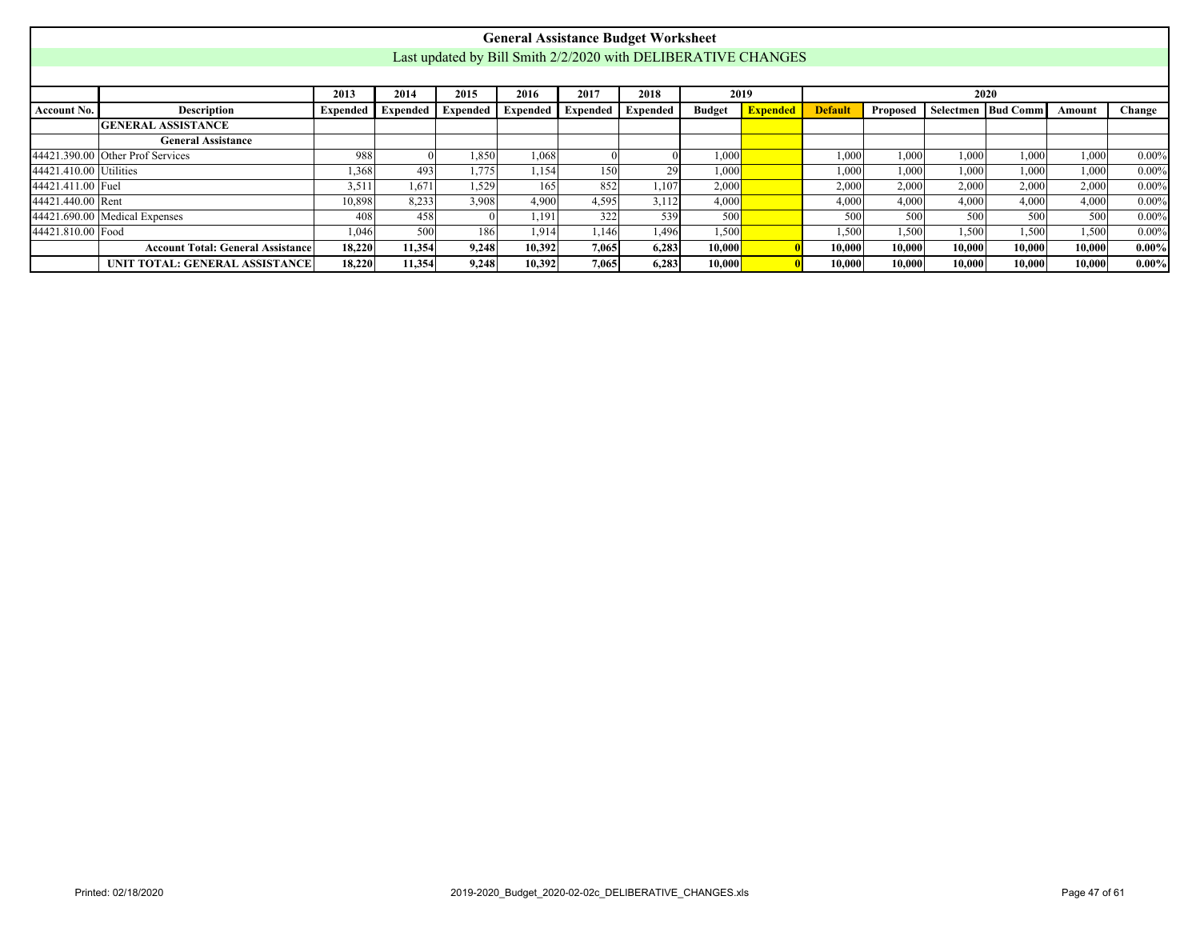# General Assistance Budget Worksheet

Last updated by Bill Smith 2/2/2020 with DELIBERATIVE CHANGES

| | | 2013 | 2014 | 2015 | 2016 | 2017 | 2018 | 2019 | | 2020 | | | | | |
|---|---|---|---|---|---|---|---|---|---|---|---|---|---|---|---|
| **Account No.** | **Description** | **Expended** | **Expended** | **Expended** | **Expended** | **Expended** | **Expended** | **Budget** | **Expended** | **Default** | **Proposed** | **Selectmen** | **Bud Comm** | **Amount** | **Change** |
| | **GENERAL ASSISTANCE** | | | | | | | | | | | | | | |
| | **General Assistance** | | | | | | | | | | | | | | |
| 44421.390.00 | Other Prof Services | 988 | 0 | 1,850 | 1,068 | 0 | 0 | 1,000 | | 1,000 | 1,000 | 1,000 | 1,000 | 1,000 | 0.00% |
| 44421.410.00 | Utilities | 1,368 | 493 | 1,775 | 1,154 | 150 | 29 | 1,000 | | 1,000 | 1,000 | 1,000 | 1,000 | 1,000 | 0.00% |
| 44421.411.00 | Fuel | 3,511 | 1,671 | 1,529 | 165 | 852 | 1,107 | 2,000 | | 2,000 | 2,000 | 2,000 | 2,000 | 2,000 | 0.00% |
| 44421.440.00 | Rent | 10,898 | 8,233 | 3,908 | 4,900 | 4,595 | 3,112 | 4,000 | | 4,000 | 4,000 | 4,000 | 4,000 | 4,000 | 0.00% |
| 44421.690.00 | Medical Expenses | 408 | 458 | 0 | 1,191 | 322 | 539 | 500 | | 500 | 500 | 500 | 500 | 500 | 0.00% |
| 44421.810.00 | Food | 1,046 | 500 | 186 | 1,914 | 1,146 | 1,496 | 1,500 | | 1,500 | 1,500 | 1,500 | 1,500 | 1,500 | 0.00% |
| | **Account Total: General Assistance** | **18,220** | **11,354** | **9,248** | **10,392** | **7,065** | **6,283** | **10,000** | **0** | **10,000** | **10,000** | **10,000** | **10,000** | **10,000** | **0.00%** |
| | **UNIT TOTAL: GENERAL ASSISTANCE** | **18,220** | **11,354** | **9,248** | **10,392** | **7,065** | **6,283** | **10,000** | **0** | **10,000** | **10,000** | **10,000** | **10,000** | **10,000** | **0.00%** |

Printed: 02/18/2020 — 2019-2020_Budget_2020-02-02c_DELIBERATIVE_CHANGES.xls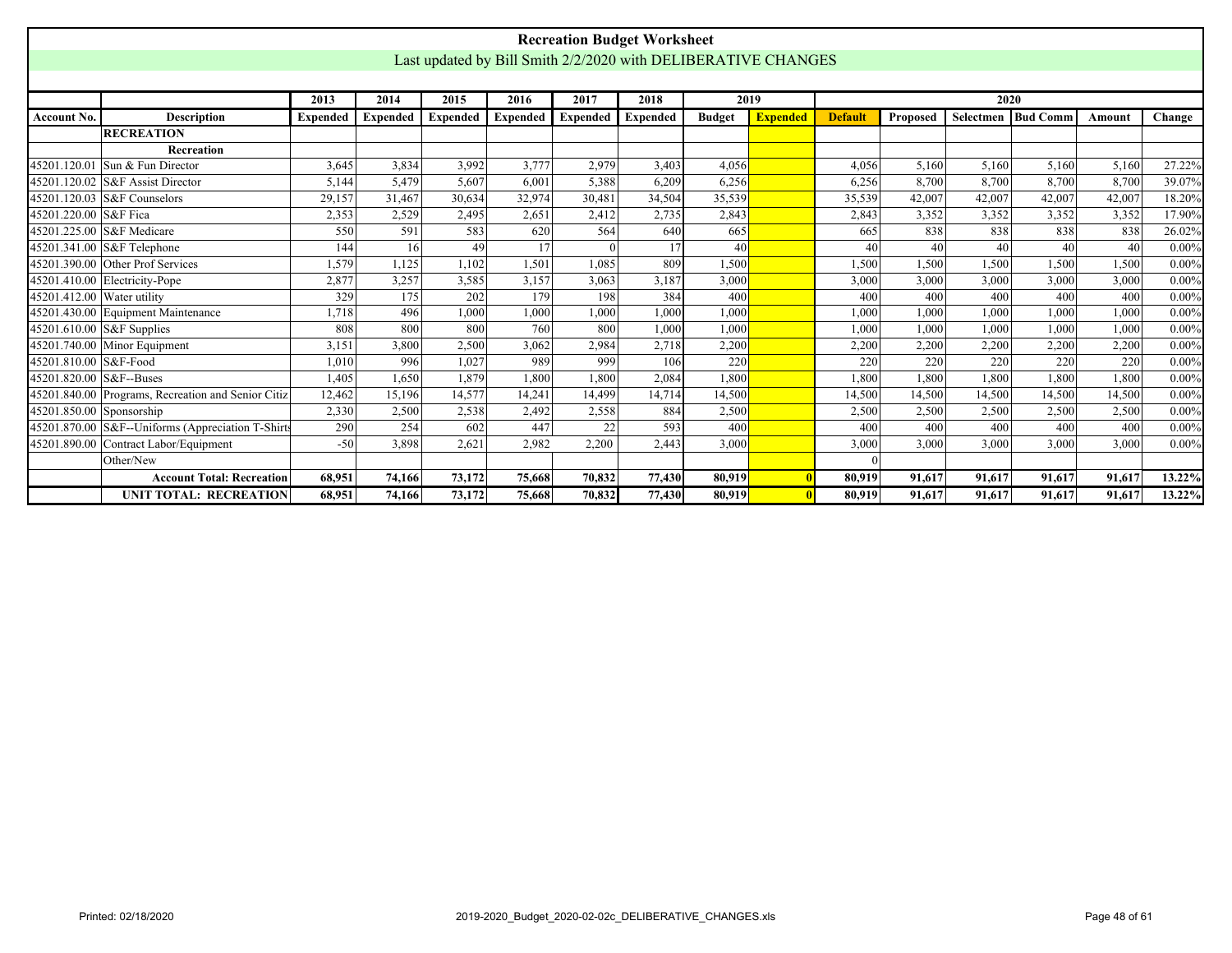# Recreation Budget Worksheet

## Last updated by Bill Smith 2/2/2020 with DELIBERATIVE CHANGES

| | | 2013 | 2014 | 2015 | 2016 | 2017 | 2018 | 2019 | | 2020 | | | | | |
|---|---|---|---|---|---|---|---|---|---|---|---|---|---|---|---|
| Account No. | Description | Expended | Expended | Expended | Expended | Expended | Expended | Budget | Expended | Default | Proposed | Selectmen | Bud Comm | Amount | Change |
| | **RECREATION** | | | | | | | | | | | | | | |
| | **Recreation** | | | | | | | | | | | | | | |
| 45201.120.01 | Sun & Fun Director | 3,645 | 3,834 | 3,992 | 3,777 | 2,979 | 3,403 | 4,056 | | 4,056 | 5,160 | 5,160 | 5,160 | 5,160 | 27.22% |
| 45201.120.02 | S&F Assist Director | 5,144 | 5,479 | 5,607 | 6,001 | 5,388 | 6,209 | 6,256 | | 6,256 | 8,700 | 8,700 | 8,700 | 8,700 | 39.07% |
| 45201.120.03 | S&F Counselors | 29,157 | 31,467 | 30,634 | 32,974 | 30,481 | 34,504 | 35,539 | | 35,539 | 42,007 | 42,007 | 42,007 | 42,007 | 18.20% |
| 45201.220.00 | S&F Fica | 2,353 | 2,529 | 2,495 | 2,651 | 2,412 | 2,735 | 2,843 | | 2,843 | 3,352 | 3,352 | 3,352 | 3,352 | 17.90% |
| 45201.225.00 | S&F Medicare | 550 | 591 | 583 | 620 | 564 | 640 | 665 | | 665 | 838 | 838 | 838 | 838 | 26.02% |
| 45201.341.00 | S&F Telephone | 144 | 16 | 49 | 17 | 0 | 17 | 40 | | 40 | 40 | 40 | 40 | 40 | 0.00% |
| 45201.390.00 | Other Prof Services | 1,579 | 1,125 | 1,102 | 1,501 | 1,085 | 809 | 1,500 | | 1,500 | 1,500 | 1,500 | 1,500 | 1,500 | 0.00% |
| 45201.410.00 | Electricity-Pope | 2,877 | 3,257 | 3,585 | 3,157 | 3,063 | 3,187 | 3,000 | | 3,000 | 3,000 | 3,000 | 3,000 | 3,000 | 0.00% |
| 45201.412.00 | Water utility | 329 | 175 | 202 | 179 | 198 | 384 | 400 | | 400 | 400 | 400 | 400 | 400 | 0.00% |
| 45201.430.00 | Equipment Maintenance | 1,718 | 496 | 1,000 | 1,000 | 1,000 | 1,000 | 1,000 | | 1,000 | 1,000 | 1,000 | 1,000 | 1,000 | 0.00% |
| 45201.610.00 | S&F Supplies | 808 | 800 | 800 | 760 | 800 | 1,000 | 1,000 | | 1,000 | 1,000 | 1,000 | 1,000 | 1,000 | 0.00% |
| 45201.740.00 | Minor Equipment | 3,151 | 3,800 | 2,500 | 3,062 | 2,984 | 2,718 | 2,200 | | 2,200 | 2,200 | 2,200 | 2,200 | 2,200 | 0.00% |
| 45201.810.00 | S&F-Food | 1,010 | 996 | 1,027 | 989 | 999 | 106 | 220 | | 220 | 220 | 220 | 220 | 220 | 0.00% |
| 45201.820.00 | S&F--Buses | 1,405 | 1,650 | 1,879 | 1,800 | 1,800 | 2,084 | 1,800 | | 1,800 | 1,800 | 1,800 | 1,800 | 1,800 | 0.00% |
| 45201.840.00 | Programs, Recreation and Senior Citiz | 12,462 | 15,196 | 14,577 | 14,241 | 14,499 | 14,714 | 14,500 | | 14,500 | 14,500 | 14,500 | 14,500 | 14,500 | 0.00% |
| 45201.850.00 | Sponsorship | 2,330 | 2,500 | 2,538 | 2,492 | 2,558 | 884 | 2,500 | | 2,500 | 2,500 | 2,500 | 2,500 | 2,500 | 0.00% |
| 45201.870.00 | S&F--Uniforms (Appreciation T-Shirts | 290 | 254 | 602 | 447 | 22 | 593 | 400 | | 400 | 400 | 400 | 400 | 400 | 0.00% |
| 45201.890.00 | Contract Labor/Equipment | -50 | 3,898 | 2,621 | 2,982 | 2,200 | 2,443 | 3,000 | | 3,000 | 3,000 | 3,000 | 3,000 | 3,000 | 0.00% |
| | Other/New | | | | | | | | | 0 | | | | | |
| | **Account Total: Recreation** | **68,951** | **74,166** | **73,172** | **75,668** | **70,832** | **77,430** | **80,919** | **0** | **80,919** | **91,617** | **91,617** | **91,617** | **91,617** | **13.22%** |
| | **UNIT TOTAL: RECREATION** | **68,951** | **74,166** | **73,172** | **75,668** | **70,832** | **77,430** | **80,919** | **0** | **80,919** | **91,617** | **91,617** | **91,617** | **91,617** | **13.22%** |

Printed: 02/18/2020 2019-2020_Budget_2020-02-02c_DELIBERATIVE_CHANGES.xls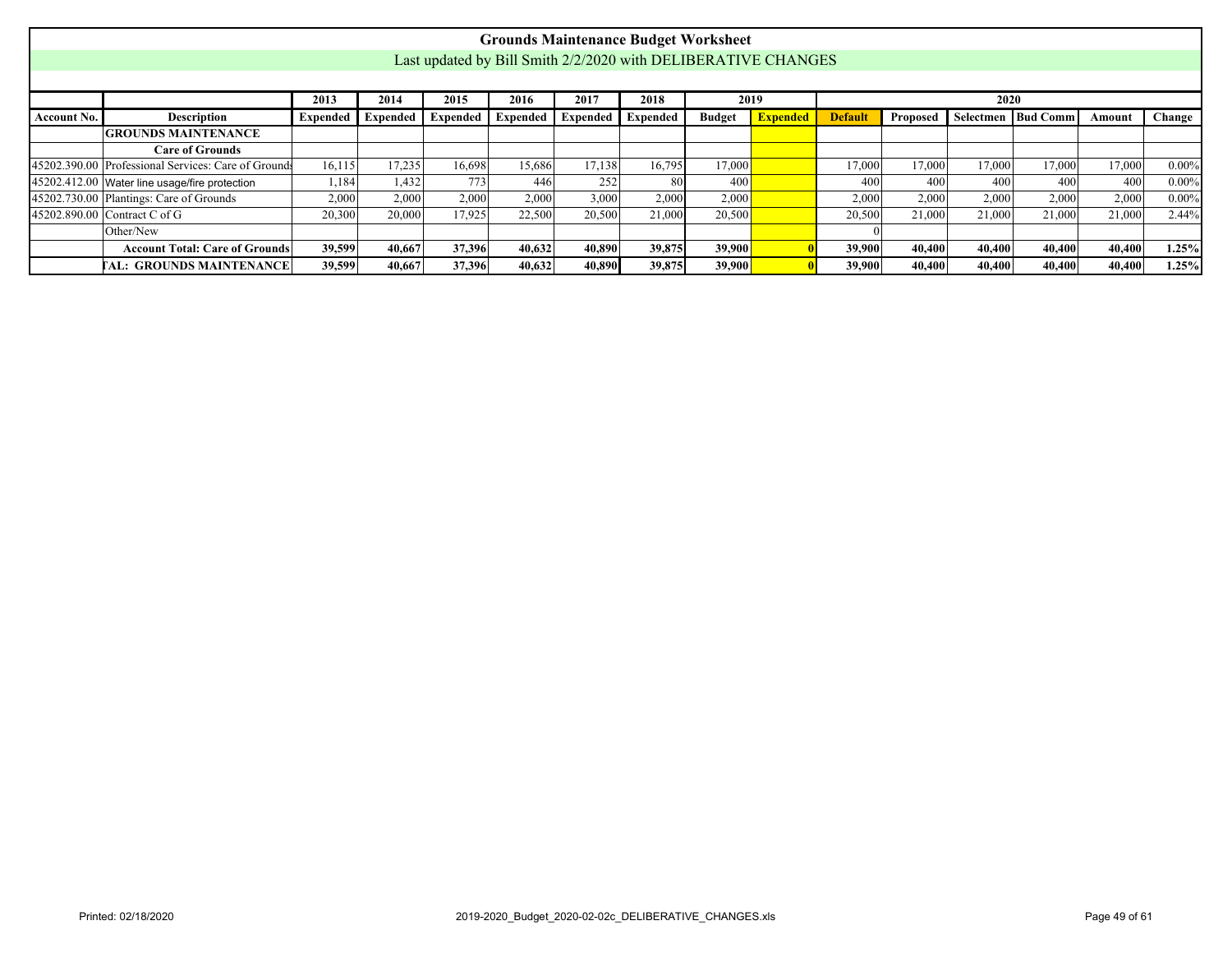# Grounds Maintenance Budget Worksheet

Last updated by Bill Smith 2/2/2020 with DELIBERATIVE CHANGES

| | | 2013 | 2014 | 2015 | 2016 | 2017 | 2018 | 2019 | | 2020 | | | | | |
|---|---|---|---|---|---|---|---|---|---|---|---|---|---|---|---|
| **Account No.** | **Description** | **Expended** | **Expended** | **Expended** | **Expended** | **Expended** | **Expended** | **Budget** | **Expended** | **Default** | **Proposed** | **Selectmen** | **Bud Comm** | **Amount** | **Change** |
| | **GROUNDS MAINTENANCE** | | | | | | | | | | | | | | |
| | **Care of Grounds** | | | | | | | | | | | | | | |
| 45202.390.00 | Professional Services: Care of Grounds | 16,115 | 17,235 | 16,698 | 15,686 | 17,138 | 16,795 | 17,000 | | 17,000 | 17,000 | 17,000 | 17,000 | 17,000 | 0.00% |
| 45202.412.00 | Water line usage/fire protection | 1,184 | 1,432 | 773 | 446 | 252 | 80 | 400 | | 400 | 400 | 400 | 400 | 400 | 0.00% |
| 45202.730.00 | Plantings: Care of Grounds | 2,000 | 2,000 | 2,000 | 2,000 | 3,000 | 2,000 | 2,000 | | 2,000 | 2,000 | 2,000 | 2,000 | 2,000 | 0.00% |
| 45202.890.00 | Contract C of G | 20,300 | 20,000 | 17,925 | 22,500 | 20,500 | 21,000 | 20,500 | | 20,500 | 21,000 | 21,000 | 21,000 | 21,000 | 2.44% |
| | Other/New | | | | | | | | | 0 | | | | | |
| | **Account Total: Care of Grounds** | **39,599** | **40,667** | **37,396** | **40,632** | **40,890** | **39,875** | **39,900** | **0** | **39,900** | **40,400** | **40,400** | **40,400** | **40,400** | **1.25%** |
| | **TAL: GROUNDS MAINTENANCE** | **39,599** | **40,667** | **37,396** | **40,632** | **40,890** | **39,875** | **39,900** | **0** | **39,900** | **40,400** | **40,400** | **40,400** | **40,400** | **1.25%** |

Printed: 02/18/2020 2019-2020_Budget_2020-02-02c_DELIBERATIVE_CHANGES.xls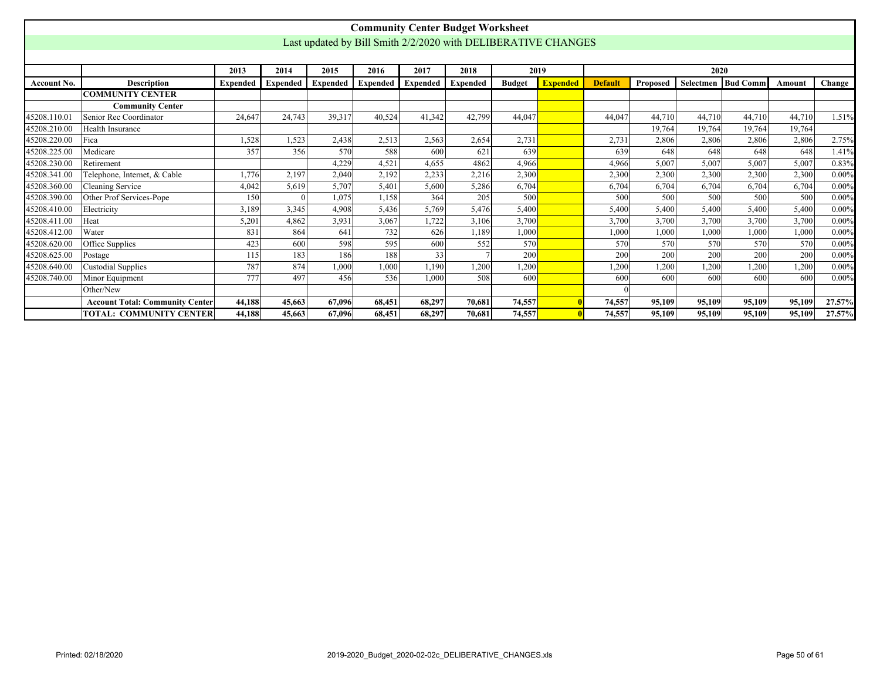# Community Center Budget Worksheet

Last updated by Bill Smith 2/2/2020 with DELIBERATIVE CHANGES

| | | 2013 | 2014 | 2015 | 2016 | 2017 | 2018 | 2019 | | 2020 | | | | | |
|---|---|---|---|---|---|---|---|---|---|---|---|---|---|---|---|
| **Account No.** | **Description** | **Expended** | **Expended** | **Expended** | **Expended** | **Expended** | **Expended** | **Budget** | **Expended** | **Default** | **Proposed** | **Selectmen** | **Bud Comm** | **Amount** | **Change** |
| | **COMMUNITY CENTER** | | | | | | | | | | | | | | |
| | **Community Center** | | | | | | | | | | | | | | |
| 45208.110.01 | Senior Rec Coordinator | 24,647 | 24,743 | 39,317 | 40,524 | 41,342 | 42,799 | 44,047 | | 44,047 | 44,710 | 44,710 | 44,710 | 44,710 | 1.51% |
| 45208.210.00 | Health Insurance | | | | | | | | | | 19,764 | 19,764 | 19,764 | 19,764 | |
| 45208.220.00 | Fica | 1,528 | 1,523 | 2,438 | 2,513 | 2,563 | 2,654 | 2,731 | | 2,731 | 2,806 | 2,806 | 2,806 | 2,806 | 2.75% |
| 45208.225.00 | Medicare | 357 | 356 | 570 | 588 | 600 | 621 | 639 | | 639 | 648 | 648 | 648 | 648 | 1.41% |
| 45208.230.00 | Retirement | | | 4,229 | 4,521 | 4,655 | 4862 | 4,966 | | 4,966 | 5,007 | 5,007 | 5,007 | 5,007 | 0.83% |
| 45208.341.00 | Telephone, Internet, & Cable | 1,776 | 2,197 | 2,040 | 2,192 | 2,233 | 2,216 | 2,300 | | 2,300 | 2,300 | 2,300 | 2,300 | 2,300 | 0.00% |
| 45208.360.00 | Cleaning Service | 4,042 | 5,619 | 5,707 | 5,401 | 5,600 | 5,286 | 6,704 | | 6,704 | 6,704 | 6,704 | 6,704 | 6,704 | 0.00% |
| 45208.390.00 | Other Prof Services-Pope | 150 | 0 | 1,075 | 1,158 | 364 | 205 | 500 | | 500 | 500 | 500 | 500 | 500 | 0.00% |
| 45208.410.00 | Electricity | 3,189 | 3,345 | 4,908 | 5,436 | 5,769 | 5,476 | 5,400 | | 5,400 | 5,400 | 5,400 | 5,400 | 5,400 | 0.00% |
| 45208.411.00 | Heat | 5,201 | 4,862 | 3,931 | 3,067 | 1,722 | 3,106 | 3,700 | | 3,700 | 3,700 | 3,700 | 3,700 | 3,700 | 0.00% |
| 45208.412.00 | Water | 831 | 864 | 641 | 732 | 626 | 1,189 | 1,000 | | 1,000 | 1,000 | 1,000 | 1,000 | 1,000 | 0.00% |
| 45208.620.00 | Office Supplies | 423 | 600 | 598 | 595 | 600 | 552 | 570 | | 570 | 570 | 570 | 570 | 570 | 0.00% |
| 45208.625.00 | Postage | 115 | 183 | 186 | 188 | 33 | 7 | 200 | | 200 | 200 | 200 | 200 | 200 | 0.00% |
| 45208.640.00 | Custodial Supplies | 787 | 874 | 1,000 | 1,000 | 1,190 | 1,200 | 1,200 | | 1,200 | 1,200 | 1,200 | 1,200 | 1,200 | 0.00% |
| 45208.740.00 | Minor Equipment | 777 | 497 | 456 | 536 | 1,000 | 508 | 600 | | 600 | 600 | 600 | 600 | 600 | 0.00% |
| | Other/New | | | | | | | | | 0 | | | | | |
| | **Account Total: Community Center** | **44,188** | **45,663** | **67,096** | **68,451** | **68,297** | **70,681** | **74,557** | **0** | **74,557** | **95,109** | **95,109** | **95,109** | **95,109** | **27.57%** |
| | **TOTAL: COMMUNITY CENTER** | **44,188** | **45,663** | **67,096** | **68,451** | **68,297** | **70,681** | **74,557** | **0** | **74,557** | **95,109** | **95,109** | **95,109** | **95,109** | **27.57%** |

Printed: 02/18/2020 2019-2020_Budget_2020-02-02c_DELIBERATIVE_CHANGES.xls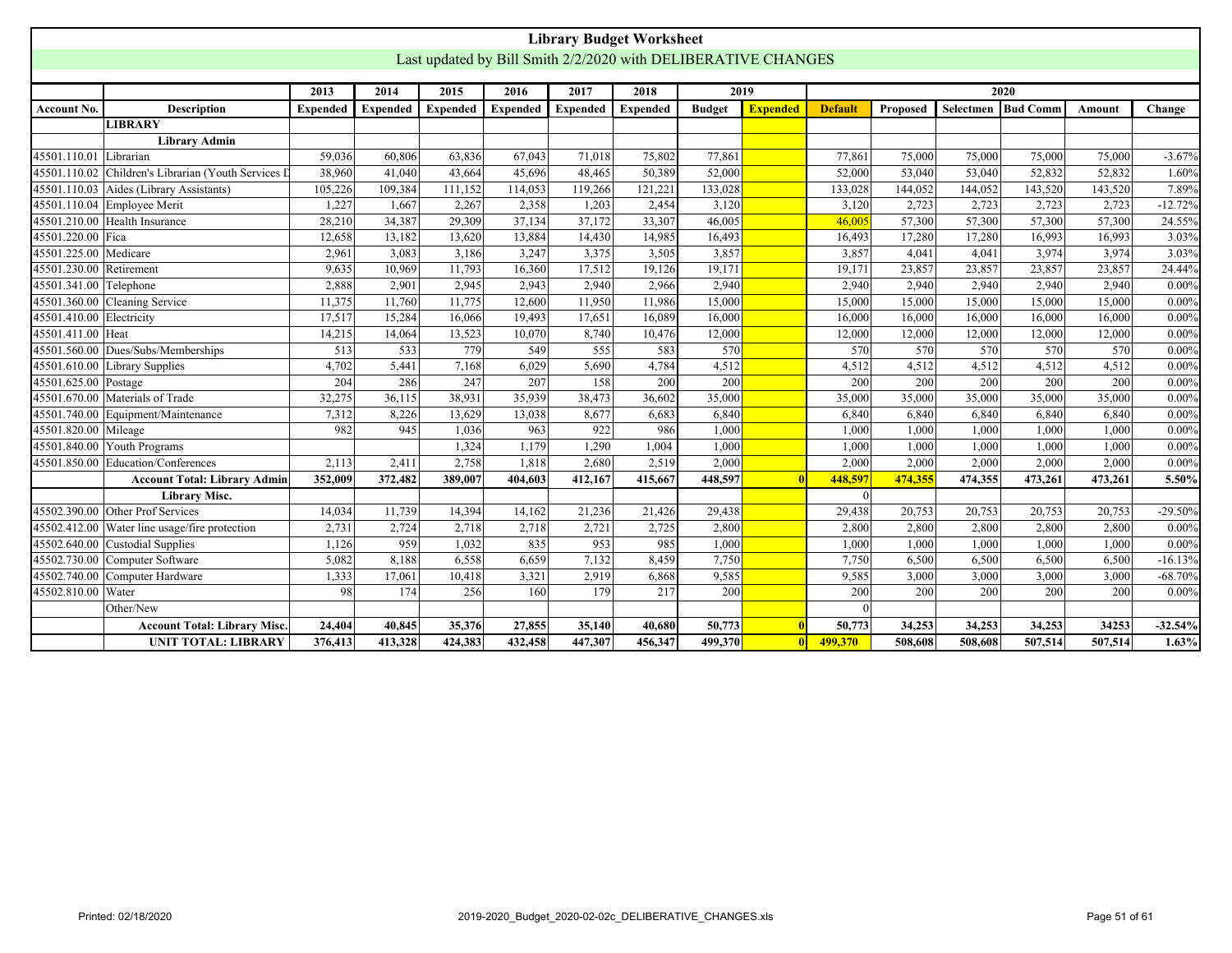# Library Budget Worksheet

Last updated by Bill Smith 2/2/2020 with DELIBERATIVE CHANGES

| | | 2013 | 2014 | 2015 | 2016 | 2017 | 2018 | 2019 | | 2020 | | | | | |
|---|---|---|---|---|---|---|---|---|---|---|---|---|---|---|---|
| **Account No.** | **Description** | **Expended** | **Expended** | **Expended** | **Expended** | **Expended** | **Expended** | **Budget** | **Expended** | **Default** | **Proposed** | **Selectmen** | **Bud Comm** | **Amount** | **Change** |
| | **LIBRARY** | | | | | | | | | | | | | | |
| | **Library Admin** | | | | | | | | | | | | | | |
| 45501.110.01 | Librarian | 59,036 | 60,806 | 63,836 | 67,043 | 71,018 | 75,802 | 77,861 | | 77,861 | 75,000 | 75,000 | 75,000 | 75,000 | -3.67% |
| 45501.110.02 | Children's Librarian (Youth Services D | 38,960 | 41,040 | 43,664 | 45,696 | 48,465 | 50,389 | 52,000 | | 52,000 | 53,040 | 53,040 | 52,832 | 52,832 | 1.60% |
| 45501.110.03 | Aides (Library Assistants) | 105,226 | 109,384 | 111,152 | 114,053 | 119,266 | 121,221 | 133,028 | | 133,028 | 144,052 | 144,052 | 143,520 | 143,520 | 7.89% |
| 45501.110.04 | Employee Merit | 1,227 | 1,667 | 2,267 | 2,358 | 1,203 | 2,454 | 3,120 | | 3,120 | 2,723 | 2,723 | 2,723 | 2,723 | -12.72% |
| 45501.210.00 | Health Insurance | 28,210 | 34,387 | 29,309 | 37,134 | 37,172 | 33,307 | 46,005 | | 46,005 | 57,300 | 57,300 | 57,300 | 57,300 | 24.55% |
| 45501.220.00 | Fica | 12,658 | 13,182 | 13,620 | 13,884 | 14,430 | 14,985 | 16,493 | | 16,493 | 17,280 | 17,280 | 16,993 | 16,993 | 3.03% |
| 45501.225.00 | Medicare | 2,961 | 3,083 | 3,186 | 3,247 | 3,375 | 3,505 | 3,857 | | 3,857 | 4,041 | 4,041 | 3,974 | 3,974 | 3.03% |
| 45501.230.00 | Retirement | 9,635 | 10,969 | 11,793 | 16,360 | 17,512 | 19,126 | 19,171 | | 19,171 | 23,857 | 23,857 | 23,857 | 23,857 | 24.44% |
| 45501.341.00 | Telephone | 2,888 | 2,901 | 2,945 | 2,943 | 2,940 | 2,966 | 2,940 | | 2,940 | 2,940 | 2,940 | 2,940 | 2,940 | 0.00% |
| 45501.360.00 | Cleaning Service | 11,375 | 11,760 | 11,775 | 12,600 | 11,950 | 11,986 | 15,000 | | 15,000 | 15,000 | 15,000 | 15,000 | 15,000 | 0.00% |
| 45501.410.00 | Electricity | 17,517 | 15,284 | 16,066 | 19,493 | 17,651 | 16,089 | 16,000 | | 16,000 | 16,000 | 16,000 | 16,000 | 16,000 | 0.00% |
| 45501.411.00 | Heat | 14,215 | 14,064 | 13,523 | 10,070 | 8,740 | 10,476 | 12,000 | | 12,000 | 12,000 | 12,000 | 12,000 | 12,000 | 0.00% |
| 45501.560.00 | Dues/Subs/Memberships | 513 | 533 | 779 | 549 | 555 | 583 | 570 | | 570 | 570 | 570 | 570 | 570 | 0.00% |
| 45501.610.00 | Library Supplies | 4,702 | 5,441 | 7,168 | 6,029 | 5,690 | 4,784 | 4,512 | | 4,512 | 4,512 | 4,512 | 4,512 | 4,512 | 0.00% |
| 45501.625.00 | Postage | 204 | 286 | 247 | 207 | 158 | 200 | 200 | | 200 | 200 | 200 | 200 | 200 | 0.00% |
| 45501.670.00 | Materials of Trade | 32,275 | 36,115 | 38,931 | 35,939 | 38,473 | 36,602 | 35,000 | | 35,000 | 35,000 | 35,000 | 35,000 | 35,000 | 0.00% |
| 45501.740.00 | Equipment/Maintenance | 7,312 | 8,226 | 13,629 | 13,038 | 8,677 | 6,683 | 6,840 | | 6,840 | 6,840 | 6,840 | 6,840 | 6,840 | 0.00% |
| 45501.820.00 | Mileage | 982 | 945 | 1,036 | 963 | 922 | 986 | 1,000 | | 1,000 | 1,000 | 1,000 | 1,000 | 1,000 | 0.00% |
| 45501.840.00 | Youth Programs | | | 1,324 | 1,179 | 1,290 | 1,004 | 1,000 | | 1,000 | 1,000 | 1,000 | 1,000 | 1,000 | 0.00% |
| 45501.850.00 | Education/Conferences | 2,113 | 2,411 | 2,758 | 1,818 | 2,680 | 2,519 | 2,000 | | 2,000 | 2,000 | 2,000 | 2,000 | 2,000 | 0.00% |
| | **Account Total: Library Admin** | **352,009** | **372,482** | **389,007** | **404,603** | **412,167** | **415,667** | **448,597** | **0** | **448,597** | **474,355** | **474,355** | **473,261** | **473,261** | **5.50%** |
| | **Library Misc.** | | | | | | | | | 0 | | | | | |
| 45502.390.00 | Other Prof Services | 14,034 | 11,739 | 14,394 | 14,162 | 21,236 | 21,426 | 29,438 | | 29,438 | 20,753 | 20,753 | 20,753 | 20,753 | -29.50% |
| 45502.412.00 | Water line usage/fire protection | 2,731 | 2,724 | 2,718 | 2,718 | 2,721 | 2,725 | 2,800 | | 2,800 | 2,800 | 2,800 | 2,800 | 2,800 | 0.00% |
| 45502.640.00 | Custodial Supplies | 1,126 | 959 | 1,032 | 835 | 953 | 985 | 1,000 | | 1,000 | 1,000 | 1,000 | 1,000 | 1,000 | 0.00% |
| 45502.730.00 | Computer Software | 5,082 | 8,188 | 6,558 | 6,659 | 7,132 | 8,459 | 7,750 | | 7,750 | 6,500 | 6,500 | 6,500 | 6,500 | -16.13% |
| 45502.740.00 | Computer Hardware | 1,333 | 17,061 | 10,418 | 3,321 | 2,919 | 6,868 | 9,585 | | 9,585 | 3,000 | 3,000 | 3,000 | 3,000 | -68.70% |
| 45502.810.00 | Water | 98 | 174 | 256 | 160 | 179 | 217 | 200 | | 200 | 200 | 200 | 200 | 200 | 0.00% |
| | Other/New | | | | | | | | | 0 | | | | | |
| | **Account Total: Library Misc.** | **24,404** | **40,845** | **35,376** | **27,855** | **35,140** | **40,680** | **50,773** | **0** | **50,773** | **34,253** | **34,253** | **34,253** | **34253** | **-32.54%** |
| | **UNIT TOTAL: LIBRARY** | **376,413** | **413,328** | **424,383** | **432,458** | **447,307** | **456,347** | **499,370** | **0** | **499,370** | **508,608** | **508,608** | **507,514** | **507,514** | **1.63%** |

Printed: 02/18/2020 2019-2020_Budget_2020-02-02c_DELIBERATIVE_CHANGES.xls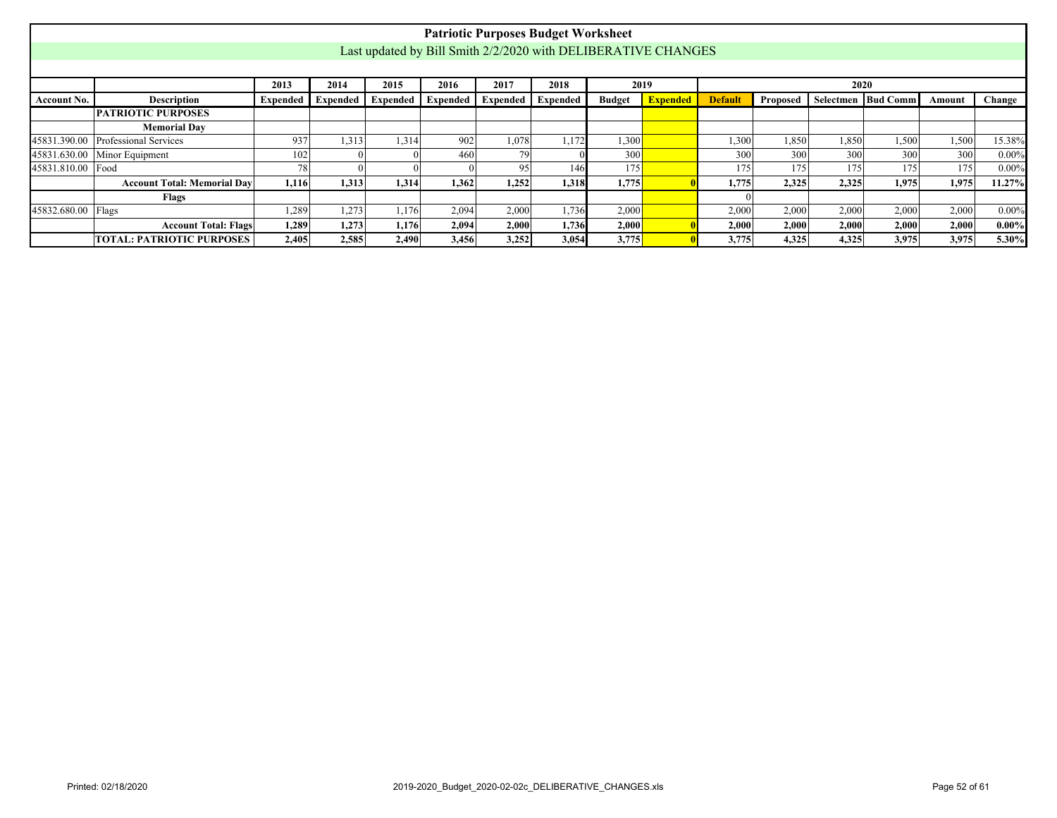# Patriotic Purposes Budget Worksheet

Last updated by Bill Smith 2/2/2020 with DELIBERATIVE CHANGES

| | | 2013 | 2014 | 2015 | 2016 | 2017 | 2018 | 2019 | | 2020 | | | | | |
|---|---|---|---|---|---|---|---|---|---|---|---|---|---|---|---|
| Account No. | Description | Expended | Expended | Expended | Expended | Expended | Expended | Budget | Expended | Default | Proposed | Selectmen | Bud Comm | Amount | Change |
| | **PATRIOTIC PURPOSES** | | | | | | | | | | | | | | |
| | **Memorial Day** | | | | | | | | | | | | | | |
| 45831.390.00 | Professional Services | 937 | 1,313 | 1,314 | 902 | 1,078 | 1,172 | 1,300 | | 1,300 | 1,850 | 1,850 | 1,500 | 1,500 | 15.38% |
| 45831.630.00 | Minor Equipment | 102 | 0 | 0 | 460 | 79 | 0 | 300 | | 300 | 300 | 300 | 300 | 300 | 0.00% |
| 45831.810.00 | Food | 78 | 0 | 0 | 0 | 95 | 146 | 175 | | 175 | 175 | 175 | 175 | 175 | 0.00% |
| | **Account Total: Memorial Day** | **1,116** | **1,313** | **1,314** | **1,362** | **1,252** | **1,318** | **1,775** | **0** | **1,775** | **2,325** | **2,325** | **1,975** | **1,975** | **11.27%** |
| | **Flags** | | | | | | | | | 0 | | | | | |
| 45832.680.00 | Flags | 1,289 | 1,273 | 1,176 | 2,094 | 2,000 | 1,736 | 2,000 | | 2,000 | 2,000 | 2,000 | 2,000 | 2,000 | 0.00% |
| | **Account Total: Flags** | **1,289** | **1,273** | **1,176** | **2,094** | **2,000** | **1,736** | **2,000** | **0** | **2,000** | **2,000** | **2,000** | **2,000** | **2,000** | **0.00%** |
| | **TOTAL: PATRIOTIC PURPOSES** | **2,405** | **2,585** | **2,490** | **3,456** | **3,252** | **3,054** | **3,775** | **0** | **3,775** | **4,325** | **4,325** | **3,975** | **3,975** | **5.30%** |

Printed: 02/18/2020 2019-2020_Budget_2020-02-02c_DELIBERATIVE_CHANGES.xls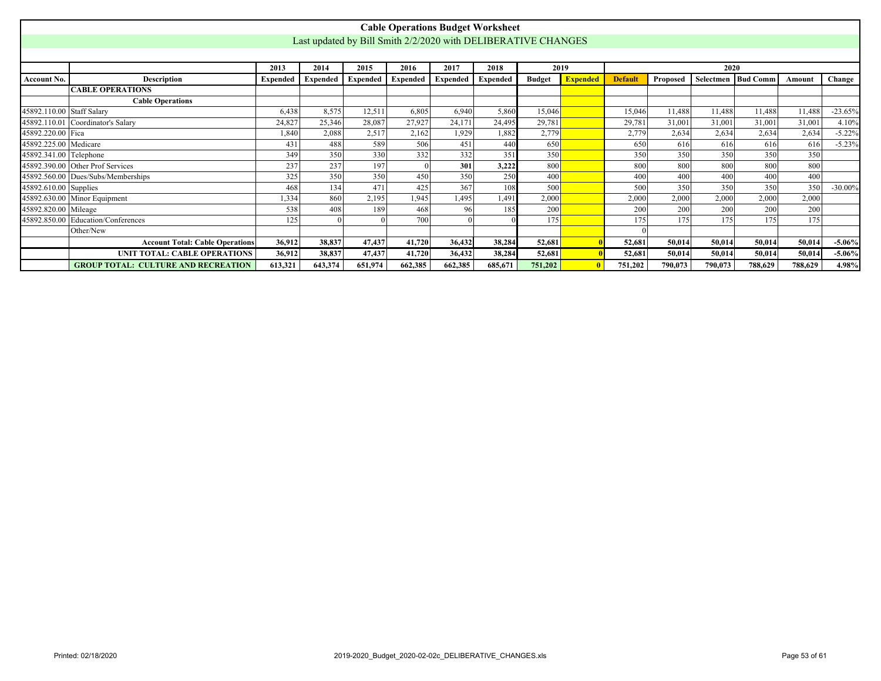# Cable Operations Budget Worksheet

Last updated by Bill Smith 2/2/2020 with DELIBERATIVE CHANGES

| | | 2013 | 2014 | 2015 | 2016 | 2017 | 2018 | 2019 | | 2020 | | | | | |
|---|---|---|---|---|---|---|---|---|---|---|---|---|---|---|---|
| **Account No.** | **Description** | **Expended** | **Expended** | **Expended** | **Expended** | **Expended** | **Expended** | **Budget** | **Expended** | **Default** | **Proposed** | **Selectmen** | **Bud Comm** | **Amount** | **Change** |
| | **CABLE OPERATIONS** | | | | | | | | | | | | | | |
| | **Cable Operations** | | | | | | | | | | | | | | |
| 45892.110.00 | Staff Salary | 6,438 | 8,575 | 12,511 | 6,805 | 6,940 | 5,860 | 15,046 | | 15,046 | 11,488 | 11,488 | 11,488 | 11,488 | -23.65% |
| 45892.110.01 | Coordinator's Salary | 24,827 | 25,346 | 28,087 | 27,927 | 24,171 | 24,495 | 29,781 | | 29,781 | 31,001 | 31,001 | 31,001 | 31,001 | 4.10% |
| 45892.220.00 | Fica | 1,840 | 2,088 | 2,517 | 2,162 | 1,929 | 1,882 | 2,779 | | 2,779 | 2,634 | 2,634 | 2,634 | 2,634 | -5.22% |
| 45892.225.00 | Medicare | 431 | 488 | 589 | 506 | 451 | 440 | 650 | | 650 | 616 | 616 | 616 | 616 | -5.23% |
| 45892.341.00 | Telephone | 349 | 350 | 330 | 332 | 332 | 351 | 350 | | 350 | 350 | 350 | 350 | 350 | |
| 45892.390.00 | Other Prof Services | 237 | 237 | 197 | 0 | **301** | **3,222** | 800 | | 800 | 800 | 800 | 800 | 800 | |
| 45892.560.00 | Dues/Subs/Memberships | 325 | 350 | 350 | 450 | 350 | 250 | 400 | | 400 | 400 | 400 | 400 | 400 | |
| 45892.610.00 | Supplies | 468 | 134 | 471 | 425 | 367 | 108 | 500 | | 500 | 350 | 350 | 350 | 350 | -30.00% |
| 45892.630.00 | Minor Equipment | 1,334 | 860 | 2,195 | 1,945 | 1,495 | 1,491 | 2,000 | | 2,000 | 2,000 | 2,000 | 2,000 | 2,000 | |
| 45892.820.00 | Mileage | 538 | 408 | 189 | 468 | 96 | 185 | 200 | | 200 | 200 | 200 | 200 | 200 | |
| 45892.850.00 | Education/Conferences | 125 | 0 | 0 | 700 | 0 | 0 | 175 | | 175 | 175 | 175 | 175 | 175 | |
| | Other/New | | | | | | | | | 0 | | | | | |
| | **Account Total: Cable Operations** | **36,912** | **38,837** | **47,437** | **41,720** | **36,432** | **38,284** | **52,681** | **0** | **52,681** | **50,014** | **50,014** | **50,014** | **50,014** | **-5.06%** |
| | **UNIT TOTAL: CABLE OPERATIONS** | **36,912** | **38,837** | **47,437** | **41,720** | **36,432** | **38,284** | **52,681** | **0** | **52,681** | **50,014** | **50,014** | **50,014** | **50,014** | **-5.06%** |
| | **GROUP TOTAL: CULTURE AND RECREATION** | **613,321** | **643,374** | **651,974** | **662,385** | **662,385** | **685,671** | **751,202** | **0** | **751,202** | **790,073** | **790,073** | **788,629** | **788,629** | **4.98%** |

Printed: 02/18/2020 2019-2020_Budget_2020-02-02c_DELIBERATIVE_CHANGES.xls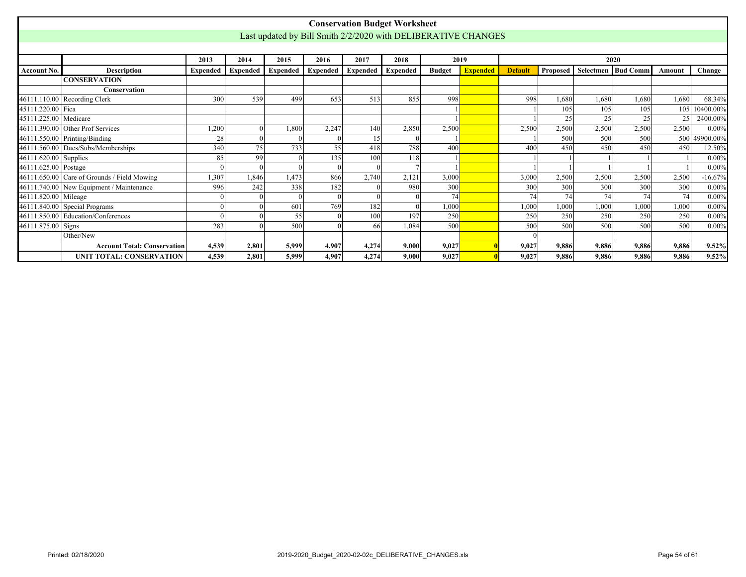# Conservation Budget Worksheet

Last updated by Bill Smith 2/2/2020 with DELIBERATIVE CHANGES

| | | 2013 | 2014 | 2015 | 2016 | 2017 | 2018 | 2019 | | 2020 | | | | | |
|---|---|---|---|---|---|---|---|---|---|---|---|---|---|---|---|
| **Account No.** | **Description** | **Expended** | **Expended** | **Expended** | **Expended** | **Expended** | **Expended** | **Budget** | **Expended** | **Default** | **Proposed** | **Selectmen** | **Bud Comm** | **Amount** | **Change** |
| | **CONSERVATION** | | | | | | | | | | | | | | |
| | **Conservation** | | | | | | | | | | | | | | |
| 46111.110.00 | Recording Clerk | 300 | 539 | 499 | 653 | 513 | 855 | 998 | | 998 | 1,680 | 1,680 | 1,680 | 1,680 | 68.34% |
| 45111.220.00 | Fica | | | | | | | 1 | | 1 | 105 | 105 | 105 | 105 | 10400.00% |
| 45111.225.00 | Medicare | | | | | | | 1 | | 1 | 25 | 25 | 25 | 25 | 2400.00% |
| 46111.390.00 | Other Prof Services | 1,200 | 0 | 1,800 | 2,247 | 140 | 2,850 | 2,500 | | 2,500 | 2,500 | 2,500 | 2,500 | 2,500 | 0.00% |
| 46111.550.00 | Printing/Binding | 28 | 0 | 0 | 0 | 15 | 0 | 1 | | 1 | 500 | 500 | 500 | 500 | 49900.00% |
| 46111.560.00 | Dues/Subs/Memberships | 340 | 75 | 733 | 55 | 418 | 788 | 400 | | 400 | 450 | 450 | 450 | 450 | 12.50% |
| 46111.620.00 | Supplies | 85 | 99 | 0 | 135 | 100 | 118 | 1 | | 1 | 1 | 1 | 1 | 1 | 0.00% |
| 46111.625.00 | Postage | 0 | 0 | 0 | 0 | 0 | 7 | 1 | | 1 | 1 | 1 | 1 | 1 | 0.00% |
| 46111.650.00 | Care of Grounds / Field Mowing | 1,307 | 1,846 | 1,473 | 866 | 2,740 | 2,121 | 3,000 | | 3,000 | 2,500 | 2,500 | 2,500 | 2,500 | -16.67% |
| 46111.740.00 | New Equipment / Maintenance | 996 | 242 | 338 | 182 | 0 | 980 | 300 | | 300 | 300 | 300 | 300 | 300 | 0.00% |
| 46111.820.00 | Mileage | 0 | 0 | 0 | 0 | 0 | 0 | 74 | | 74 | 74 | 74 | 74 | 74 | 0.00% |
| 46111.840.00 | Special Programs | 0 | 0 | 601 | 769 | 182 | 0 | 1,000 | | 1,000 | 1,000 | 1,000 | 1,000 | 1,000 | 0.00% |
| 46111.850.00 | Education/Conferences | 0 | 0 | 55 | 0 | 100 | 197 | 250 | | 250 | 250 | 250 | 250 | 250 | 0.00% |
| 46111.875.00 | Signs | 283 | 0 | 500 | 0 | 66 | 1,084 | 500 | | 500 | 500 | 500 | 500 | 500 | 0.00% |
| | Other/New | | | | | | | | | 0 | | | | | |
| | **Account Total: Conservation** | **4,539** | **2,801** | **5,999** | **4,907** | **4,274** | **9,000** | **9,027** | **0** | **9,027** | **9,886** | **9,886** | **9,886** | **9,886** | **9.52%** |
| | **UNIT TOTAL: CONSERVATION** | **4,539** | **2,801** | **5,999** | **4,907** | **4,274** | **9,000** | **9,027** | **0** | **9,027** | **9,886** | **9,886** | **9,886** | **9,886** | **9.52%** |

Printed: 02/18/2020    2019-2020_Budget_2020-02-02c_DELIBERATIVE_CHANGES.xls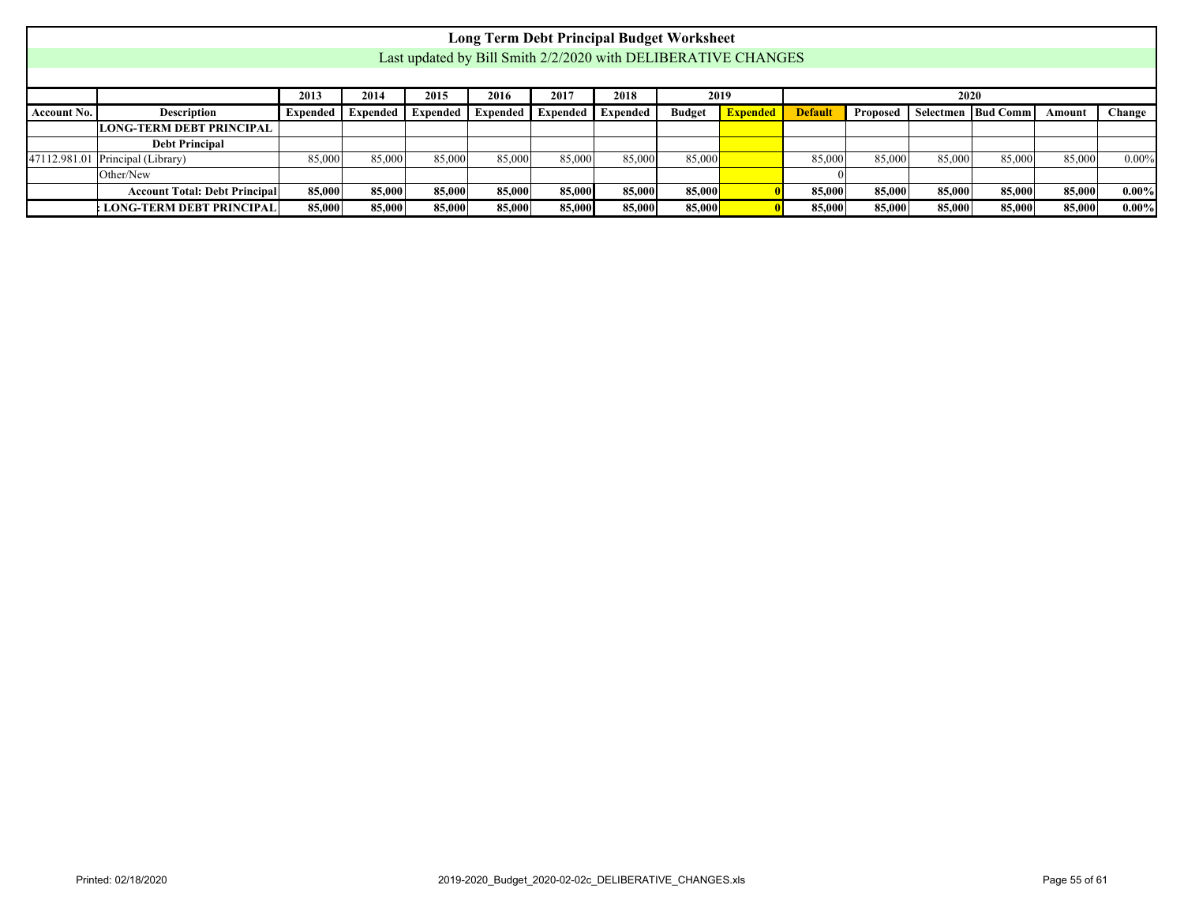# Long Term Debt Principal Budget Worksheet

Last updated by Bill Smith 2/2/2020 with DELIBERATIVE CHANGES

| | | 2013 | 2014 | 2015 | 2016 | 2017 | 2018 | 2019 | | 2020 | | | | | |
|---|---|---|---|---|---|---|---|---|---|---|---|---|---|---|---|
| **Account No.** | **Description** | **Expended** | **Expended** | **Expended** | **Expended** | **Expended** | **Expended** | **Budget** | **Expended** | **Default** | **Proposed** | **Selectmen** | **Bud Comm** | **Amount** | **Change** |
| | **LONG-TERM DEBT PRINCIPAL** | | | | | | | | | | | | | | |
| | **Debt Principal** | | | | | | | | | | | | | | |
| 47112.981.01 | Principal (Library) | 85,000 | 85,000 | 85,000 | 85,000 | 85,000 | 85,000 | 85,000 | | 85,000 | 85,000 | 85,000 | 85,000 | 85,000 | 0.00% |
| | Other/New | | | | | | | | | 0 | | | | | |
| | **Account Total: Debt Principal** | **85,000** | **85,000** | **85,000** | **85,000** | **85,000** | **85,000** | **85,000** | **0** | **85,000** | **85,000** | **85,000** | **85,000** | **85,000** | **0.00%** |
| | **: LONG-TERM DEBT PRINCIPAL** | **85,000** | **85,000** | **85,000** | **85,000** | **85,000** | **85,000** | **85,000** | **0** | **85,000** | **85,000** | **85,000** | **85,000** | **85,000** | **0.00%** |

Printed: 02/18/2020 2019-2020_Budget_2020-02-02c_DELIBERATIVE_CHANGES.xls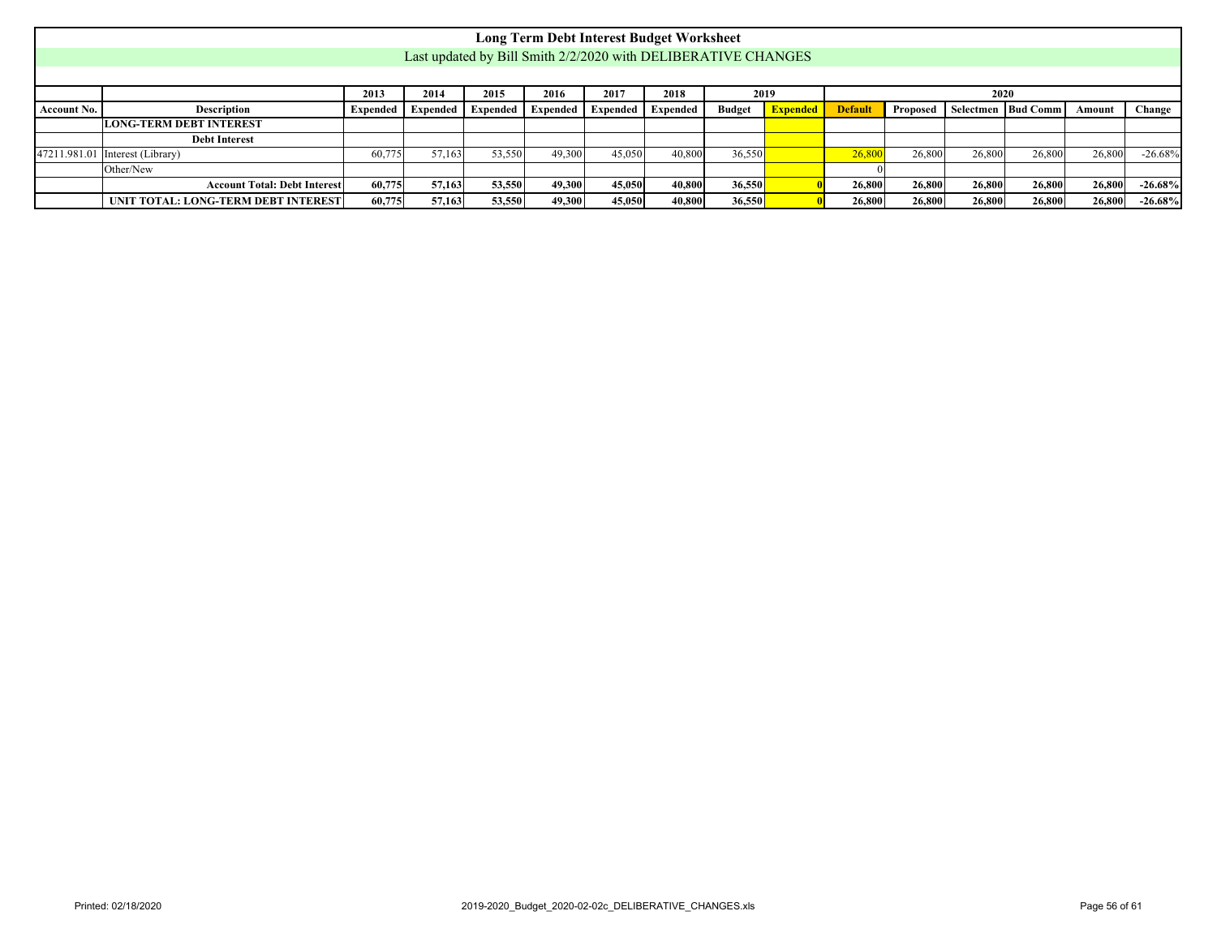# Long Term Debt Interest Budget Worksheet

Last updated by Bill Smith 2/2/2020 with DELIBERATIVE CHANGES

| | | 2013 | 2014 | 2015 | 2016 | 2017 | 2018 | 2019 | | 2020 | | | | | |
|---|---|---|---|---|---|---|---|---|---|---|---|---|---|---|---|
| Account No. | Description | Expended | Expended | Expended | Expended | Expended | Expended | Budget | Expended | Default | Proposed | Selectmen | Bud Comm | Amount | Change |
| | **LONG-TERM DEBT INTEREST** | | | | | | | | | | | | | | |
| | **Debt Interest** | | | | | | | | | | | | | | |
| 47211.981.01 | Interest (Library) | 60,775 | 57,163 | 53,550 | 49,300 | 45,050 | 40,800 | 36,550 | | 26,800 | 26,800 | 26,800 | 26,800 | 26,800 | -26.68% |
| | Other/New | | | | | | | | | 0 | | | | | |
| | **Account Total: Debt Interest** | **60,775** | **57,163** | **53,550** | **49,300** | **45,050** | **40,800** | **36,550** | **0** | **26,800** | **26,800** | **26,800** | **26,800** | **26,800** | **-26.68%** |
| | **UNIT TOTAL: LONG-TERM DEBT INTEREST** | **60,775** | **57,163** | **53,550** | **49,300** | **45,050** | **40,800** | **36,550** | **0** | **26,800** | **26,800** | **26,800** | **26,800** | **26,800** | **-26.68%** |

Printed: 02/18/2020 2019-2020_Budget_2020-02-02c_DELIBERATIVE_CHANGES.xls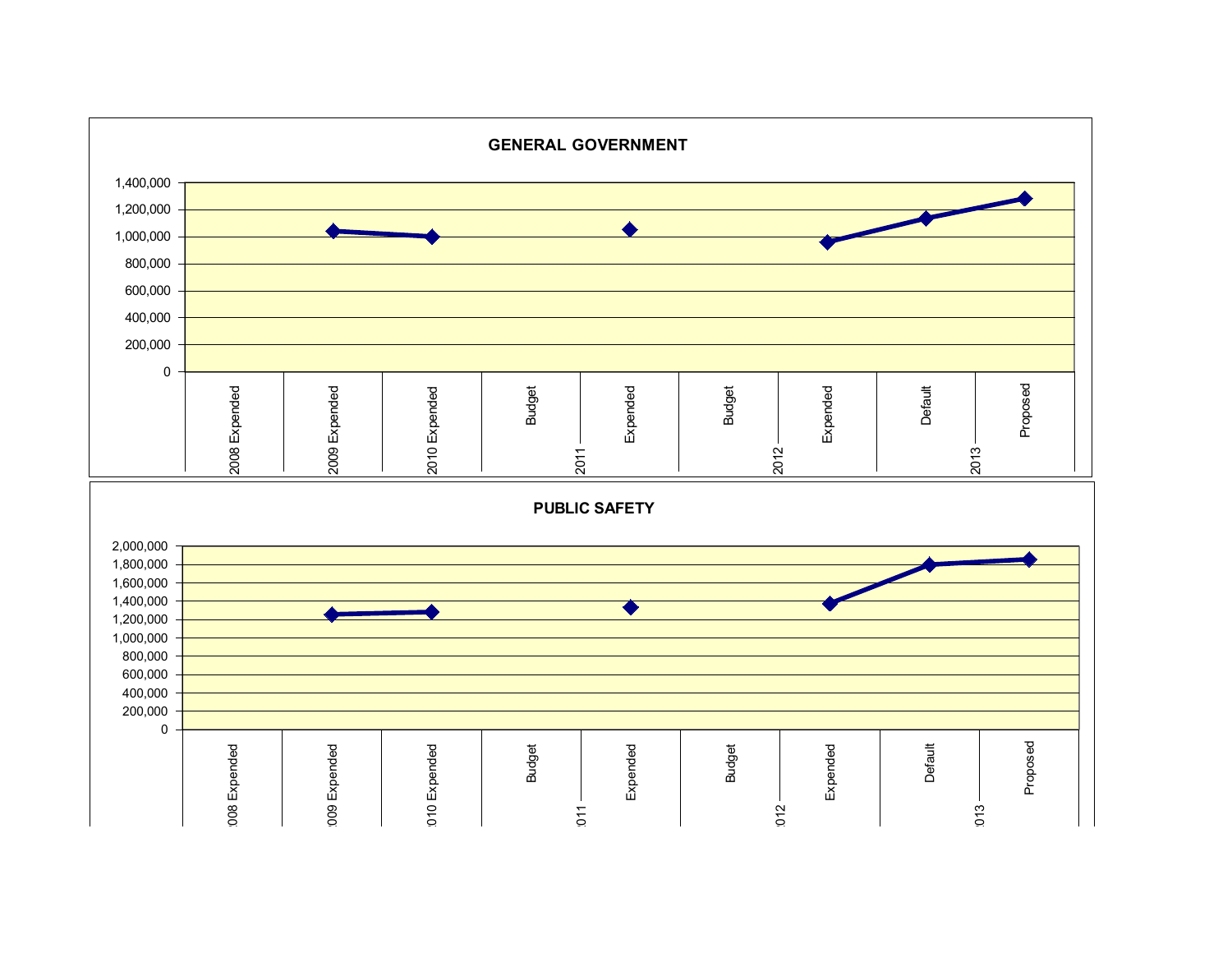## GENERAL GOVERNMENT

| | 2008 Expended | 2009 Expended | 2010 Expended | 2011 Budget | 2011 Expended | 2012 Budget | 2012 Expended | 2013 Default | 2013 Proposed |
|---|---|---|---|---|---|---|---|---|---|
| Axis scale: 0 – 1,400,000 | | | | | | | | | |

## PUBLIC SAFETY

| | 2008 Expended | 2009 Expended | 2010 Expended | 2011 Budget | 2011 Expended | 2012 Budget | 2012 Expended | 2013 Default | 2013 Proposed |
|---|---|---|---|---|---|---|---|---|---|
| Axis scale: 0 – 2,000,000 | | | | | | | | | |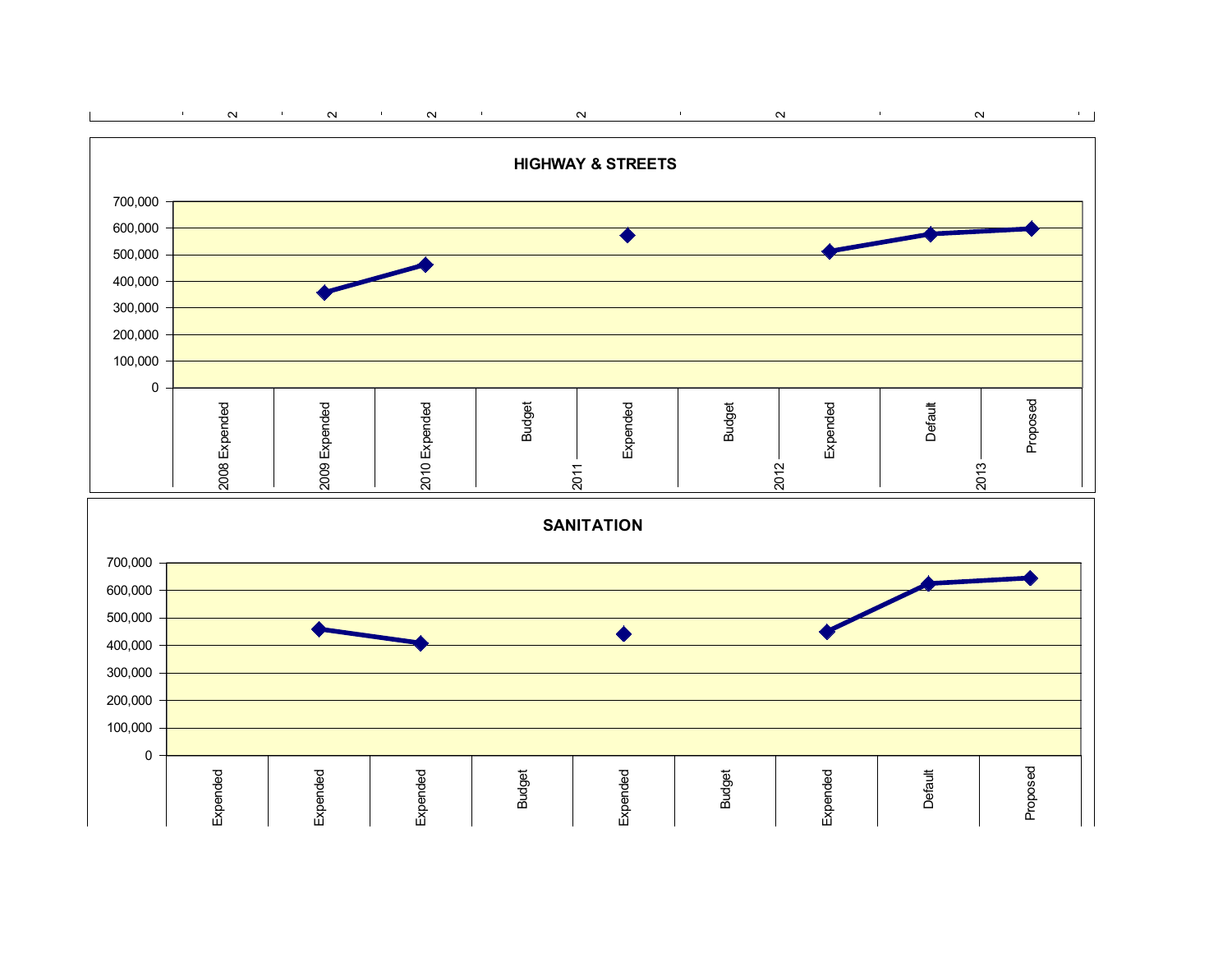## HIGHWAY & STREETS

| | 2008 Expended | 2009 Expended | 2010 Expended | 2011 Budget | 2011 Expended | 2012 Budget | 2012 Expended | 2013 Default | 2013 Proposed |
|---|---|---|---|---|---|---|---|---|---|

## SANITATION

| | Expended | Expended | Expended | Budget | Expended | Budget | Expended | Default | Proposed |
|---|---|---|---|---|---|---|---|---|---|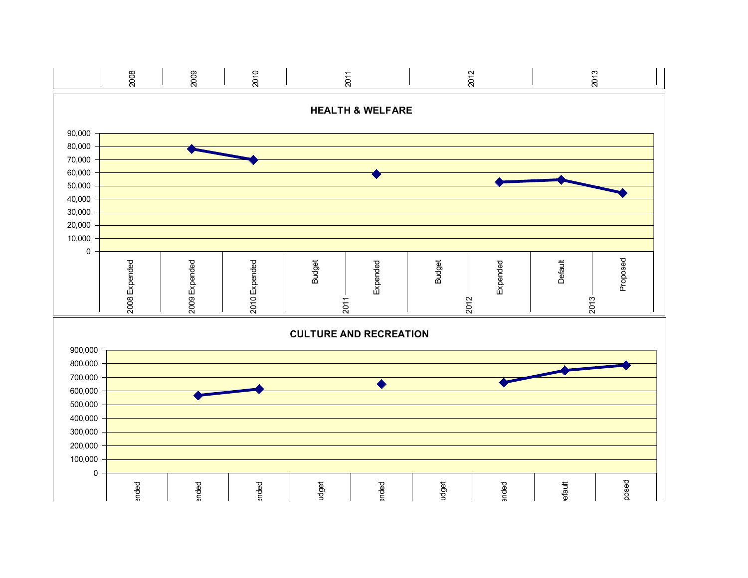| | 2008 | 2009 | 2010 | 2011 | 2012 | 2013 |
|---|---|---|---|---|---|---|

## HEALTH & WELFARE

90,000
80,000
70,000
60,000
50,000
40,000
30,000
20,000
10,000
0

| 2008 Expended | 2009 Expended | 2010 Expended | Budget | Expended | Budget | Expended | Default | Proposed |
|---|---|---|---|---|---|---|---|---|
| | | | 2011 | | 2012 | | 2013 | |

## CULTURE AND RECREATION

900,000
800,000
700,000
600,000
500,000
400,000
300,000
200,000
100,000
0

| ended | ended | ended | udget | ended | udget | ended | efault | posed |
|---|---|---|---|---|---|---|---|---|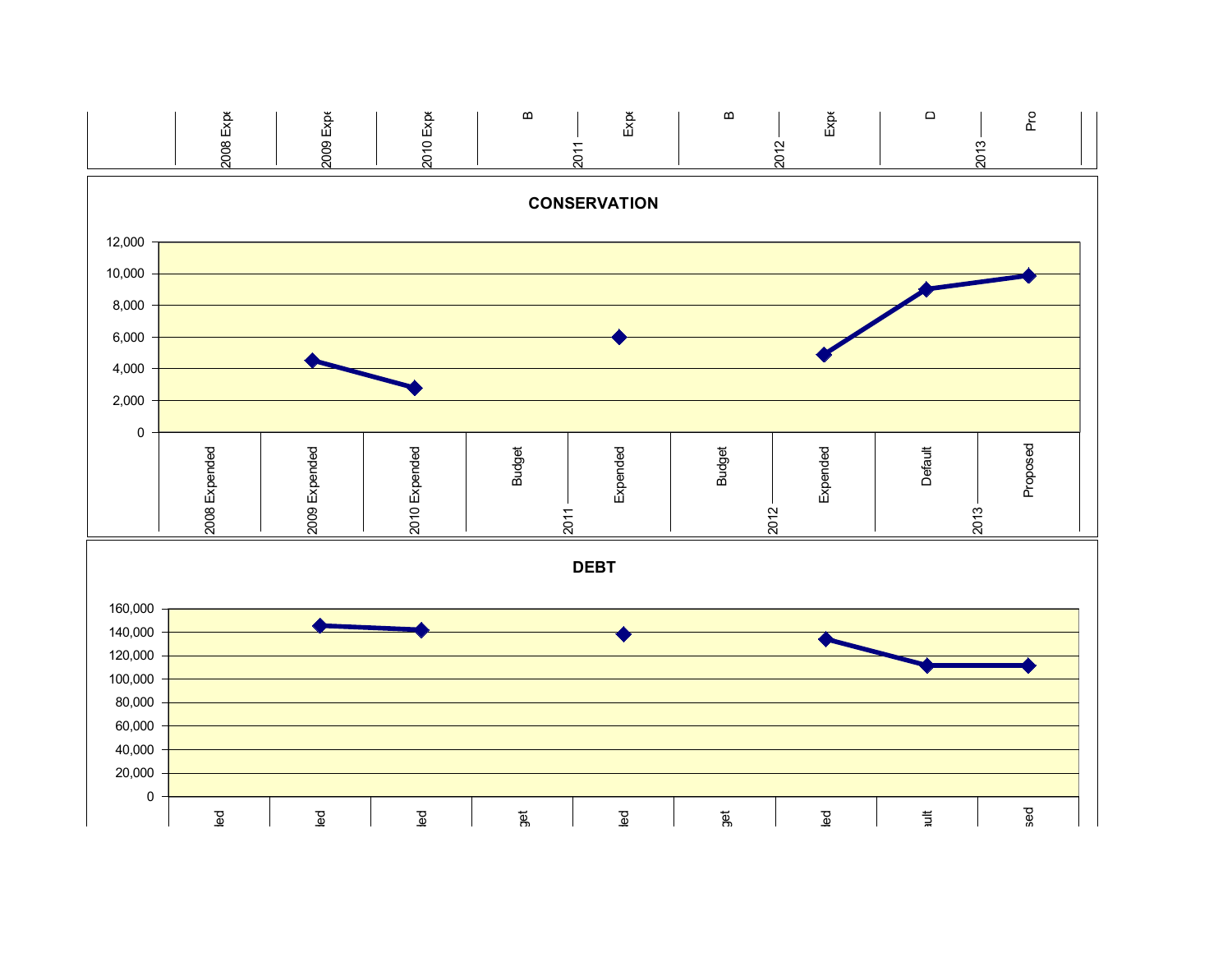## CONSERVATION

| 2008 Expended | 2009 Expended | 2010 Expended | 2011 Budget | 2011 Expended | 2012 Budget | 2012 Expended | 2013 Default | 2013 Proposed |
|---|---|---|---|---|---|---|---|---|

## DEBT

| 2008 Expended | 2009 Expended | 2010 Expended | 2011 Budget | 2011 Expended | 2012 Budget | 2012 Expended | 2013 Default | 2013 Proposed |
|---|---|---|---|---|---|---|---|---|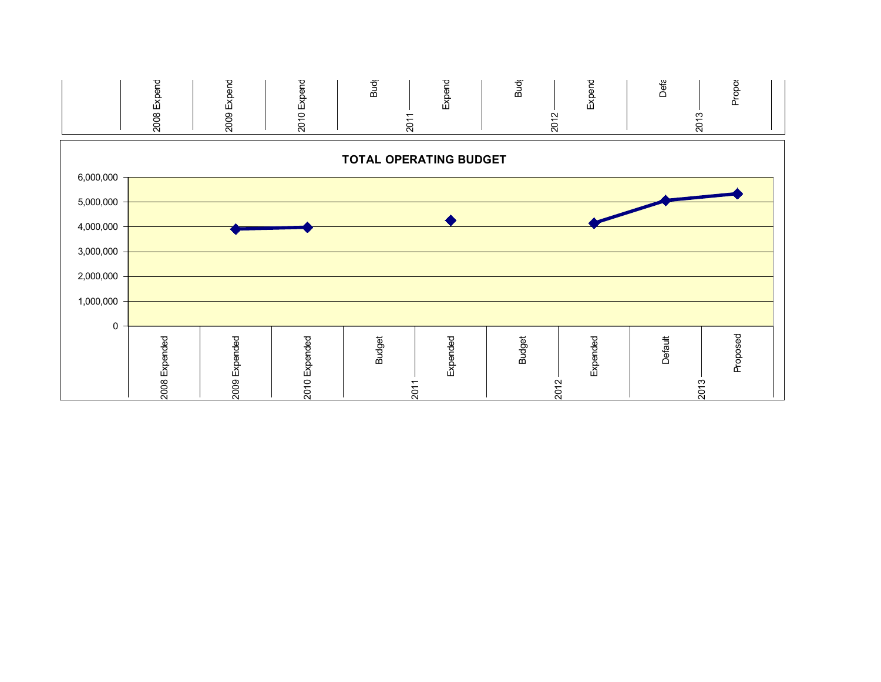2008 Expend
2009 Expend
2010 Expend
Budg
Expend
2011
Budg
Expend
2012
Defa
Propos
2013

**TOTAL OPERATING BUDGET**

6,000,000
5,000,000
4,000,000
3,000,000
2,000,000
1,000,000
0

2008 Expended
2009 Expended
2010 Expended
Budget
Expended
2011
Budget
Expended
2012
Default
Proposed
2013